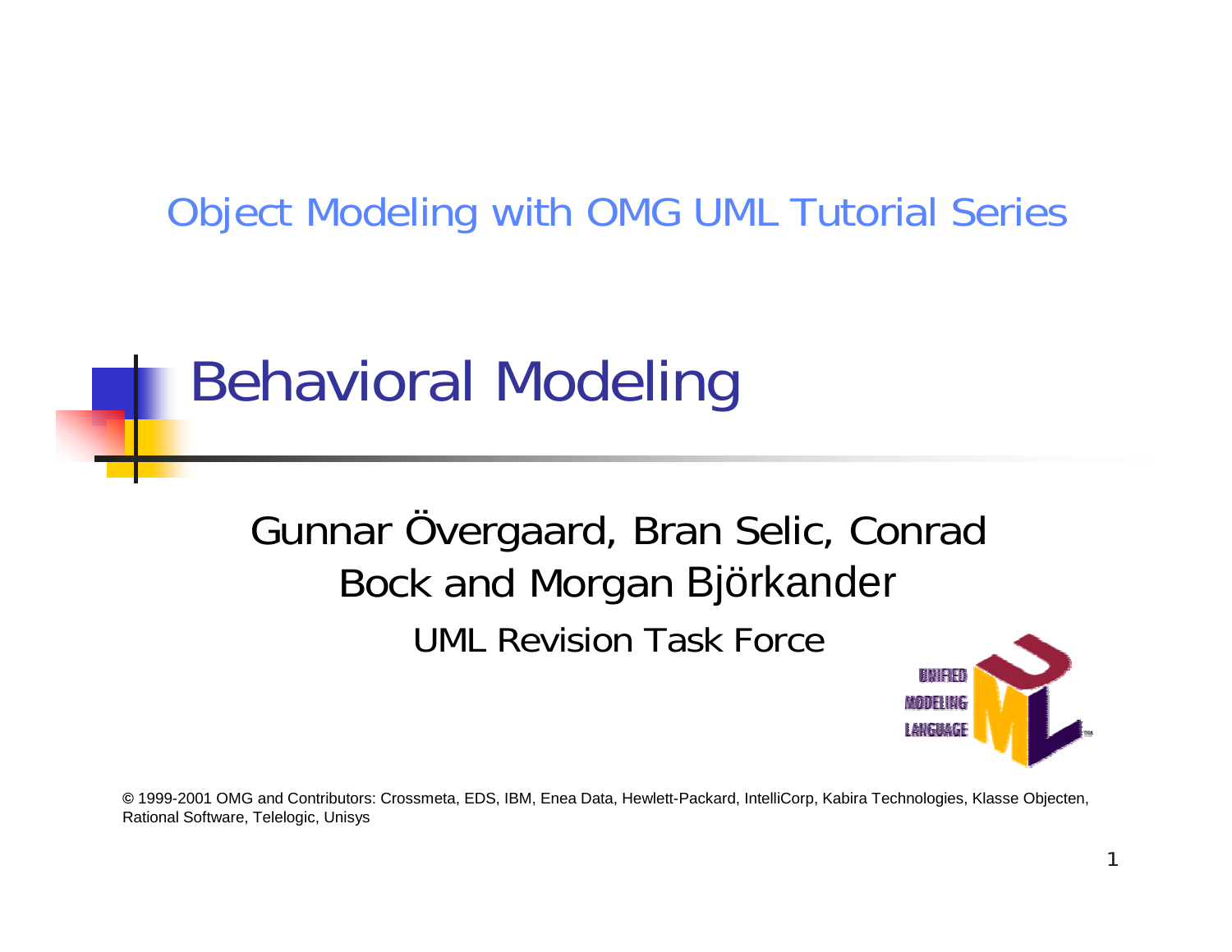Object Modeling with OMG UML Tutorial Series

# Behavioral Modeling

Gunnar Övergaard, Bran Selic, Conrad Bock and Morgan Björkander

UML Revision Task Force

© 1999-2001 OMG and Contributors: Crossmeta, EDS, IBM, Enea Data, Hewlett-Packard, IntelliCorp, Kabira Technologies, Klasse Objecten, Rational Software, Telelogic, Unisys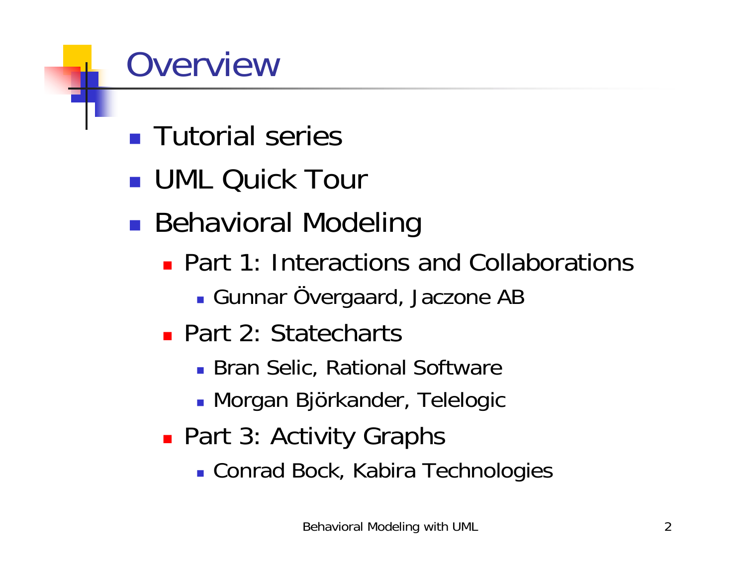# Overview

- Tutorial series
- UML Quick Tour
- Behavioral Modeling
  - Part 1: Interactions and Collaborations
    - Gunnar Övergaard, Jaczone AB
  - Part 2: Statecharts
    - Bran Selic, Rational Software
    - Morgan Björkander, Telelogic
  - Part 3: Activity Graphs
    - Conrad Bock, Kabira Technologies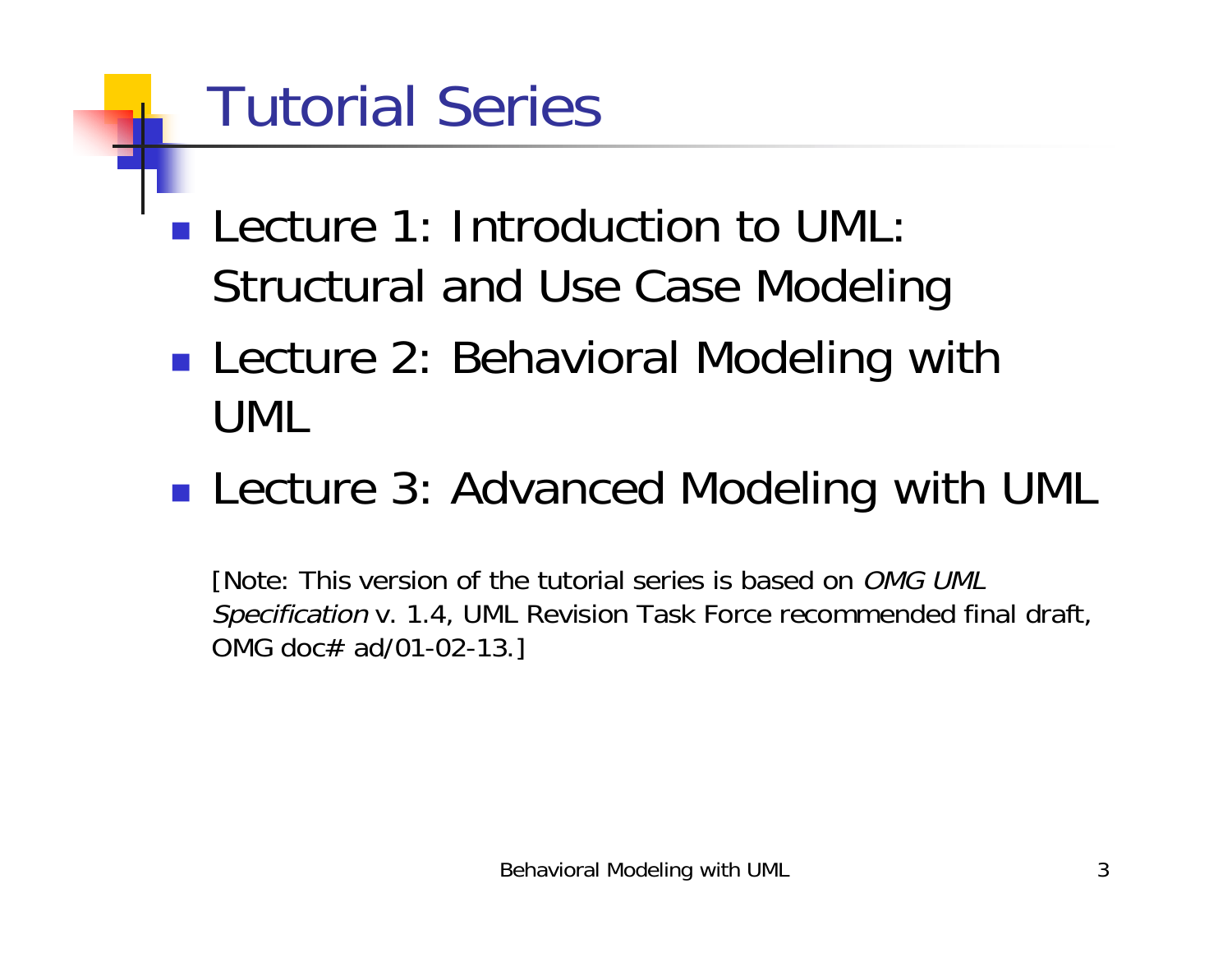# Tutorial Series

- Lecture 1: Introduction to UML: Structural and Use Case Modeling
- Lecture 2: Behavioral Modeling with UML
- Lecture 3: Advanced Modeling with UML

[Note: This version of the tutorial series is based on *OMG UML Specification* v. 1.4, UML Revision Task Force recommended final draft, OMG doc# ad/01-02-13.]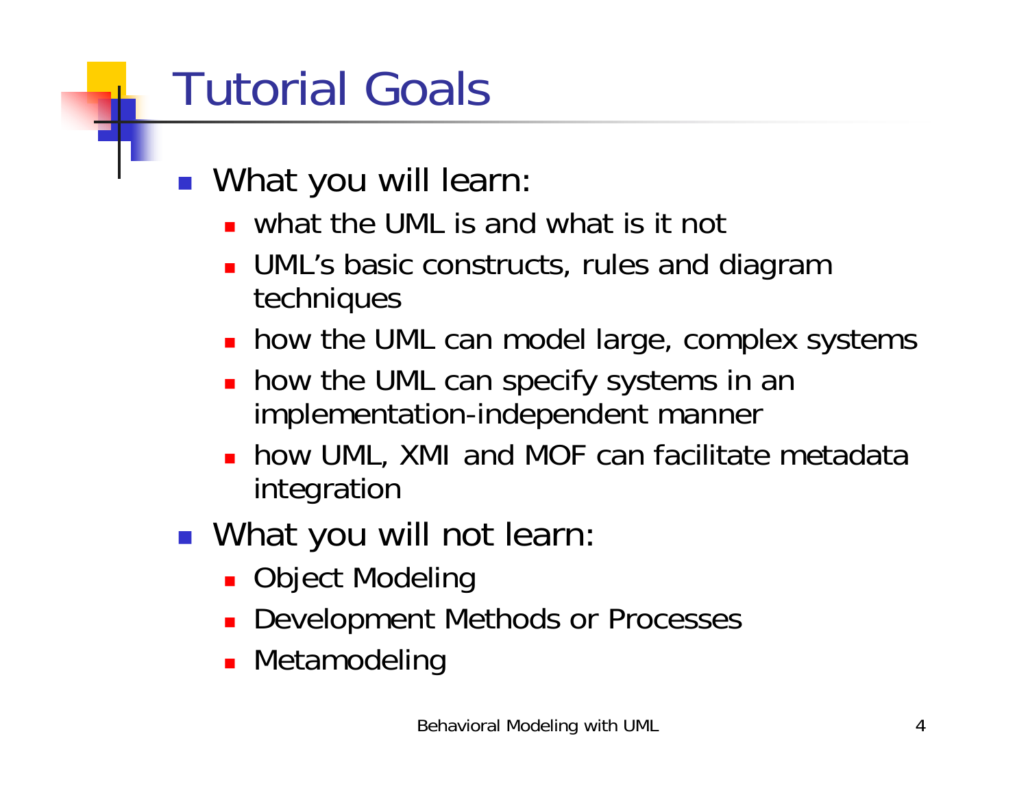# Tutorial Goals

- What you will learn:
  - what the UML is and what is it not
  - UML's basic constructs, rules and diagram techniques
  - how the UML can model large, complex systems
  - how the UML can specify systems in an implementation-independent manner
  - how UML, XMI and MOF can facilitate metadata integration
- What you will not learn:
  - Object Modeling
  - Development Methods or Processes
  - Metamodeling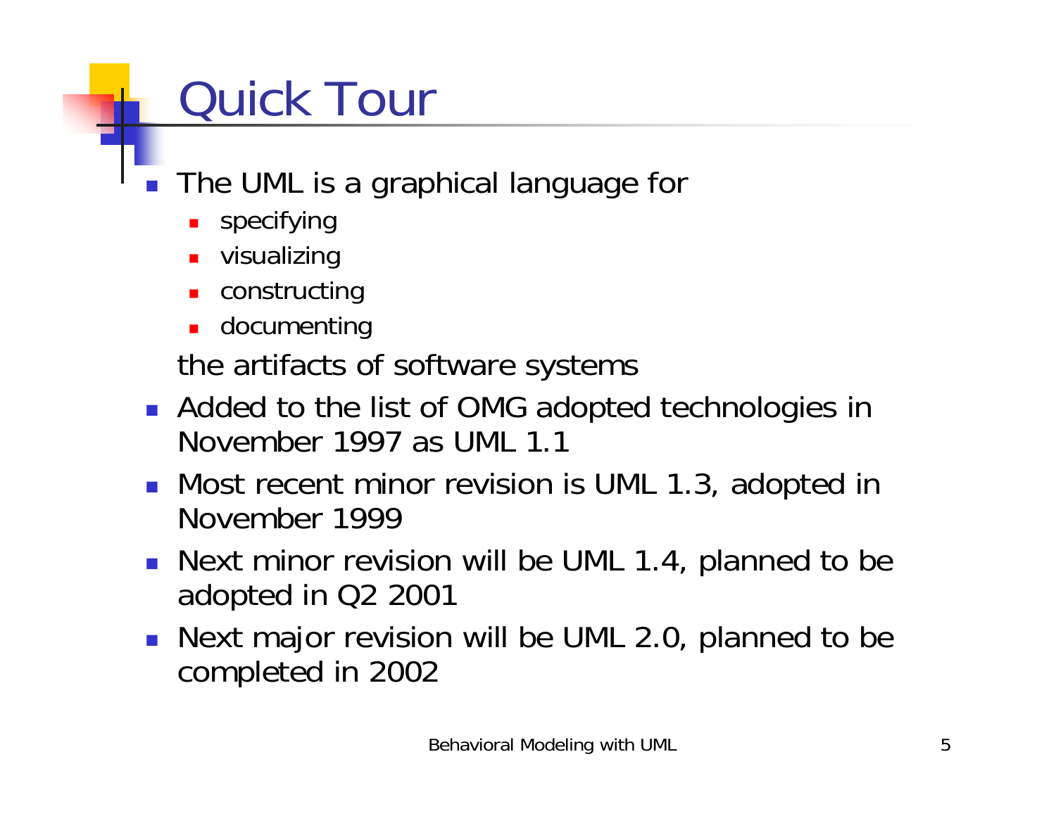# Quick Tour

- The UML is a graphical language for
  - specifying
  - visualizing
  - constructing
  - documenting

  the artifacts of software systems
- Added to the list of OMG adopted technologies in November 1997 as UML 1.1
- Most recent minor revision is UML 1.3, adopted in November 1999
- Next minor revision will be UML 1.4, planned to be adopted in Q2 2001
- Next major revision will be UML 2.0, planned to be completed in 2002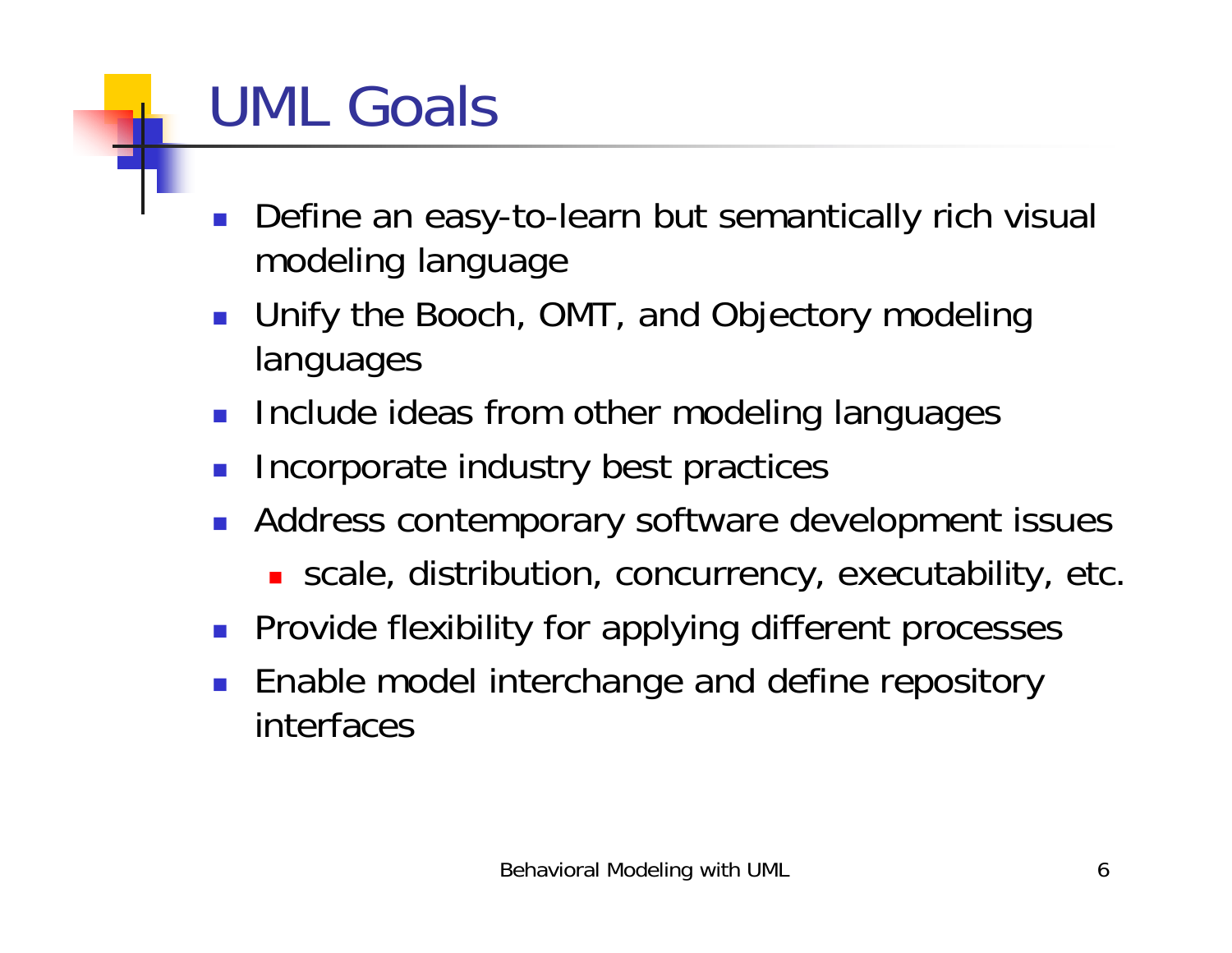# UML Goals

- Define an easy-to-learn but semantically rich visual modeling language
- Unify the Booch, OMT, and Objectory modeling languages
- Include ideas from other modeling languages
- Incorporate industry best practices
- Address contemporary software development issues
  - scale, distribution, concurrency, executability, etc.
- Provide flexibility for applying different processes
- Enable model interchange and define repository interfaces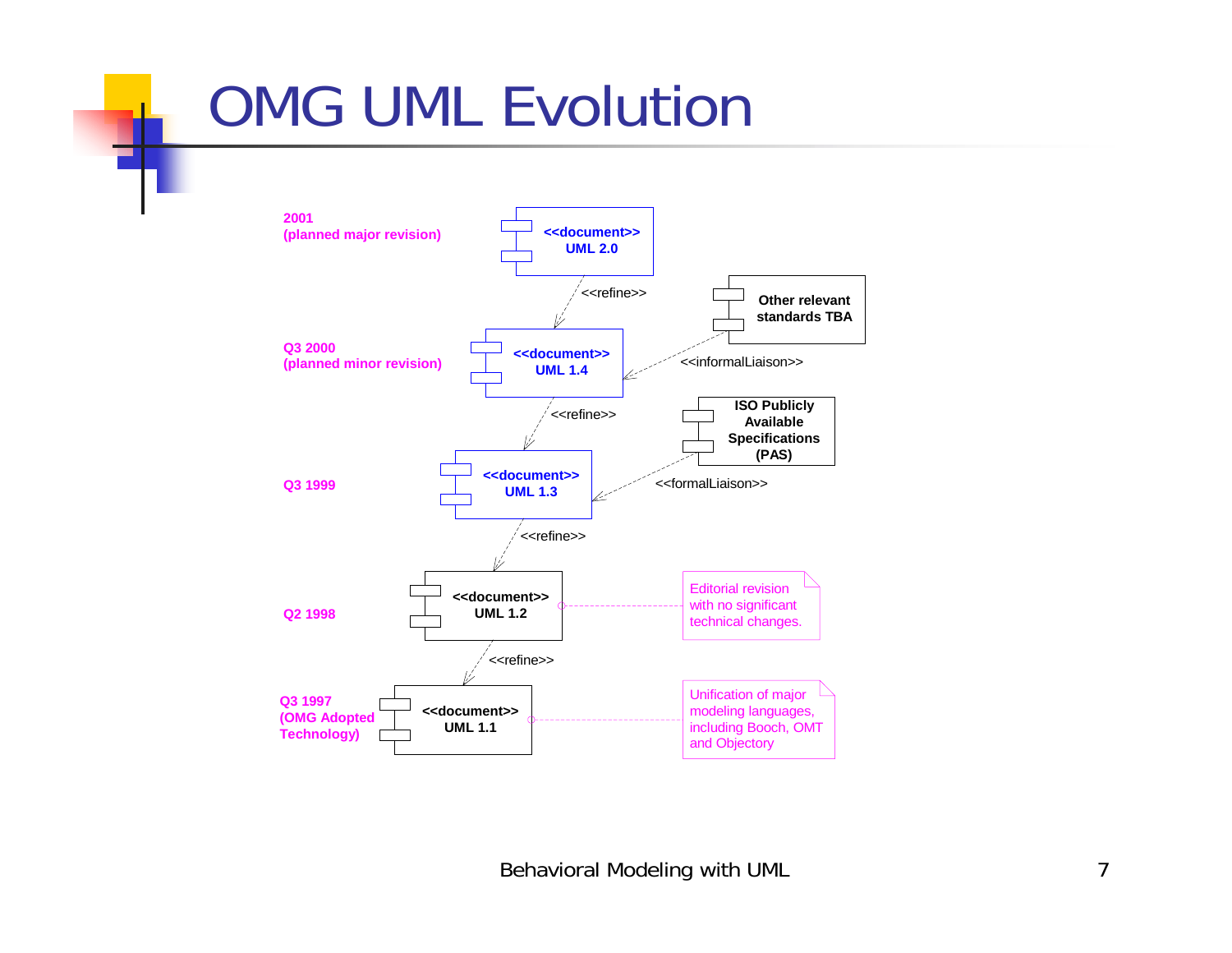# OMG UML Evolution

2001
(planned major revision)

<<document>>
UML 2.0

<<refine>>

Other relevant standards TBA

Q3 2000
(planned minor revision)

<<document>>
UML 1.4

<<informalLiaison>>

<<refine>>

ISO Publicly Available Specifications (PAS)

Q3 1999

<<document>>
UML 1.3

<<formalLiaison>>

<<refine>>

Q2 1998

<<document>>
UML 1.2

Editorial revision with no significant technical changes.

<<refine>>

Q3 1997
(OMG Adopted Technology)

<<document>>
UML 1.1

Unification of major modeling languages, including Booch, OMT and Objectory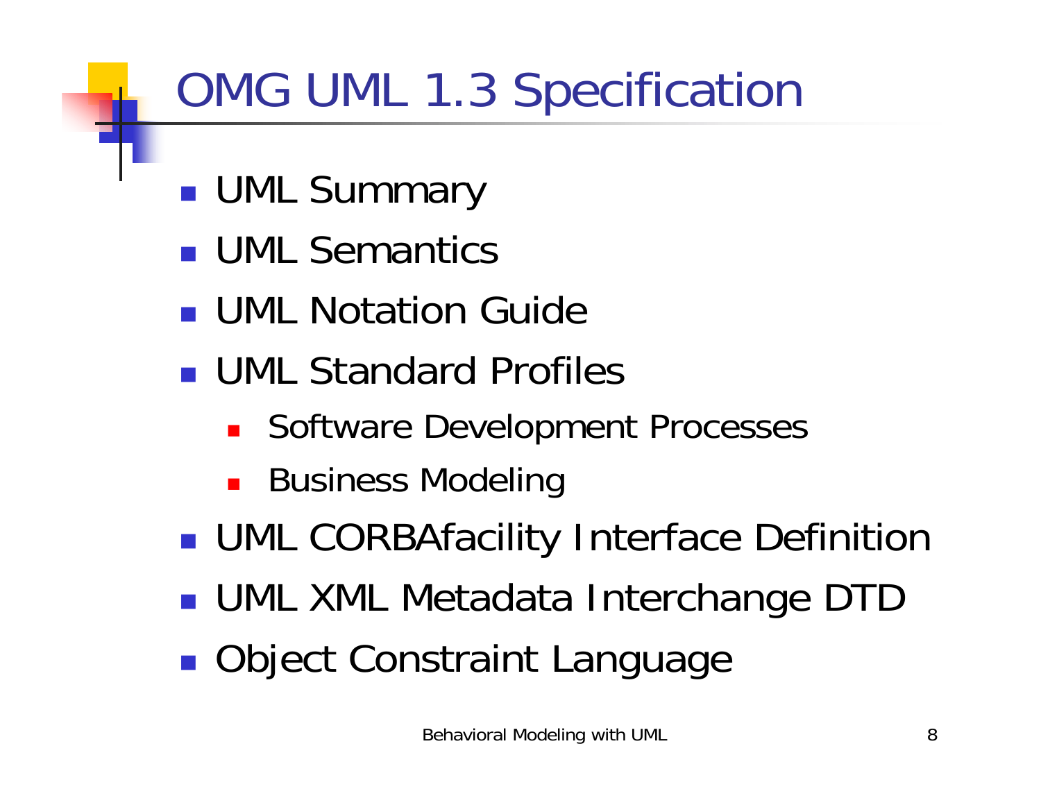# OMG UML 1.3 Specification

- UML Summary
- UML Semantics
- UML Notation Guide
- UML Standard Profiles
  - Software Development Processes
  - Business Modeling
- UML CORBAfacility Interface Definition
- UML XML Metadata Interchange DTD
- Object Constraint Language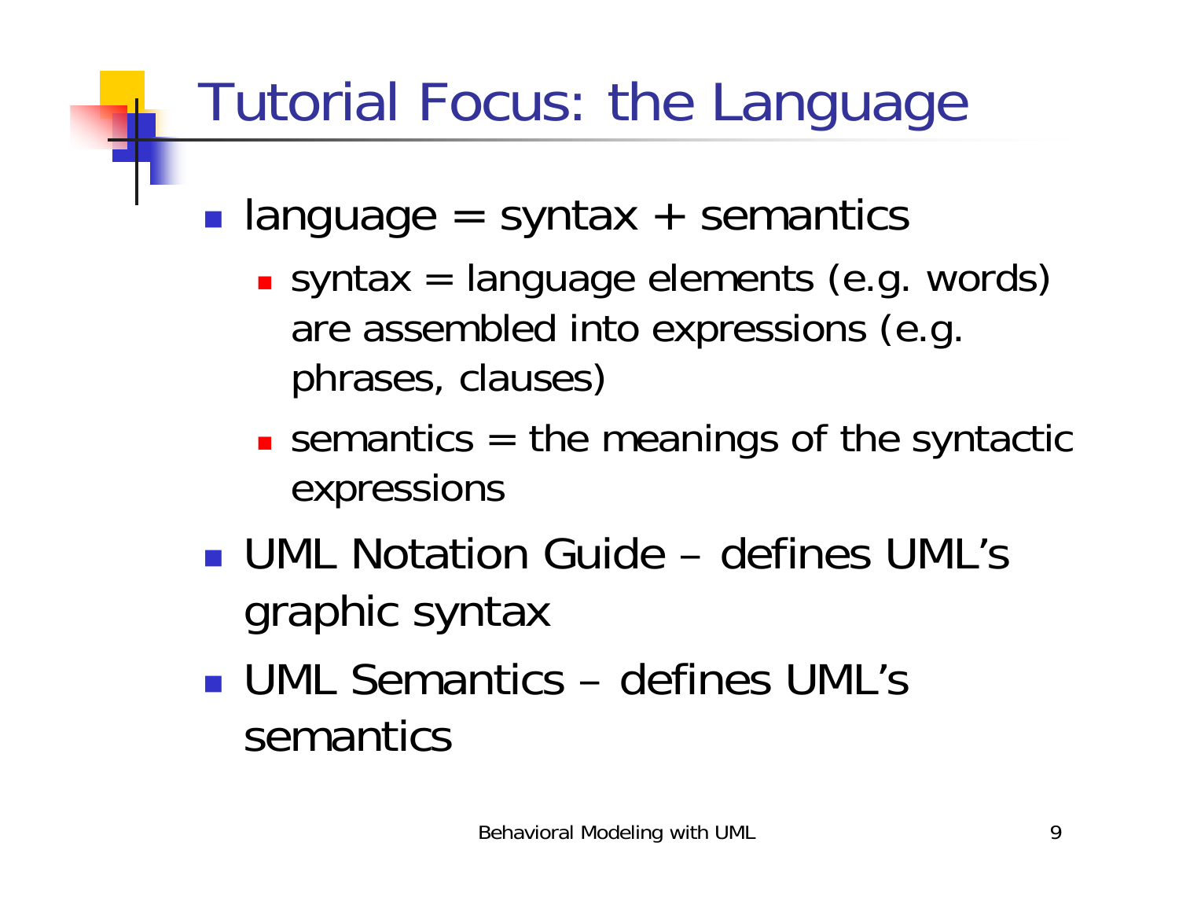# Tutorial Focus: the Language

- language = syntax + semantics
  - syntax = language elements (e.g. words) are assembled into expressions (e.g. phrases, clauses)
  - semantics = the meanings of the syntactic expressions
- UML Notation Guide – defines UML's graphic syntax
- UML Semantics – defines UML's semantics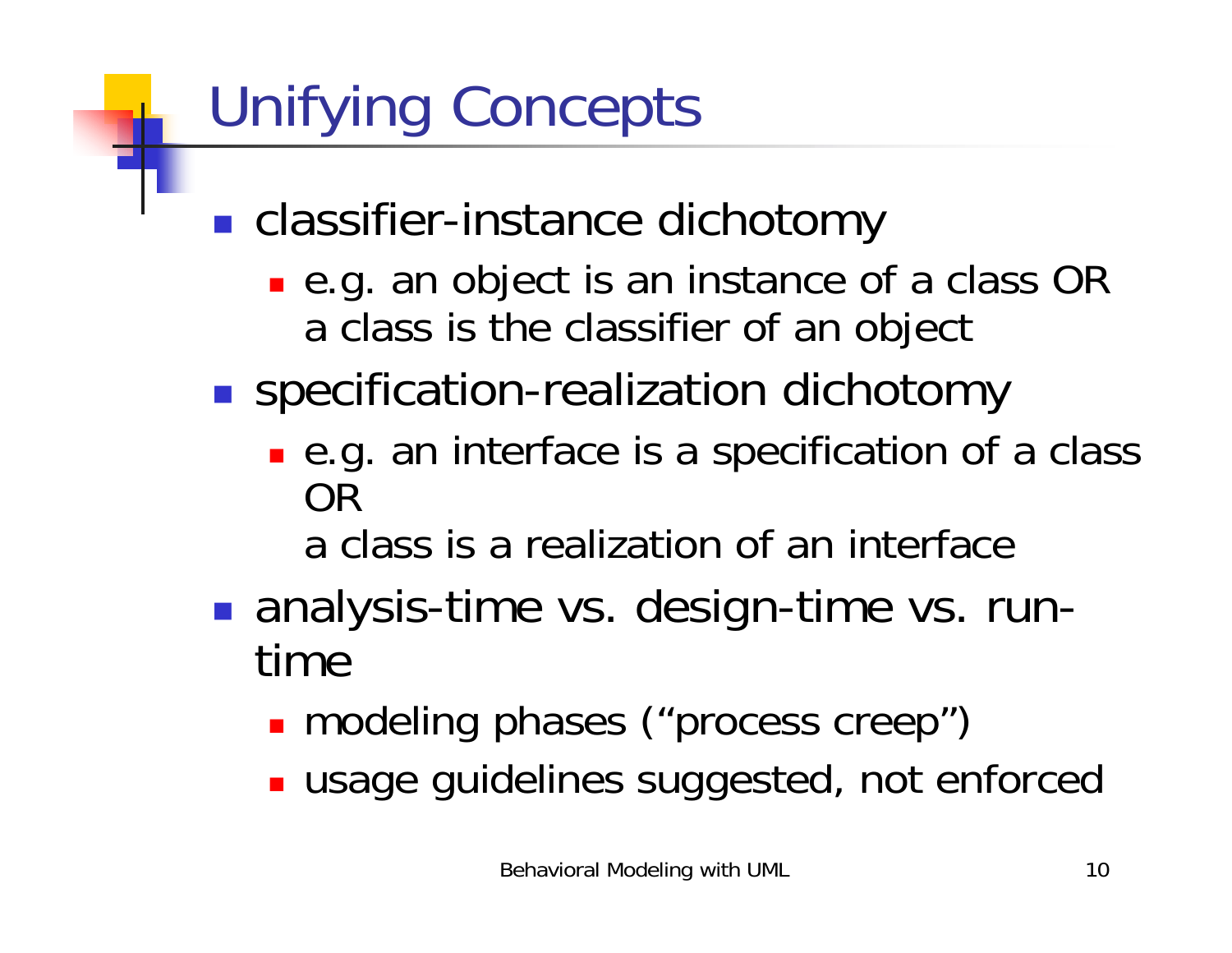# Unifying Concepts

- classifier-instance dichotomy
  - e.g. an object is an instance of a class OR a class is the classifier of an object
- specification-realization dichotomy
  - e.g. an interface is a specification of a class OR
    a class is a realization of an interface
- analysis-time vs. design-time vs. run-time
  - modeling phases ("process creep")
  - usage guidelines suggested, not enforced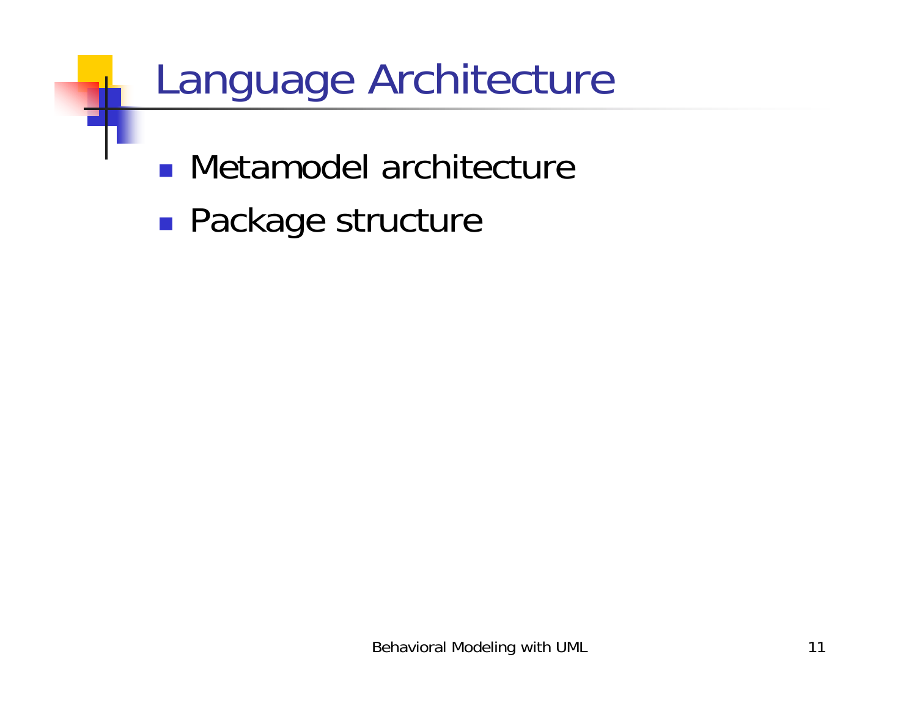# Language Architecture

- Metamodel architecture
- Package structure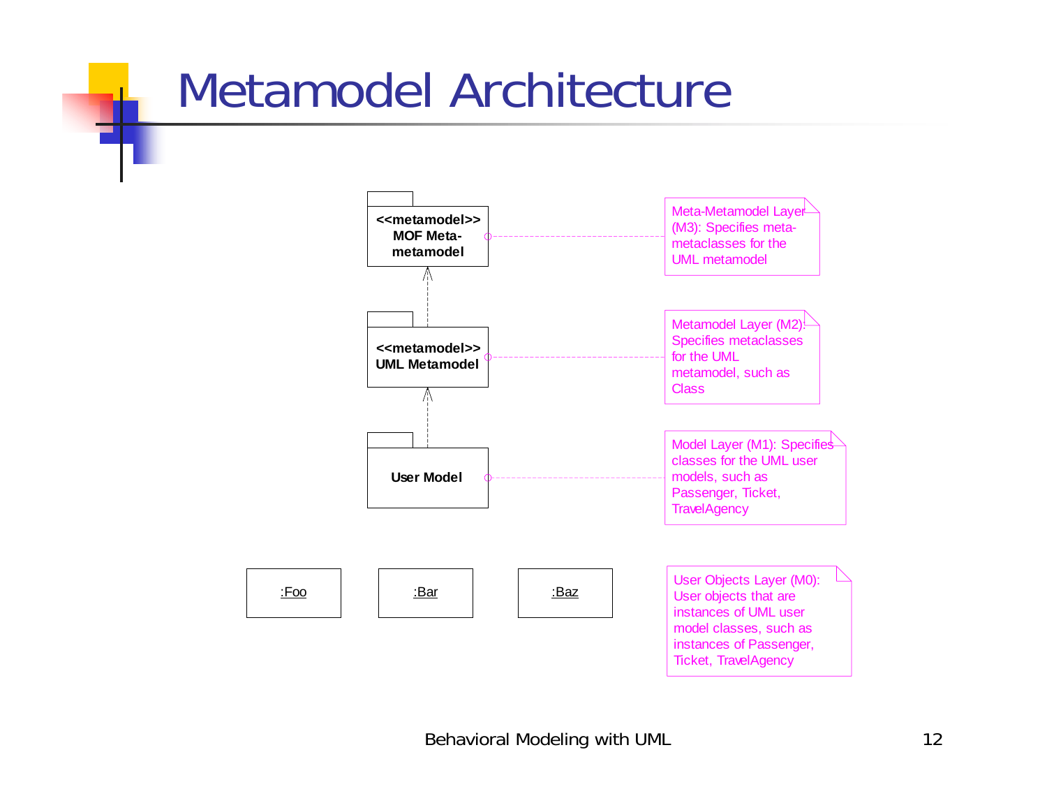# Metamodel Architecture

**<<metamodel>> MOF Meta-metamodel**

Meta-Metamodel Layer (M3): Specifies meta-metaclasses for the UML metamodel

**<<metamodel>> UML Metamodel**

Metamodel Layer (M2): Specifies metaclasses for the UML metamodel, such as Class

**User Model**

Model Layer (M1): Specifies classes for the UML user models, such as Passenger, Ticket, TravelAgency

:Foo

:Bar

:Baz

User Objects Layer (M0): User objects that are instances of UML user model classes, such as instances of Passenger, Ticket, TravelAgency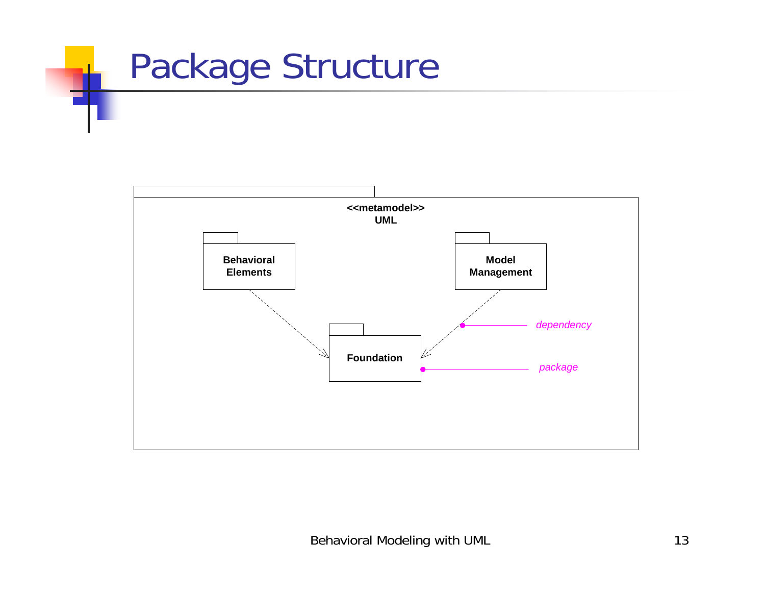# Package Structure

<<metamodel>>
UML

Behavioral Elements

Model Management

Foundation

*dependency*

*package*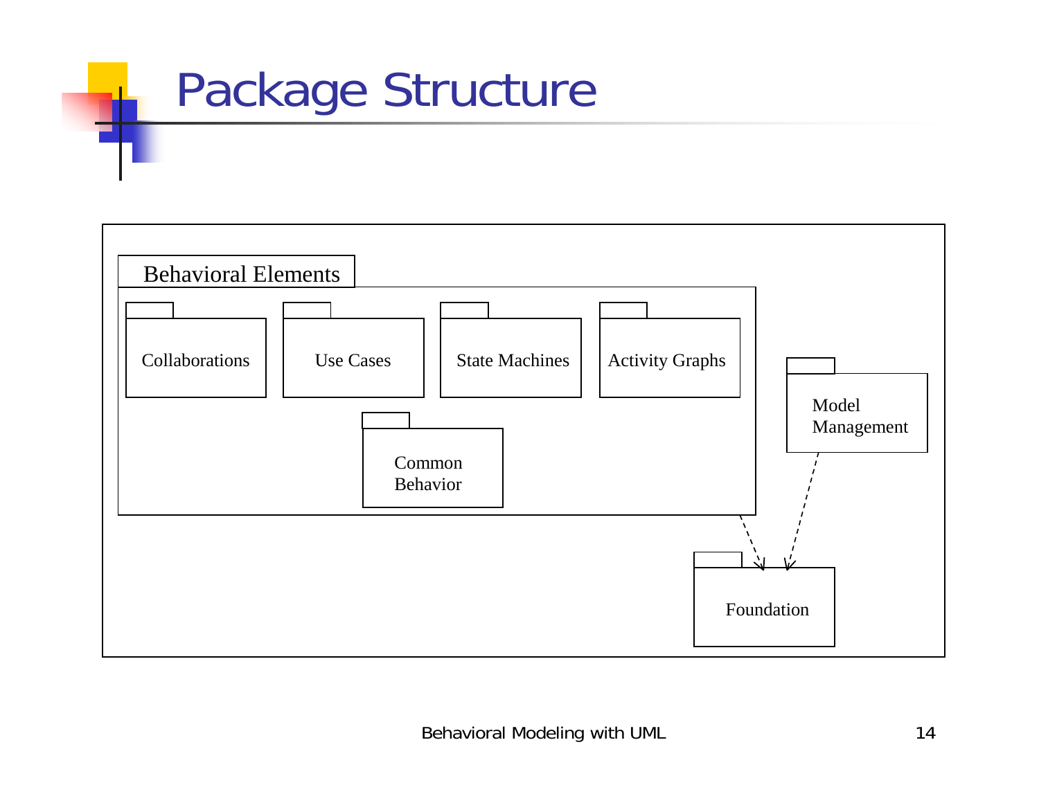# Package Structure

Behavioral Elements

- Collaborations
- Use Cases
- State Machines
- Activity Graphs
- Common Behavior

Model Management

Foundation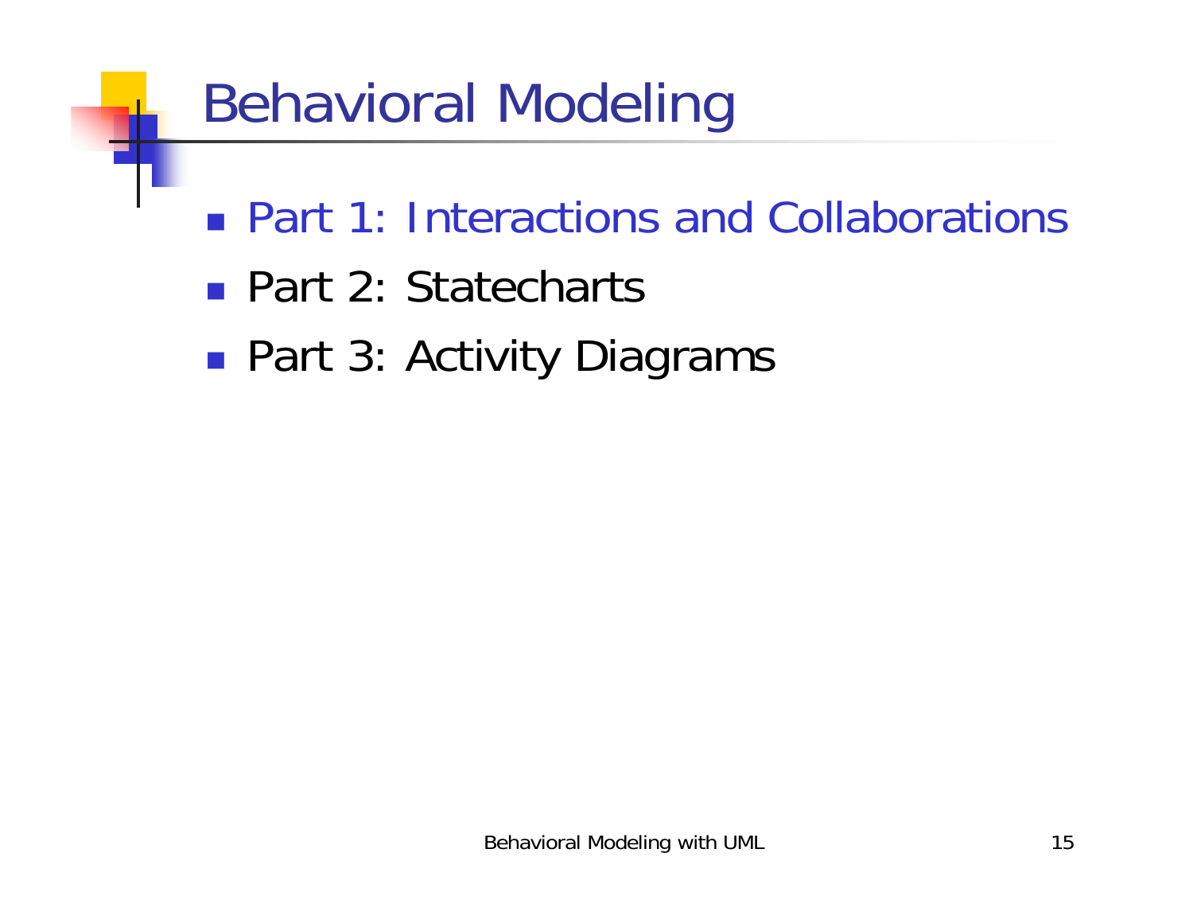# Behavioral Modeling

- Part 1: Interactions and Collaborations
- Part 2: Statecharts
- Part 3: Activity Diagrams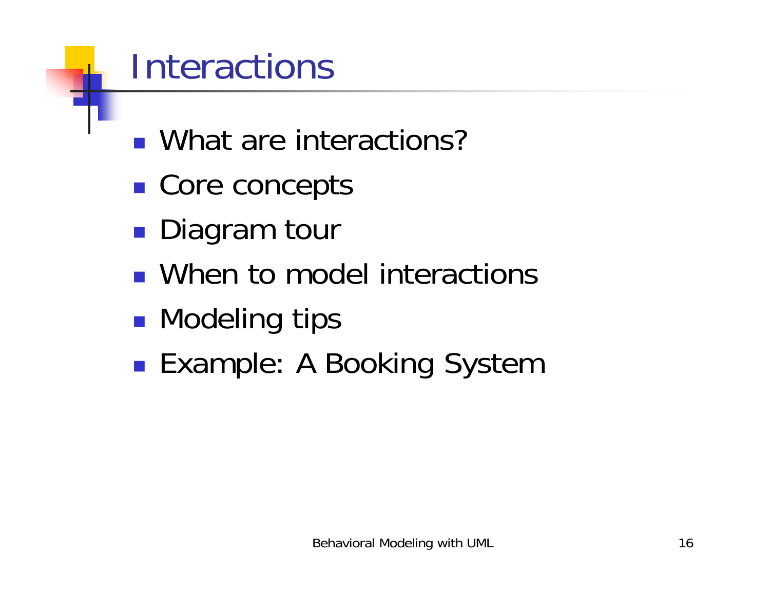# Interactions

- What are interactions?
- Core concepts
- Diagram tour
- When to model interactions
- Modeling tips
- Example: A Booking System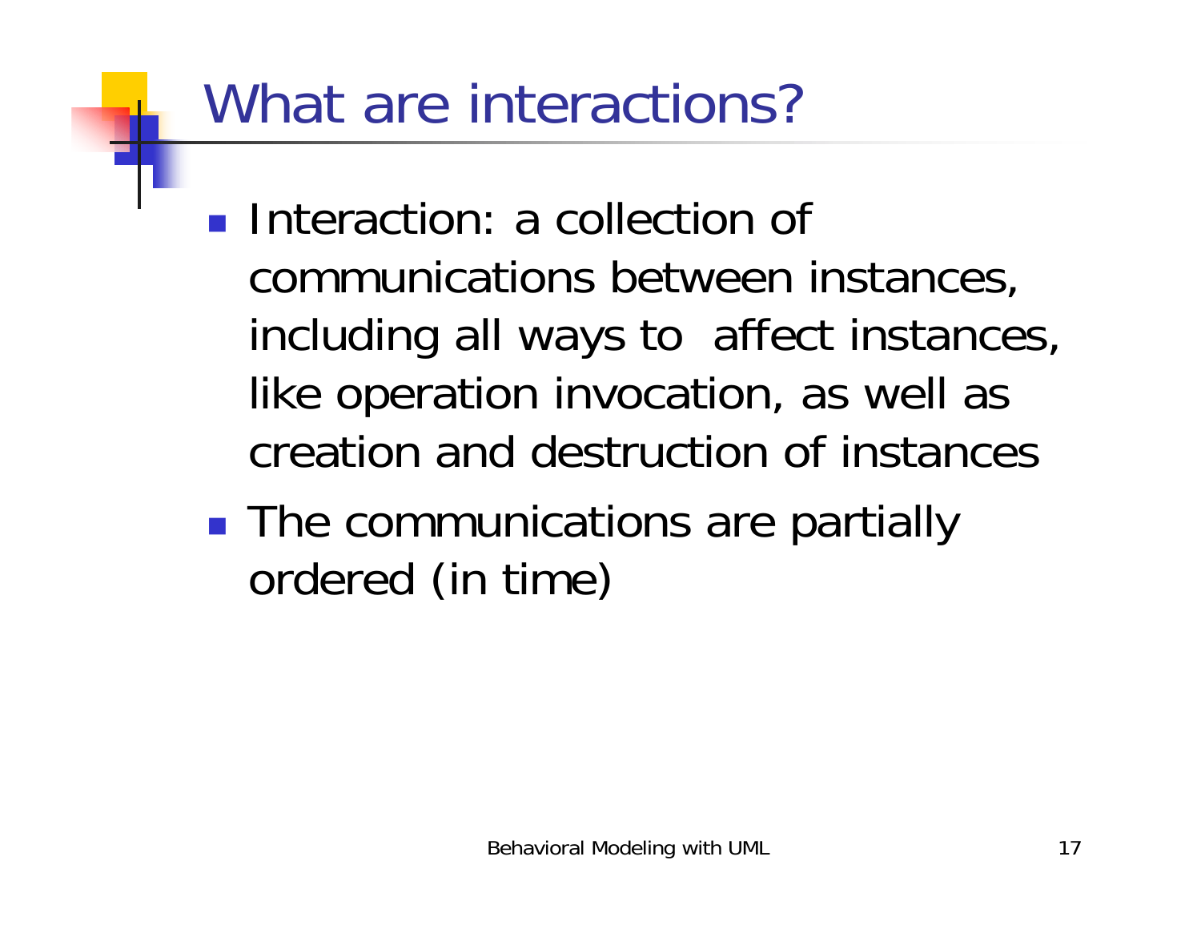# What are interactions?

- Interaction: a collection of communications between instances, including all ways to affect instances, like operation invocation, as well as creation and destruction of instances
- The communications are partially ordered (in time)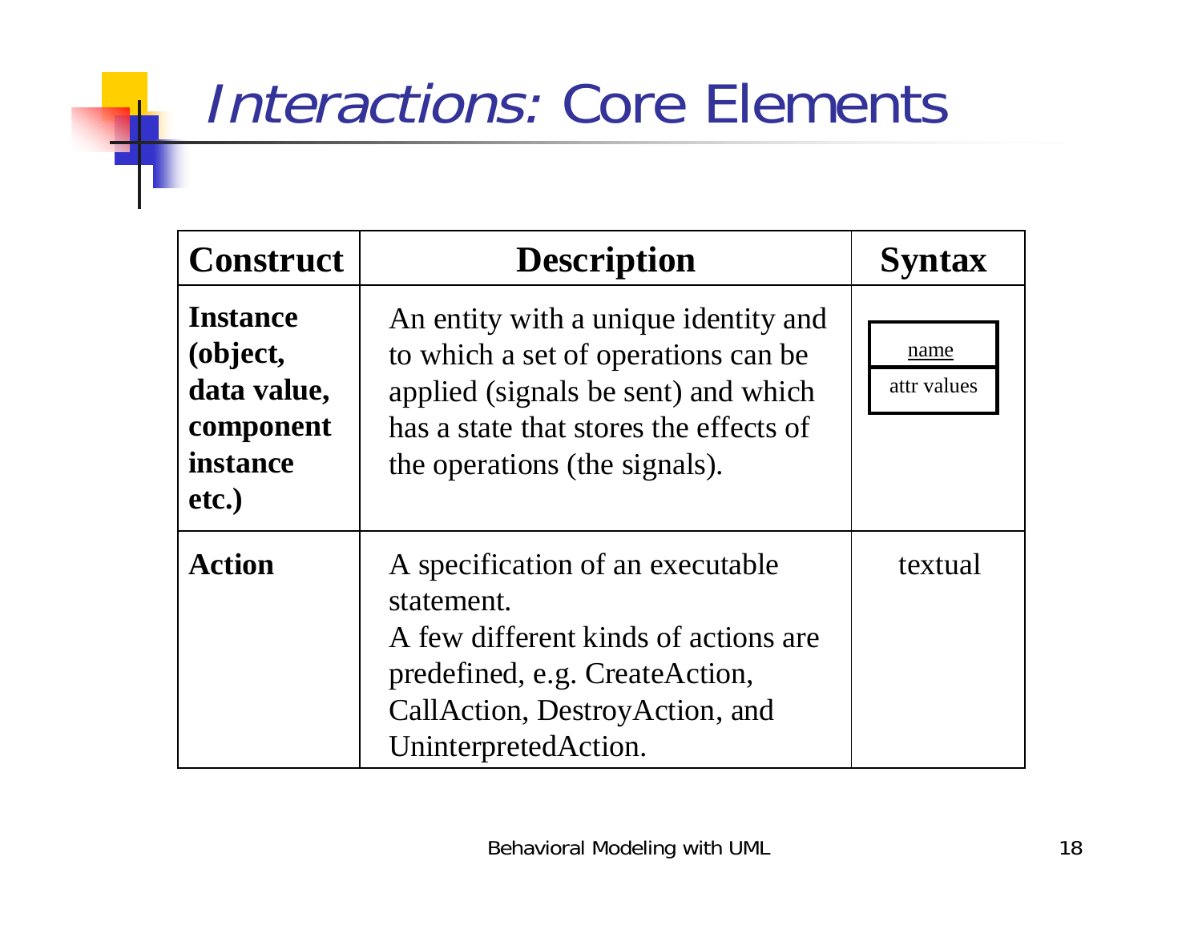# *Interactions:* Core Elements

| **Construct** | **Description** | **Syntax** |
|---|---|---|
| **Instance (object, data value, component instance etc.)** | An entity with a unique identity and to which a set of operations can be applied (signals be sent) and which has a state that stores the effects of the operations (the signals). | name / attr values |
| **Action** | A specification of an executable statement. A few different kinds of actions are predefined, e.g. CreateAction, CallAction, DestroyAction, and UninterpretedAction. | textual |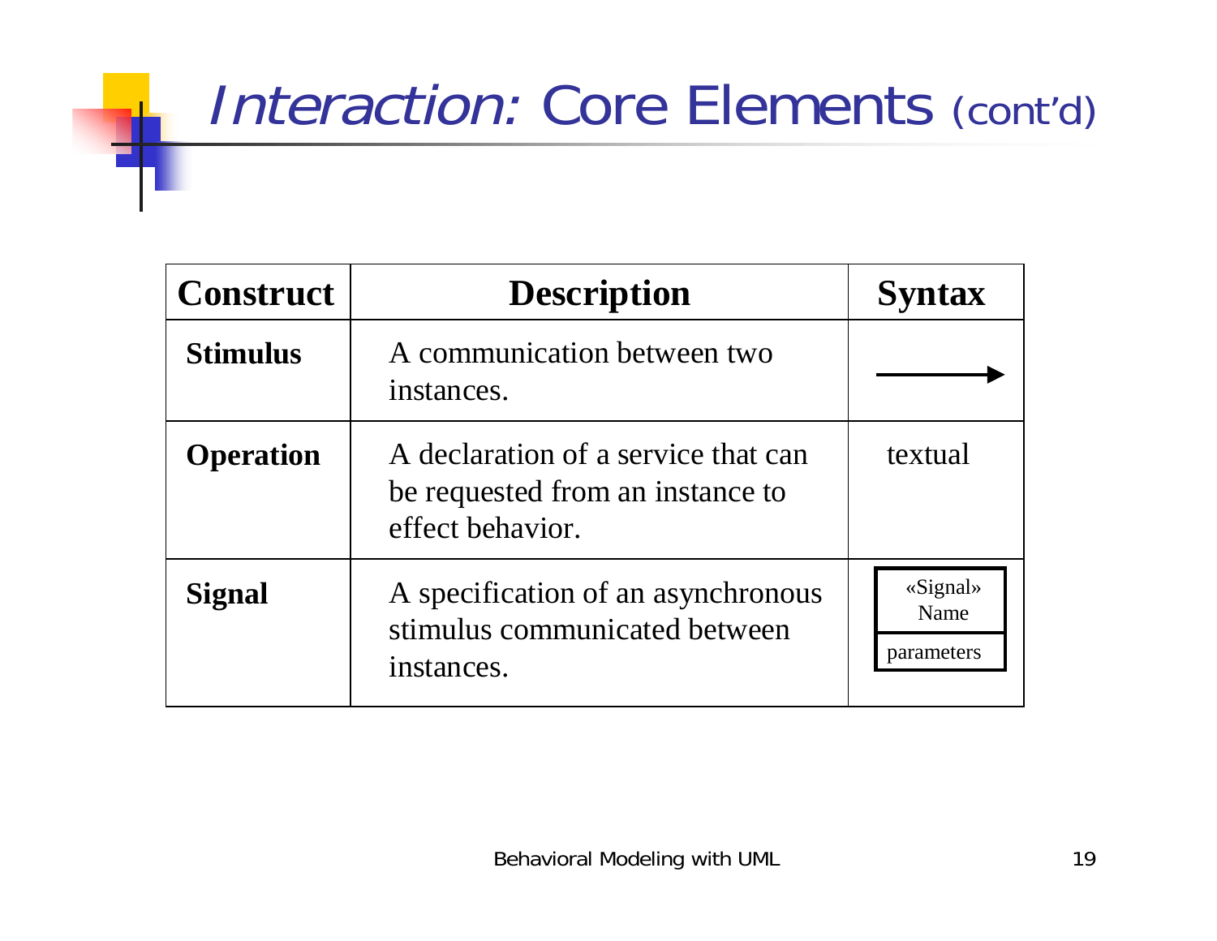# *Interaction:* Core Elements (cont'd)

| Construct | Description | Syntax |
|---|---|---|
| **Stimulus** | A communication between two instances. | → |
| **Operation** | A declaration of a service that can be requested from an instance to effect behavior. | textual |
| **Signal** | A specification of an asynchronous stimulus communicated between instances. | «Signal» Name / parameters |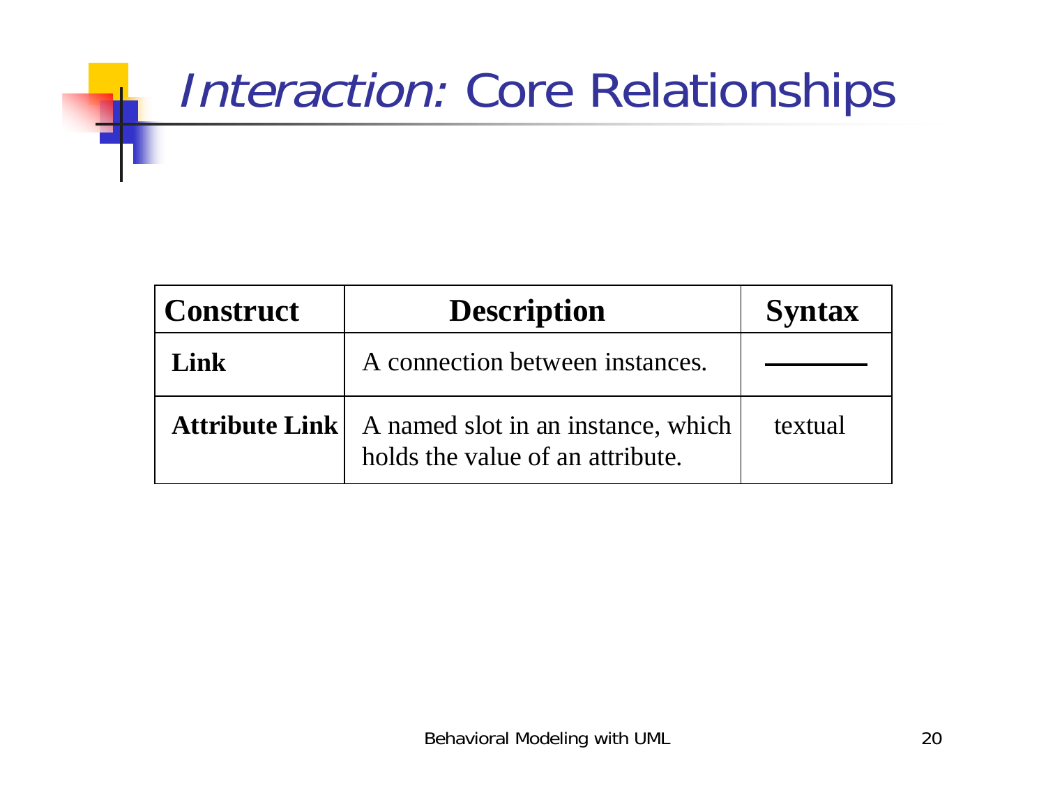# *Interaction:* Core Relationships

| Construct | Description | Syntax |
|---|---|---|
| **Link** | A connection between instances. | ——— |
| **Attribute Link** | A named slot in an instance, which holds the value of an attribute. | textual |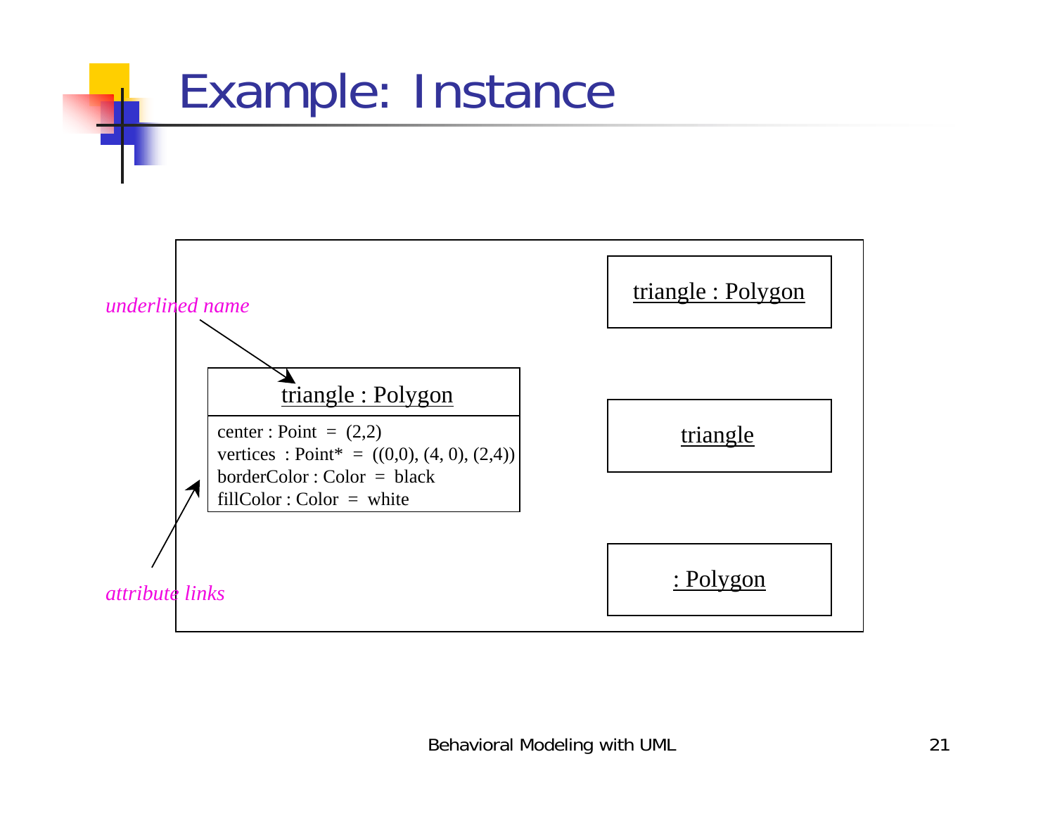# Example: Instance

*underlined name*

triangle : Polygon

center : Point = (2,2)
vertices : Point* = ((0,0), (4, 0), (2,4))
borderColor : Color = black
fillColor : Color = white

*attribute links*

triangle : Polygon

triangle

: Polygon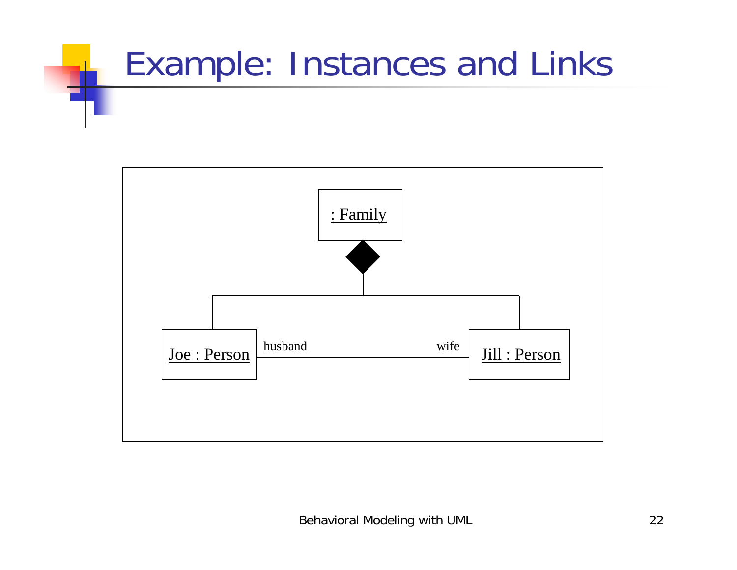# Example: Instances and Links

: Family

Joe : Person — husband — wife — Jill : Person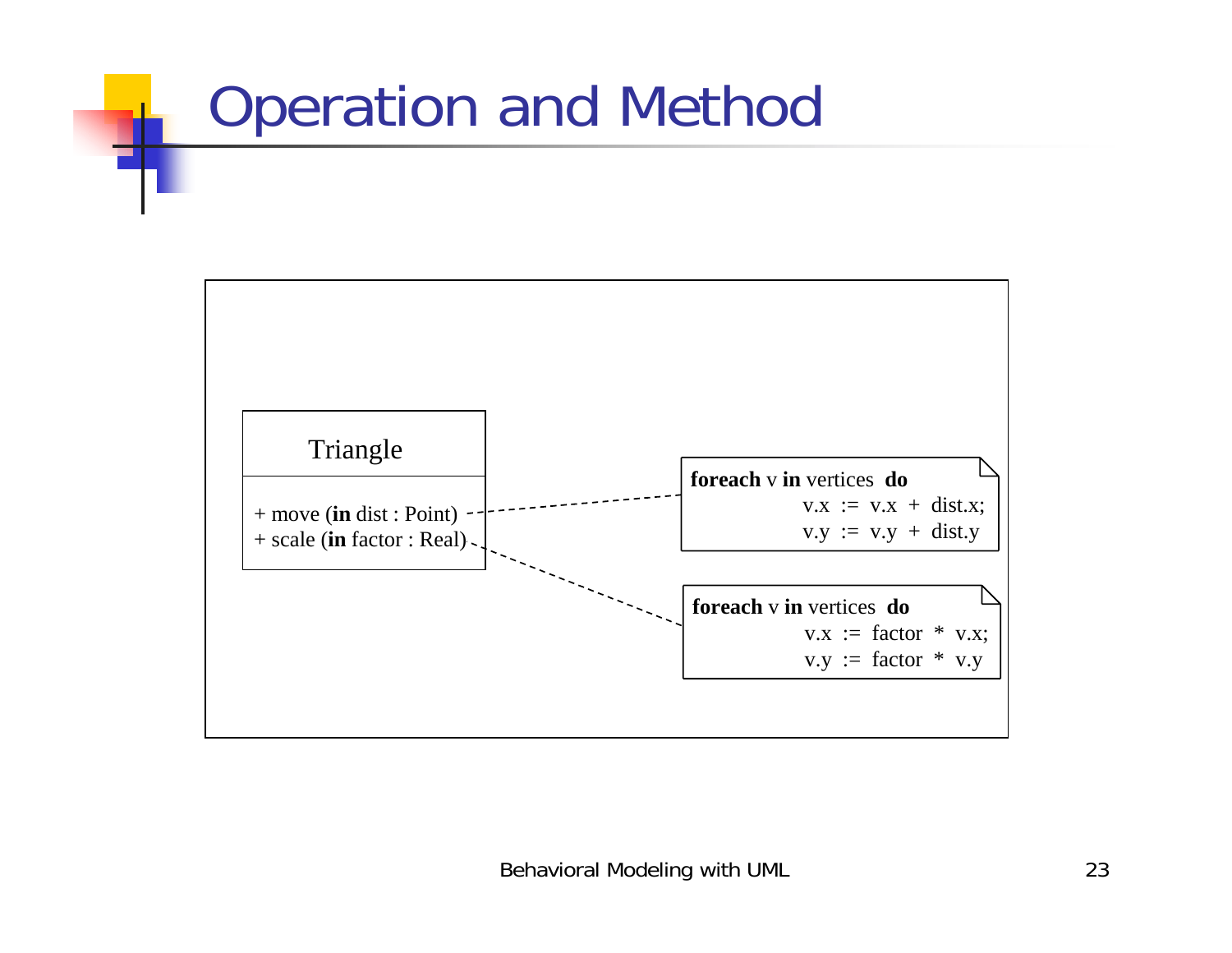# Operation and Method

**Triangle**

+ move (**in** dist : Point)
+ scale (**in** factor : Real)

```
foreach v in vertices do
        v.x := v.x + dist.x;
        v.y := v.y + dist.y
```

```
foreach v in vertices do
        v.x := factor * v.x;
        v.y := factor * v.y
```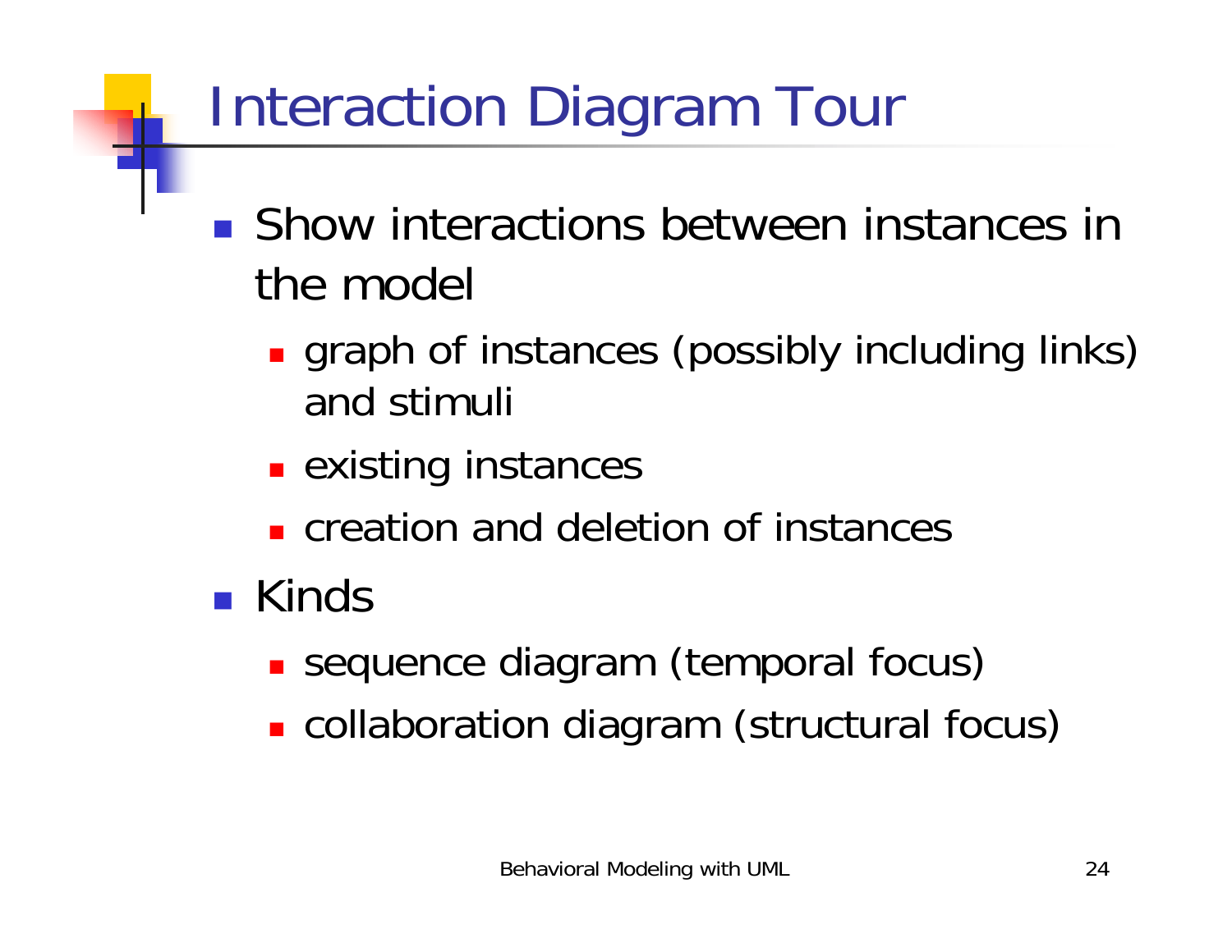# Interaction Diagram Tour

- Show interactions between instances in the model
  - graph of instances (possibly including links) and stimuli
  - existing instances
  - creation and deletion of instances
- Kinds
  - sequence diagram (temporal focus)
  - collaboration diagram (structural focus)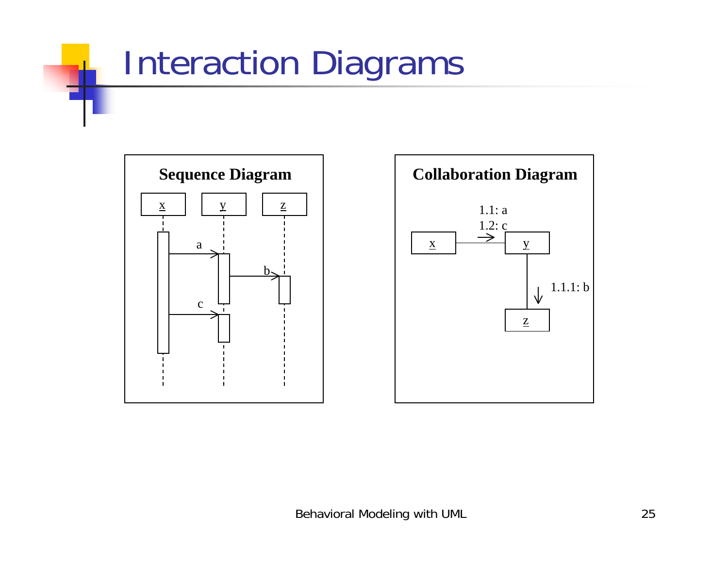# Interaction Diagrams

**Sequence Diagram**

x, y, z

a, b, c

**Collaboration Diagram**

1.1: a
1.2: c

x, y, z

1.1.1: b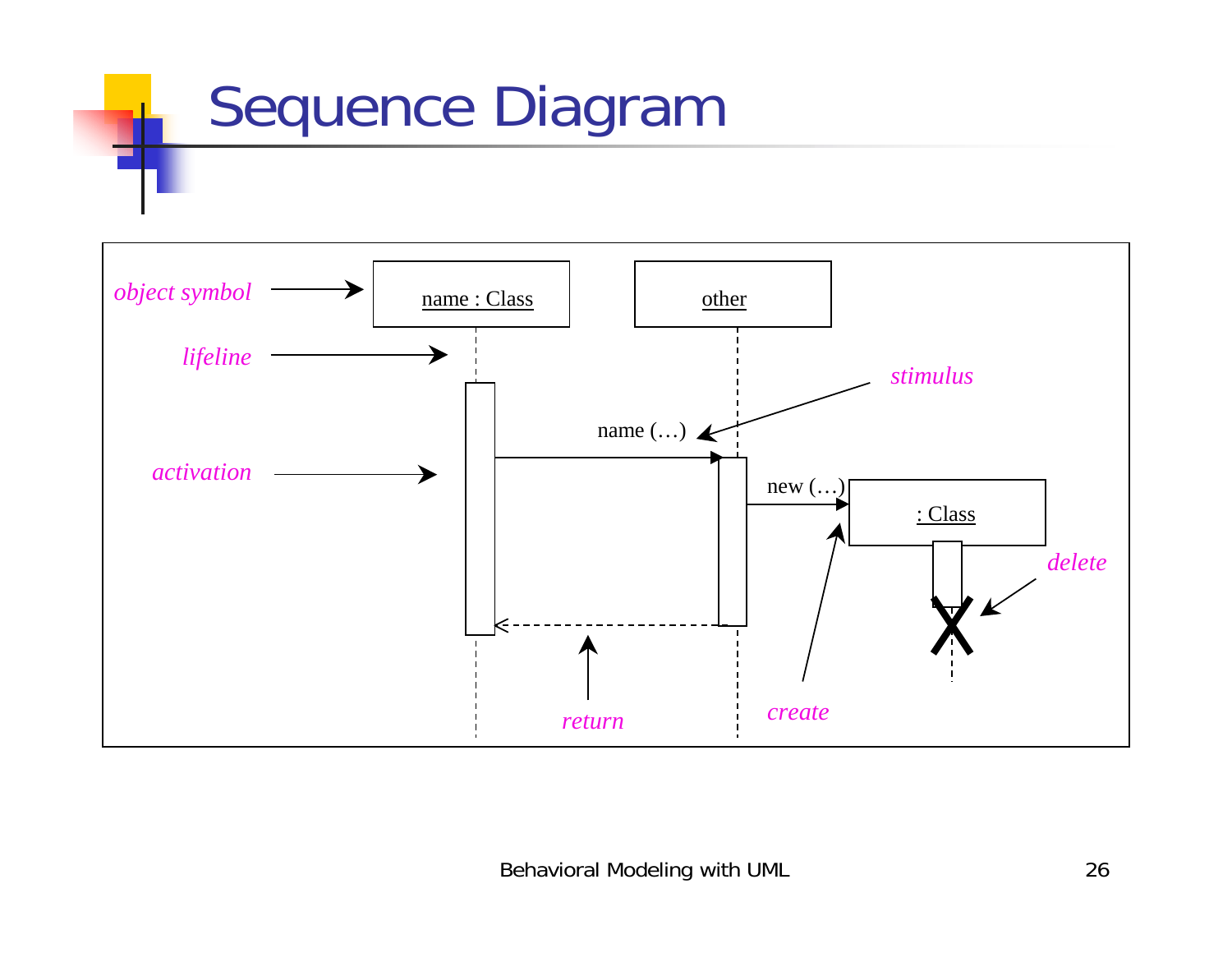# Sequence Diagram

object symbol

lifeline

activation

name : Class

other

stimulus

name (…)

new (…)

: Class

delete

return

create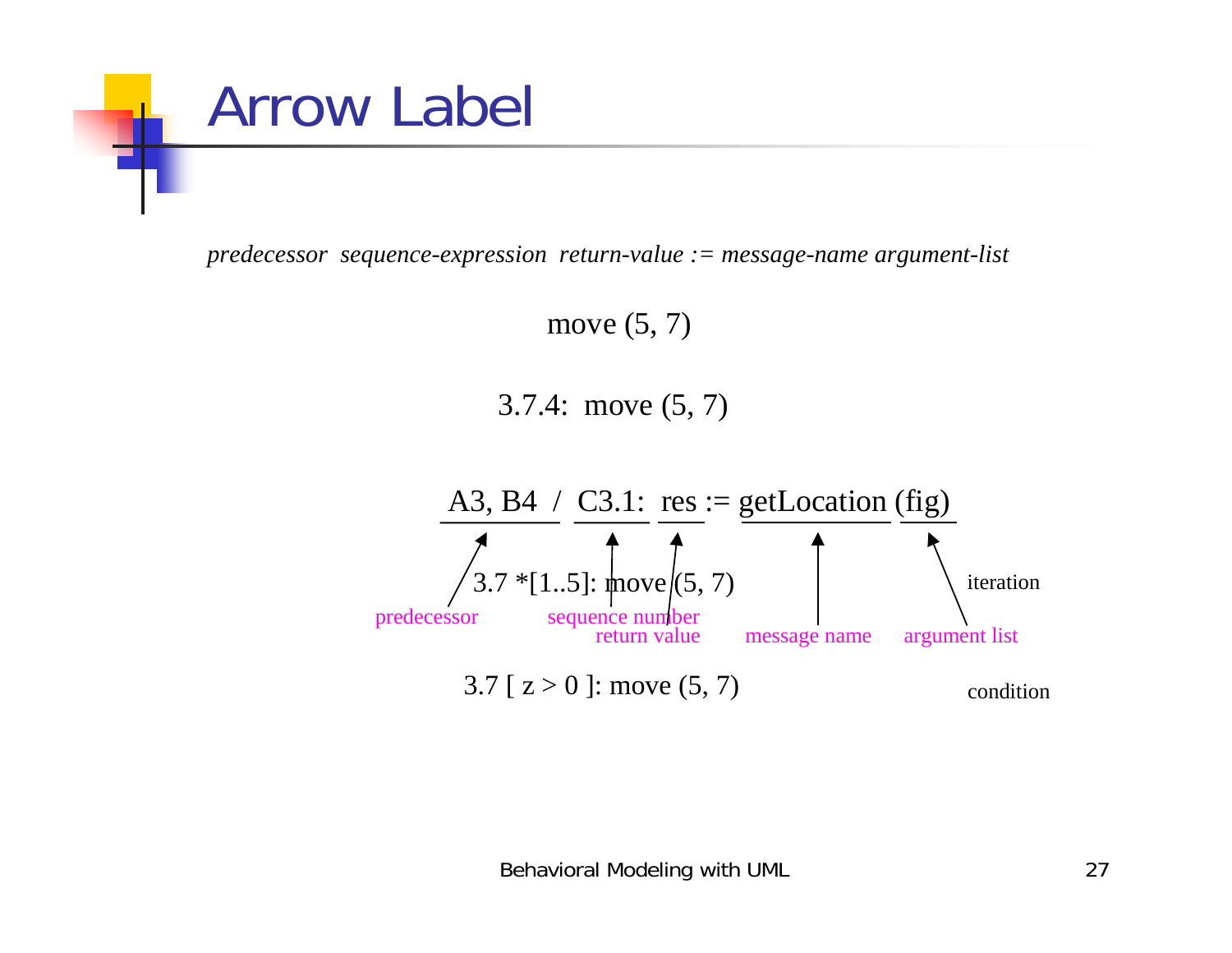# Arrow Label

*predecessor sequence-expression return-value := message-name argument-list*

move (5, 7)

3.7.4: move (5, 7)

A3, B4 / C3.1: res := getLocation (fig)

- A3, B4 — predecessor
- C3.1 — sequence number
- res — return value
- getLocation — message name
- (fig) — argument list

3.7 *[1..5]: move (5, 7) — iteration

3.7 [ z > 0 ]: move (5, 7) — condition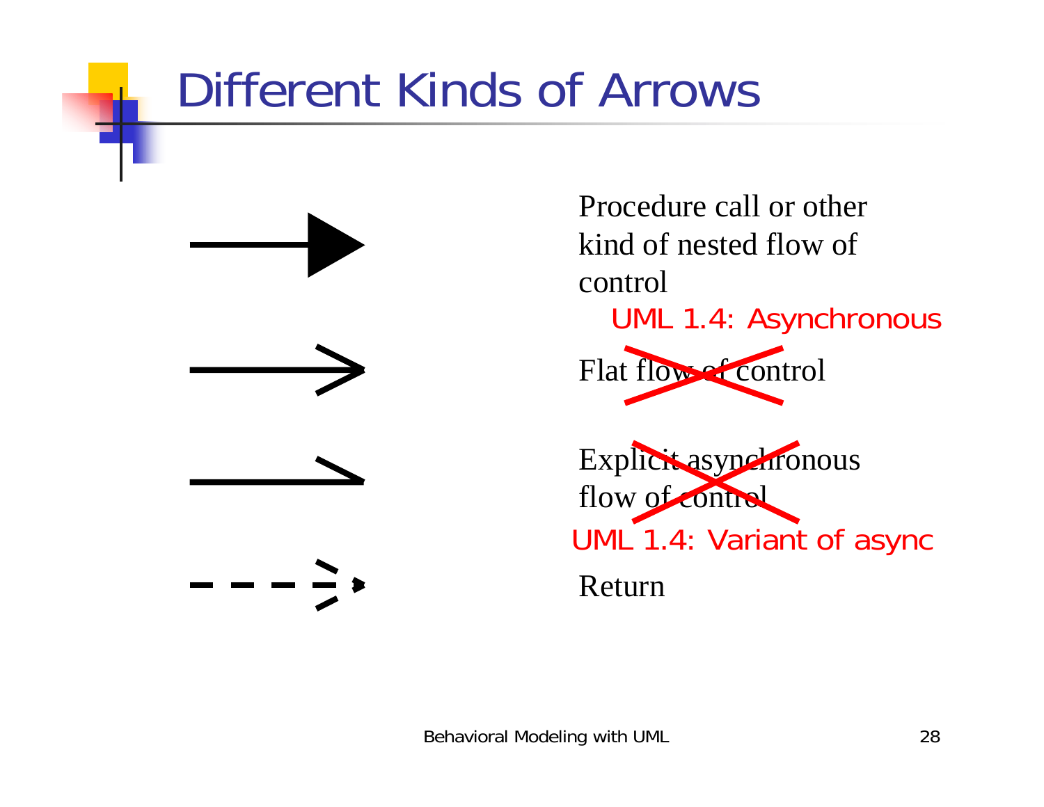# Different Kinds of Arrows

- Procedure call or other kind of nested flow of control
- Flat flow of control — UML 1.4: Asynchronous
- Explicit asynchronous flow of control — UML 1.4: Variant of async
- Return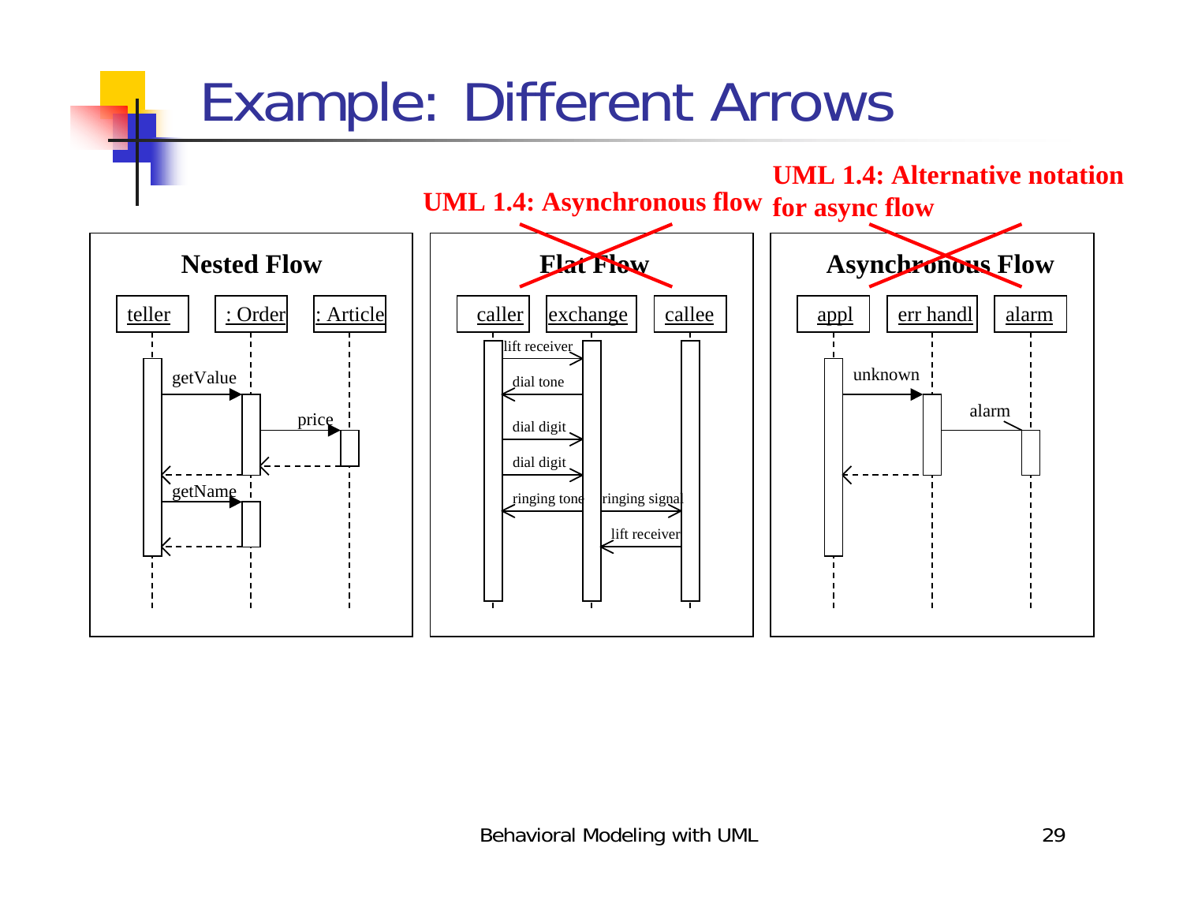# Example: Different Arrows

UML 1.4: Asynchronous flow

UML 1.4: Alternative notation for async flow

**Nested Flow**

teller — : Order — : Article

getValue, price, getName

**Flat Flow**

caller — exchange — callee

lift receiver, dial tone, dial digit, dial digit, ringing tone, ringing signal, lift receiver

**Asynchronous Flow**

appl — err handl — alarm

unknown, alarm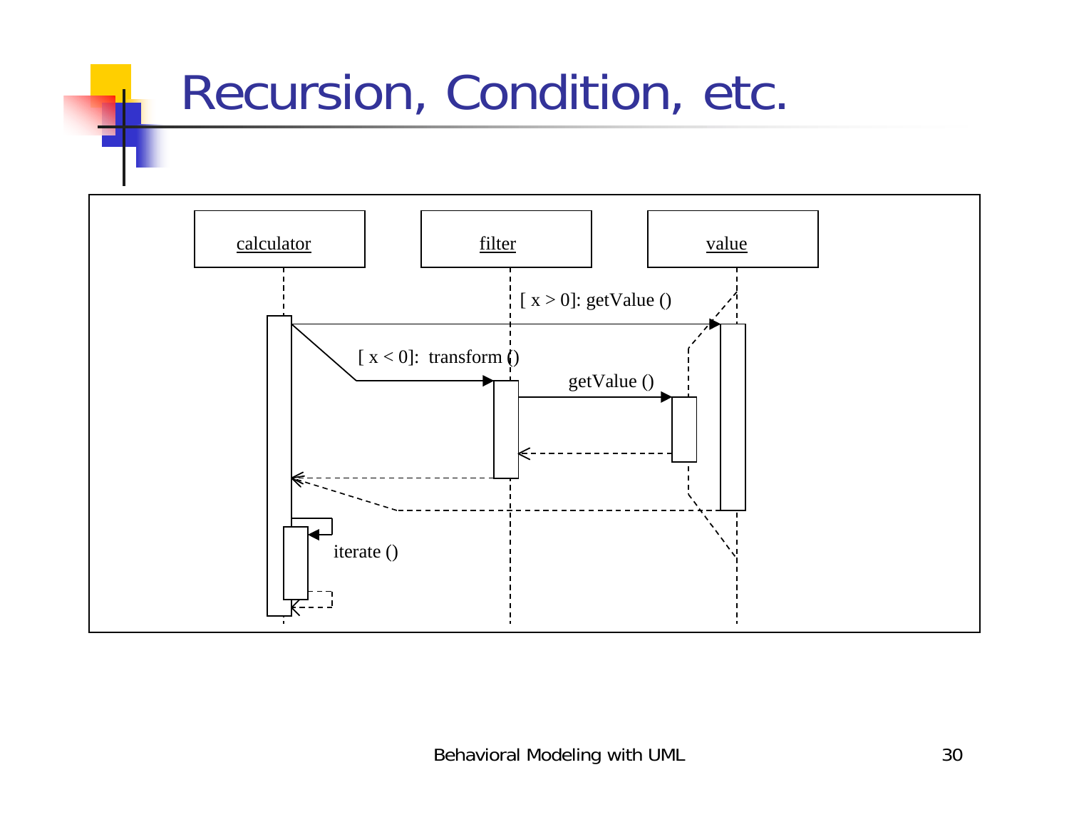# Recursion, Condition, etc.

calculator

filter

value

[ x > 0]: getValue ()

[ x < 0]: transform ()

getValue ()

iterate ()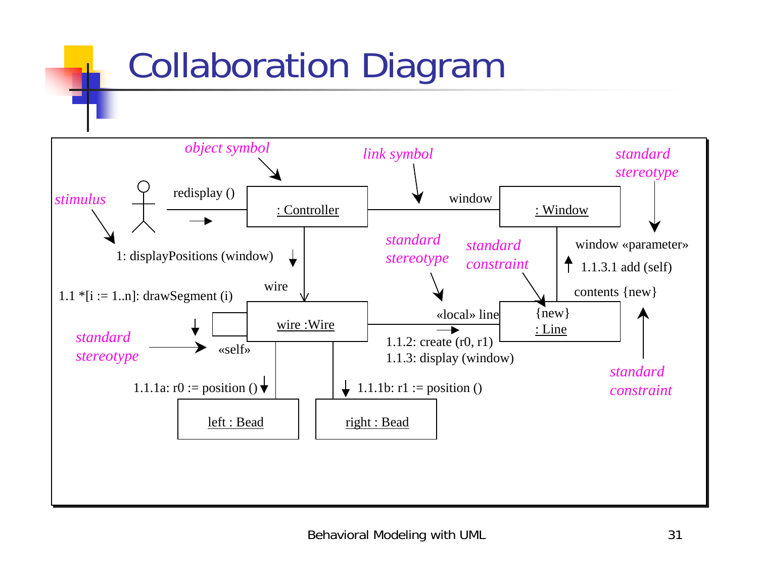# Collaboration Diagram

*object symbol*

*link symbol*

*standard stereotype*

*stimulus*

redisplay ()

: Controller

window

: Window

1: displayPositions (window)

*standard stereotype*

*standard constraint*

window «parameter»

1.1.3.1 add (self)

wire

contents {new}

1.1 *[i := 1..n]: drawSegment (i)

wire :Wire

«local» line

{new}
: Line

*standard stereotype*

«self»

1.1.2: create (r0, r1)
1.1.3: display (window)

*standard constraint*

1.1.1a: r0 := position ()

1.1.1b: r1 := position ()

left : Bead

right : Bead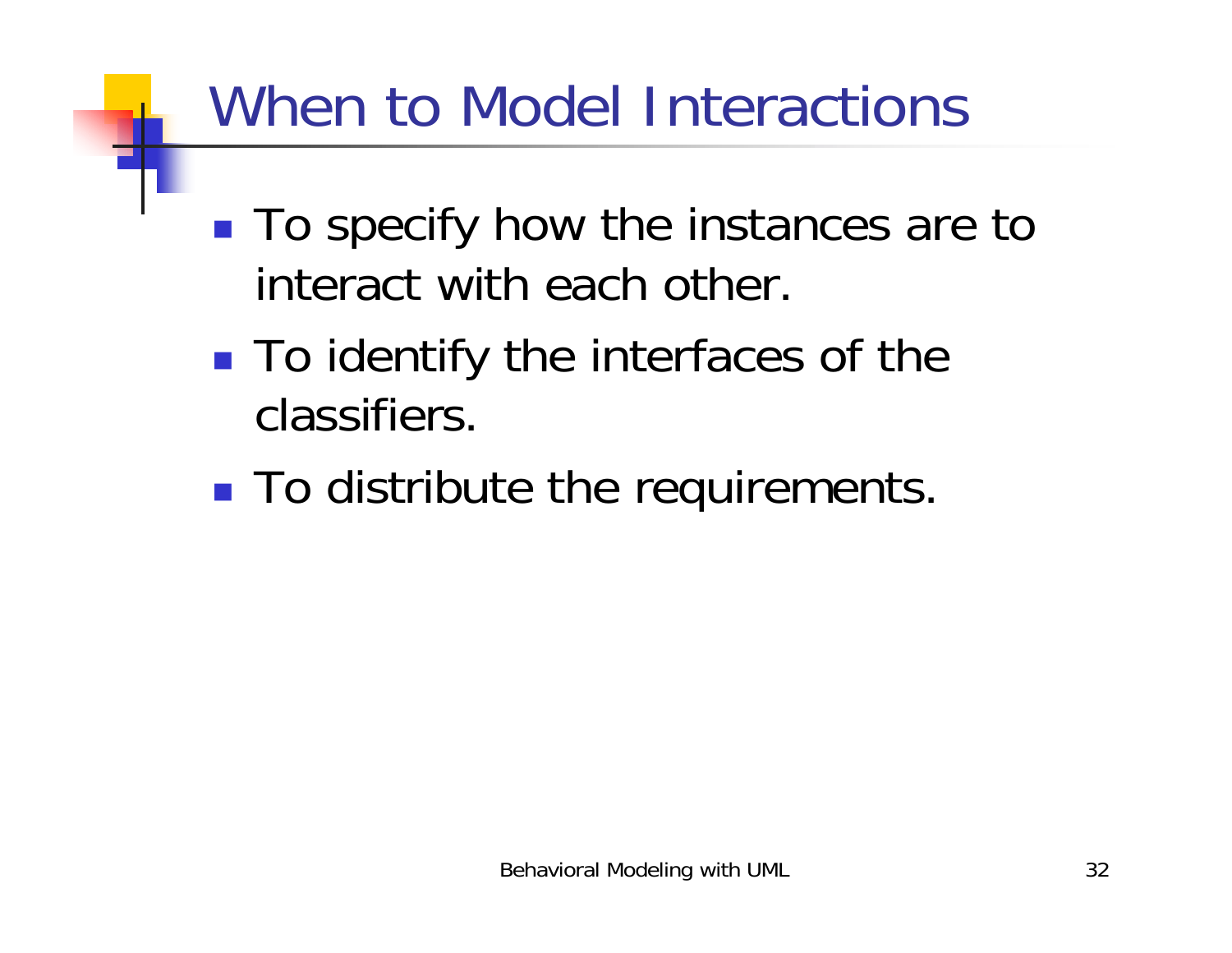# When to Model Interactions

- To specify how the instances are to interact with each other.
- To identify the interfaces of the classifiers.
- To distribute the requirements.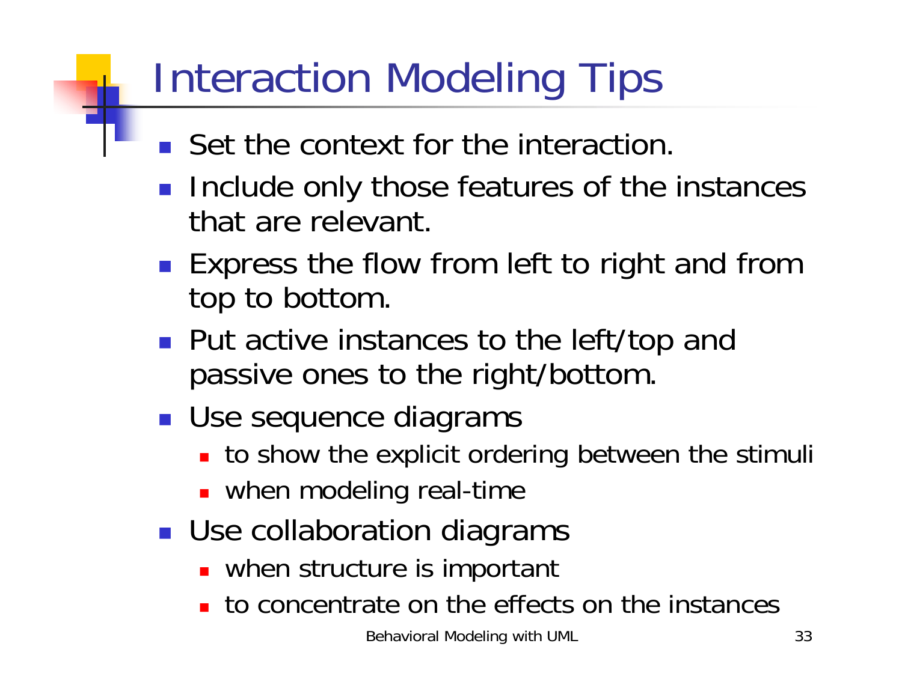# Interaction Modeling Tips

- Set the context for the interaction.
- Include only those features of the instances that are relevant.
- Express the flow from left to right and from top to bottom.
- Put active instances to the left/top and passive ones to the right/bottom.
- Use sequence diagrams
  - to show the explicit ordering between the stimuli
  - when modeling real-time
- Use collaboration diagrams
  - when structure is important
  - to concentrate on the effects on the instances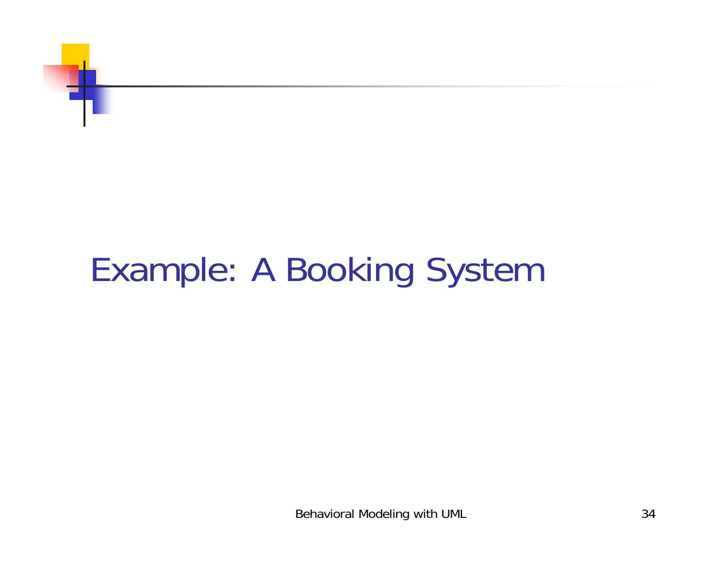# Example: A Booking System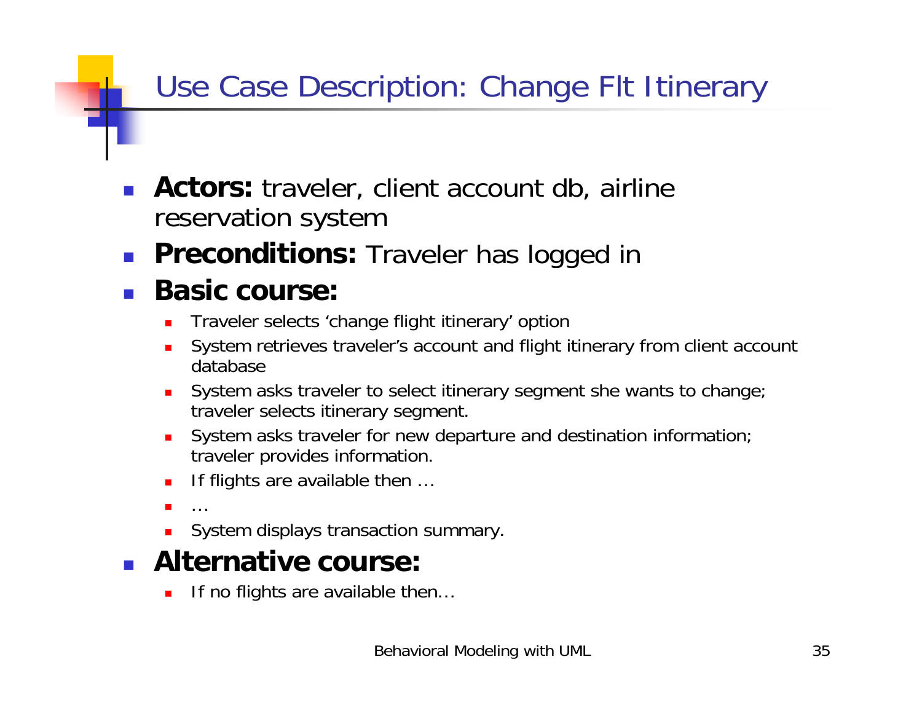# Use Case Description: Change Flt Itinerary

- **Actors:** traveler, client account db, airline reservation system
- **Preconditions:** Traveler has logged in
- **Basic course:**
  - Traveler selects 'change flight itinerary' option
  - System retrieves traveler's account and flight itinerary from client account database
  - System asks traveler to select itinerary segment she wants to change; traveler selects itinerary segment.
  - System asks traveler for new departure and destination information; traveler provides information.
  - If flights are available then …
  - …
  - System displays transaction summary.
- **Alternative course:**
  - If no flights are available then…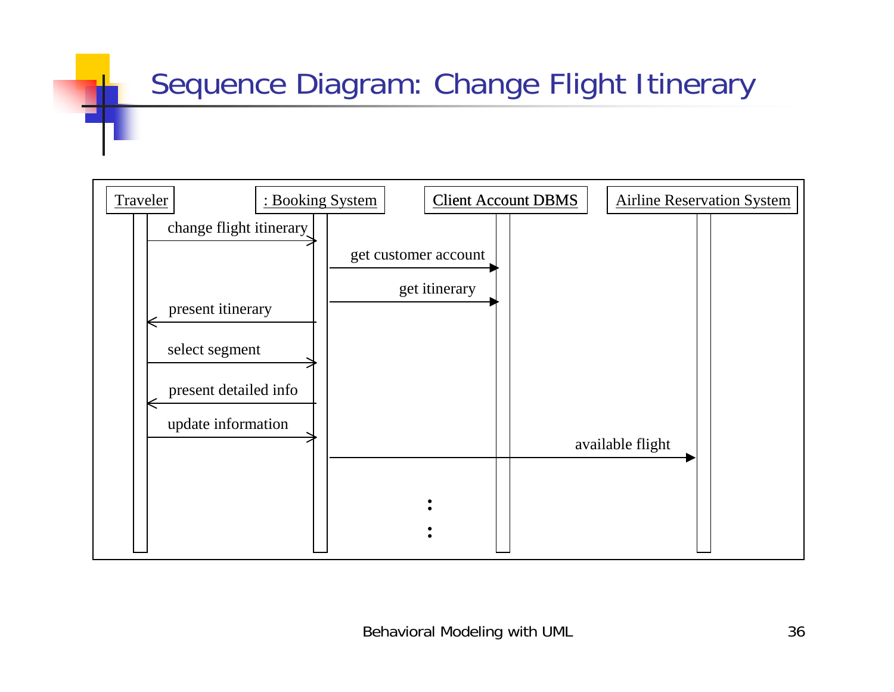# Sequence Diagram: Change Flight Itinerary

Traveler | : Booking System | Client Account DBMS | Airline Reservation System

- Traveler → : Booking System: change flight itinerary
- : Booking System → Client Account DBMS: get customer account
- : Booking System → Client Account DBMS: get itinerary
- : Booking System → Traveler: present itinerary
- Traveler → : Booking System: select segment
- : Booking System → Traveler: present detailed info
- Traveler → : Booking System: update information
- : Booking System → Airline Reservation System: available flight

⋮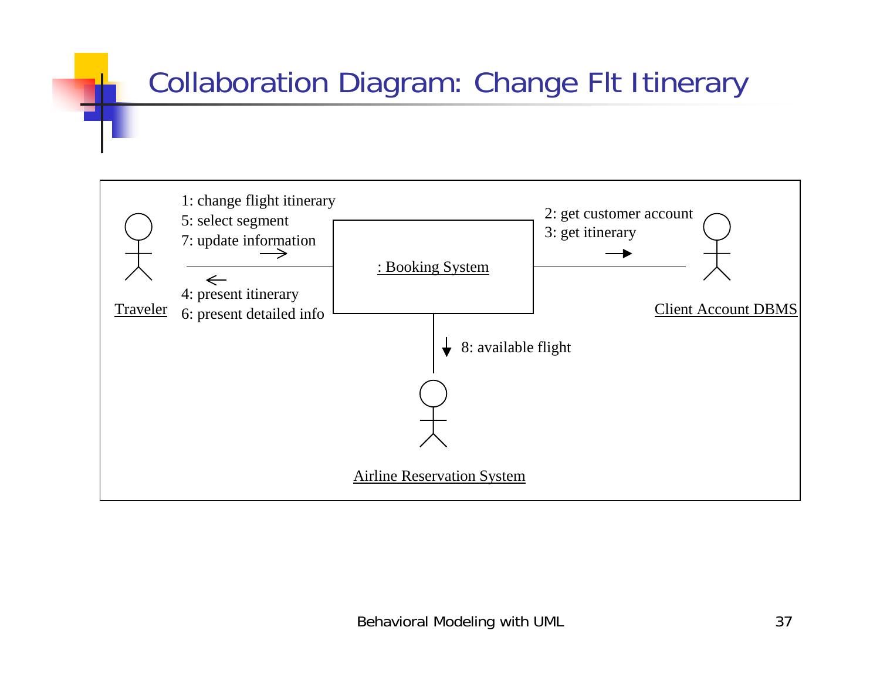# Collaboration Diagram: Change Flt Itinerary

Traveler

1: change flight itinerary
5: select segment
7: update information

4: present itinerary
6: present detailed info

: Booking System

2: get customer account
3: get itinerary

Client Account DBMS

8: available flight

Airline Reservation System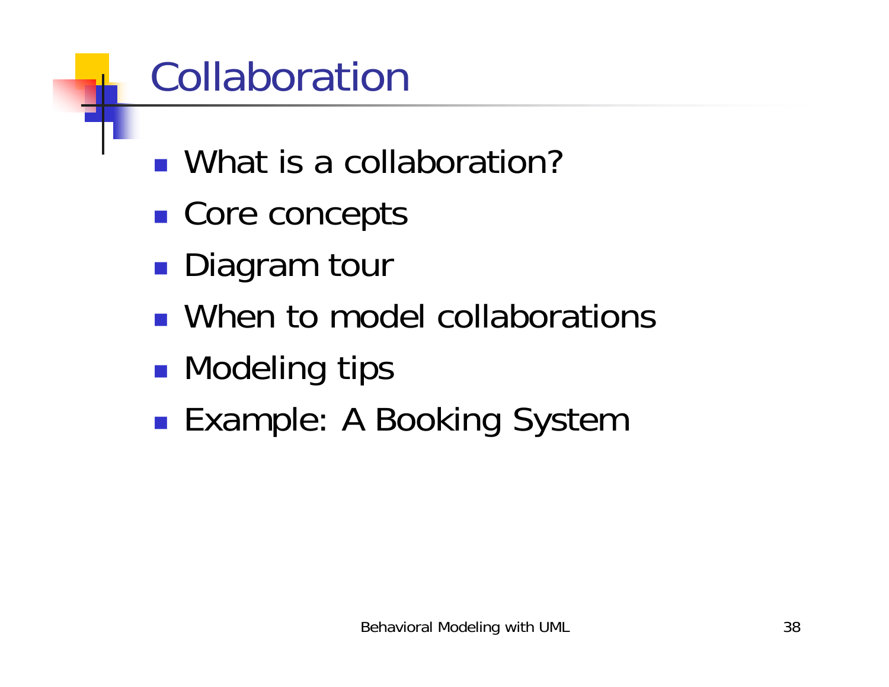# Collaboration

- What is a collaboration?
- Core concepts
- Diagram tour
- When to model collaborations
- Modeling tips
- Example: A Booking System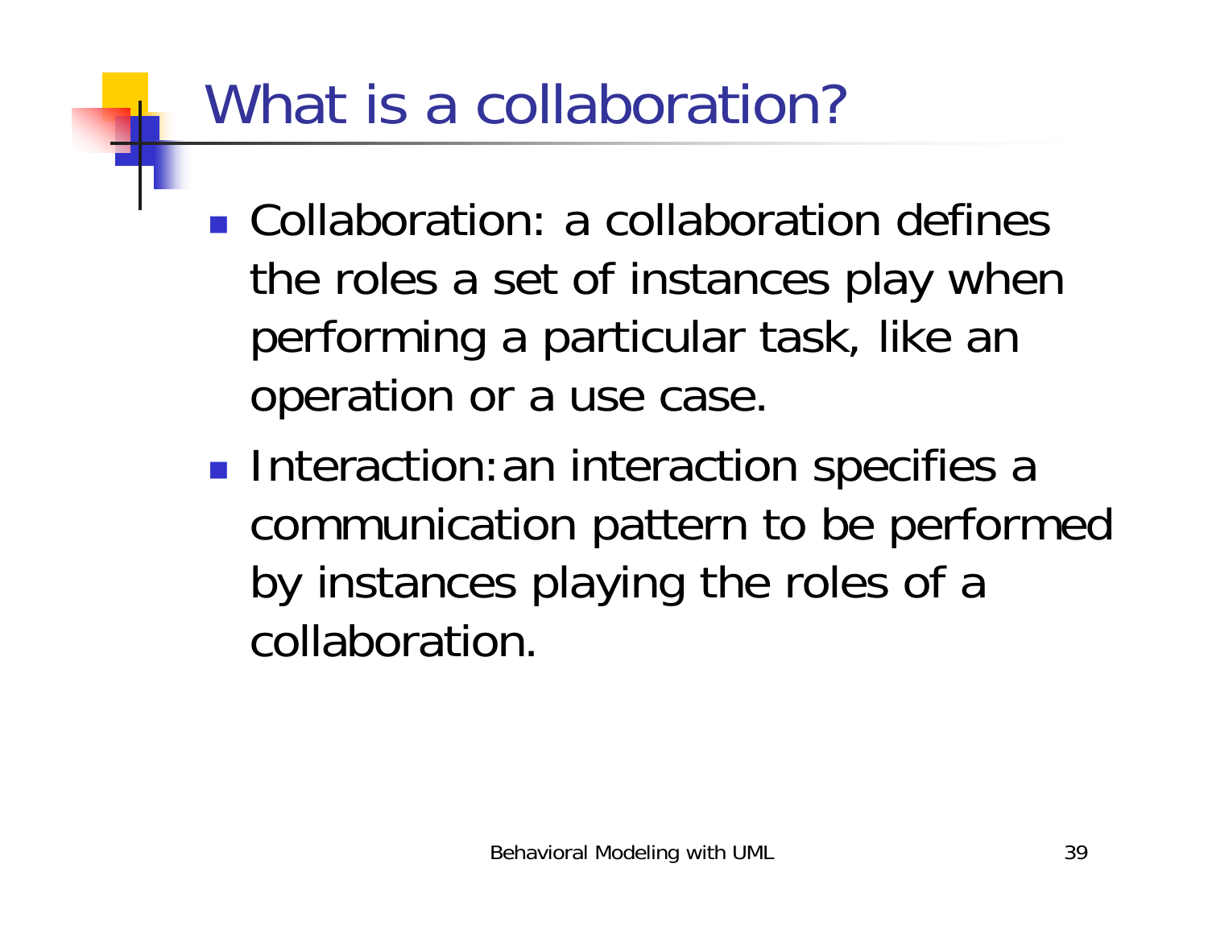# What is a collaboration?

- Collaboration: a collaboration defines the roles a set of instances play when performing a particular task, like an operation or a use case.
- Interaction: an interaction specifies a communication pattern to be performed by instances playing the roles of a collaboration.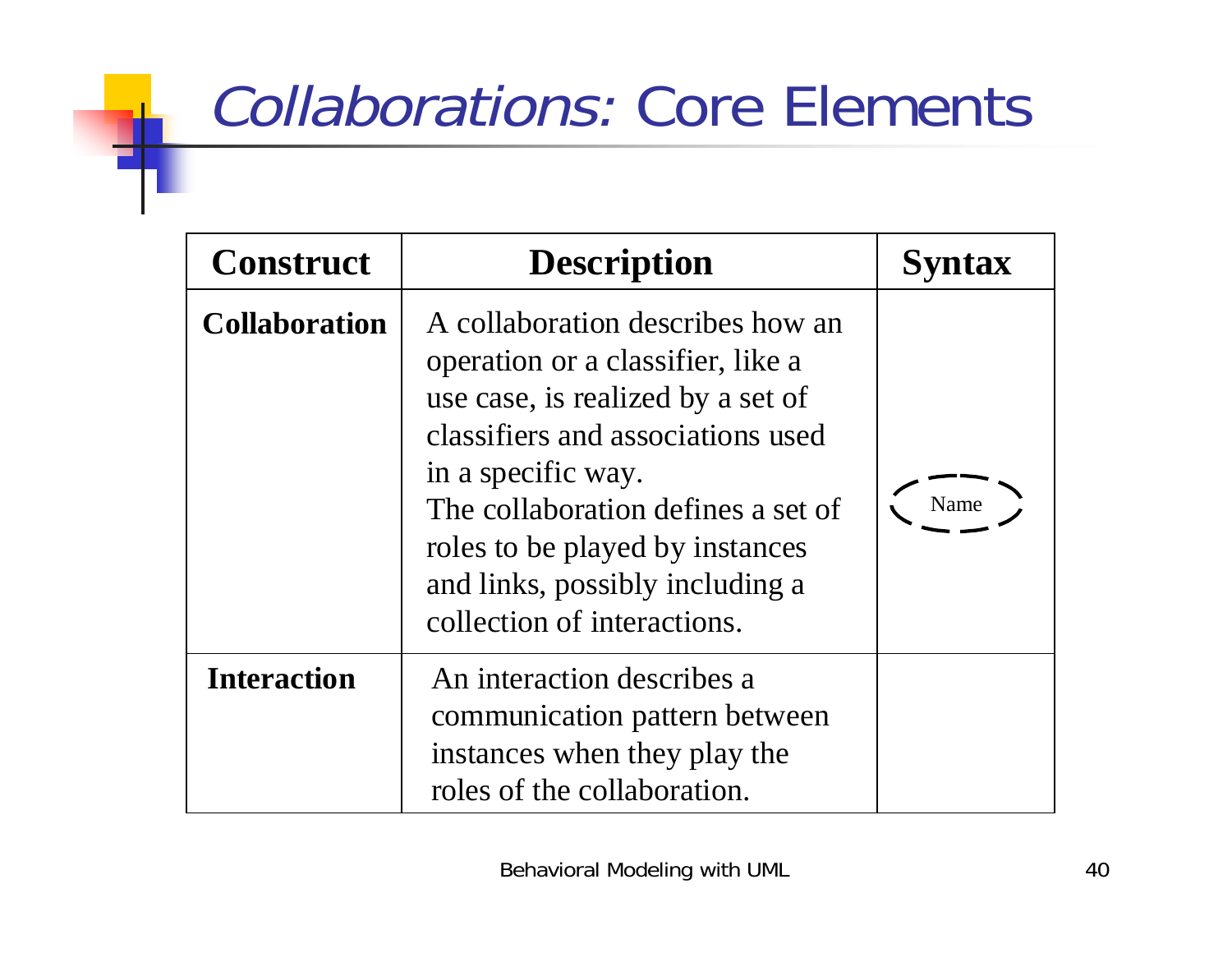# *Collaborations:* Core Elements

| Construct | Description | Syntax |
|---|---|---|
| **Collaboration** | A collaboration describes how an operation or a classifier, like a use case, is realized by a set of classifiers and associations used in a specific way. The collaboration defines a set of roles to be played by instances and links, possibly including a collection of interactions. | Name |
| **Interaction** | An interaction describes a communication pattern between instances when they play the roles of the collaboration. | |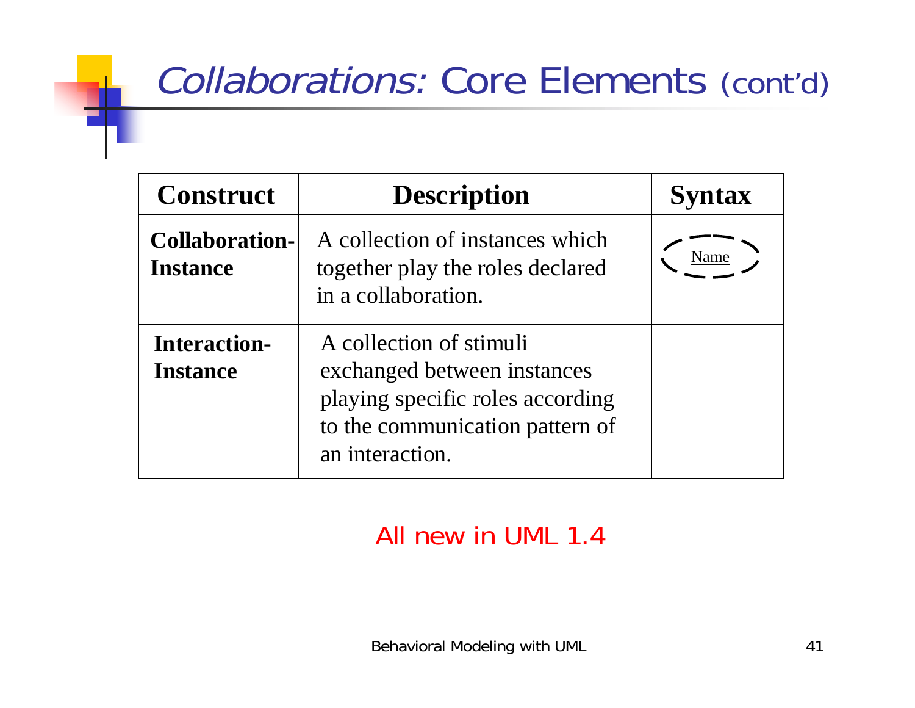# *Collaborations:* Core Elements (cont'd)

| Construct | Description | Syntax |
|---|---|---|
| **Collaboration-Instance** | A collection of instances which together play the roles declared in a collaboration. | Name |
| **Interaction-Instance** | A collection of stimuli exchanged between instances playing specific roles according to the communication pattern of an interaction. | |

All new in UML 1.4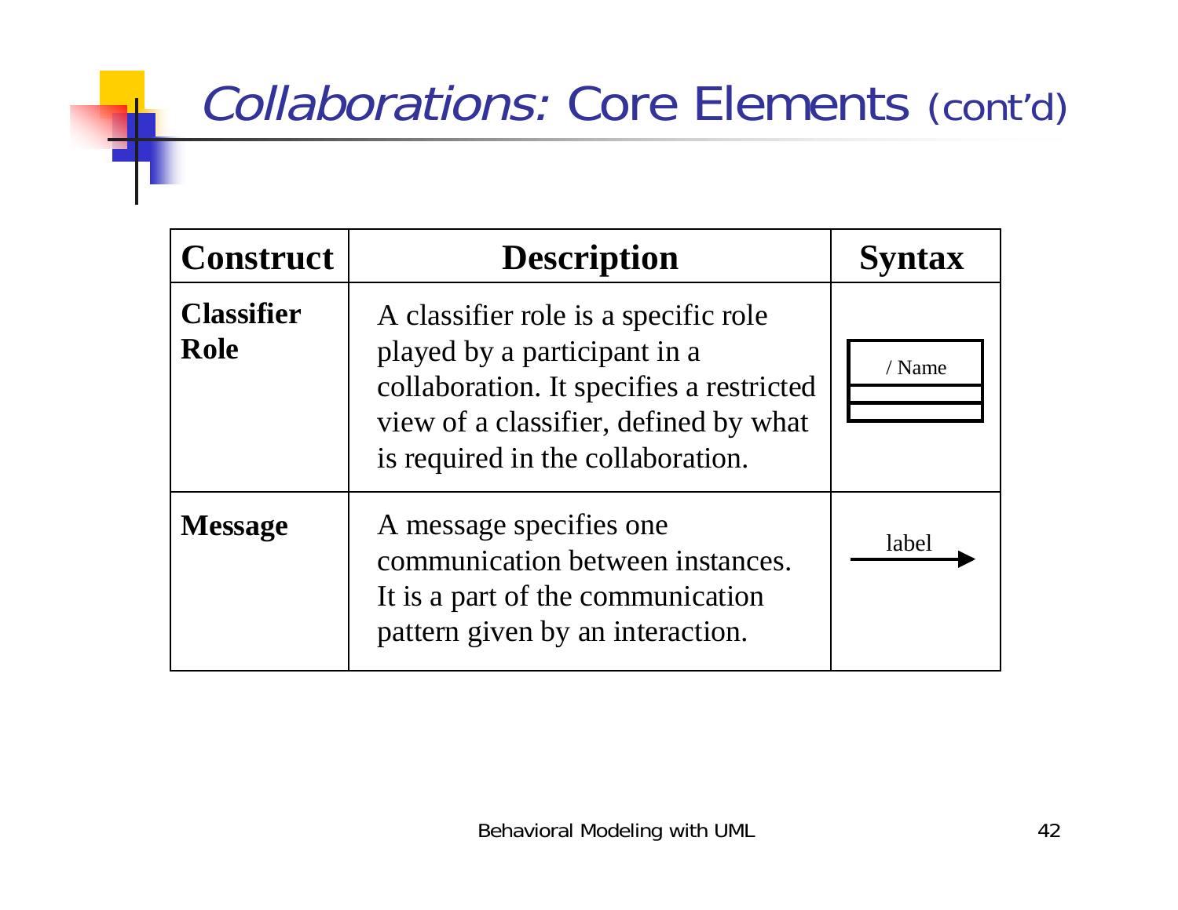# *Collaborations:* Core Elements (cont'd)

| Construct | Description | Syntax |
|---|---|---|
| **Classifier Role** | A classifier role is a specific role played by a participant in a collaboration. It specifies a restricted view of a classifier, defined by what is required in the collaboration. | / Name |
| **Message** | A message specifies one communication between instances. It is a part of the communication pattern given by an interaction. | label → |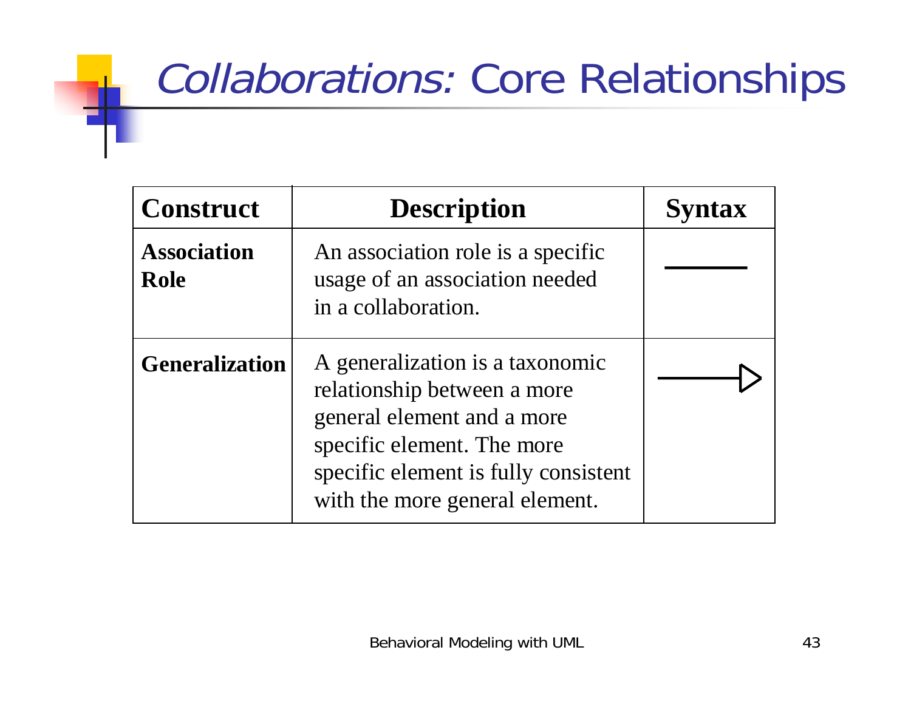# *Collaborations:* Core Relationships

| Construct | Description | Syntax |
|---|---|---|
| **Association Role** | An association role is a specific usage of an association needed in a collaboration. | ——— |
| **Generalization** | A generalization is a taxonomic relationship between a more general element and a more specific element. The more specific element is fully consistent with the more general element. | ——▷ |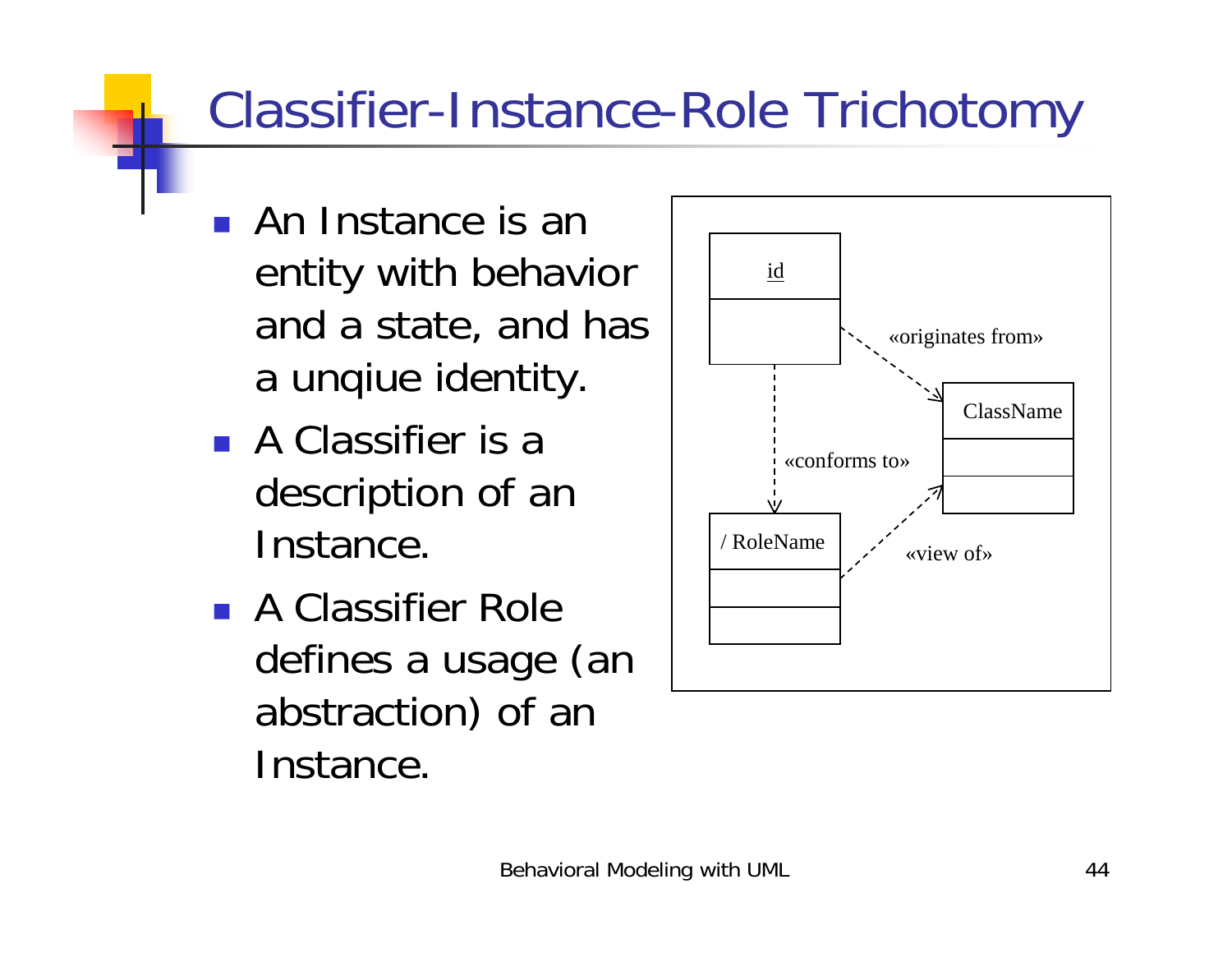# Classifier-Instance-Role Trichotomy

- An Instance is an entity with behavior and a state, and has a unqiue identity.
- A Classifier is a description of an Instance.
- A Classifier Role defines a usage (an abstraction) of an Instance.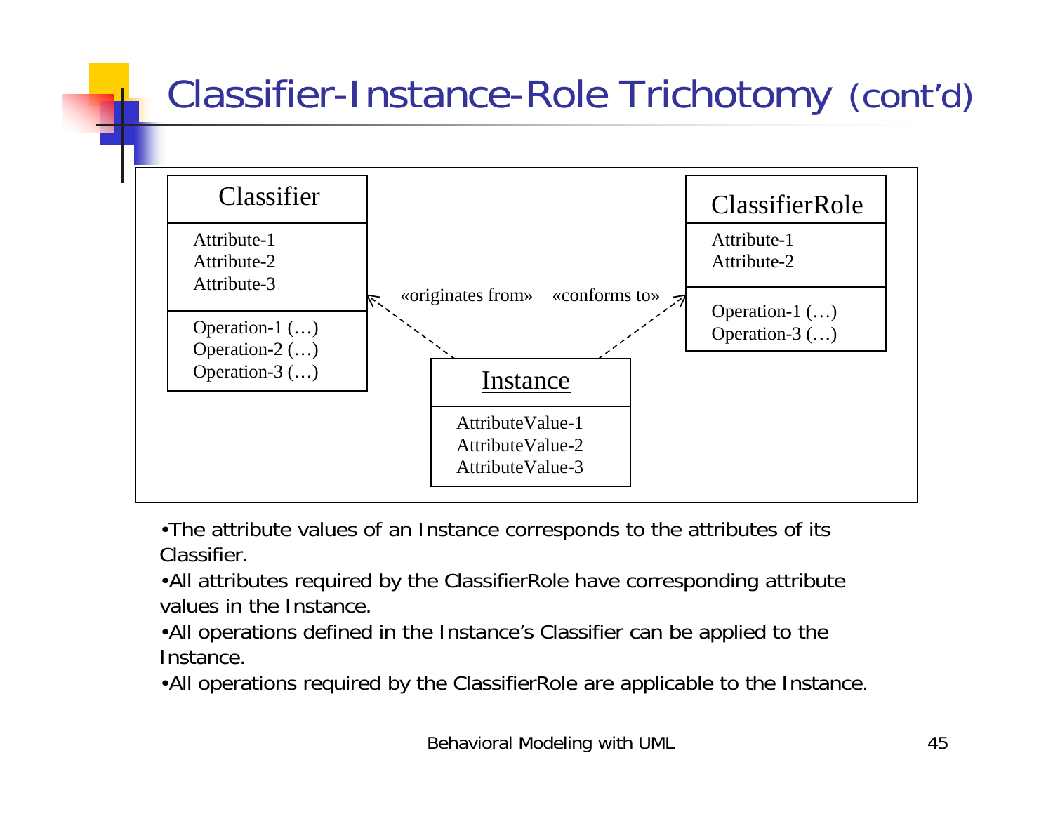# Classifier-Instance-Role Trichotomy (cont'd)

Classifier
- Attribute-1
- Attribute-2
- Attribute-3
- Operation-1 (…)
- Operation-2 (…)
- Operation-3 (…)

ClassifierRole
- Attribute-1
- Attribute-2
- Operation-1 (…)
- Operation-3 (…)

Instance
- AttributeValue-1
- AttributeValue-2
- AttributeValue-3

«originates from» «conforms to»

- The attribute values of an Instance corresponds to the attributes of its Classifier.
- All attributes required by the ClassifierRole have corresponding attribute values in the Instance.
- All operations defined in the Instance's Classifier can be applied to the Instance.
- All operations required by the ClassifierRole are applicable to the Instance.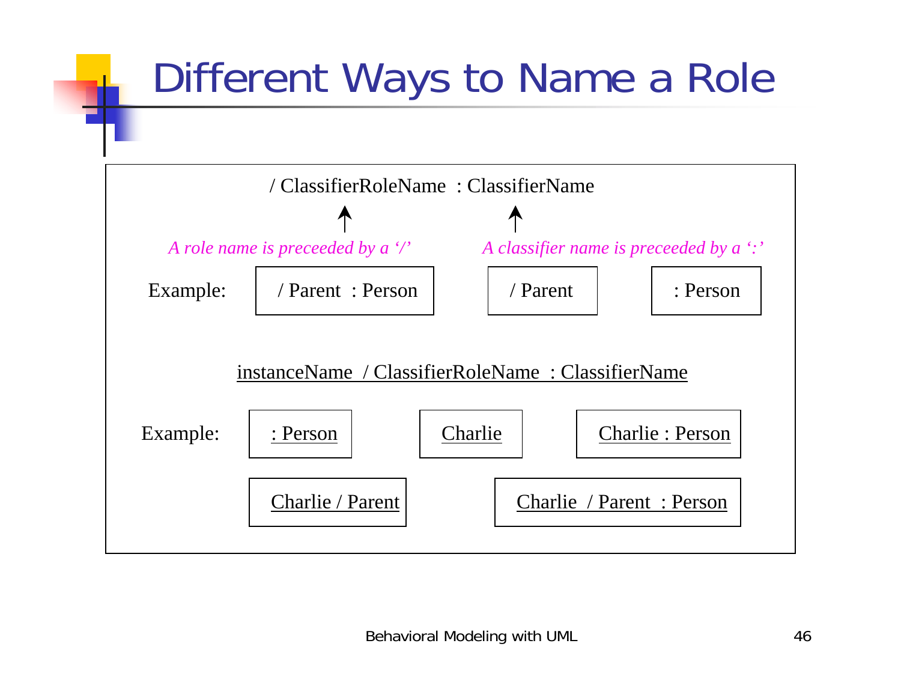# Different Ways to Name a Role

/ ClassifierRoleName : ClassifierName

*A role name is preceeded by a '/'*

*A classifier name is preceeded by a ':'*

Example: / Parent : Person | / Parent | : Person

<u>instanceName / ClassifierRoleName : ClassifierName</u>

Example: <u>: Person</u> | <u>Charlie</u> | <u>Charlie : Person</u> | <u>Charlie / Parent</u> | <u>Charlie / Parent : Person</u>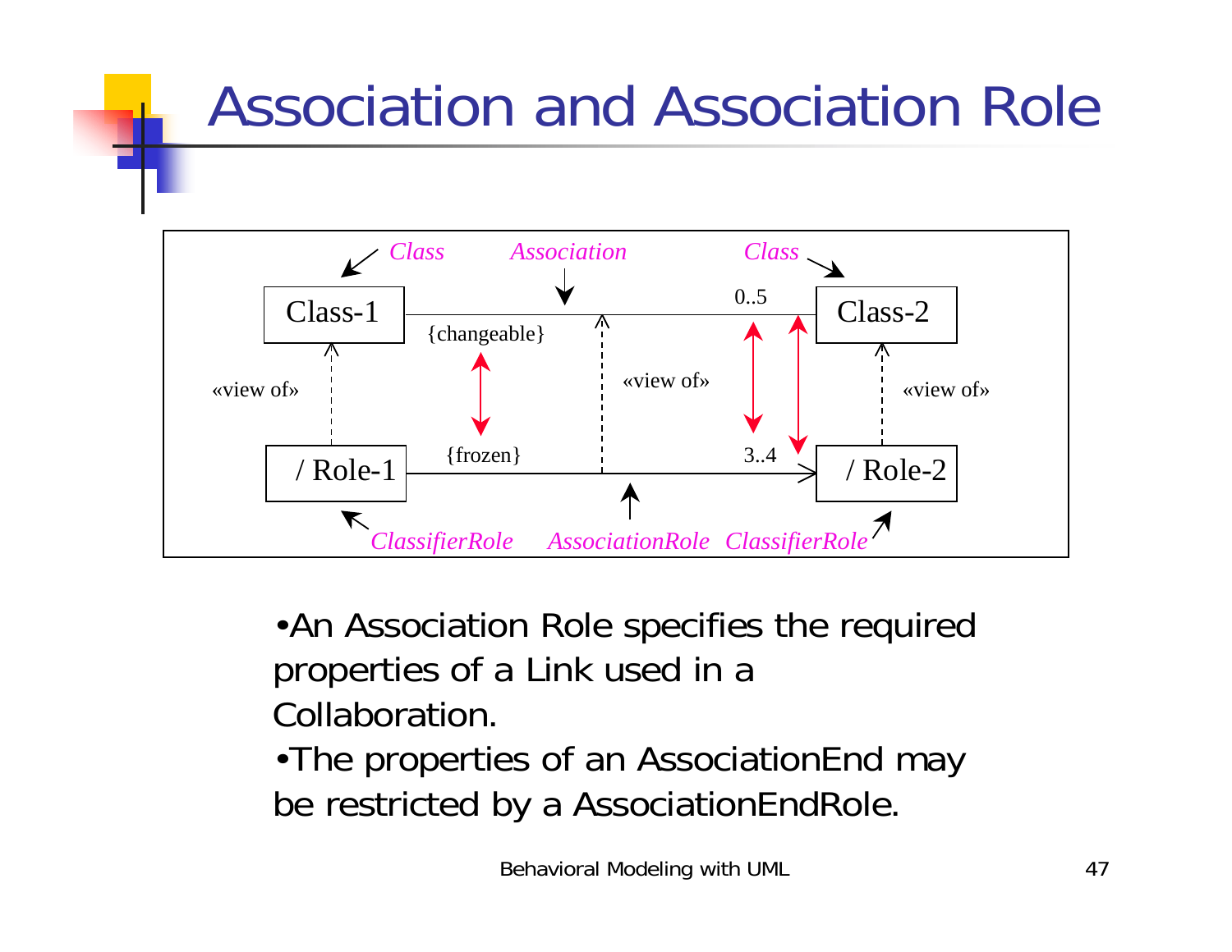# Association and Association Role

Class　　Association　　Class

Class-1 —{changeable}— 0..5 — Class-2

«view of»　　«view of»　　«view of»

/ Role-1 —{frozen}— 3..4 → / Role-2

ClassifierRole　　AssociationRole　　ClassifierRole

- An Association Role specifies the required properties of a Link used in a Collaboration.
- The properties of an AssociationEnd may be restricted by a AssociationEndRole.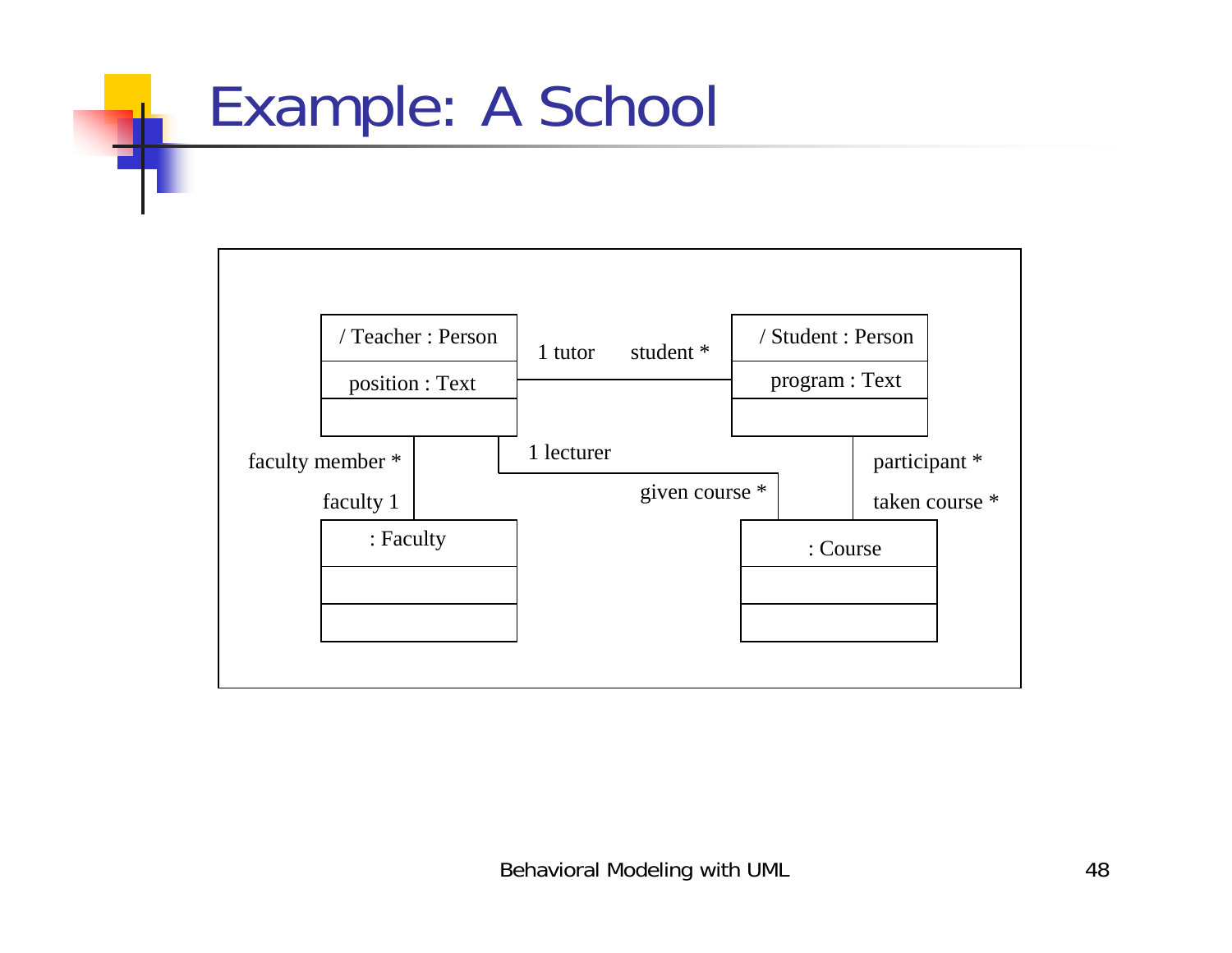# Example: A School

/ Teacher : Person
position : Text

/ Student : Person
program : Text

: Faculty

: Course

1 tutor — student *

1 lecturer — given course *

faculty member * — faculty 1

participant * — taken course *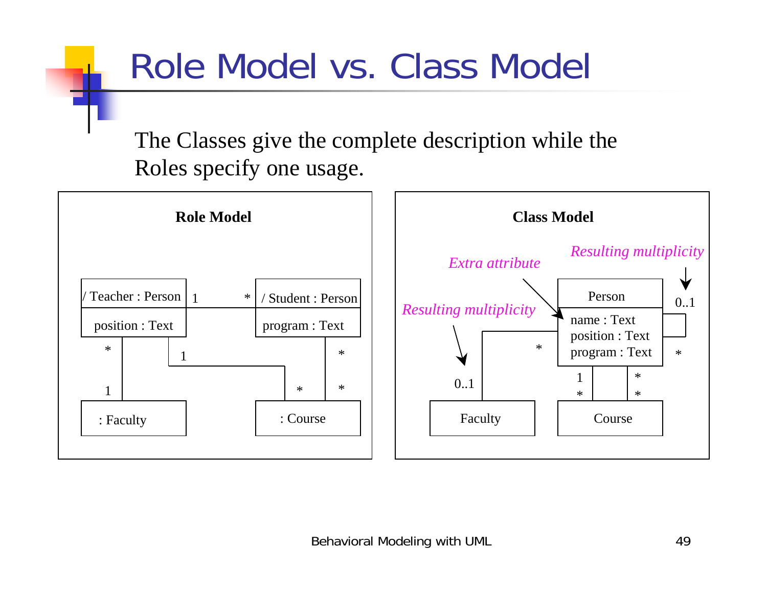# Role Model vs. Class Model

The Classes give the complete description while the Roles specify one usage.

**Role Model**

/ Teacher : Person — position : Text

/ Student : Person — program : Text

: Faculty

: Course

**Class Model**

*Extra attribute*

*Resulting multiplicity*

*Resulting multiplicity*

Person — name : Text, position : Text, program : Text

Faculty

Course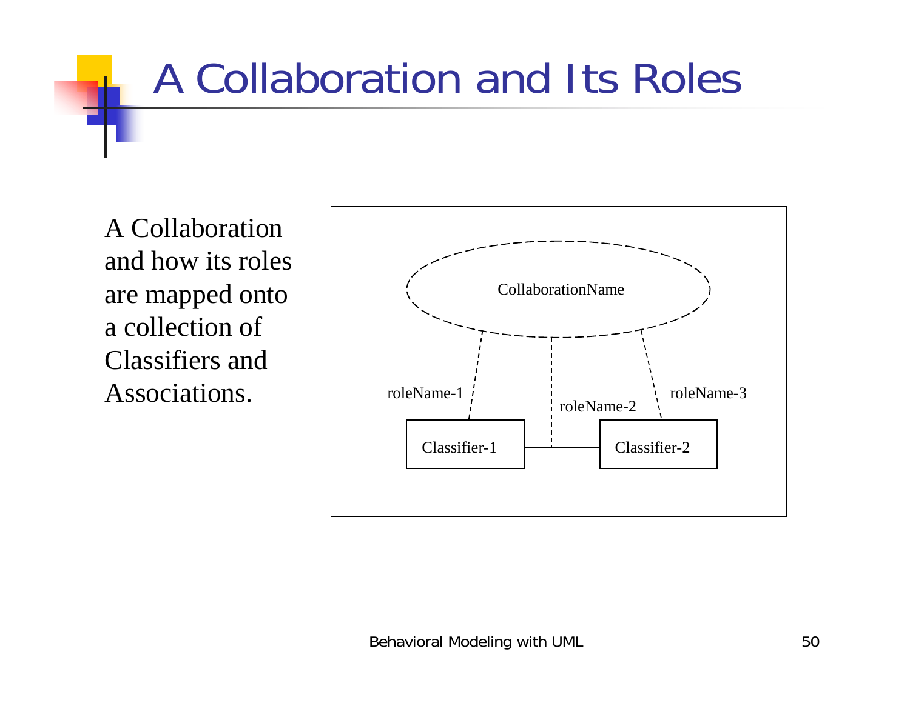# A Collaboration and Its Roles

A Collaboration and how its roles are mapped onto a collection of Classifiers and Associations.

CollaborationName

roleName-1

roleName-2

roleName-3

Classifier-1

Classifier-2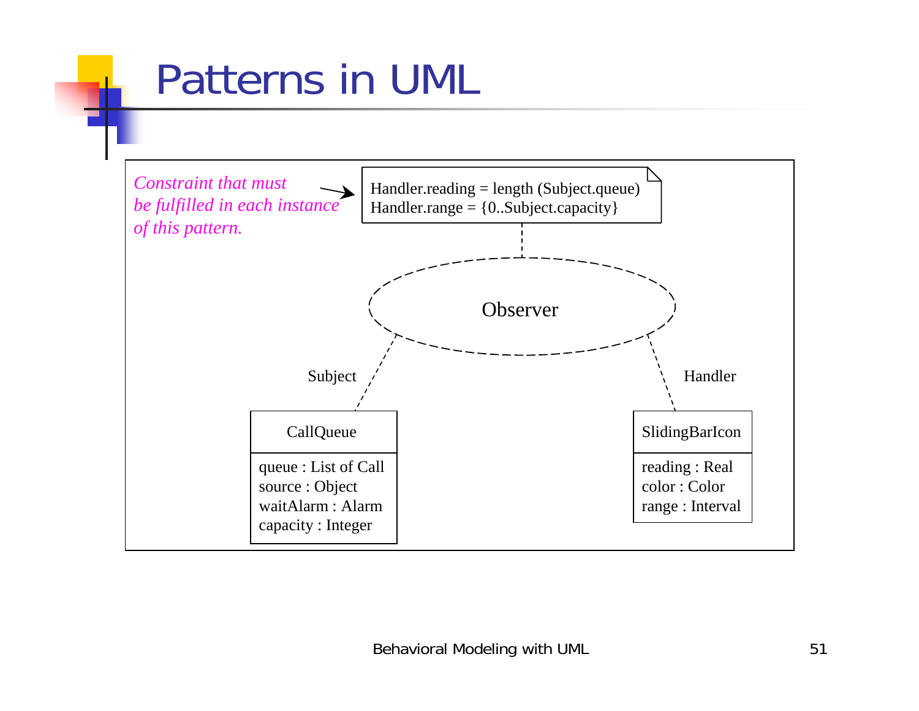# Patterns in UML

*Constraint that must be fulfilled in each instance of this pattern.*

Handler.reading = length (Subject.queue)
Handler.range = {0..Subject.capacity}

Observer

Subject

Handler

CallQueue

queue : List of Call
source : Object
waitAlarm : Alarm
capacity : Integer

SlidingBarIcon

reading : Real
color : Color
range : Interval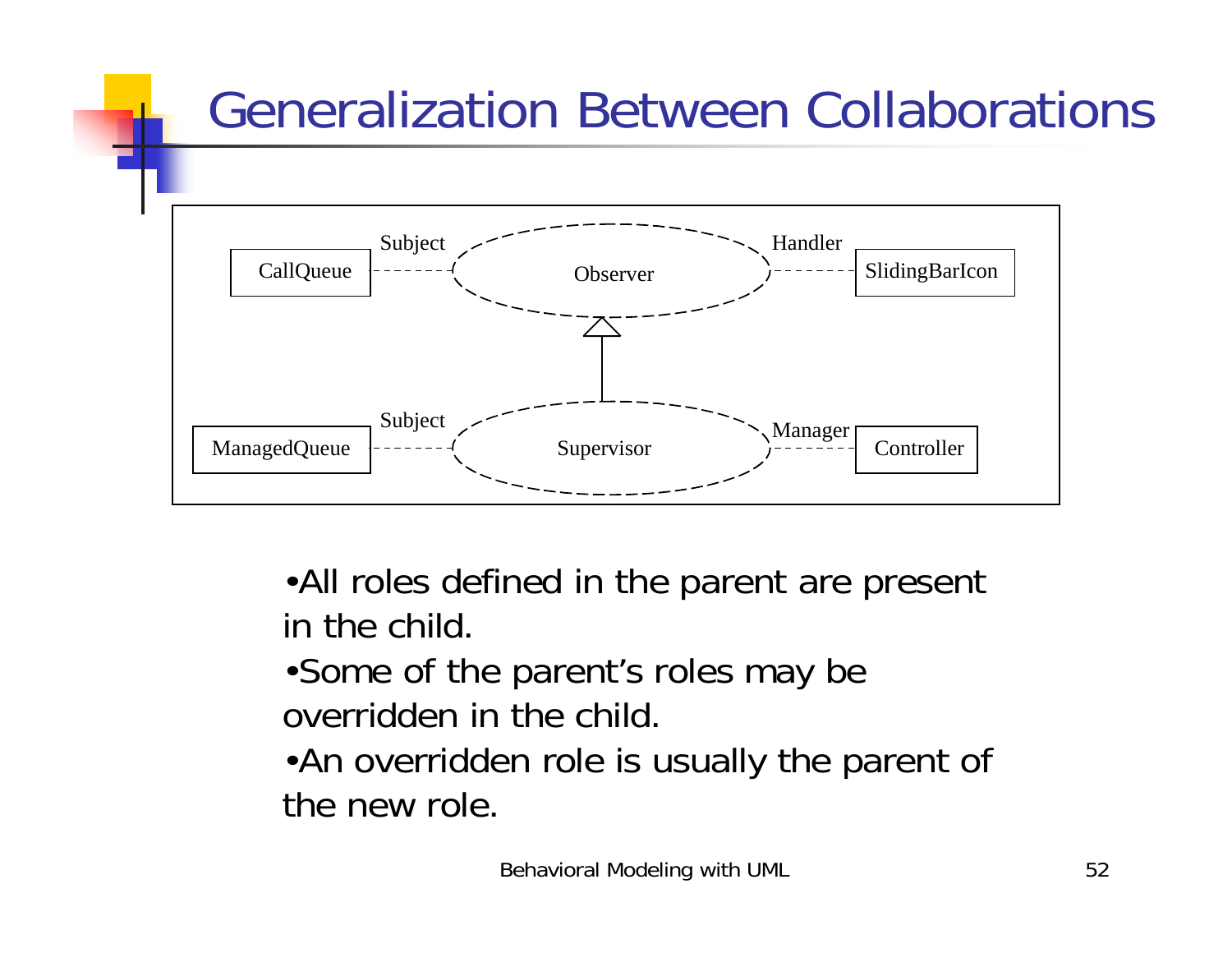# Generalization Between Collaborations

CallQueue — Subject — Observer — Handler — SlidingBarIcon

ManagedQueue — Subject — Supervisor — Manager — Controller

- All roles defined in the parent are present in the child.
- Some of the parent's roles may be overridden in the child.
- An overridden role is usually the parent of the new role.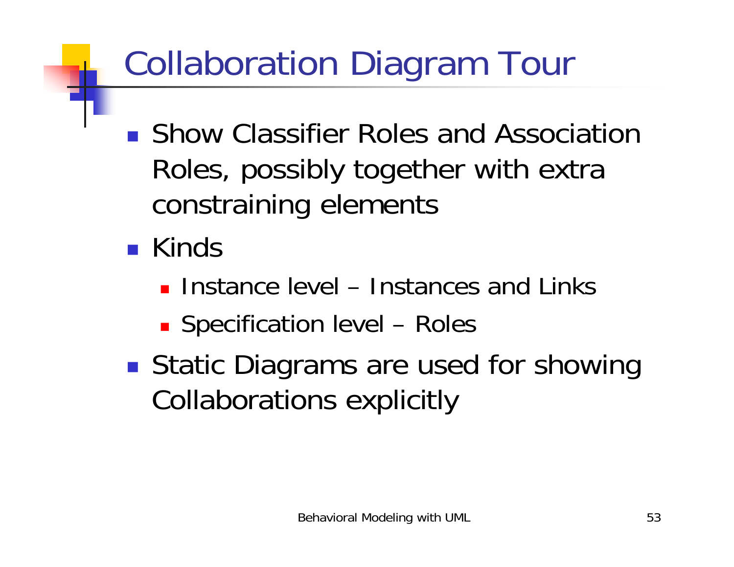# Collaboration Diagram Tour

- Show Classifier Roles and Association Roles, possibly together with extra constraining elements
- Kinds
  - Instance level – Instances and Links
  - Specification level – Roles
- Static Diagrams are used for showing Collaborations explicitly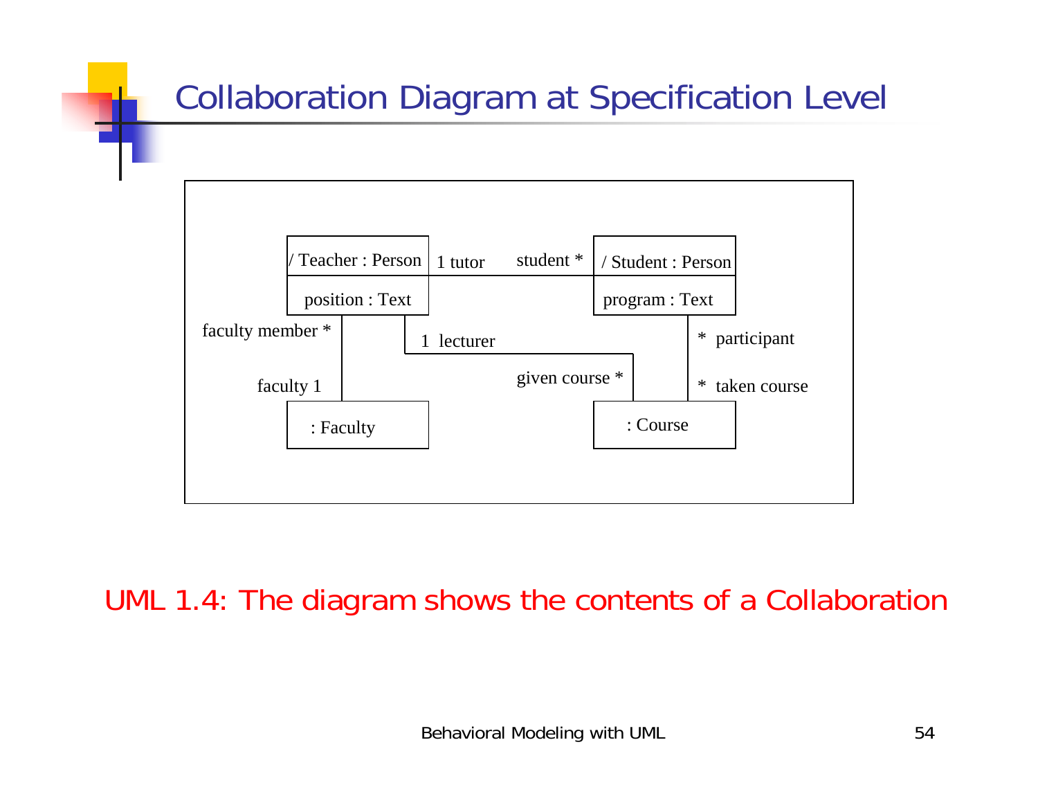# Collaboration Diagram at Specification Level

/ Teacher : Person | position : Text

/ Student : Person | program : Text

: Faculty

: Course

1 tutor — student *

faculty member * — faculty 1

1 lecturer — given course *

* participant — * taken course

UML 1.4: The diagram shows the contents of a Collaboration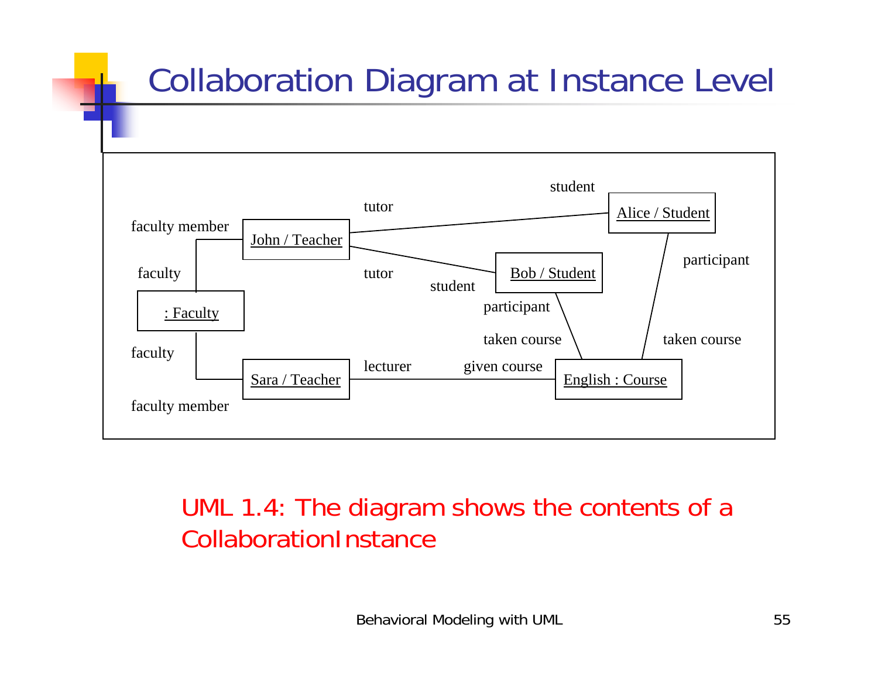# Collaboration Diagram at Instance Level

faculty member

John / Teacher

tutor

student

Alice / Student

faculty

tutor

student

Bob / Student

participant

: Faculty

participant

taken course

taken course

faculty

Sara / Teacher

lecturer

given course

English : Course

faculty member

UML 1.4: The diagram shows the contents of a CollaborationInstance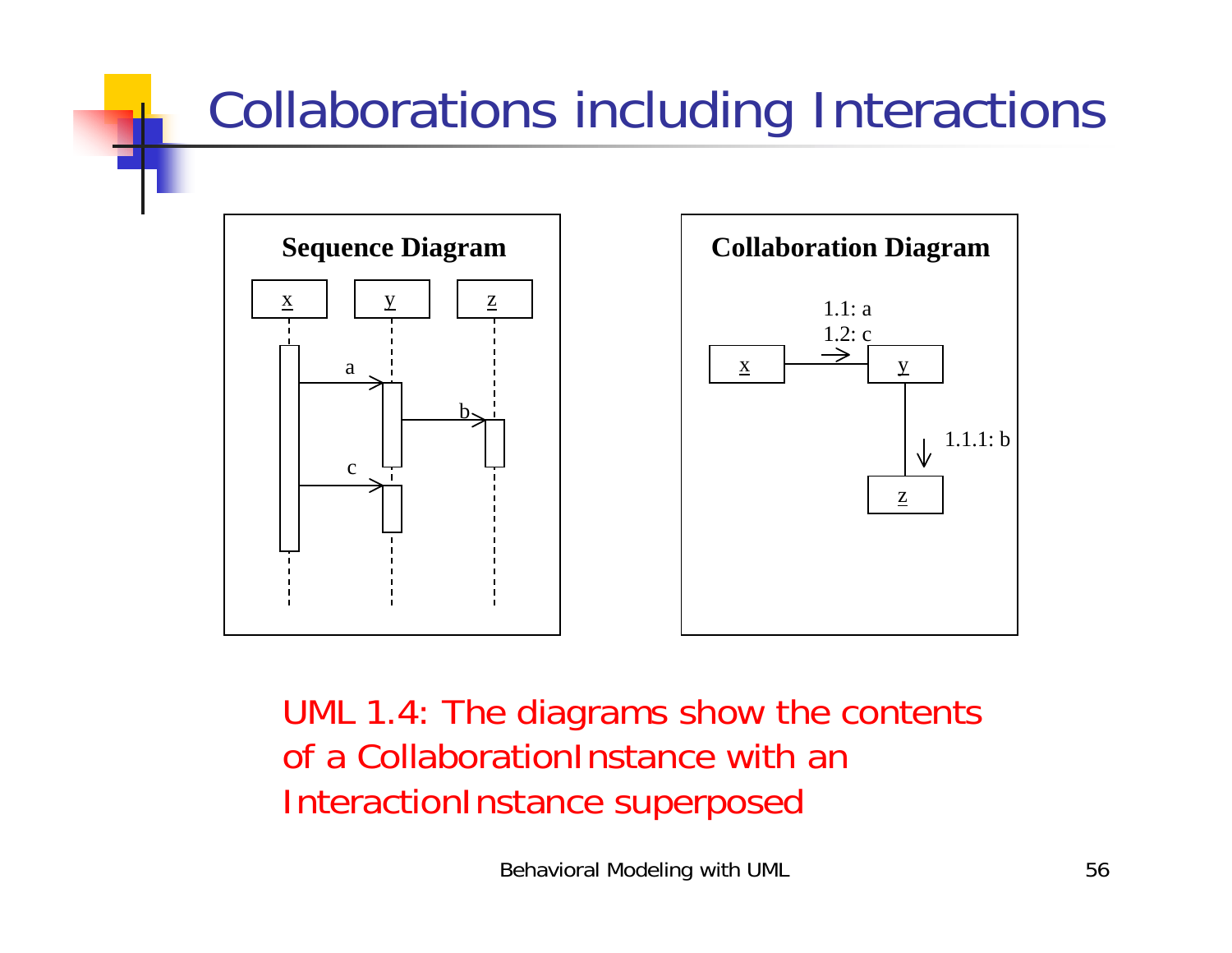# Collaborations including Interactions

**Sequence Diagram**

x y z

a

b

c

**Collaboration Diagram**

1.1: a
1.2: c

x y

1.1.1: b

z

UML 1.4: The diagrams show the contents of a CollaborationInstance with an InteractionInstance superposed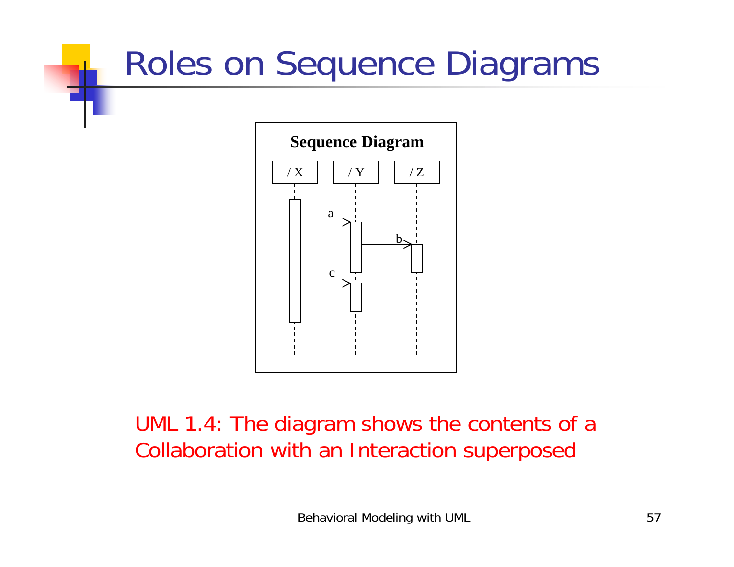# Roles on Sequence Diagrams

UML 1.4: The diagram shows the contents of a Collaboration with an Interaction superposed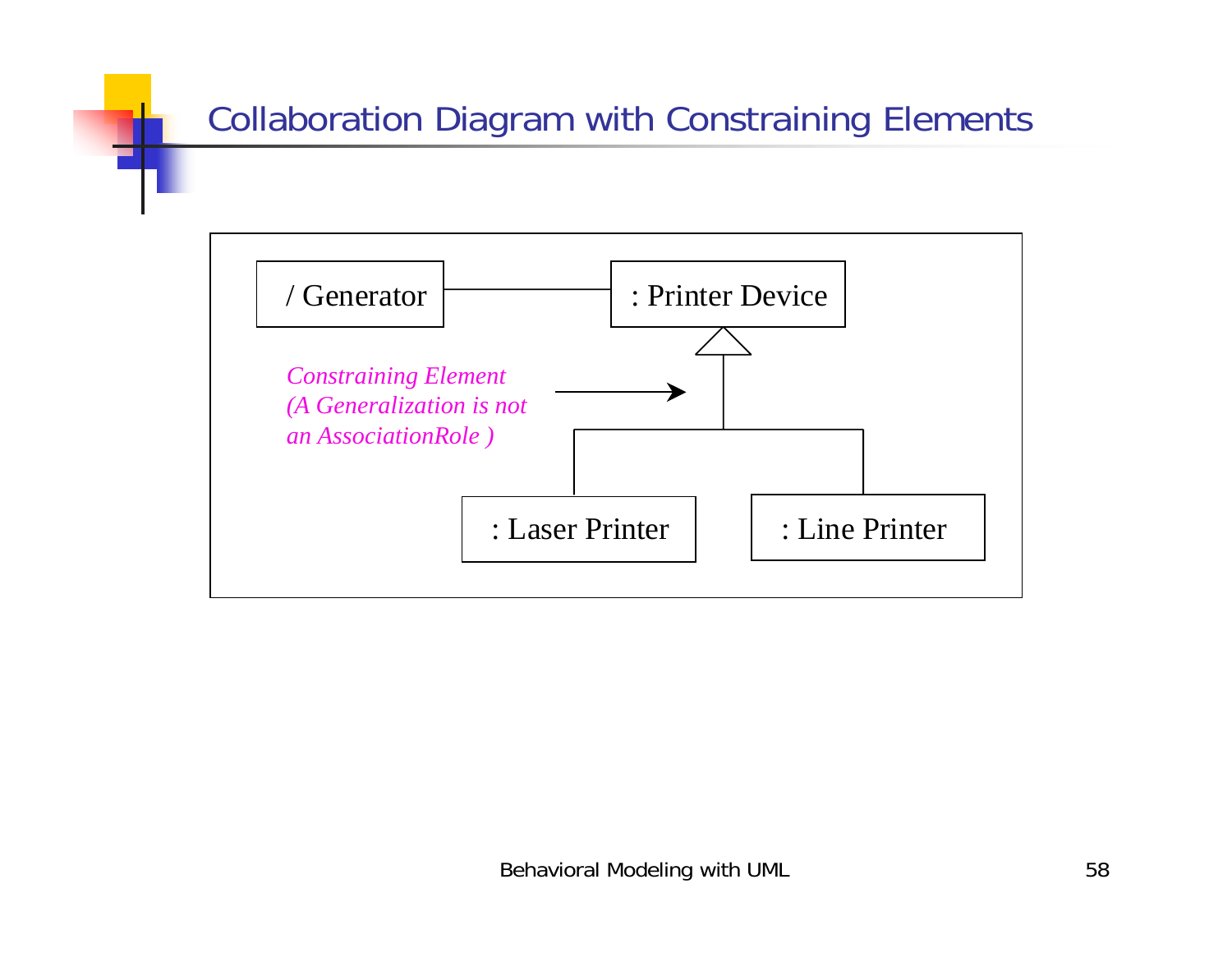# Collaboration Diagram with Constraining Elements

/ Generator

: Printer Device

*Constraining Element*
*(A Generalization is not an AssociationRole )*

: Laser Printer

: Line Printer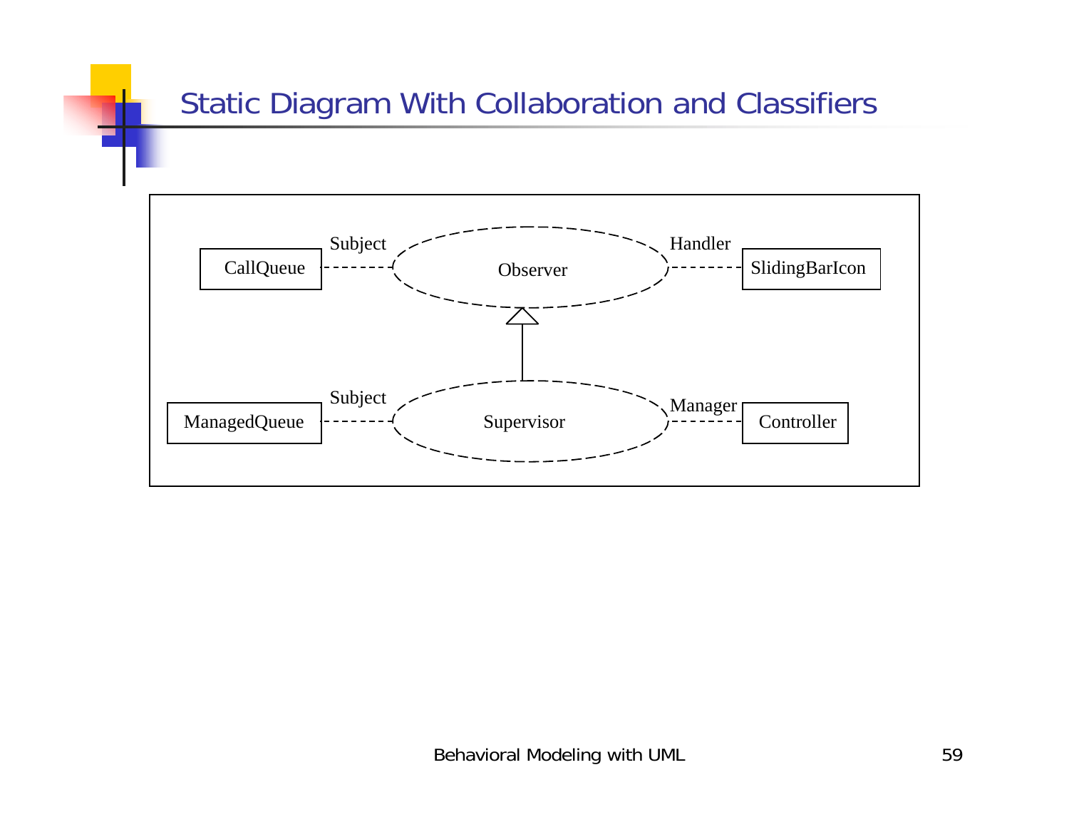# Static Diagram With Collaboration and Classifiers

CallQueue — Subject — Observer — Handler — SlidingBarIcon

ManagedQueue — Subject — Supervisor — Manager — Controller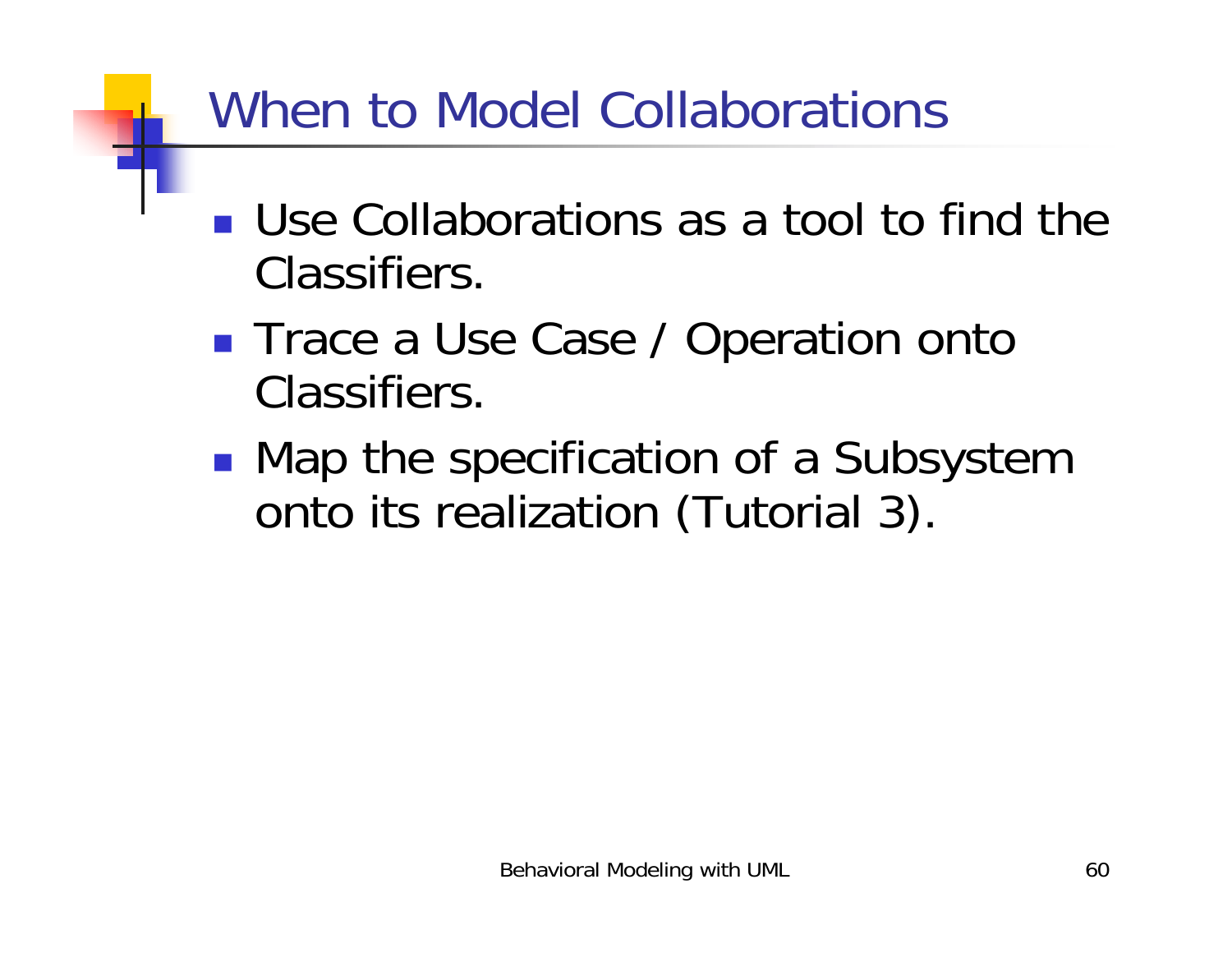# When to Model Collaborations

- Use Collaborations as a tool to find the Classifiers.
- Trace a Use Case / Operation onto Classifiers.
- Map the specification of a Subsystem onto its realization (Tutorial 3).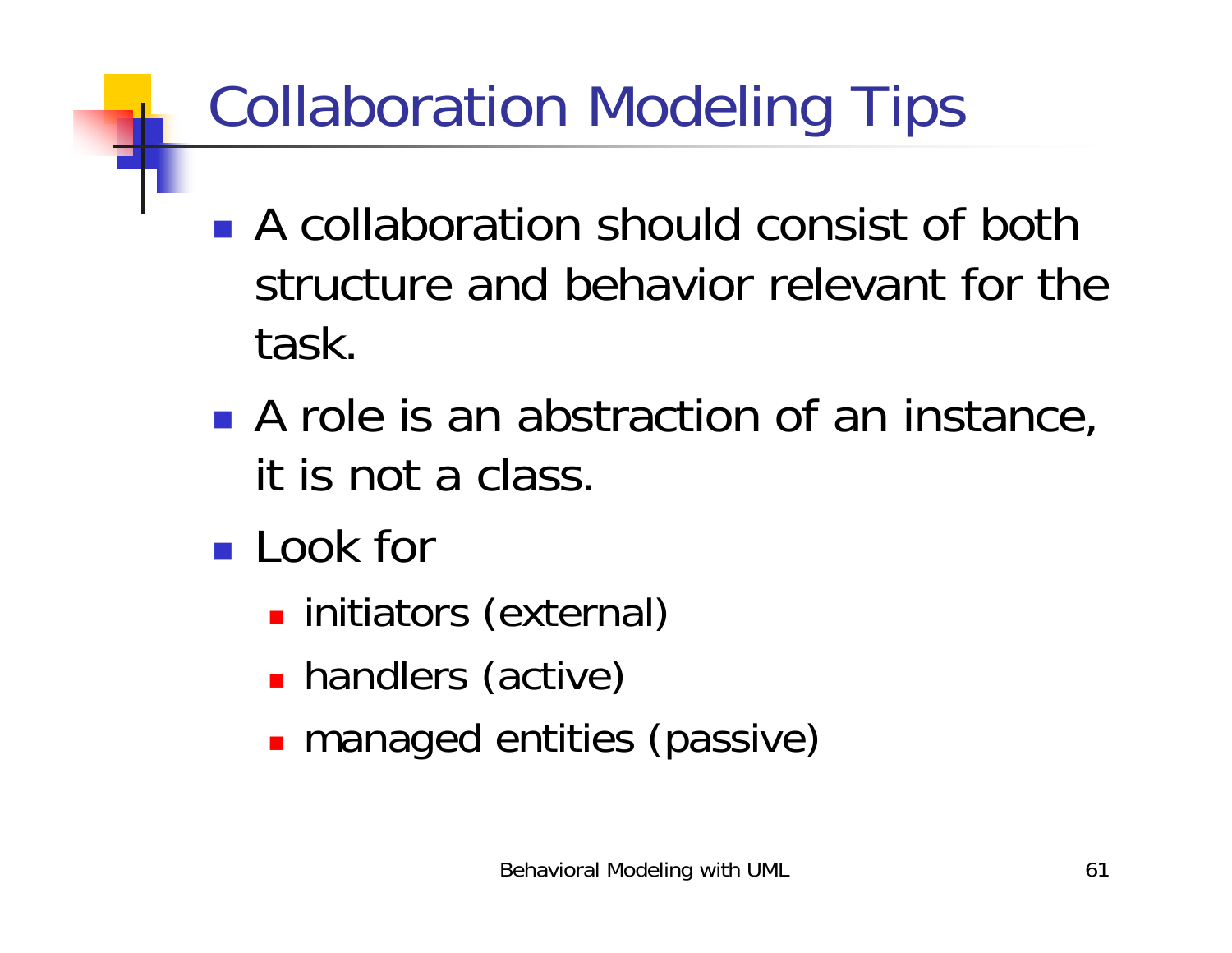# Collaboration Modeling Tips

- A collaboration should consist of both structure and behavior relevant for the task.
- A role is an abstraction of an instance, it is not a class.
- Look for
  - initiators (external)
  - handlers (active)
  - managed entities (passive)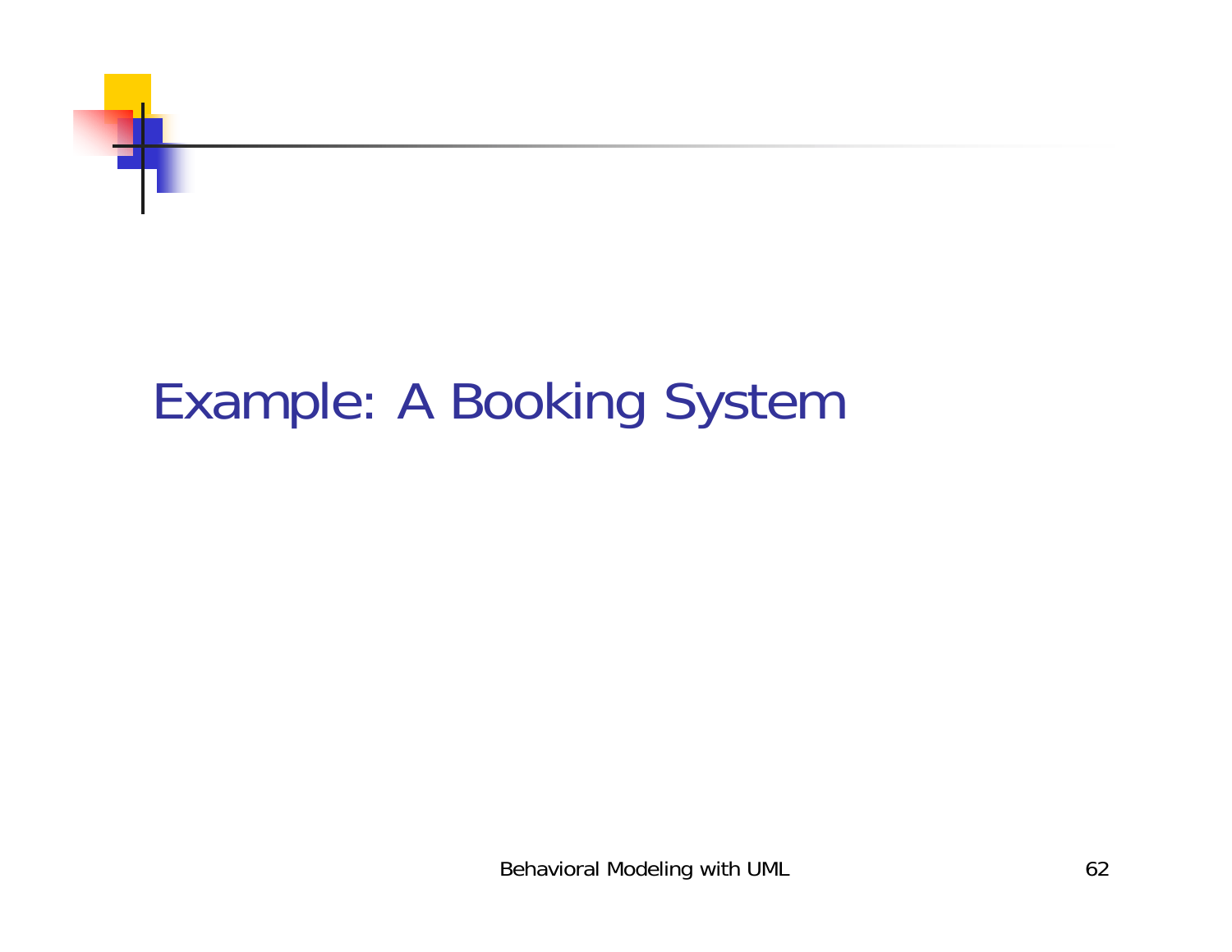# Example: A Booking System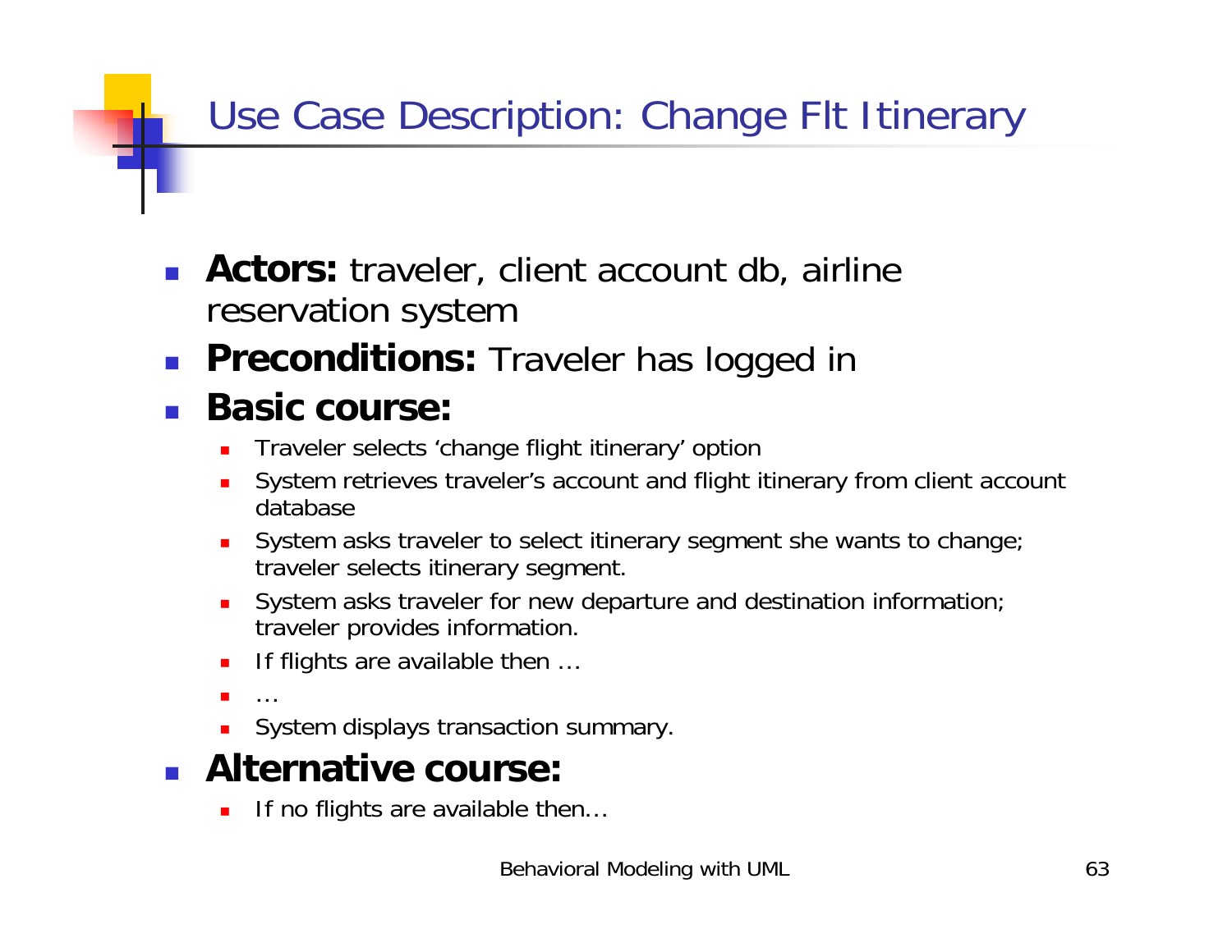# Use Case Description: Change Flt Itinerary

- **Actors:** traveler, client account db, airline reservation system
- **Preconditions:** Traveler has logged in
- **Basic course:**
  - Traveler selects 'change flight itinerary' option
  - System retrieves traveler's account and flight itinerary from client account database
  - System asks traveler to select itinerary segment she wants to change; traveler selects itinerary segment.
  - System asks traveler for new departure and destination information; traveler provides information.
  - If flights are available then …
  - …
  - System displays transaction summary.
- **Alternative course:**
  - If no flights are available then…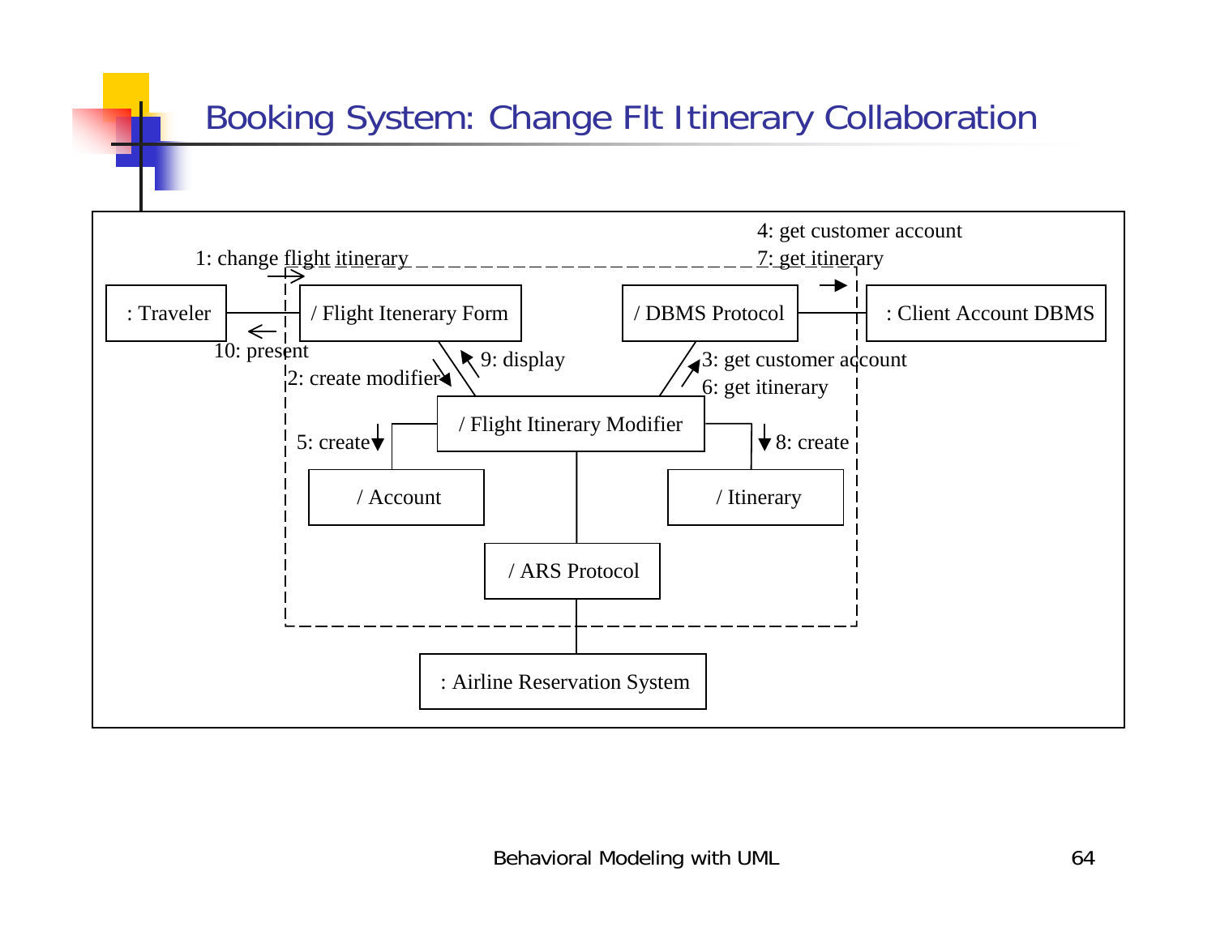# Booking System: Change Flt Itinerary Collaboration

1: change flight itinerary

: Traveler

/ Flight Itenerary Form

10: present

2: create modifier

9: display

/ DBMS Protocol

4: get customer account

7: get itinerary

: Client Account DBMS

3: get customer account

6: get itinerary

/ Flight Itinerary Modifier

5: create

8: create

/ Account

/ Itinerary

/ ARS Protocol

: Airline Reservation System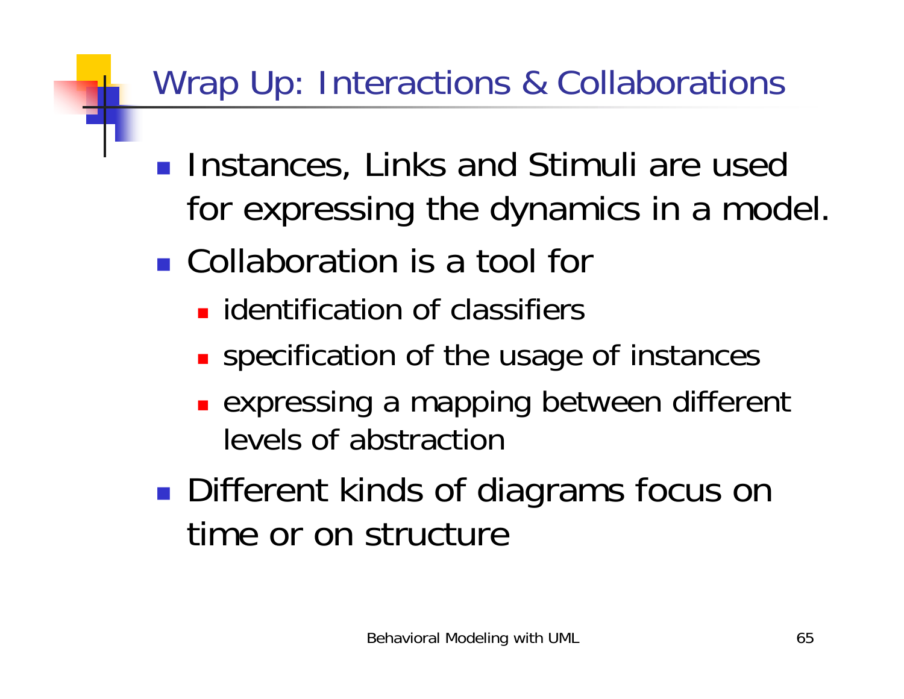# Wrap Up: Interactions & Collaborations

- Instances, Links and Stimuli are used for expressing the dynamics in a model.
- Collaboration is a tool for
  - identification of classifiers
  - specification of the usage of instances
  - expressing a mapping between different levels of abstraction
- Different kinds of diagrams focus on time or on structure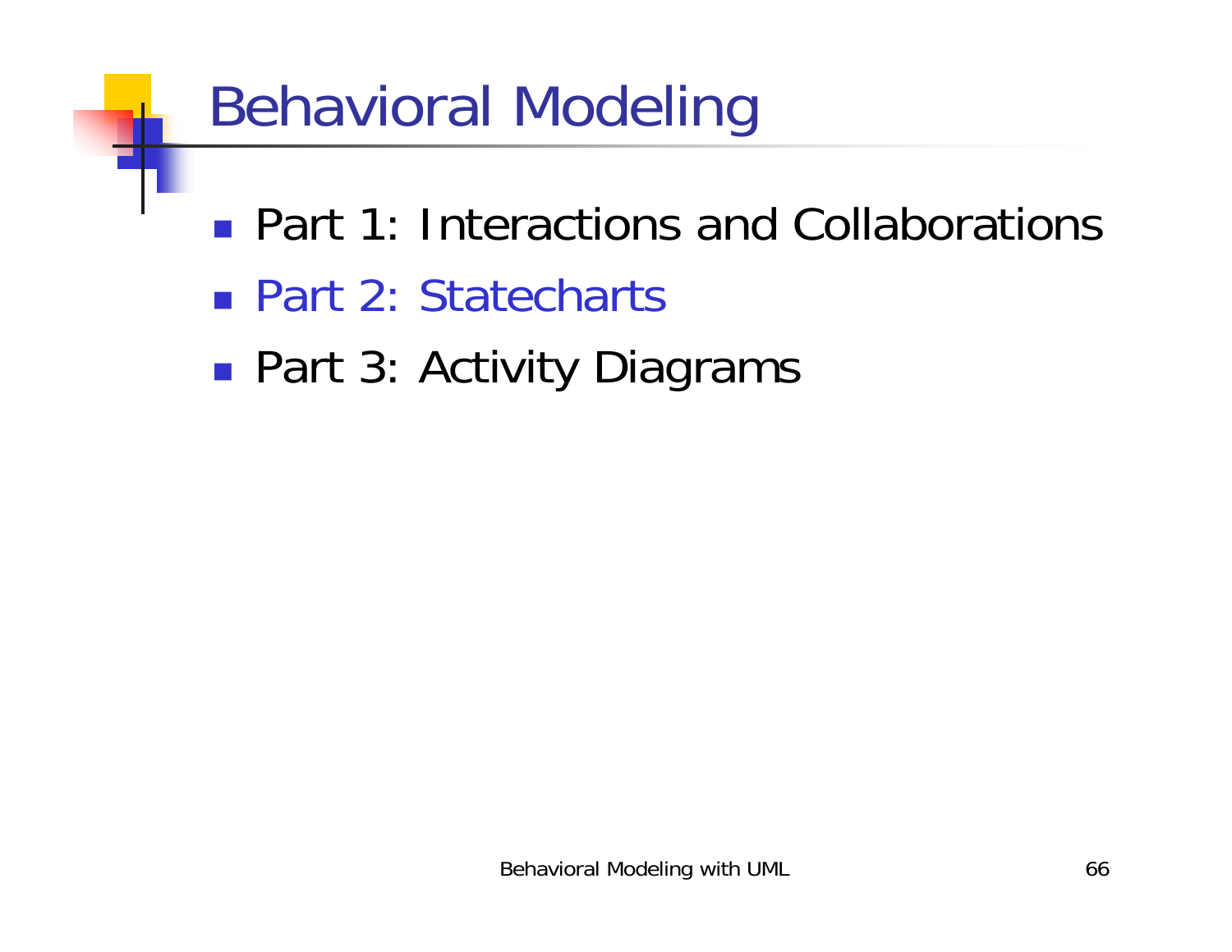# Behavioral Modeling

- Part 1: Interactions and Collaborations
- Part 2: Statecharts
- Part 3: Activity Diagrams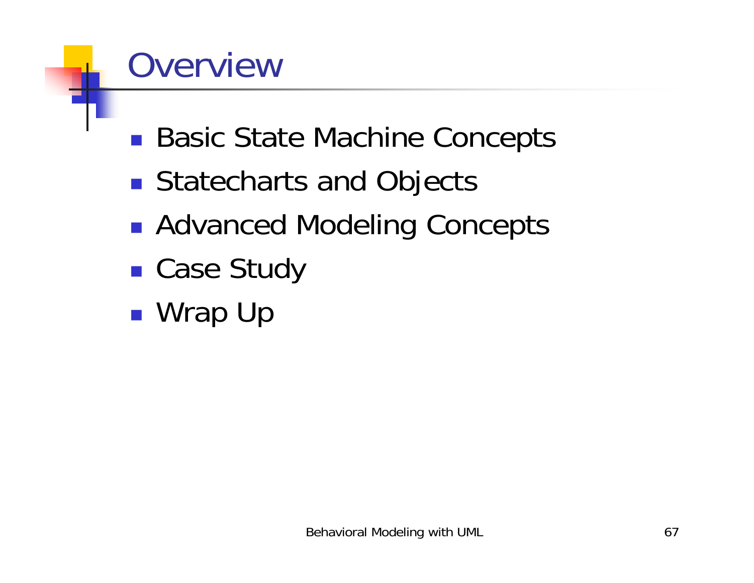# Overview

- Basic State Machine Concepts
- Statecharts and Objects
- Advanced Modeling Concepts
- Case Study
- Wrap Up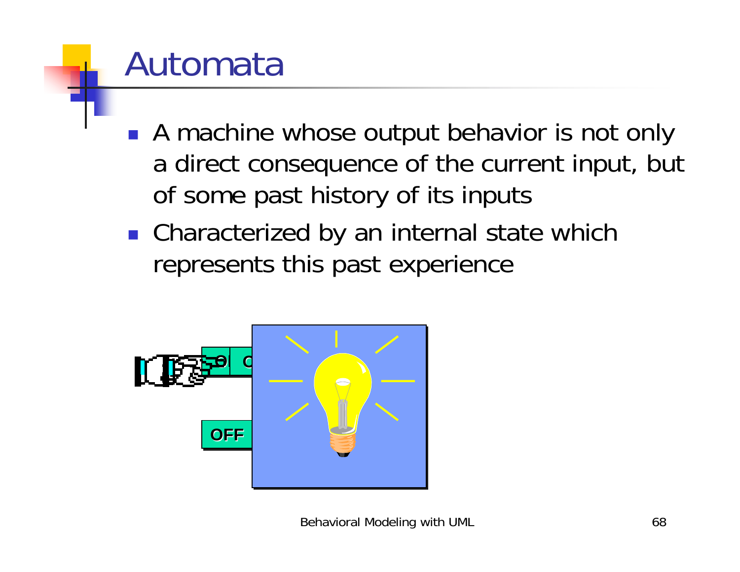# Automata

- A machine whose output behavior is not only a direct consequence of the current input, but of some past history of its inputs
- Characterized by an internal state which represents this past experience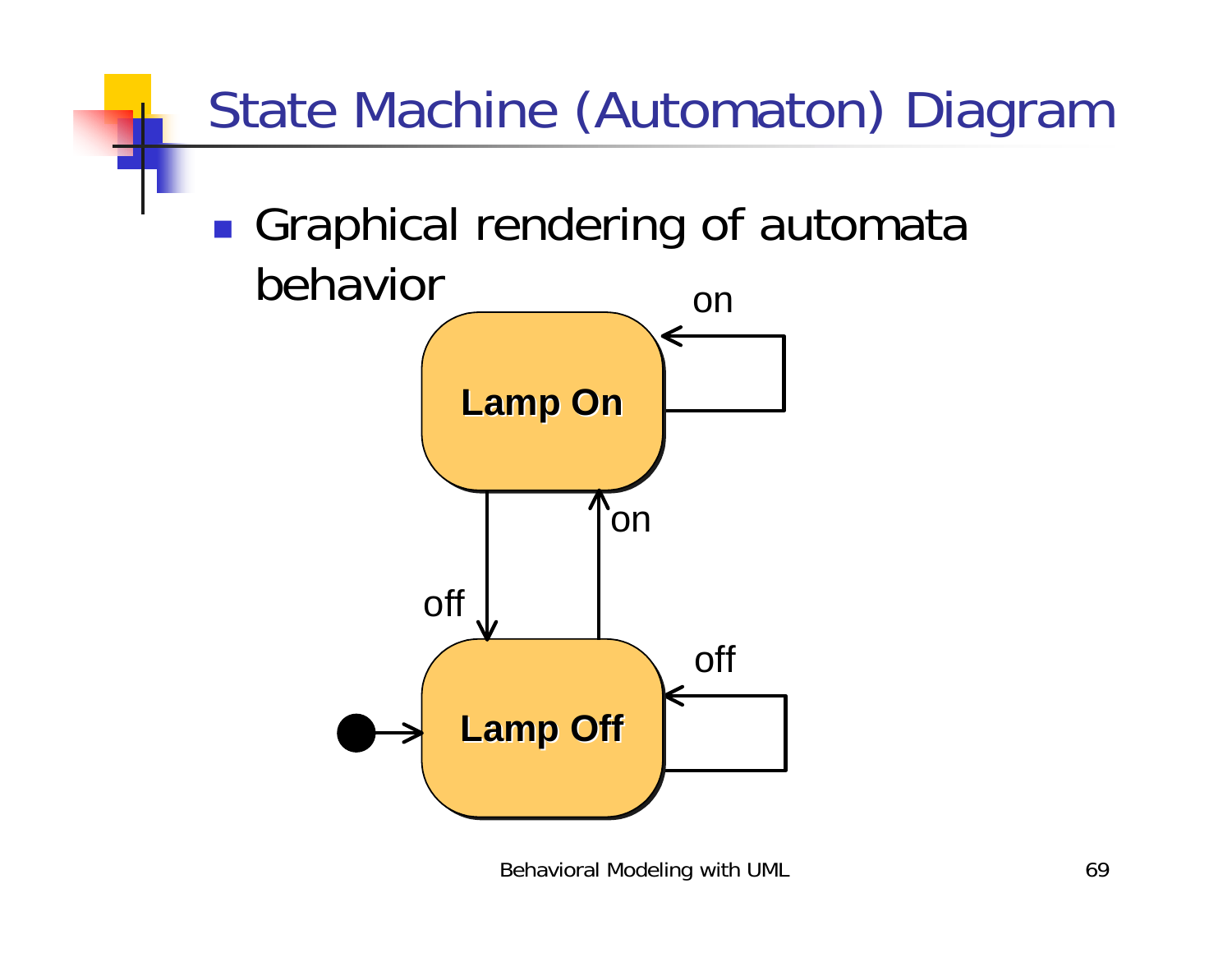# State Machine (Automaton) Diagram

- Graphical rendering of automata behavior

Lamp On

Lamp Off

on

on

off

off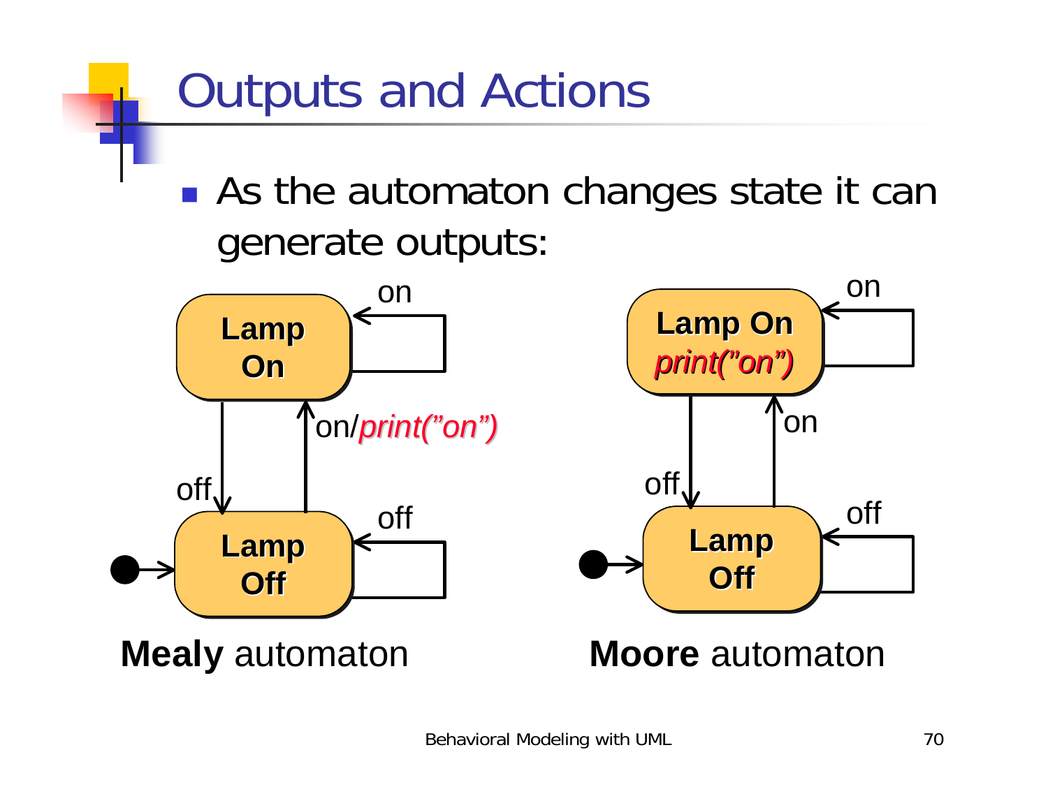# Outputs and Actions

- As the automaton changes state it can generate outputs:

**Lamp On**

on

on/*print("on")*

off

**Lamp Off**

off

**Mealy** automaton

**Lamp On**
*print("on")*

on

on

off

**Lamp Off**

off

**Moore** automaton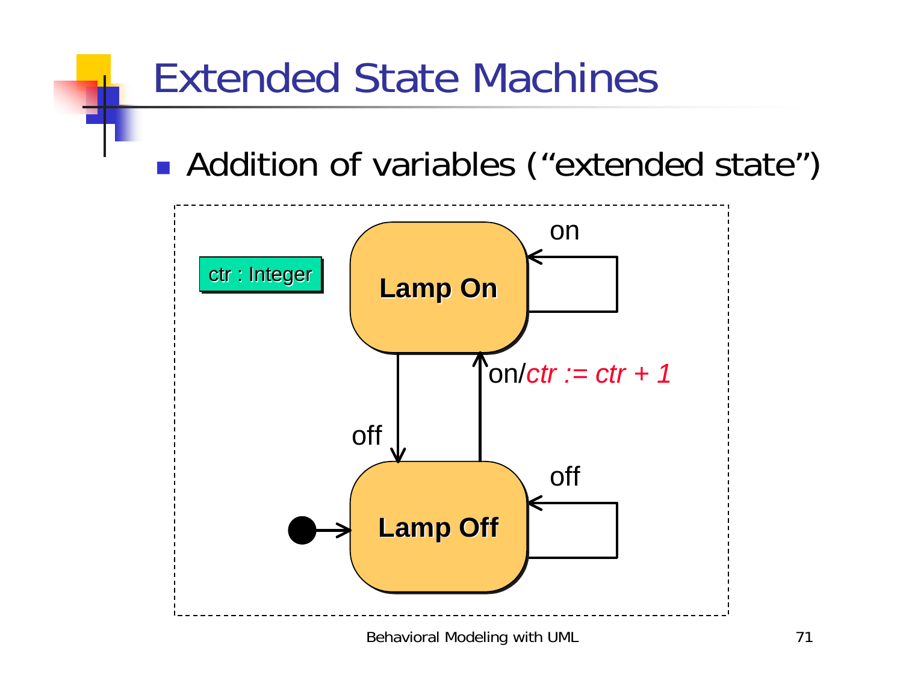# Extended State Machines

- Addition of variables ("extended state")

ctr : Integer

Lamp On

Lamp Off

on

off

on/*ctr := ctr + 1*

off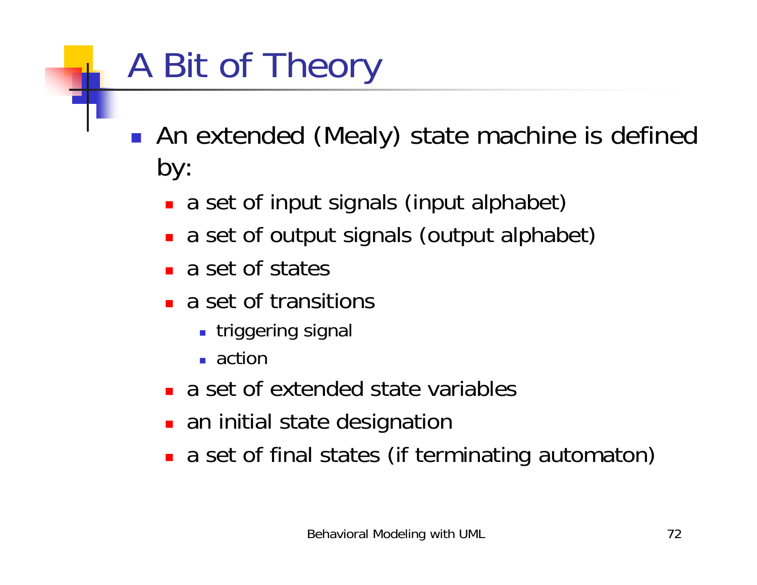# A Bit of Theory

- An extended (Mealy) state machine is defined by:
  - a set of input signals (input alphabet)
  - a set of output signals (output alphabet)
  - a set of states
  - a set of transitions
    - triggering signal
    - action
  - a set of extended state variables
  - an initial state designation
  - a set of final states (if terminating automaton)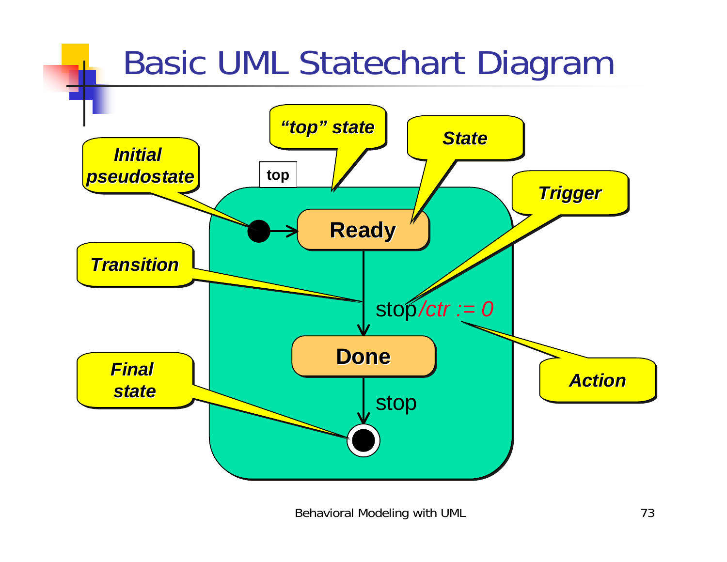# Basic UML Statechart Diagram

top

*Initial pseudostate*

*"top" state*

*State*

*Trigger*

**Ready**

*Transition*

stop/*ctr := 0*

**Done**

*Action*

*Final state*

stop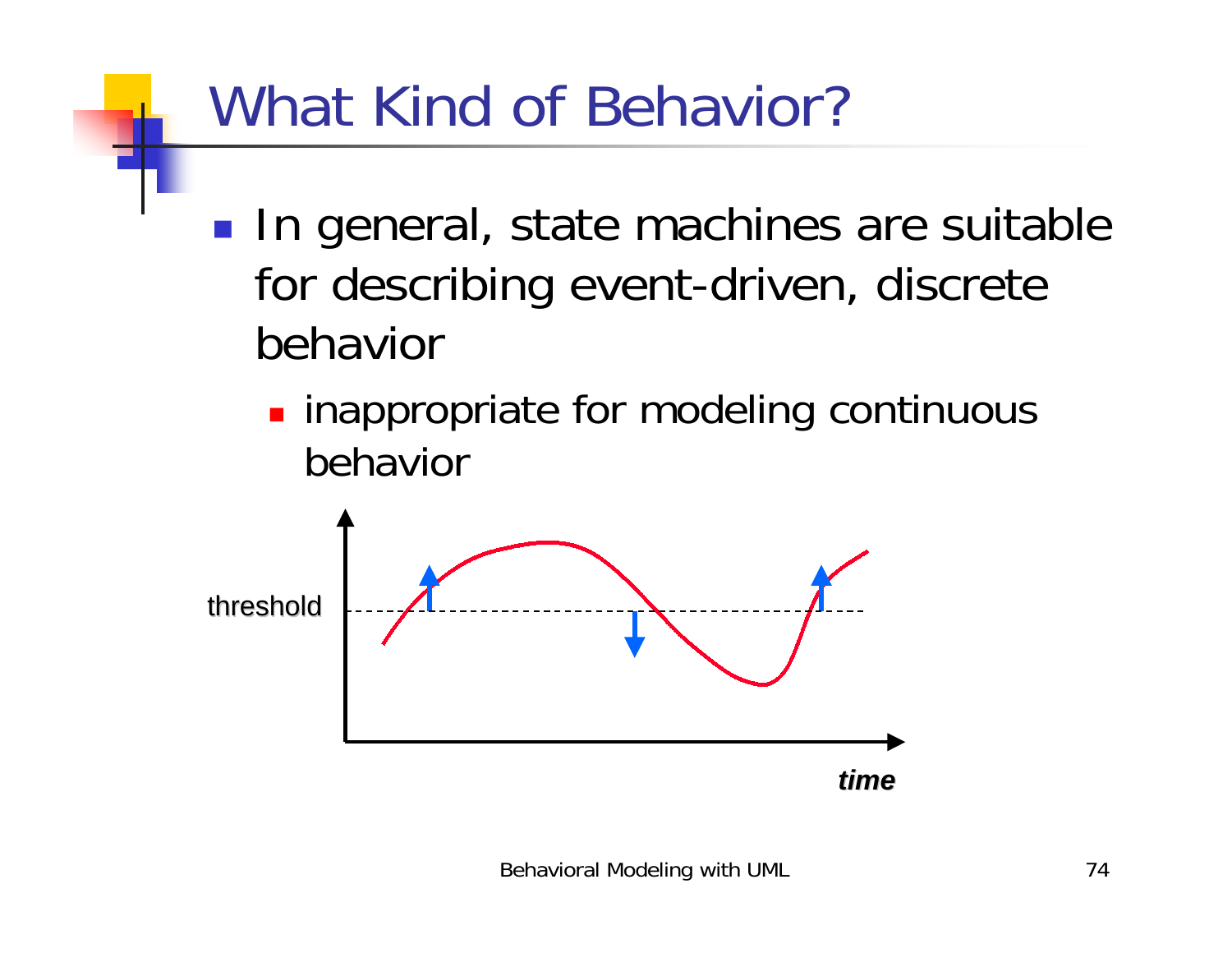# What Kind of Behavior?

- In general, state machines are suitable for describing event-driven, discrete behavior
  - inappropriate for modeling continuous behavior

threshold

*time*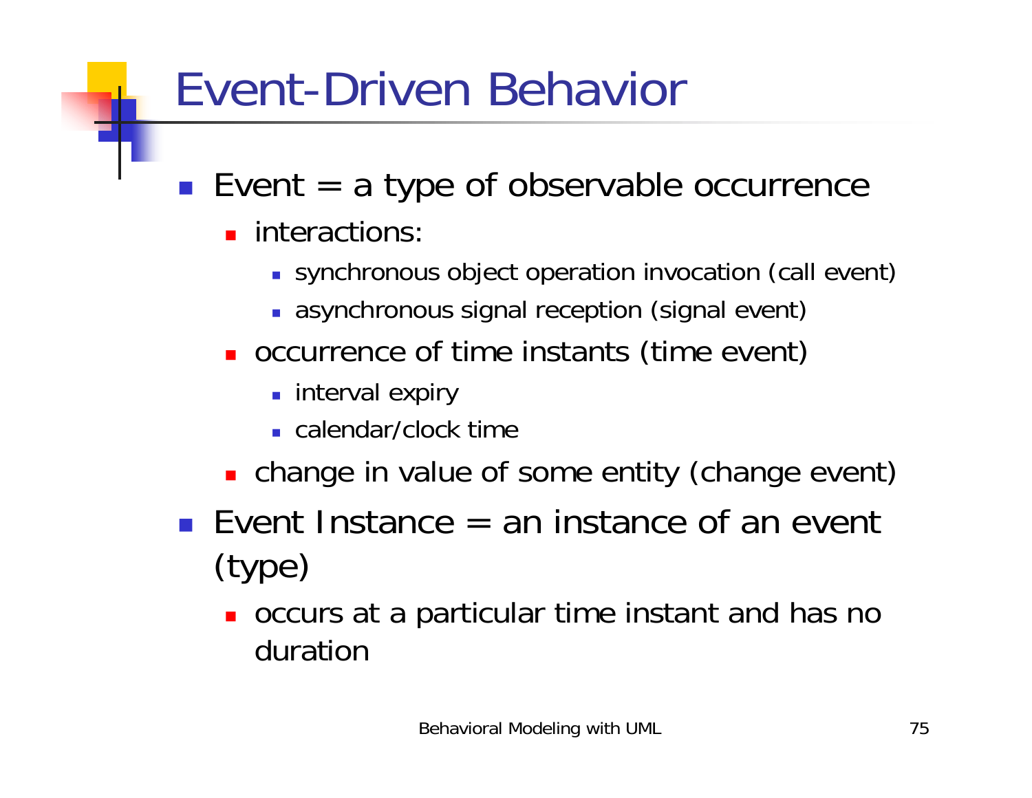# Event-Driven Behavior

- Event = a type of observable occurrence
  - interactions:
    - synchronous object operation invocation (call event)
    - asynchronous signal reception (signal event)
  - occurrence of time instants (time event)
    - interval expiry
    - calendar/clock time
  - change in value of some entity (change event)
- Event Instance = an instance of an event (type)
  - occurs at a particular time instant and has no duration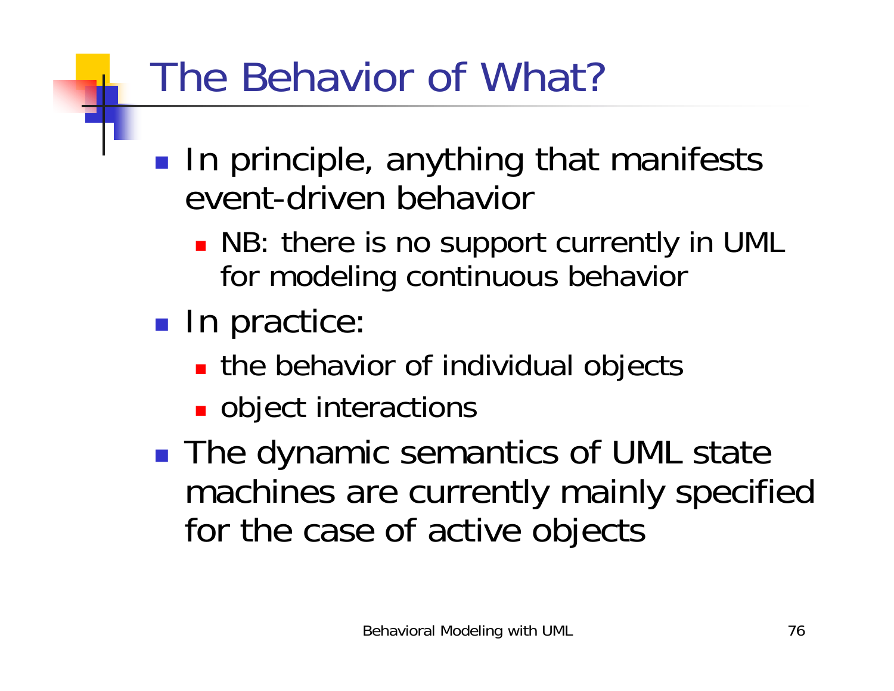# The Behavior of What?

- In principle, anything that manifests event-driven behavior
  - NB: there is no support currently in UML for modeling continuous behavior
- In practice:
  - the behavior of individual objects
  - object interactions
- The dynamic semantics of UML state machines are currently mainly specified for the case of active objects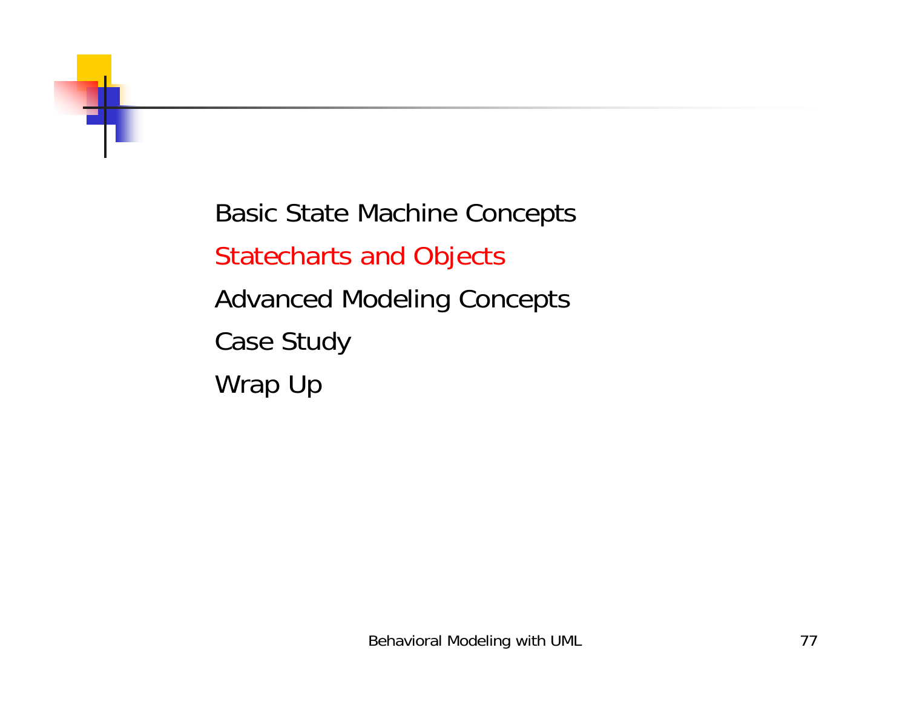- Basic State Machine Concepts
- Statecharts and Objects
- Advanced Modeling Concepts
- Case Study
- Wrap Up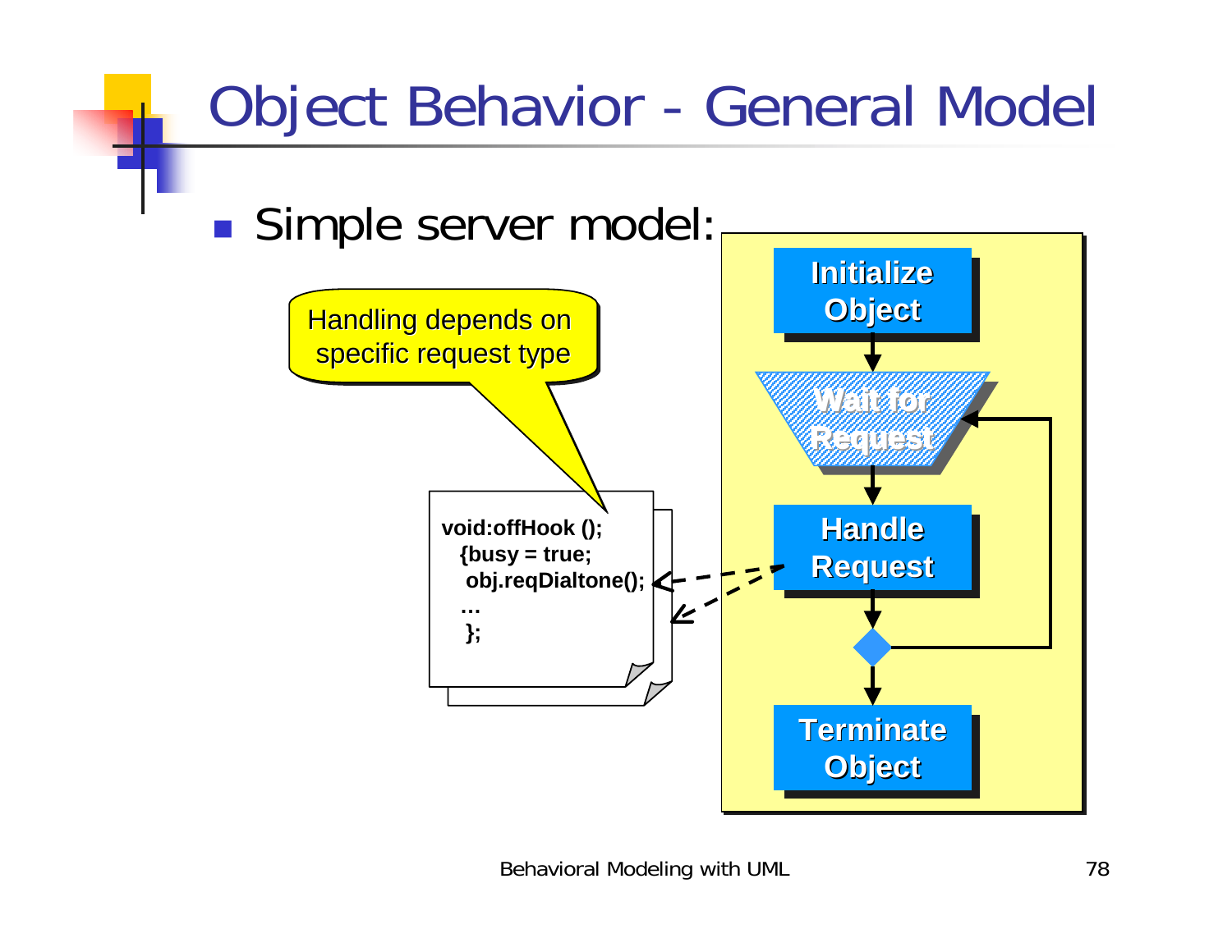# Object Behavior - General Model

- Simple server model:

Handling depends on specific request type

```
void:offHook ();
  {busy = true;
   obj.reqDialtone();
   …
   };
```

Initialize Object

Wait for Request

Handle Request

Terminate Object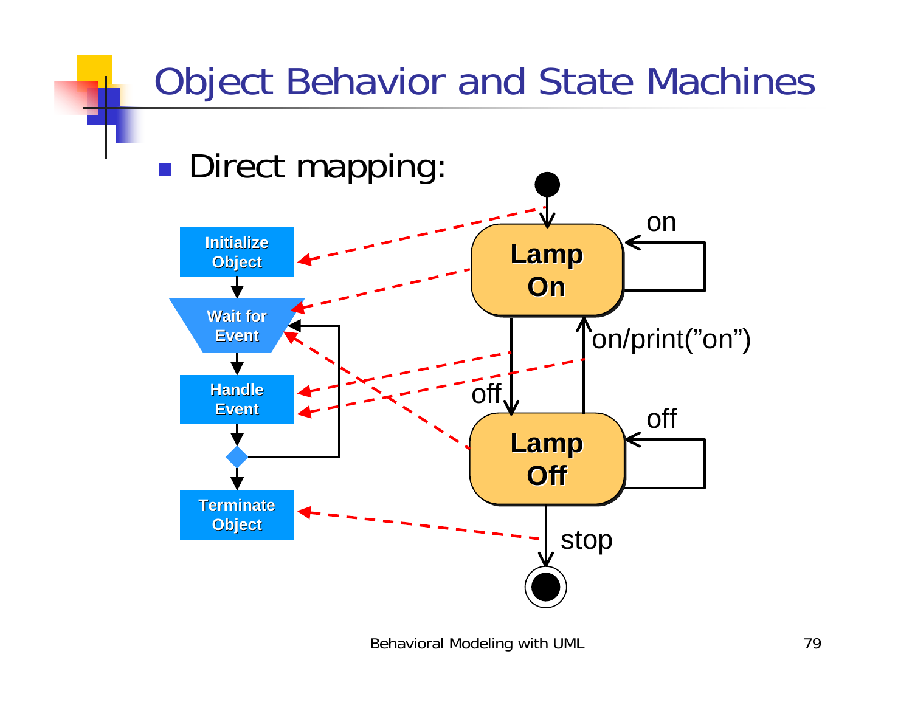# Object Behavior and State Machines

- Direct mapping:

Initialize Object

Wait for Event

Handle Event

Terminate Object

Lamp On

Lamp Off

on

on/print(”on”)

off

off

stop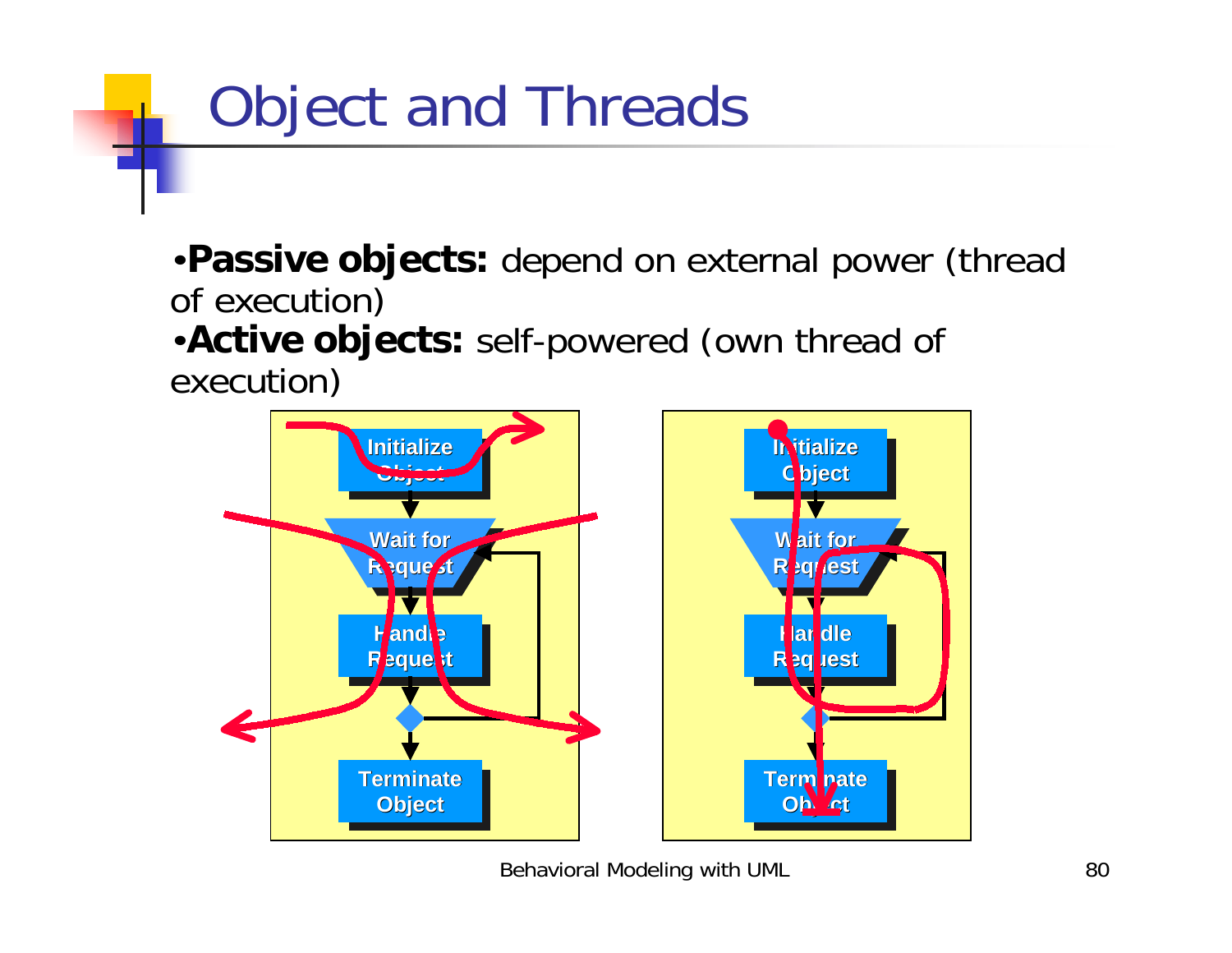# Object and Threads

- **Passive objects:** depend on external power (thread of execution)
- **Active objects:** self-powered (own thread of execution)

Initialize Object

Wait for Request

Handle Request

Terminate Object

Initialize Object

Wait for Request

Handle Request

Terminate Object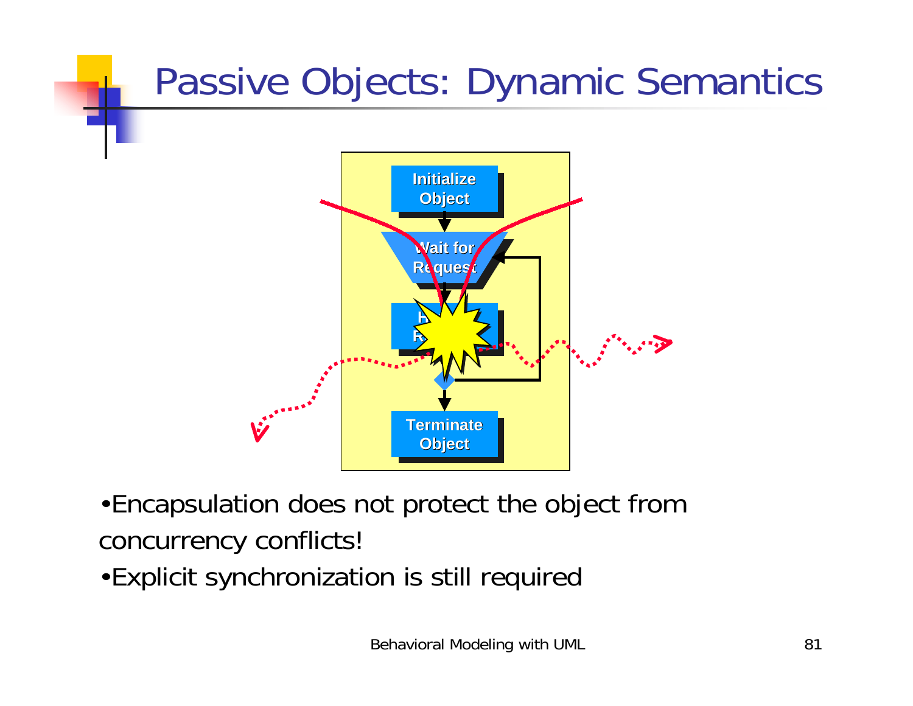# Passive Objects: Dynamic Semantics

Initialize Object

Wait for Request

Handle Request

Terminate Object

- Encapsulation does not protect the object from concurrency conflicts!
- Explicit synchronization is still required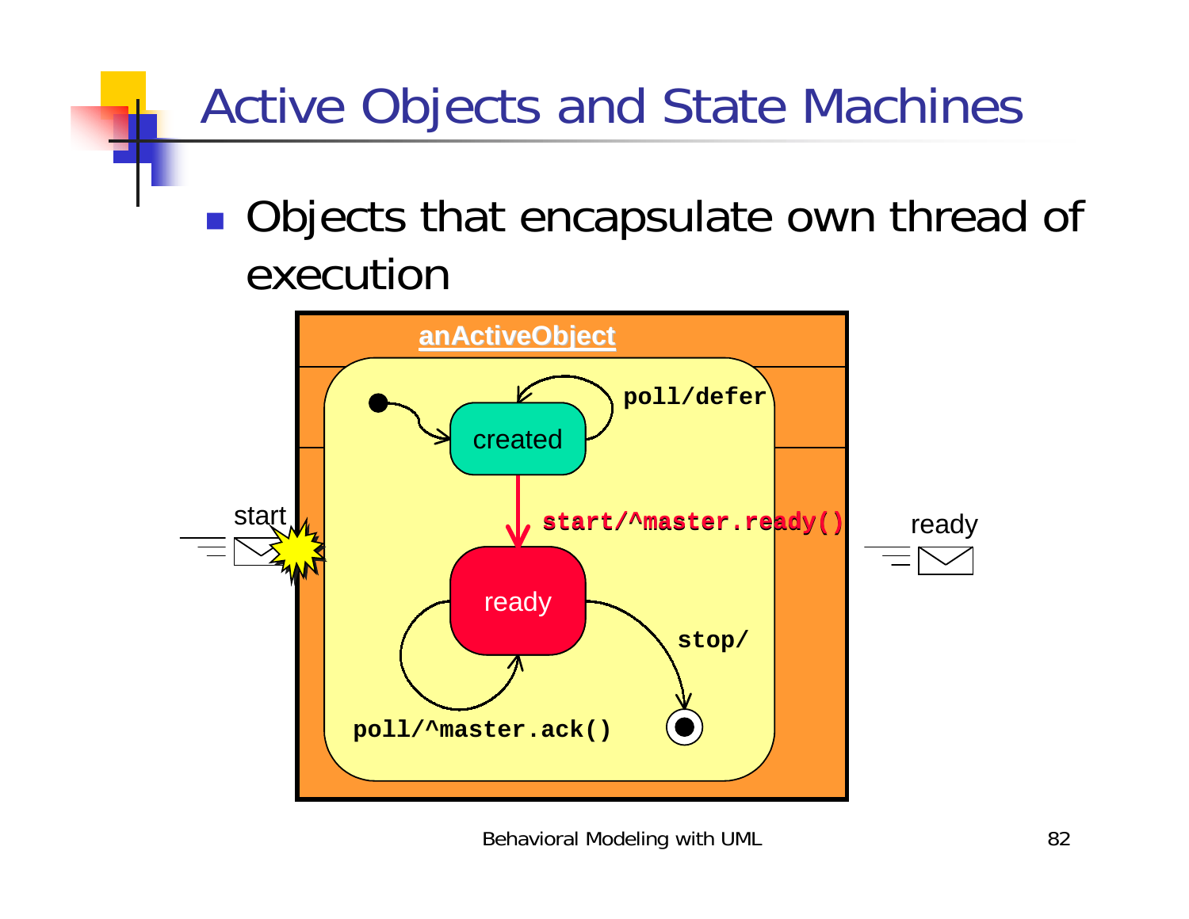# Active Objects and State Machines

- Objects that encapsulate own thread of execution

anActiveObject

poll/defer

created

start/^master.ready()

start

ready

ready

stop/

poll/^master.ack()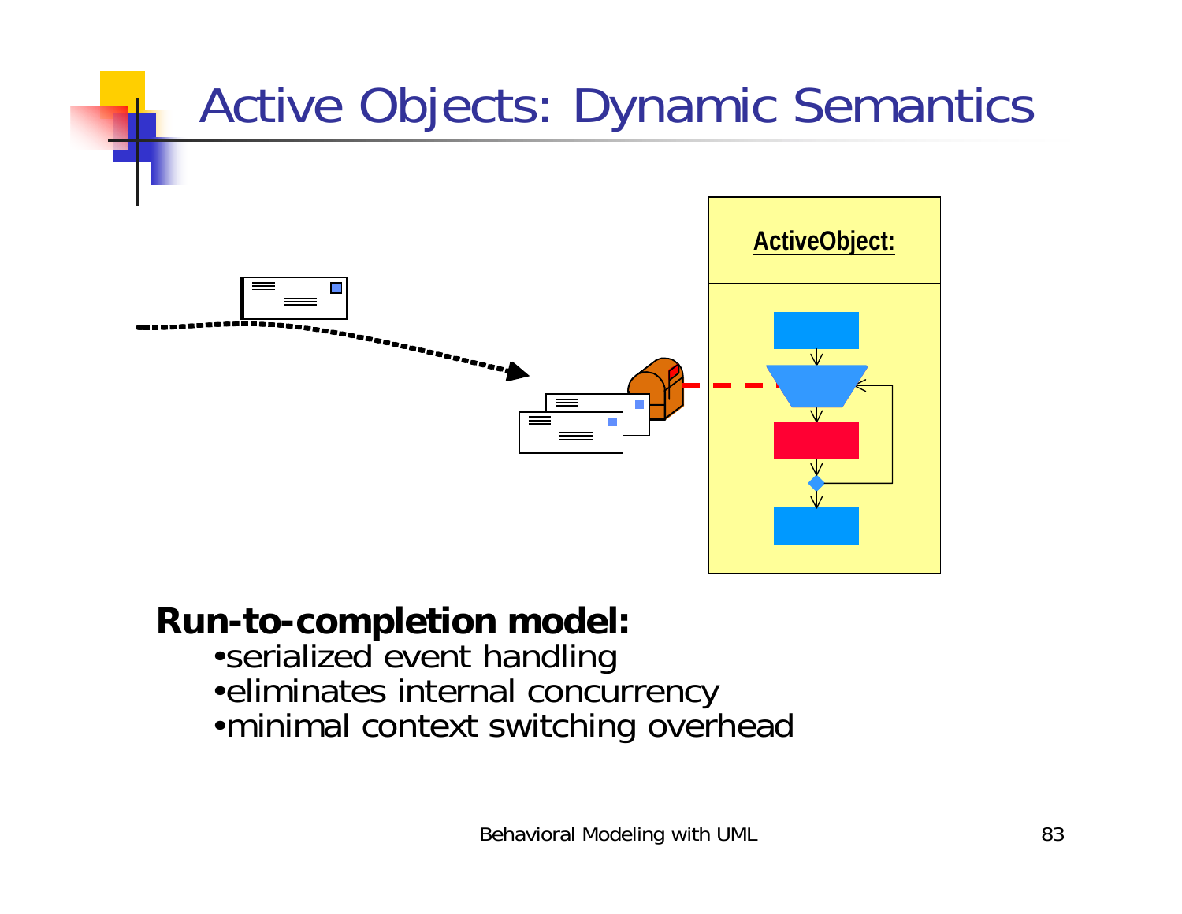# Active Objects: Dynamic Semantics

ActiveObject:

**Run-to-completion model:**

- serialized event handling
- eliminates internal concurrency
- minimal context switching overhead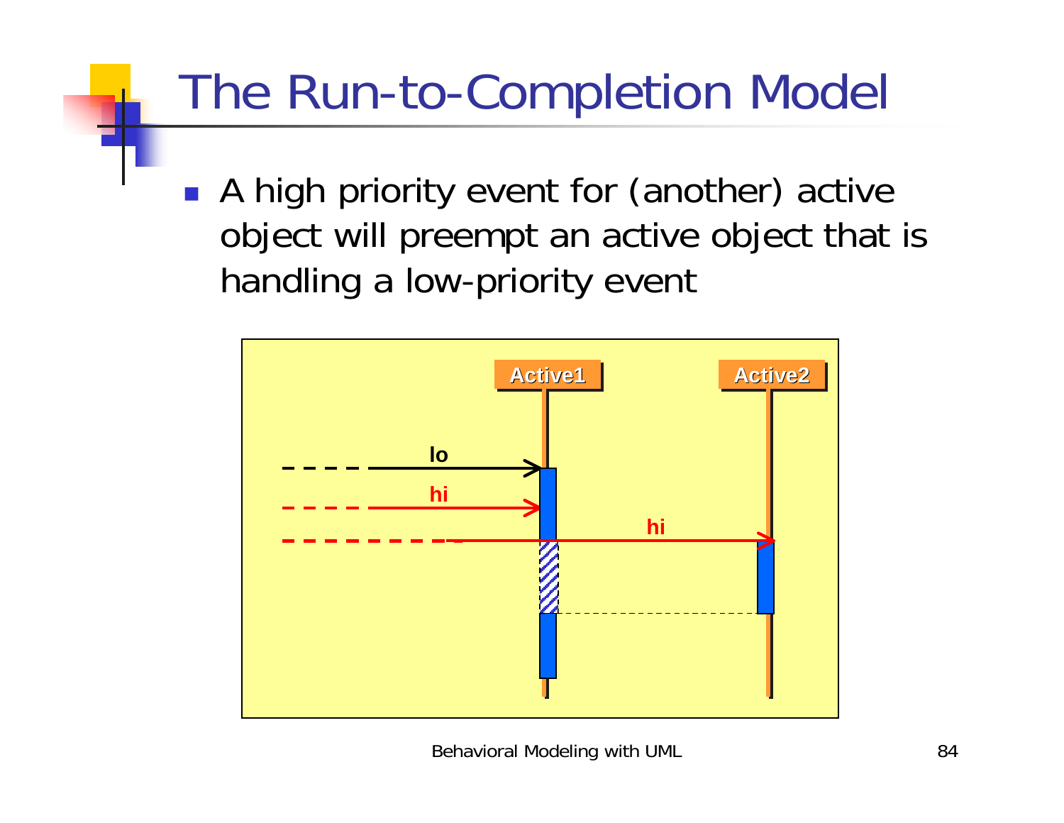# The Run-to-Completion Model

- A high priority event for (another) active object will preempt an active object that is handling a low-priority event

Active1 Active2

lo

hi

hi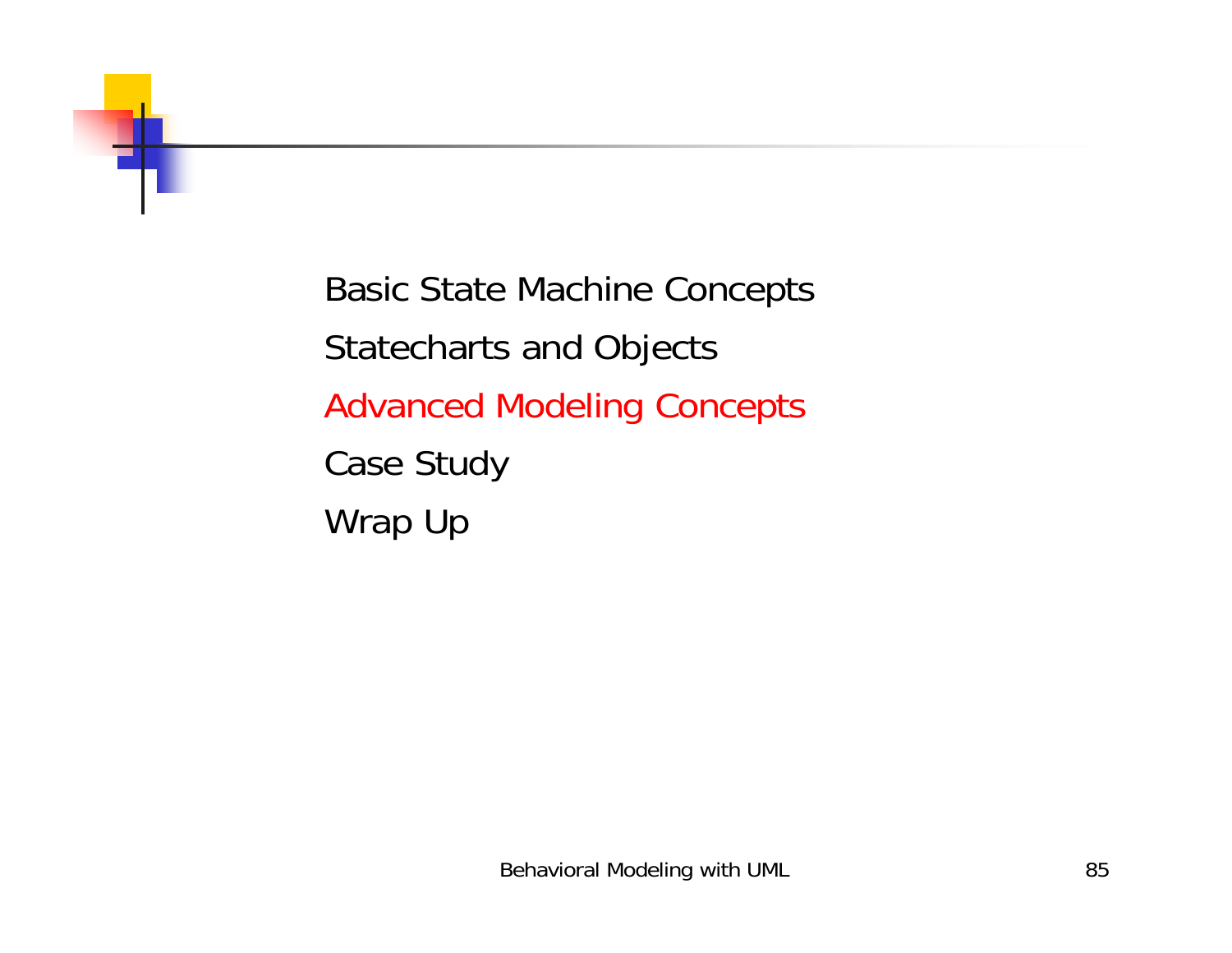Basic State Machine Concepts

Statecharts and Objects

Advanced Modeling Concepts

Case Study

Wrap Up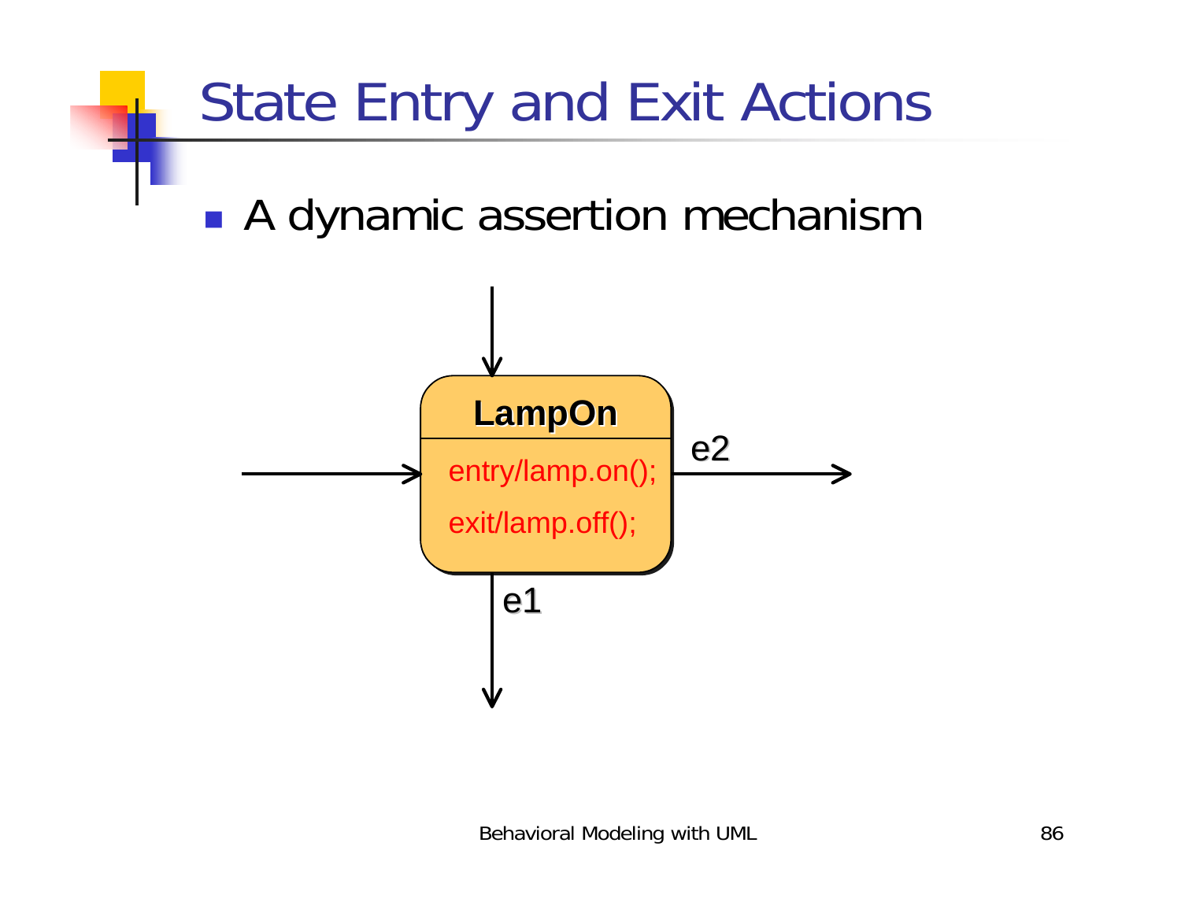# State Entry and Exit Actions

- A dynamic assertion mechanism

LampOn

entry/lamp.on();

exit/lamp.off();

e2

e1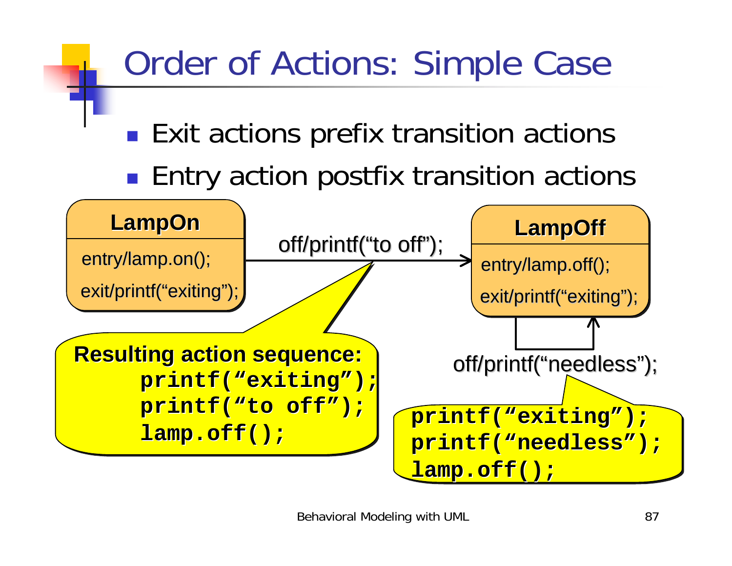# Order of Actions: Simple Case

- Exit actions prefix transition actions
- Entry action postfix transition actions

**LampOn**
entry/lamp.on();
exit/printf("exiting");

off/printf("to off");

**LampOff**
entry/lamp.off();
exit/printf("exiting");

off/printf("needless");

**Resulting action sequence:**

```
printf("exiting");
printf("to off");
lamp.off();
```

```
printf("exiting");
printf("needless");
lamp.off();
```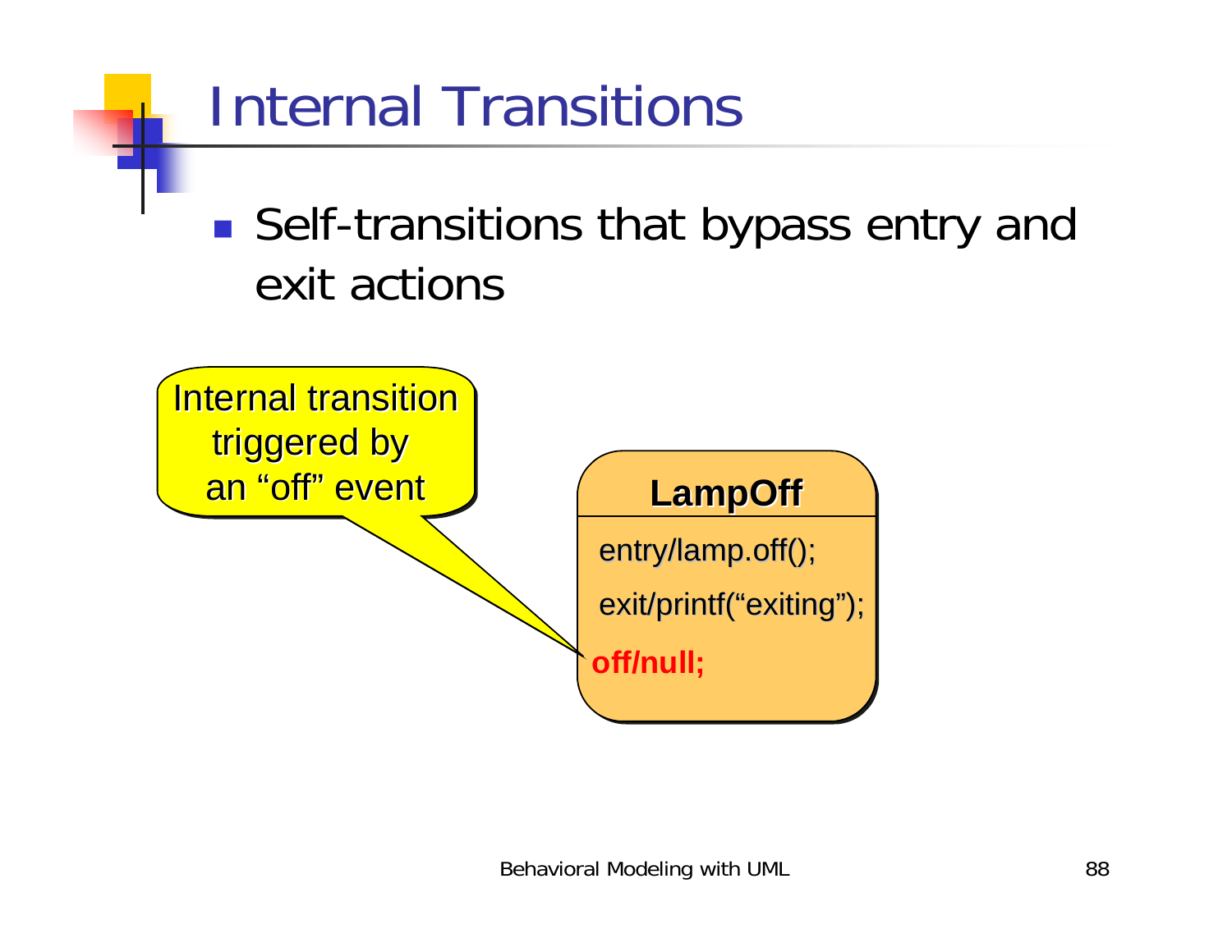# Internal Transitions

- Self-transitions that bypass entry and exit actions

Internal transition triggered by an “off” event

**LampOff**

entry/lamp.off();

exit/printf(“exiting”);

**off/null;**

Behavioral Modeling with UML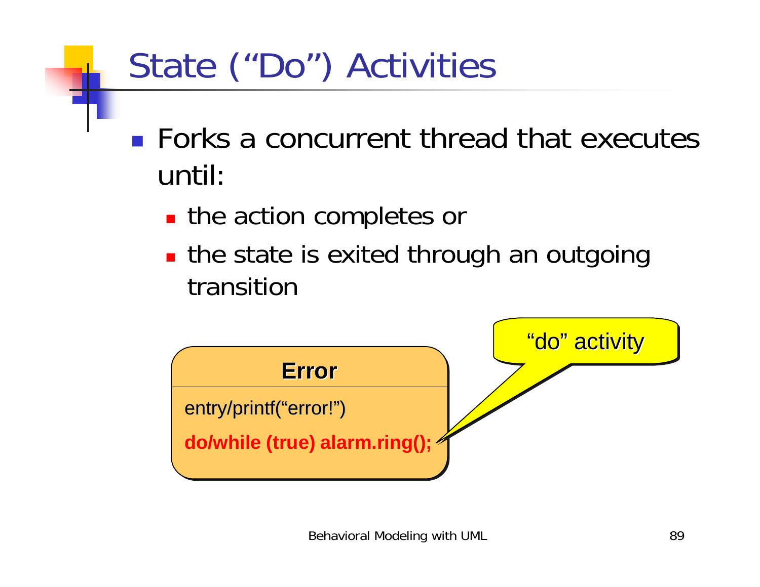# State ("Do") Activities

- Forks a concurrent thread that executes until:
  - the action completes or
  - the state is exited through an outgoing transition

**Error**

entry/printf("error!")

**do/while (true) alarm.ring();**

"do" activity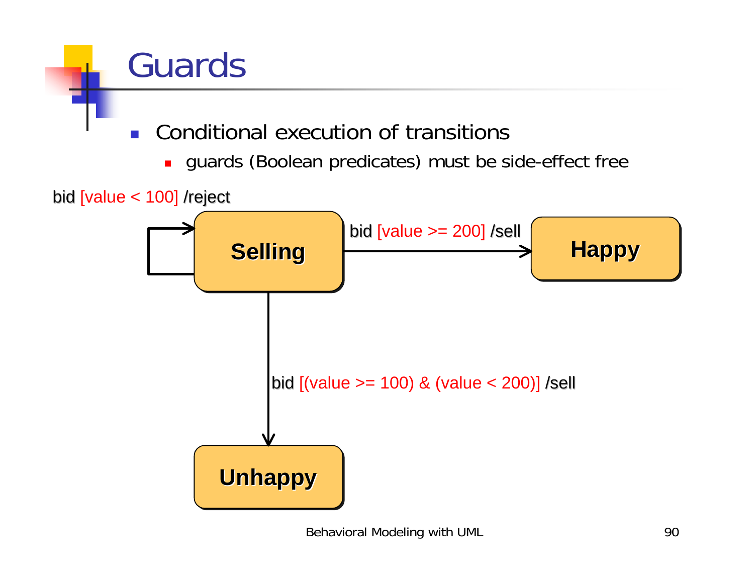# Guards

- Conditional execution of transitions
  - guards (Boolean predicates) must be side-effect free

bid [value < 100] /reject

Selling

bid [value >= 200] /sell

Happy

bid [(value >= 100) & (value < 200)] /sell

Unhappy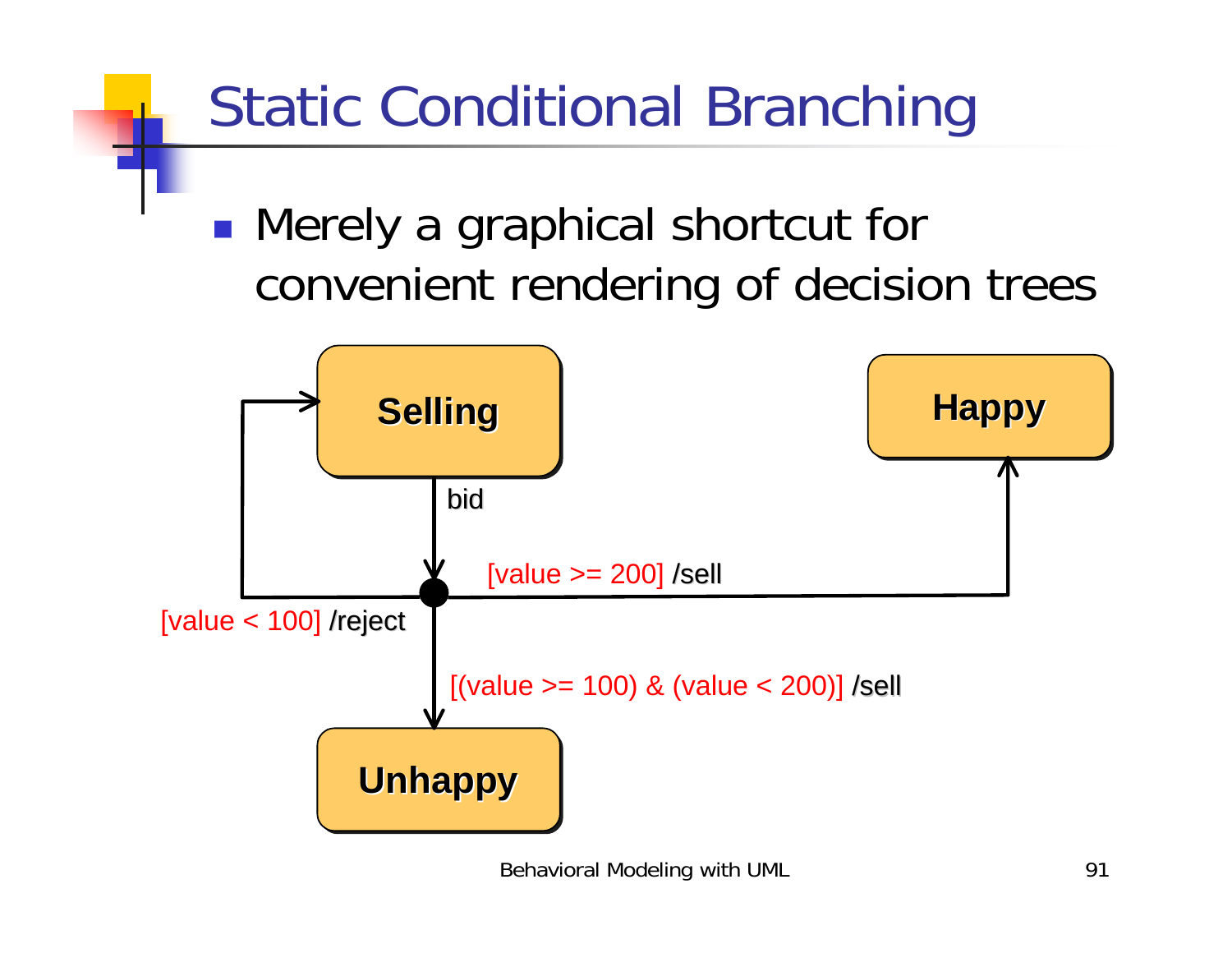# Static Conditional Branching

- Merely a graphical shortcut for convenient rendering of decision trees

Selling

bid

[value >= 200] /sell

Happy

[value < 100] /reject

[(value >= 100) & (value < 200)] /sell

Unhappy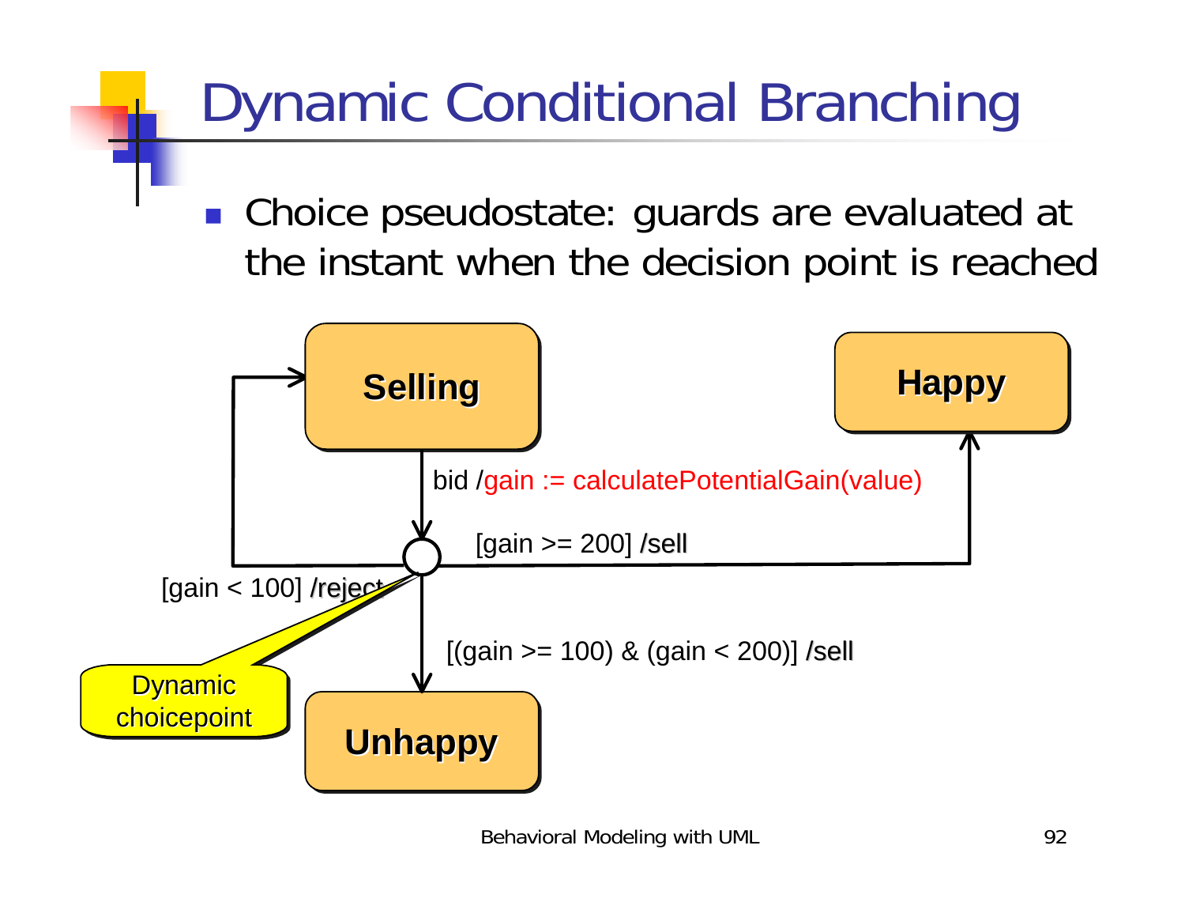# Dynamic Conditional Branching

- Choice pseudostate: guards are evaluated at the instant when the decision point is reached

Selling

bid /gain := calculatePotentialGain(value)

[gain >= 200] /sell

Happy

[gain < 100] /reject

[(gain >= 100) & (gain < 200)] /sell

Dynamic choicepoint

Unhappy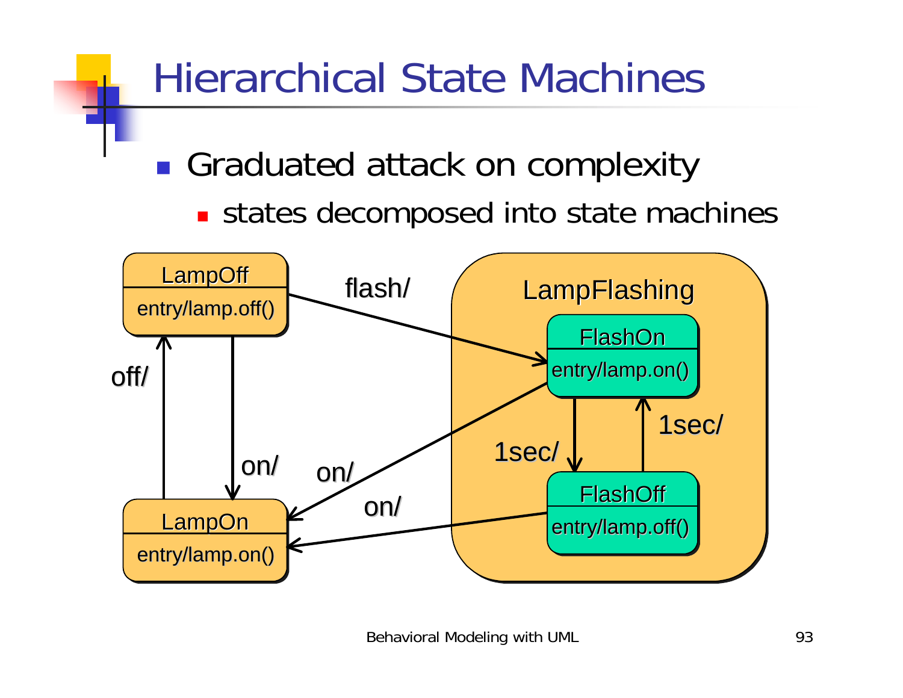# Hierarchical State Machines

- Graduated attack on complexity
  - states decomposed into state machines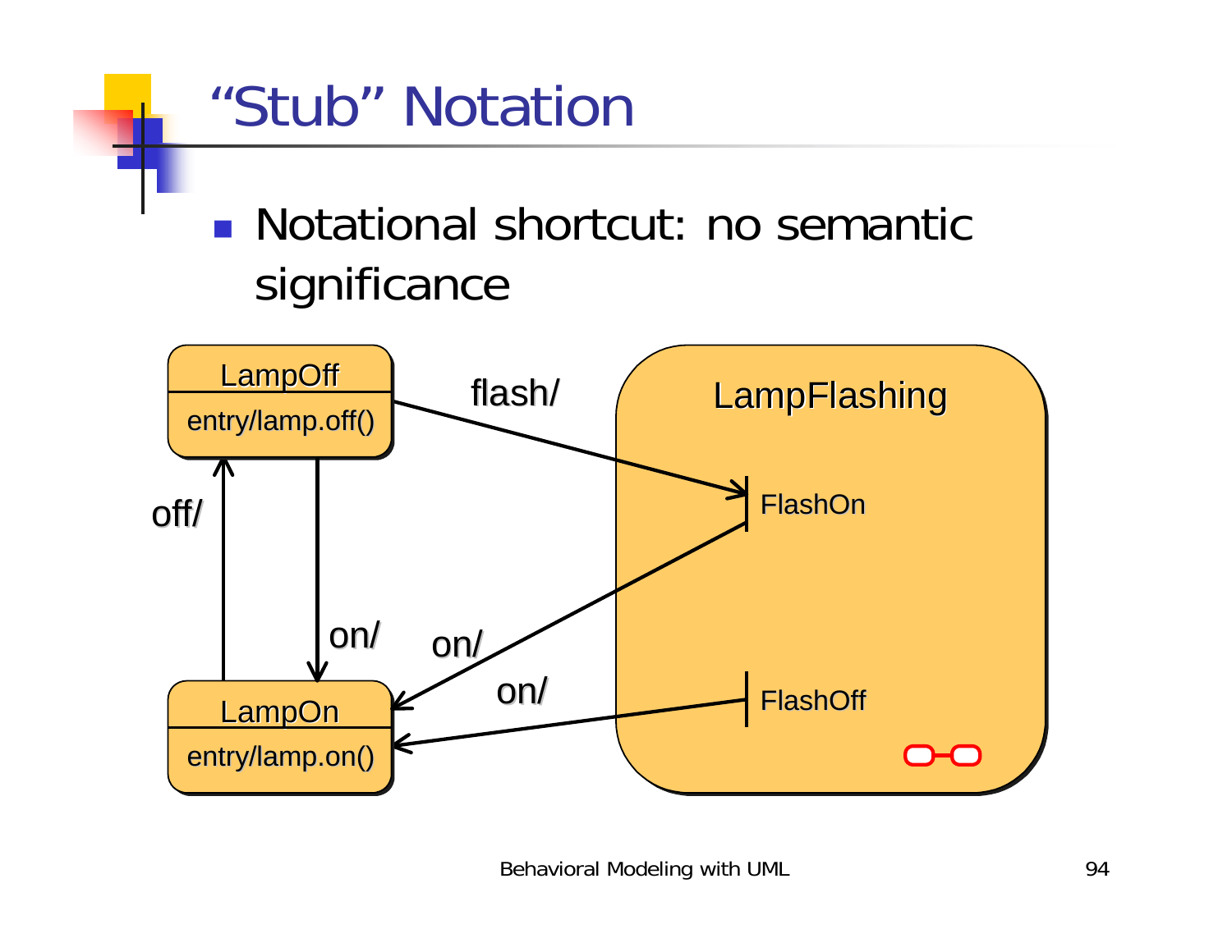# "Stub" Notation

- Notational shortcut: no semantic significance

LampOff
entry/lamp.off()

flash/

LampFlashing

FlashOn

off/

on/

on/

on/

FlashOff

LampOn
entry/lamp.on()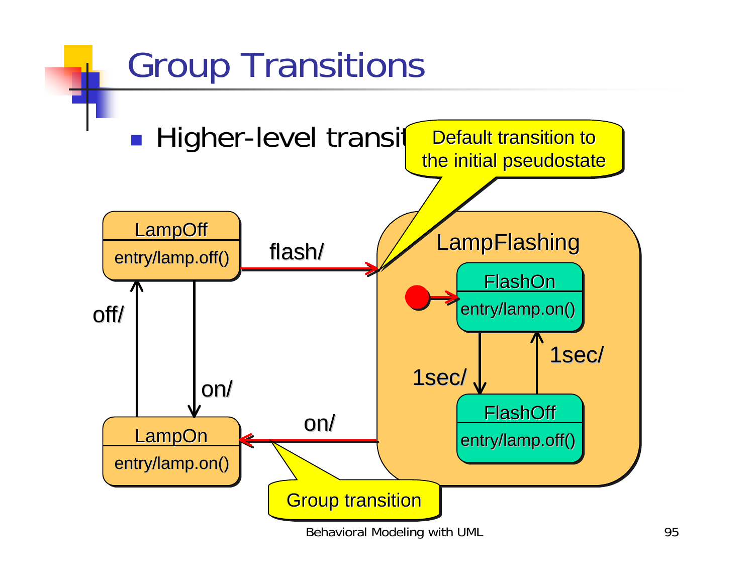# Group Transitions

- Higher-level transit

Default transition to the initial pseudostate

LampOff
entry/lamp.off()

flash/

LampFlashing

FlashOn
entry/lamp.on()

off/

on/

1sec/

1sec/

FlashOff
entry/lamp.off()

on/

LampOn
entry/lamp.on()

Group transition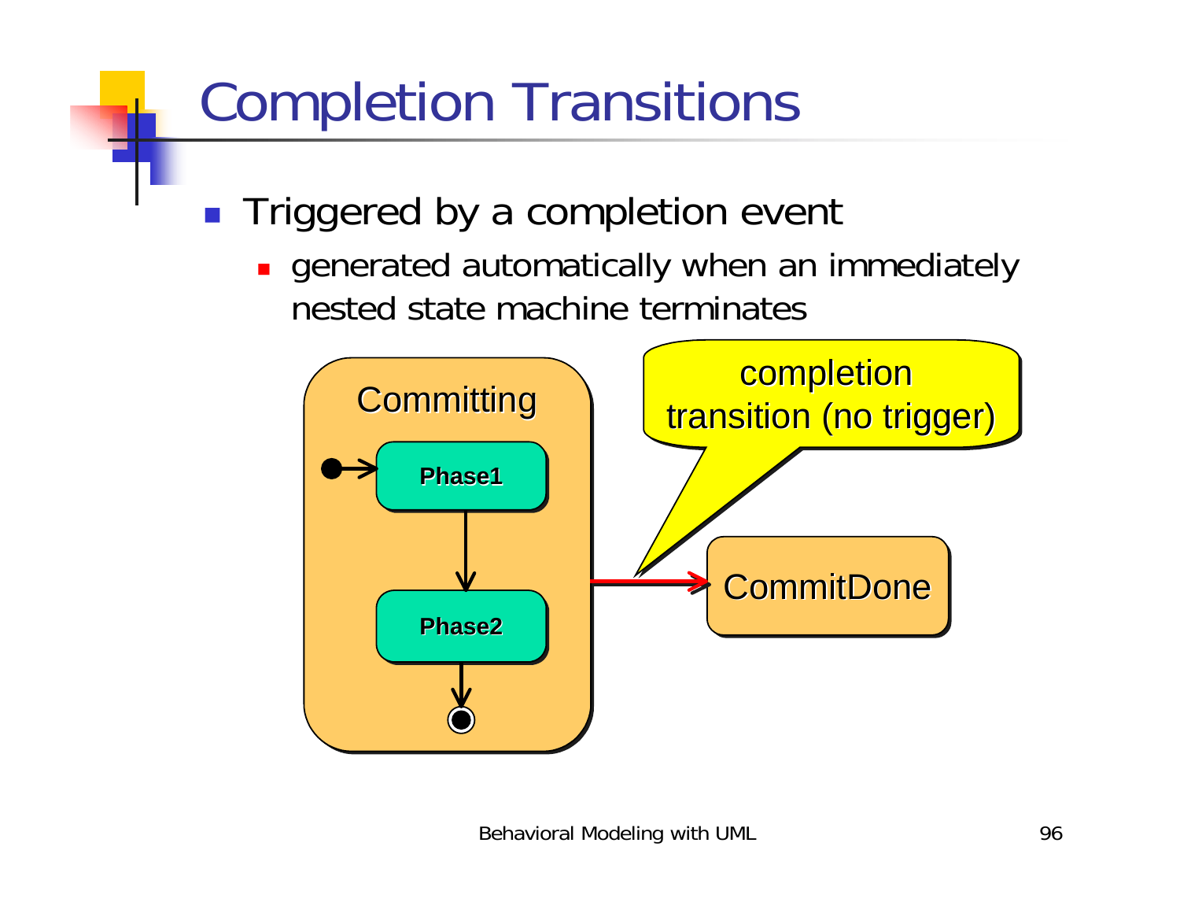# Completion Transitions

- Triggered by a completion event
  - generated automatically when an immediately nested state machine terminates

Committing

Phase1

Phase2

completion transition (no trigger)

CommitDone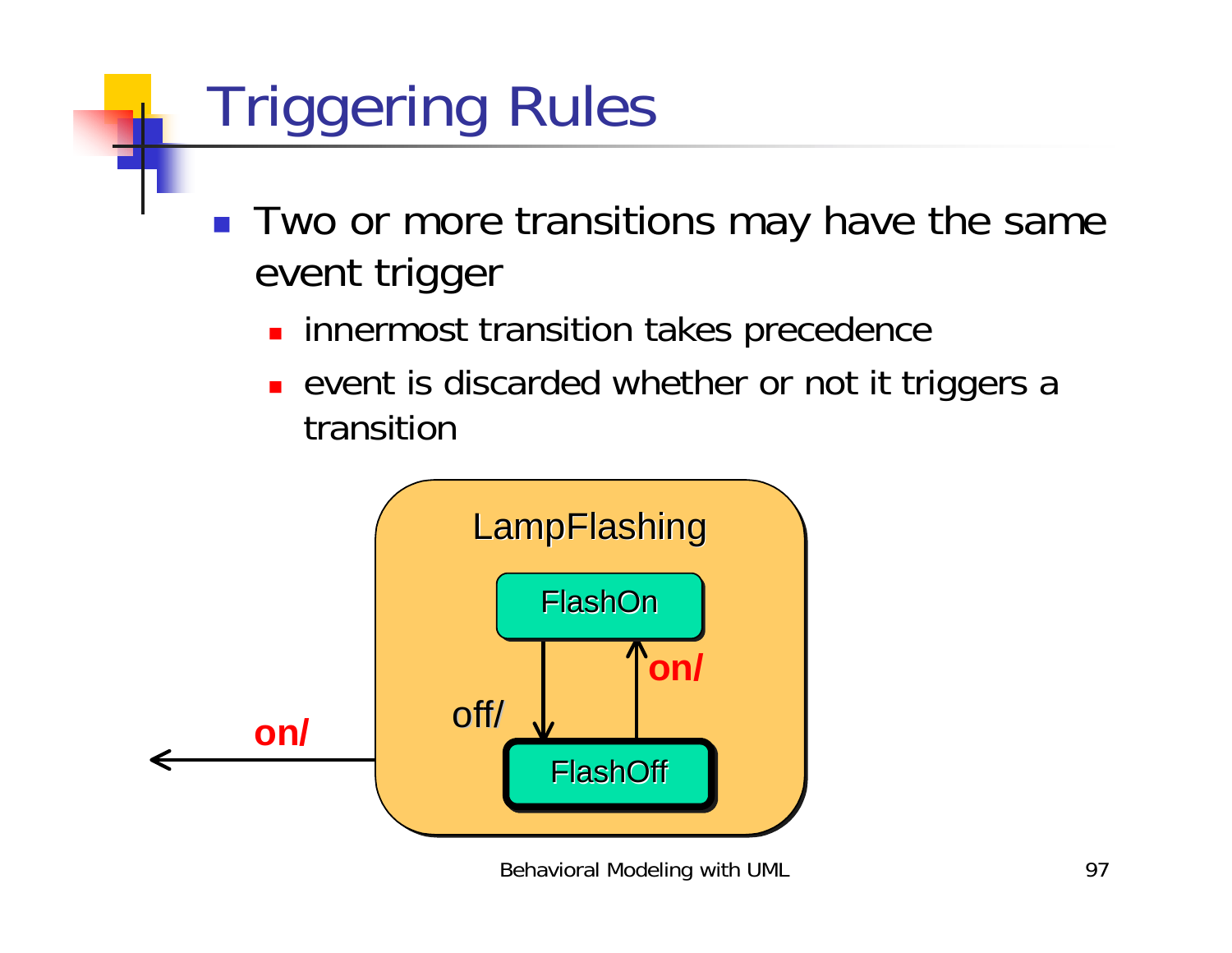# Triggering Rules

- Two or more transitions may have the same event trigger
  - innermost transition takes precedence
  - event is discarded whether or not it triggers a transition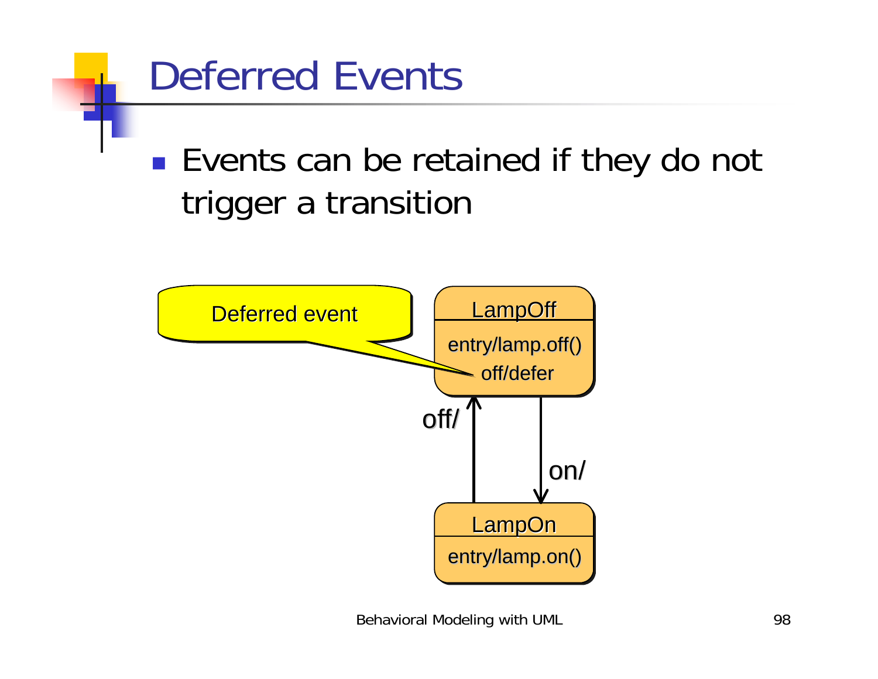# Deferred Events

- Events can be retained if they do not trigger a transition

Deferred event

LampOff
entry/lamp.off()
off/defer

off/

on/

LampOn
entry/lamp.on()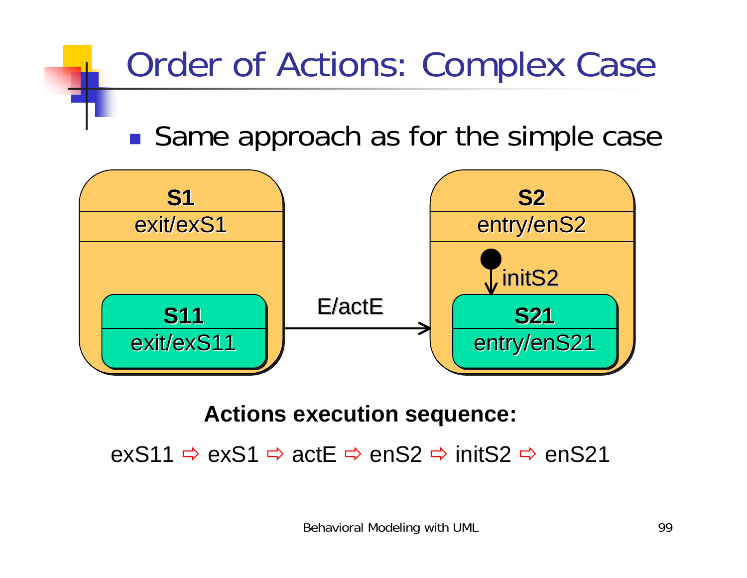# Order of Actions: Complex Case

- Same approach as for the simple case

S1
exit/exS1

S11
exit/exS11

E/actE

S2
entry/enS2

initS2

S21
entry/enS21

**Actions execution sequence:**

exS11 ⇨ exS1 ⇨ actE ⇨ enS2 ⇨ initS2 ⇨ enS21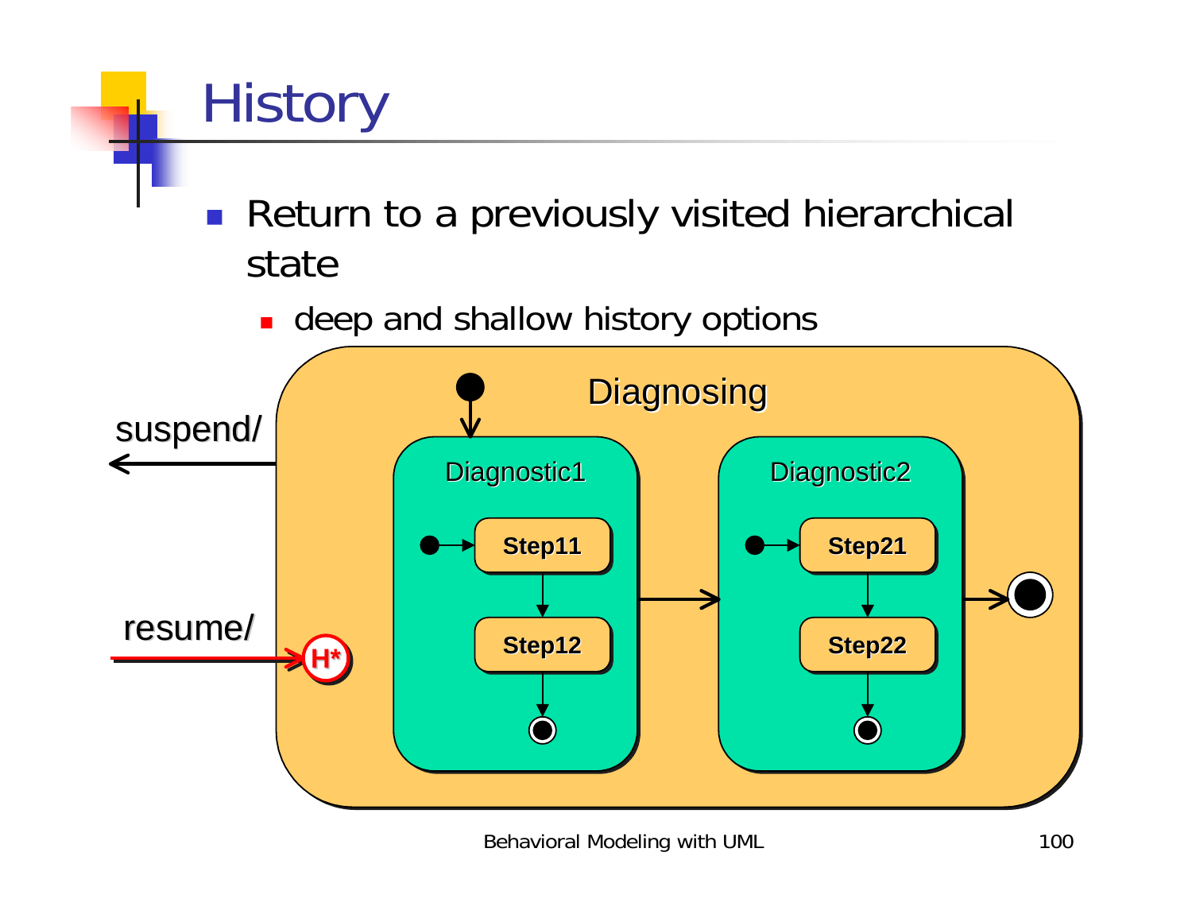# History

- Return to a previously visited hierarchical state
  - deep and shallow history options

suspend/

resume/

H*

Diagnosing

Diagnostic1

Step11

Step12

Diagnostic2

Step21

Step22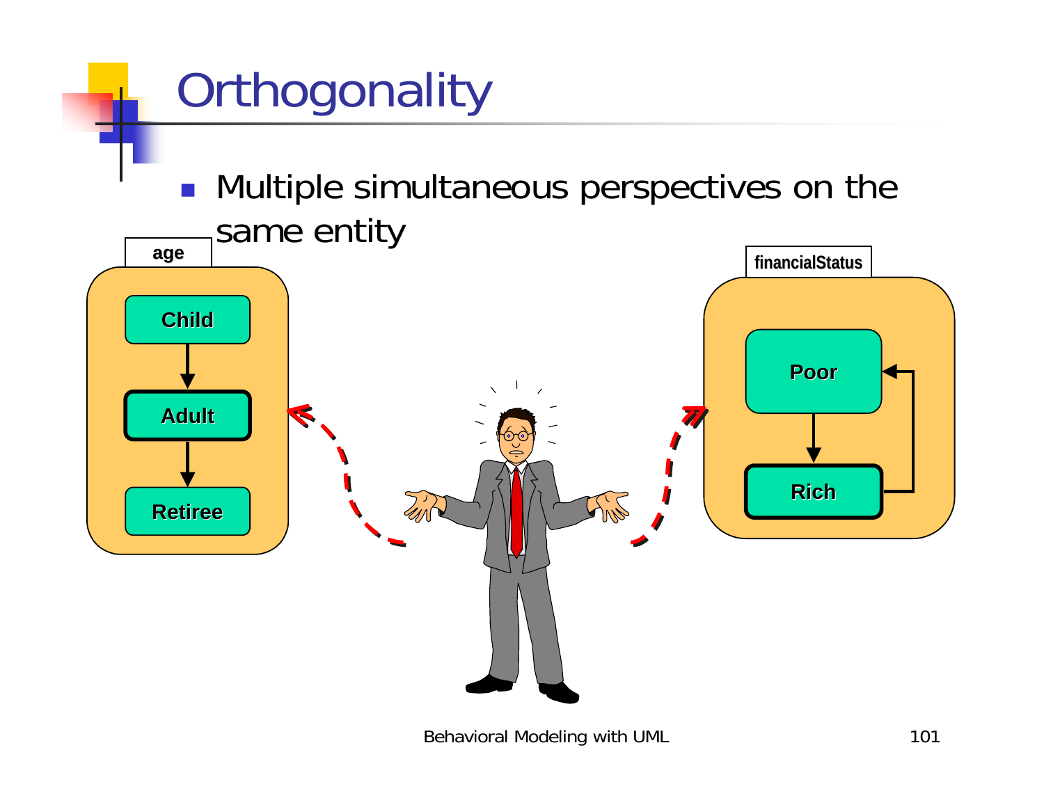# Orthogonality

- Multiple simultaneous perspectives on the same entity

age

Child

Adult

Retiree

financialStatus

Poor

Rich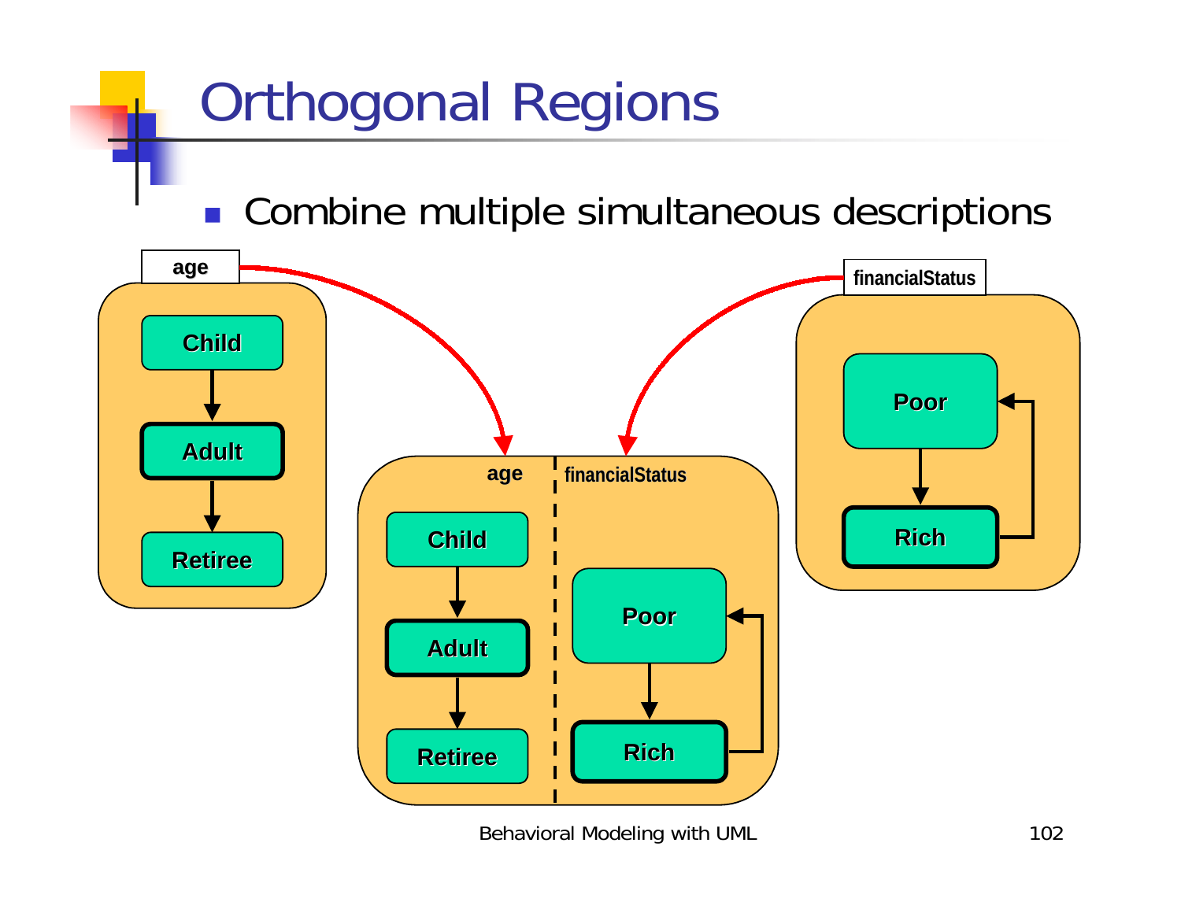# Orthogonal Regions

- Combine multiple simultaneous descriptions

age

Child

Adult

Retiree

financialStatus

Poor

Rich

age | financialStatus

Child

Adult

Retiree

Poor

Rich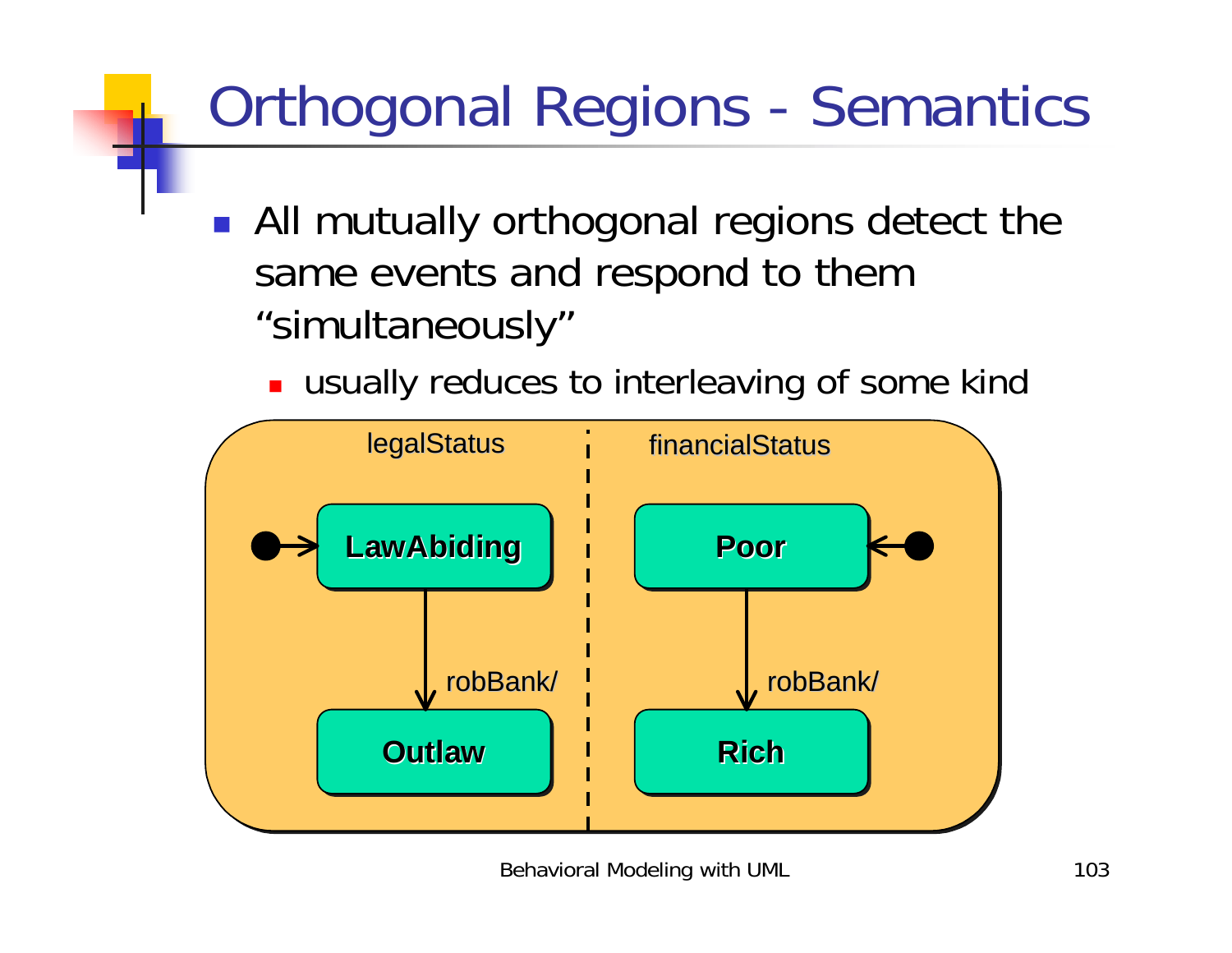# Orthogonal Regions - Semantics

- All mutually orthogonal regions detect the same events and respond to them "simultaneously"
  - usually reduces to interleaving of some kind

legalStatus

financialStatus

LawAbiding

Poor

robBank/

robBank/

Outlaw

Rich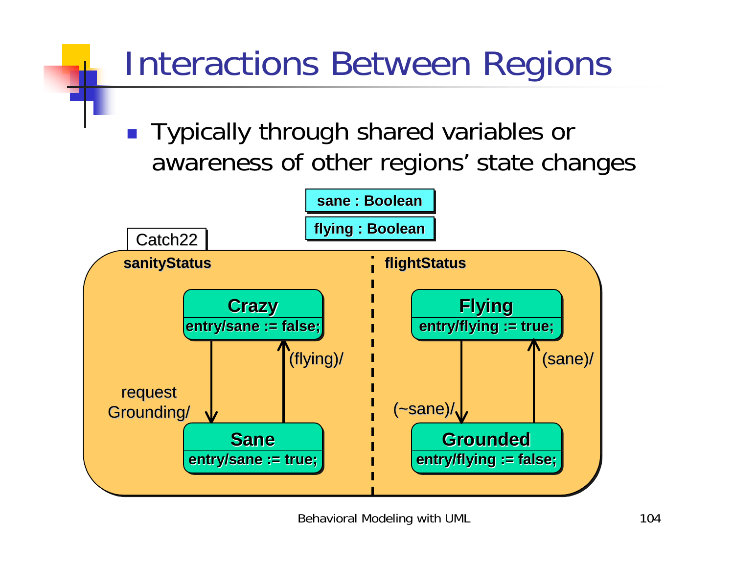# Interactions Between Regions

- Typically through shared variables or awareness of other regions' state changes

sane : Boolean

flying : Boolean

Catch22

sanityStatus

Crazy
entry/sane := false;

(flying)/

request Grounding/

Sane
entry/sane := true;

flightStatus

Flying
entry/flying := true;

(sane)/

(~sane)/

Grounded
entry/flying := false;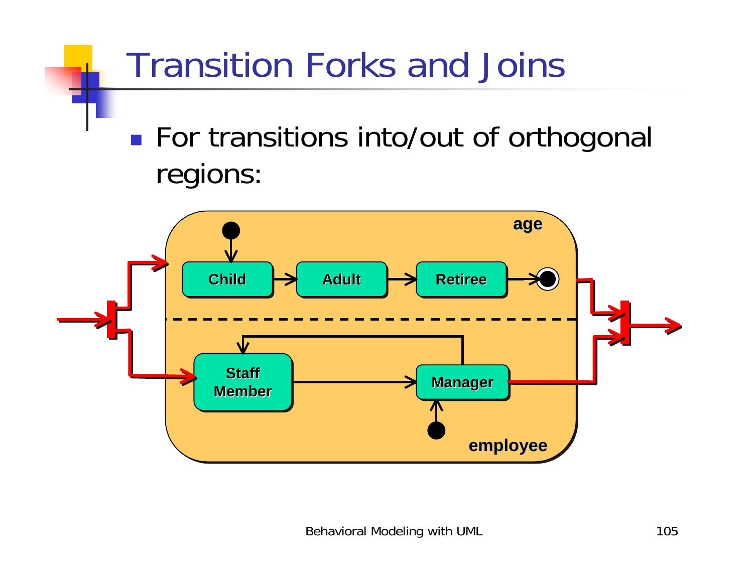# Transition Forks and Joins

- For transitions into/out of orthogonal regions:

age

Child → Adult → Retiree

Staff Member → Manager

employee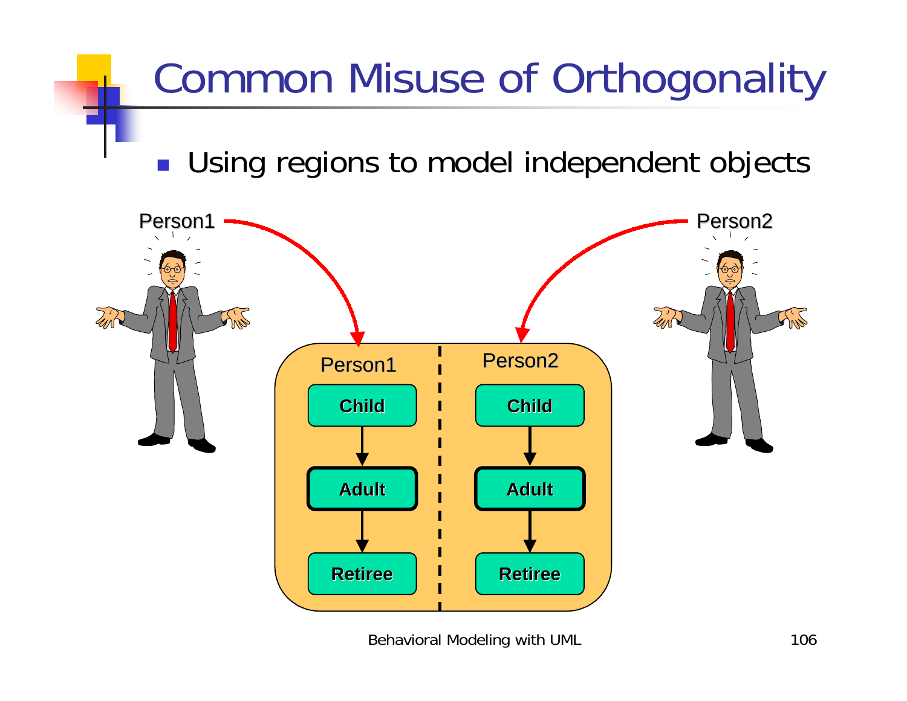# Common Misuse of Orthogonality

- Using regions to model independent objects

Person1

Person2

Person1

Person2

Child

Adult

Retiree

Child

Adult

Retiree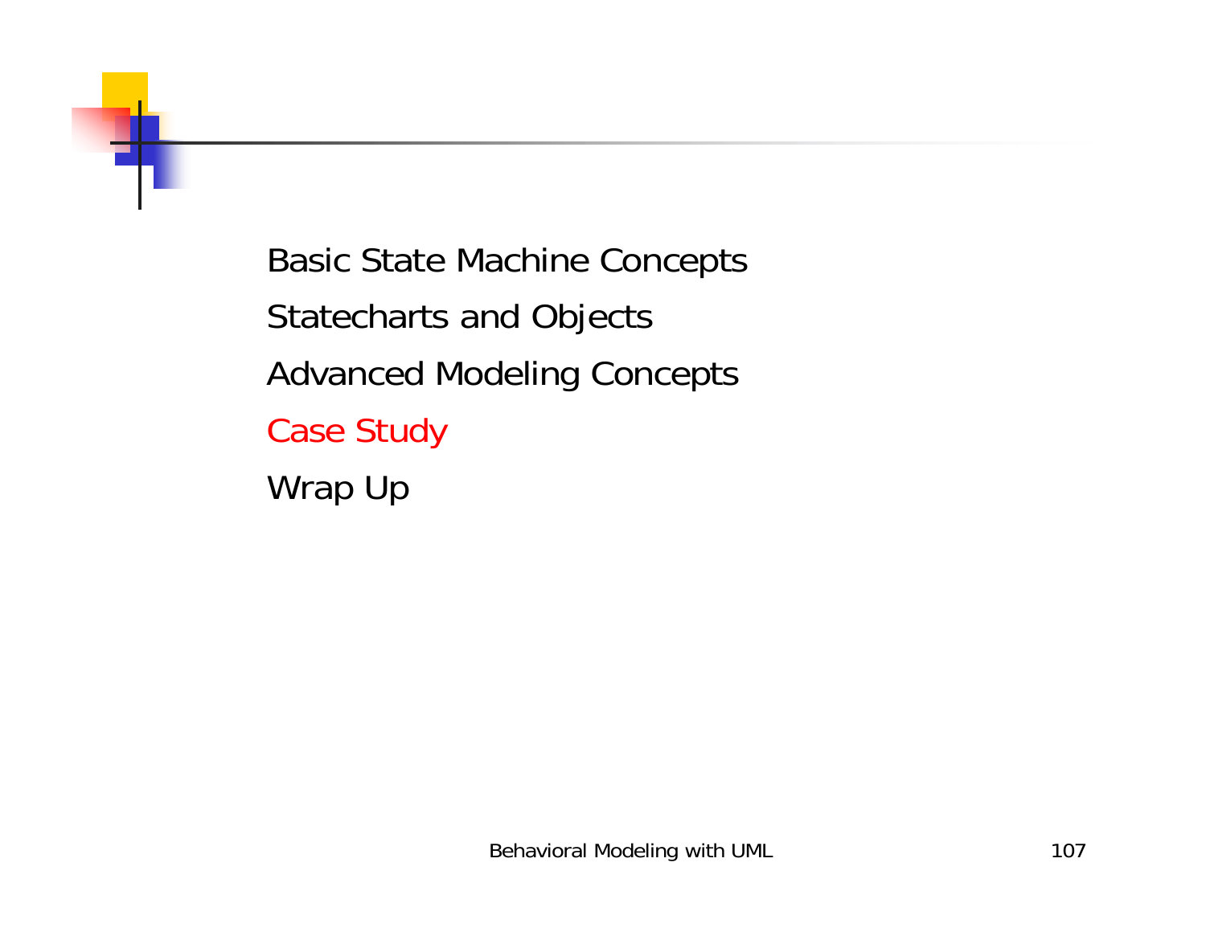Basic State Machine Concepts

Statecharts and Objects

Advanced Modeling Concepts

Case Study

Wrap Up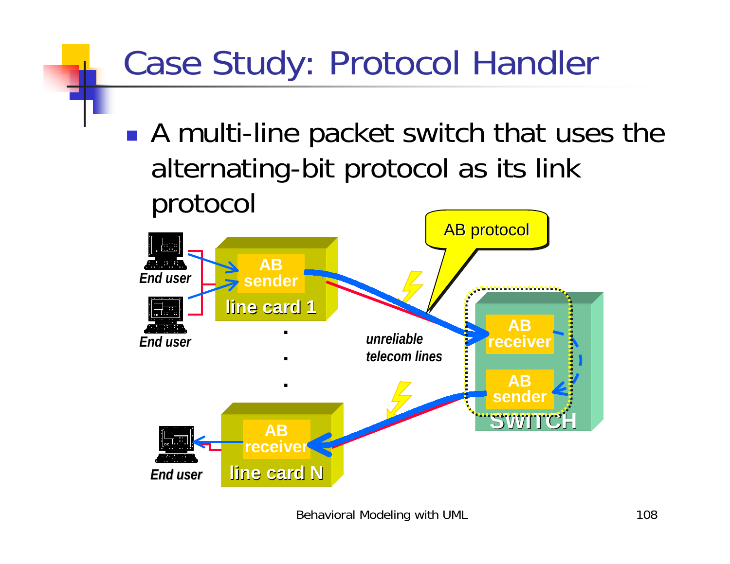# Case Study: Protocol Handler

- A multi-line packet switch that uses the alternating-bit protocol as its link protocol

AB protocol

End user

End user

AB sender

line card 1

unreliable telecom lines

AB receiver

AB sender

SWITCH

End user

AB receiver

line card N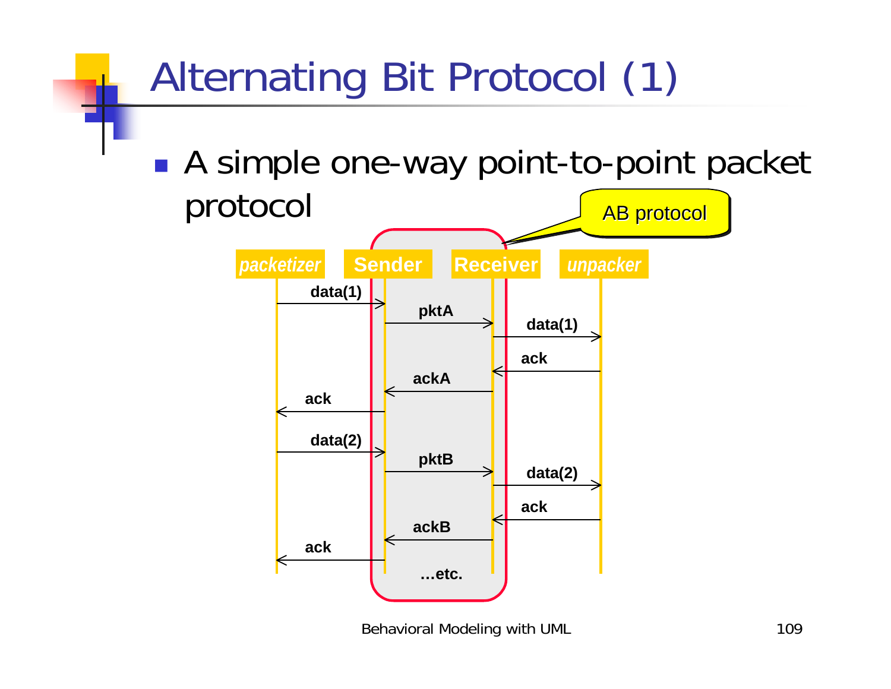# Alternating Bit Protocol (1)

- A simple one-way point-to-point packet protocol

AB protocol

*packetizer* | Sender | Receiver | *unpacker*

- packetizer → Sender: data(1)
- Sender → Receiver: pktA
- Receiver → unpacker: data(1)
- unpacker → Receiver: ack
- Receiver → Sender: ackA
- Sender → packetizer: ack
- packetizer → Sender: data(2)
- Sender → Receiver: pktB
- Receiver → unpacker: data(2)
- unpacker → Receiver: ack
- Receiver → Sender: ackB
- Sender → packetizer: ack

…etc.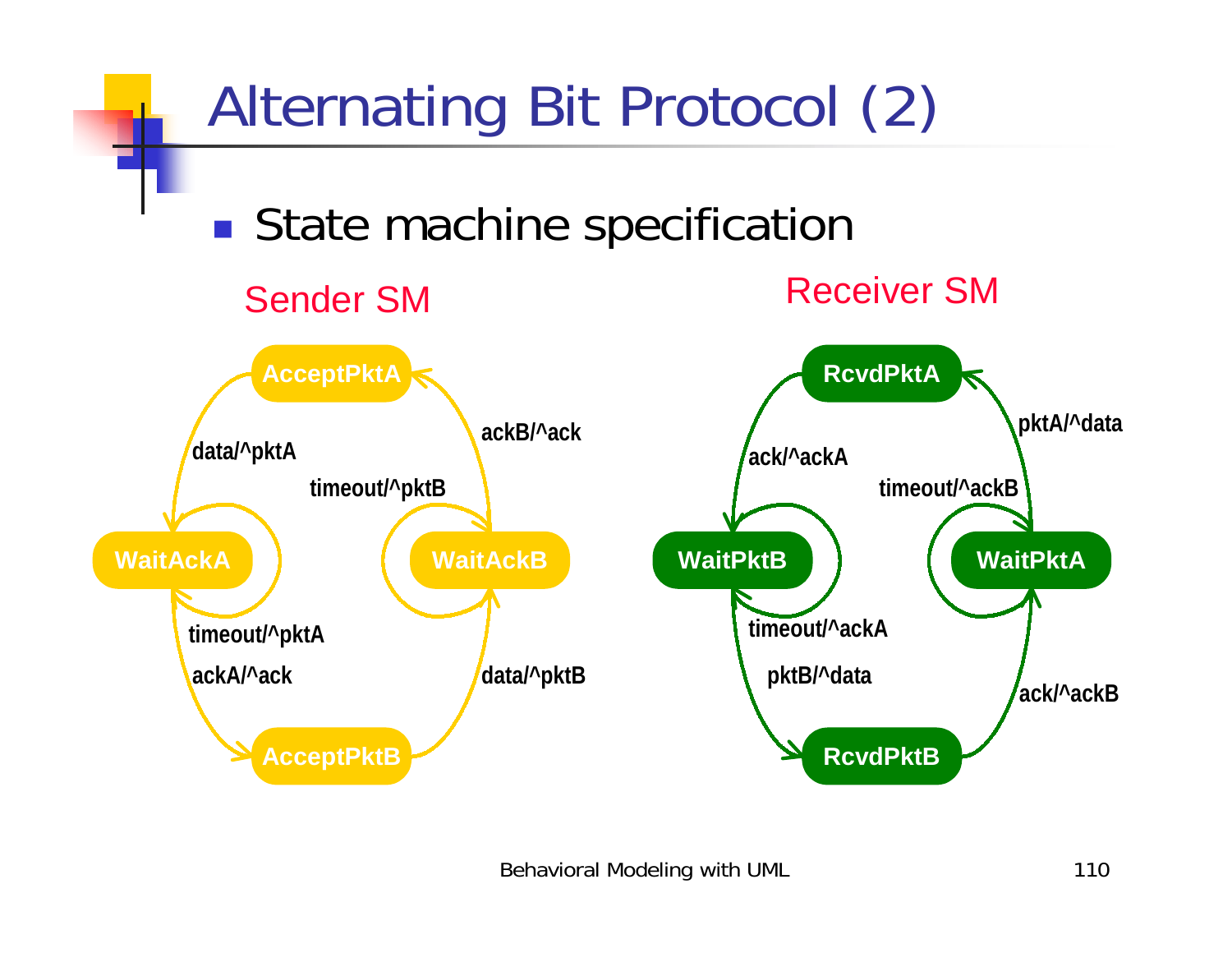# Alternating Bit Protocol (2)

- State machine specification

Sender SM

AcceptPktA

data/^pktA

ackB/^ack

timeout/^pktB

WaitAckA

WaitAckB

timeout/^pktA

ackA/^ack

data/^pktB

AcceptPktB

Receiver SM

RcvdPktA

ack/^ackA

pktA/^data

timeout/^ackB

WaitPktB

WaitPktA

timeout/^ackA

pktB/^data

ack/^ackB

RcvdPktB

Behavioral Modeling with UML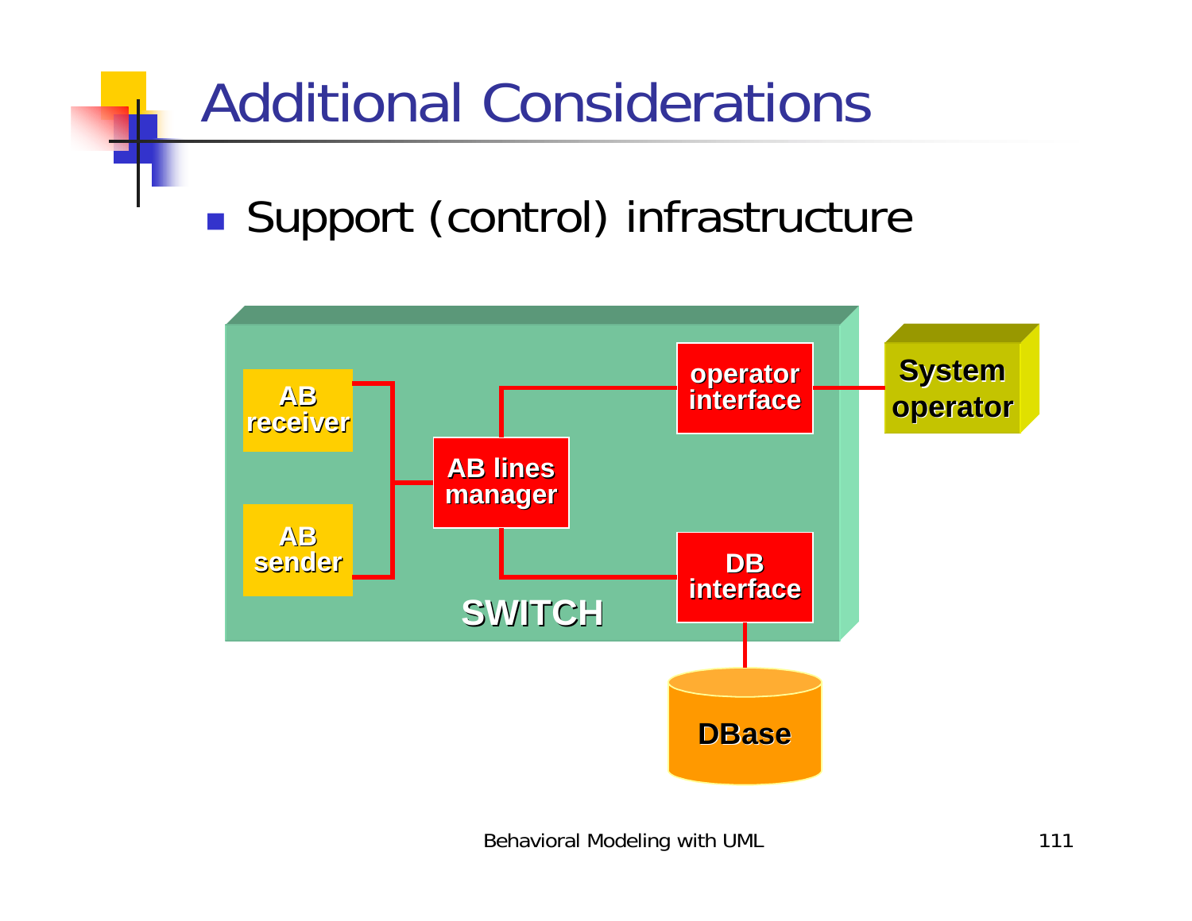# Additional Considerations

- Support (control) infrastructure

SWITCH

AB receiver

AB sender

AB lines manager

operator interface

DB interface

System operator

DBase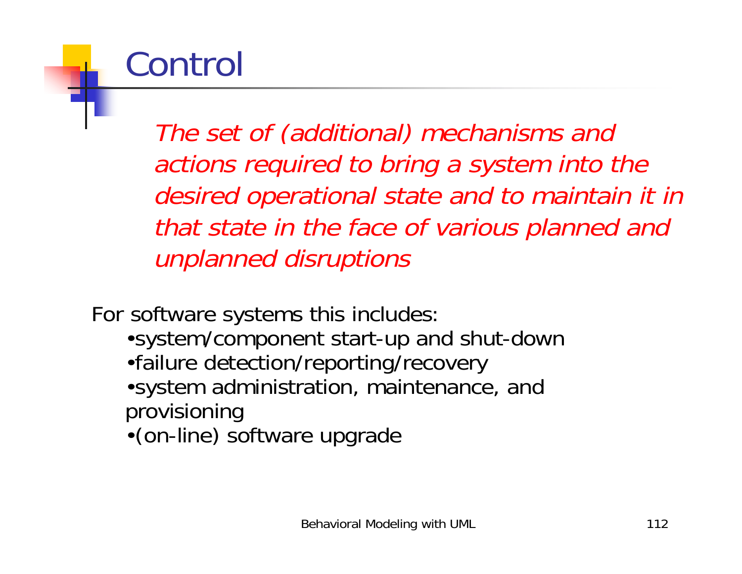# Control

*The set of (additional) mechanisms and actions required to bring a system into the desired operational state and to maintain it in that state in the face of various planned and unplanned disruptions*

For software systems this includes:

- system/component start-up and shut-down
- failure detection/reporting/recovery
- system administration, maintenance, and provisioning
- (on-line) software upgrade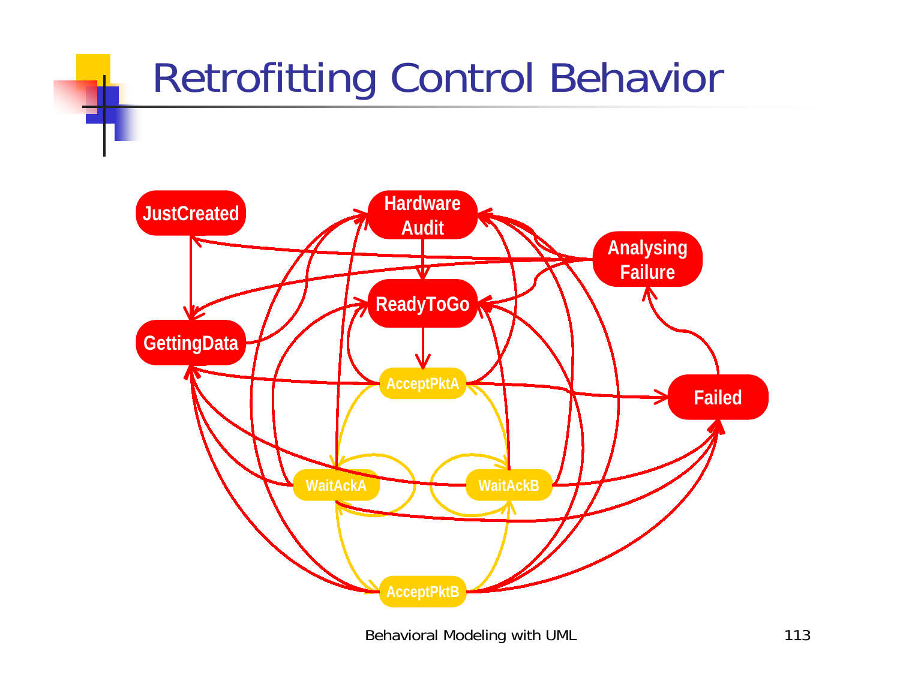# Retrofitting Control Behavior

JustCreated

Hardware Audit

Analysing Failure

ReadyToGo

GettingData

AcceptPktA

Failed

WaitAckA

WaitAckB

AcceptPktB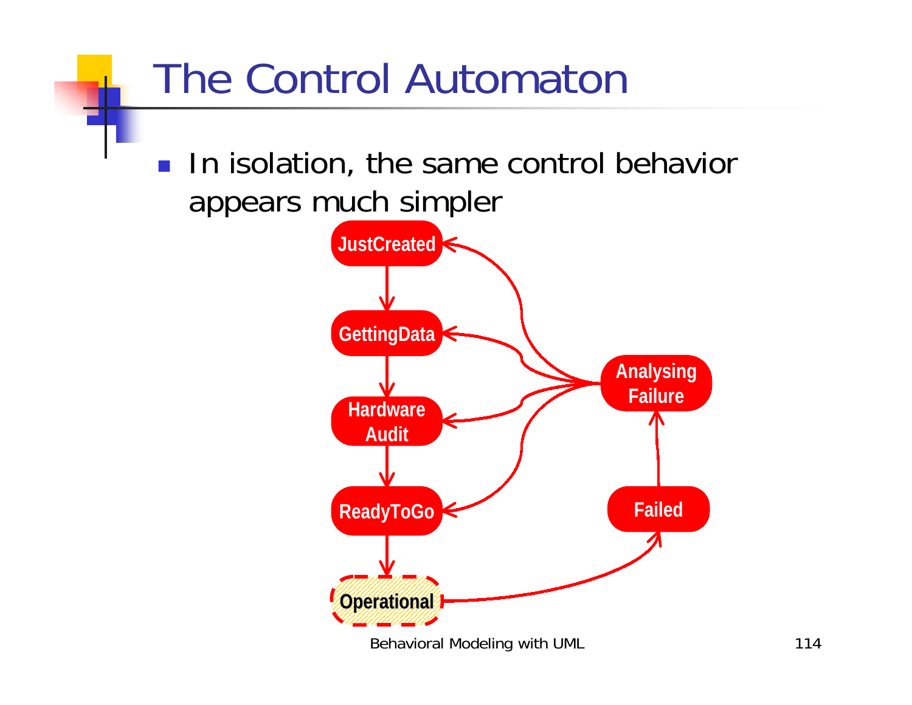# The Control Automaton

- In isolation, the same control behavior appears much simpler

JustCreated

GettingData

Hardware Audit

ReadyToGo

Operational

Analysing Failure

Failed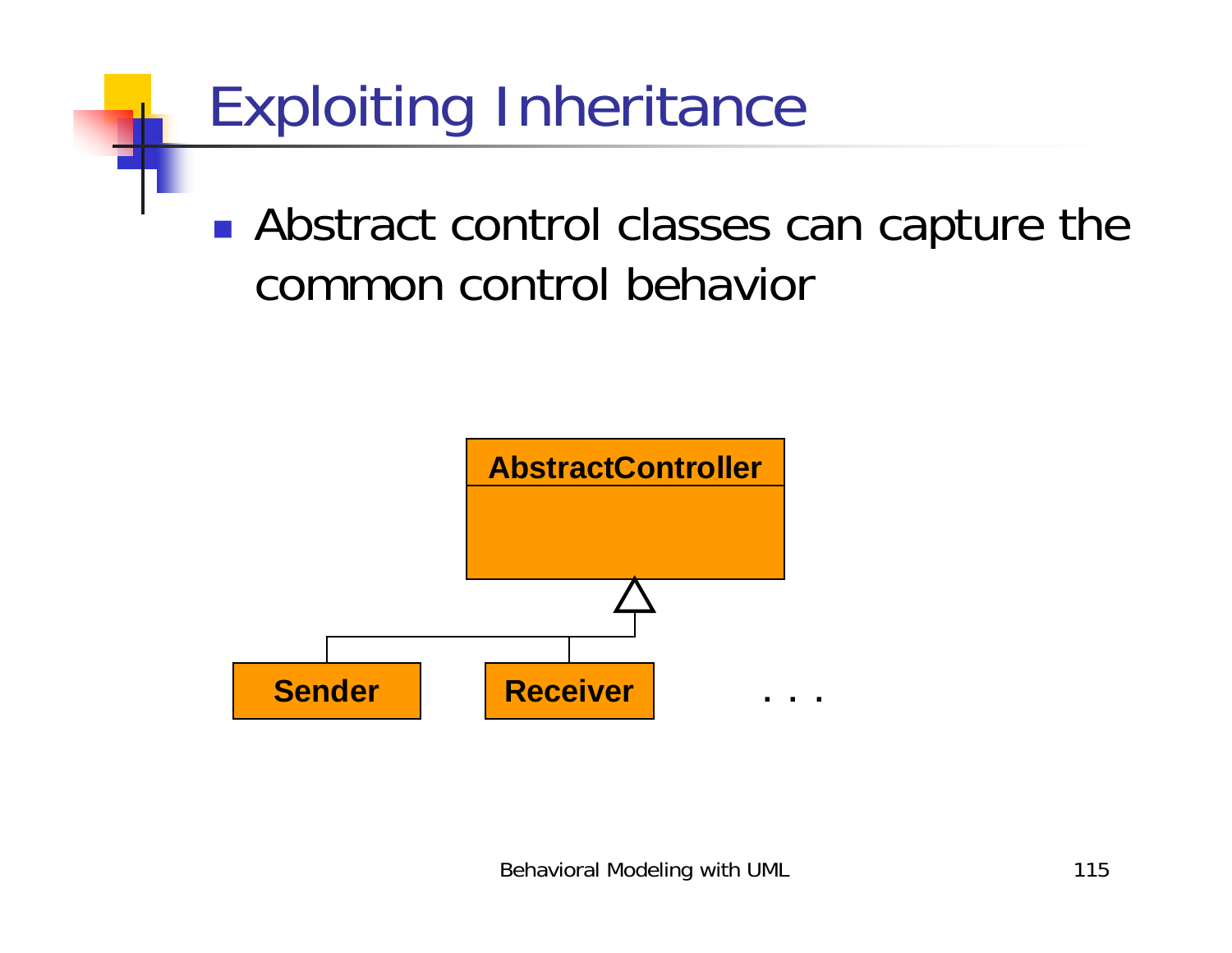# Exploiting Inheritance

- Abstract control classes can capture the common control behavior

AbstractController

Sender

Receiver

. . .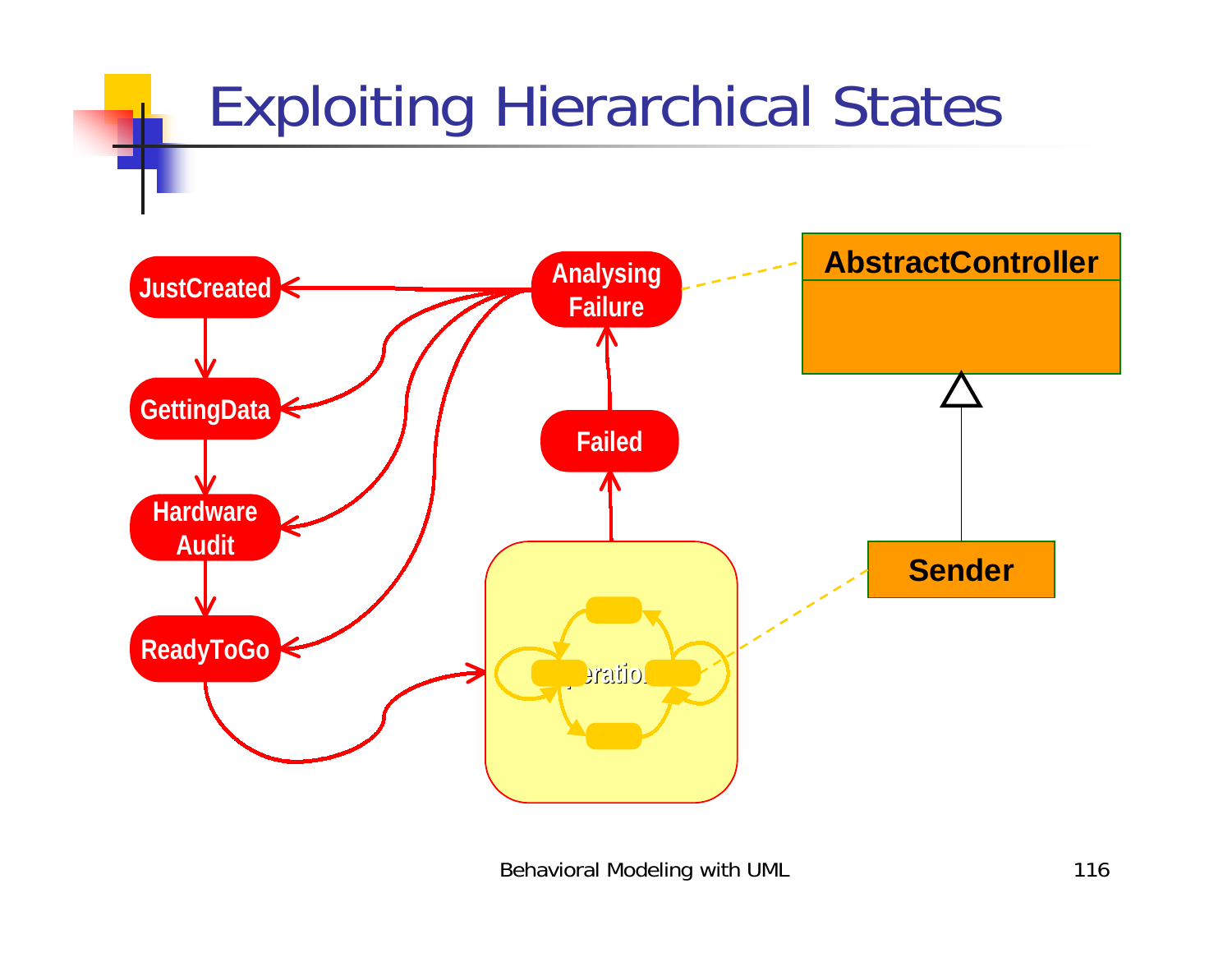# Exploiting Hierarchical States

JustCreated

GettingData

Hardware Audit

ReadyToGo

Analysing Failure

Failed

AbstractController

Sender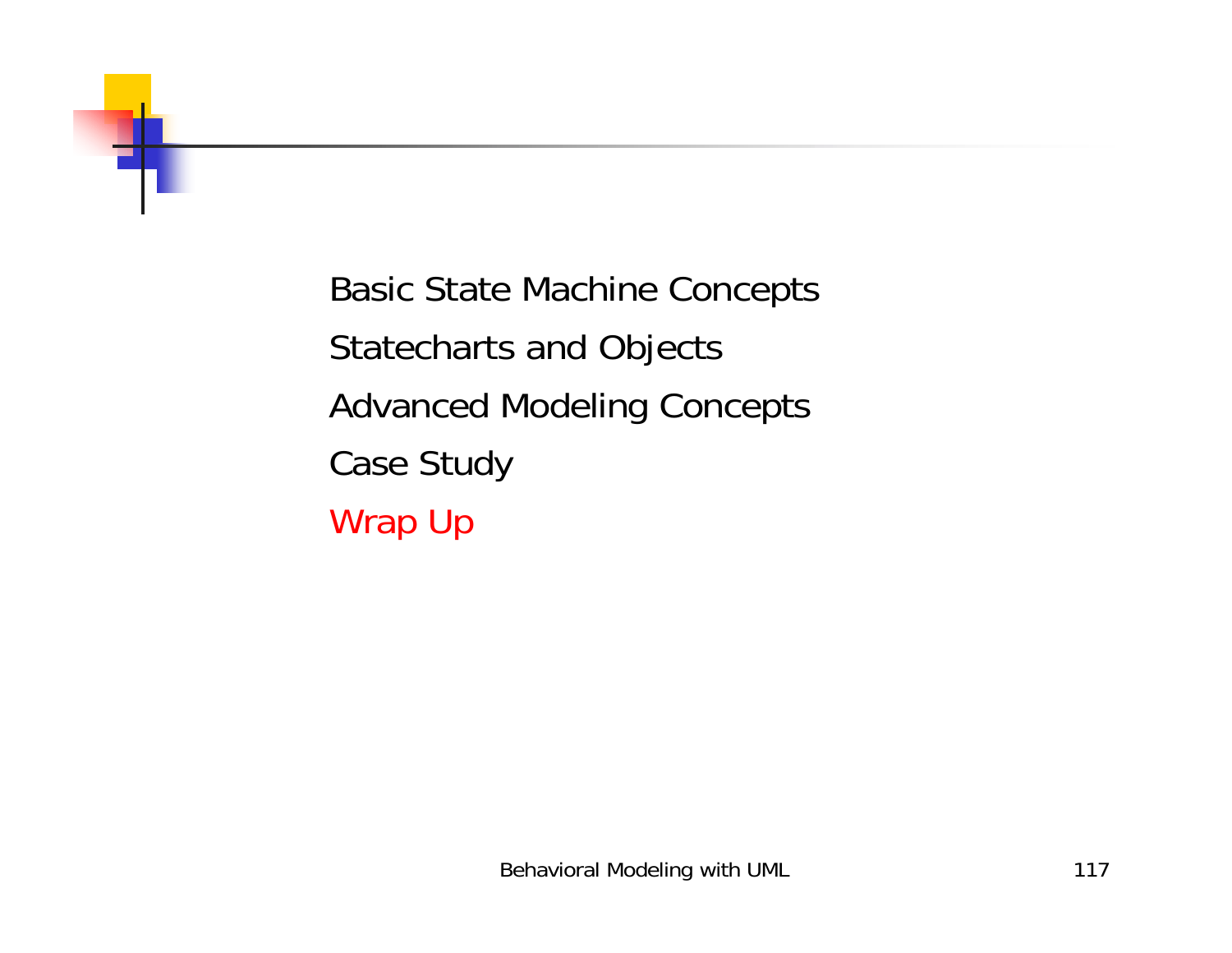Basic State Machine Concepts

Statecharts and Objects

Advanced Modeling Concepts

Case Study

Wrap Up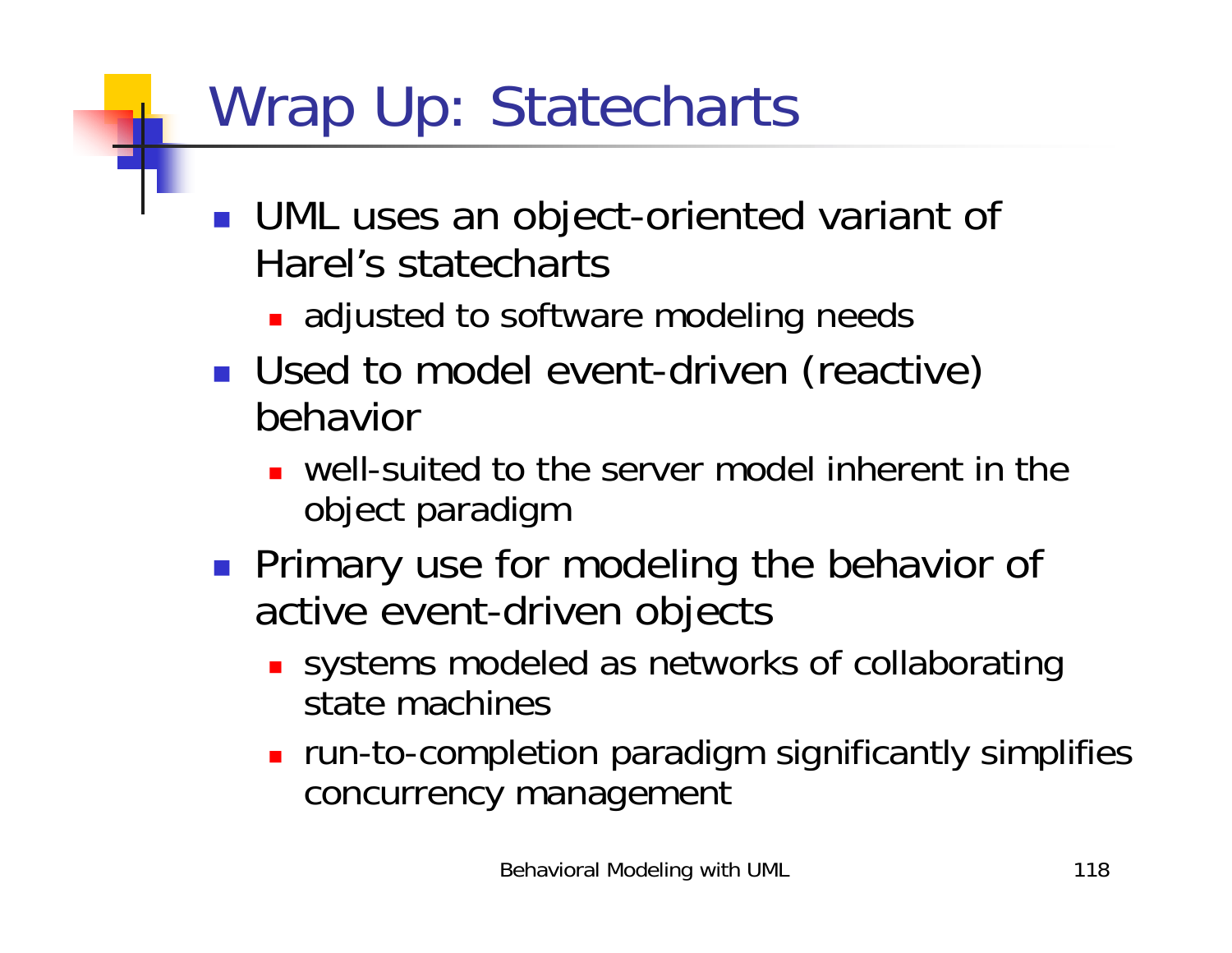# Wrap Up: Statecharts

- UML uses an object-oriented variant of Harel's statecharts
  - adjusted to software modeling needs
- Used to model event-driven (reactive) behavior
  - well-suited to the server model inherent in the object paradigm
- Primary use for modeling the behavior of active event-driven objects
  - systems modeled as networks of collaborating state machines
  - run-to-completion paradigm significantly simplifies concurrency management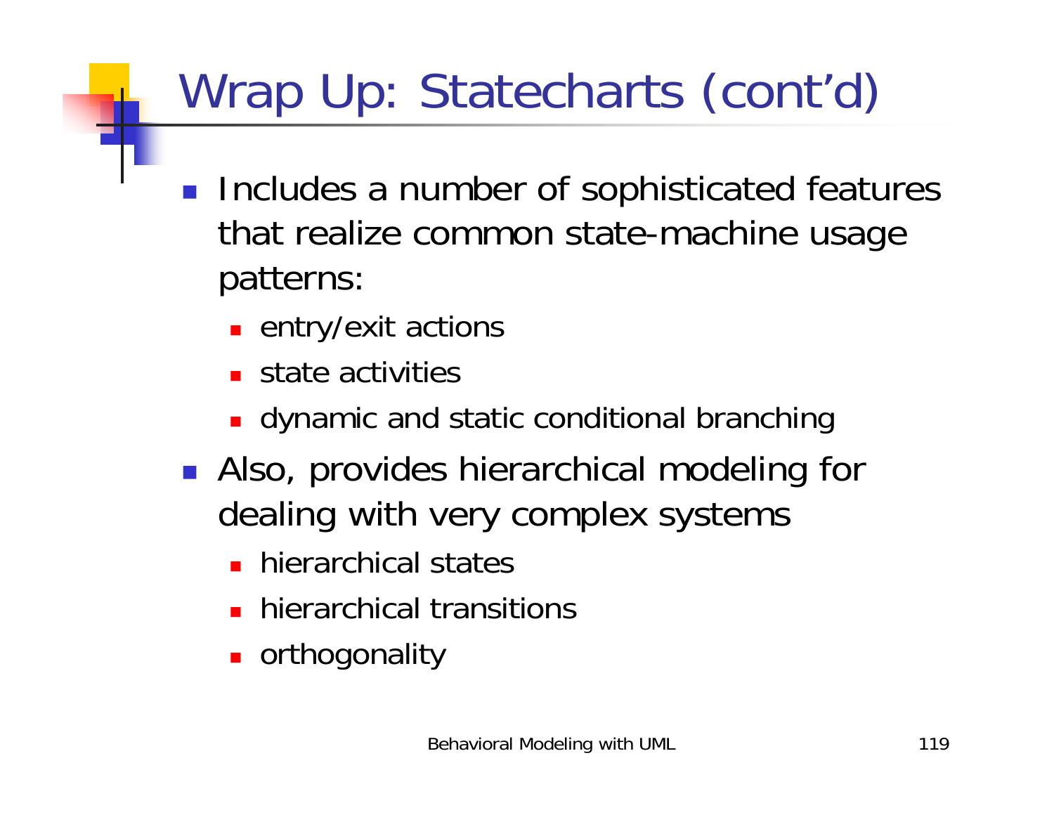# Wrap Up: Statecharts (cont'd)

- Includes a number of sophisticated features that realize common state-machine usage patterns:
  - entry/exit actions
  - state activities
  - dynamic and static conditional branching
- Also, provides hierarchical modeling for dealing with very complex systems
  - hierarchical states
  - hierarchical transitions
  - orthogonality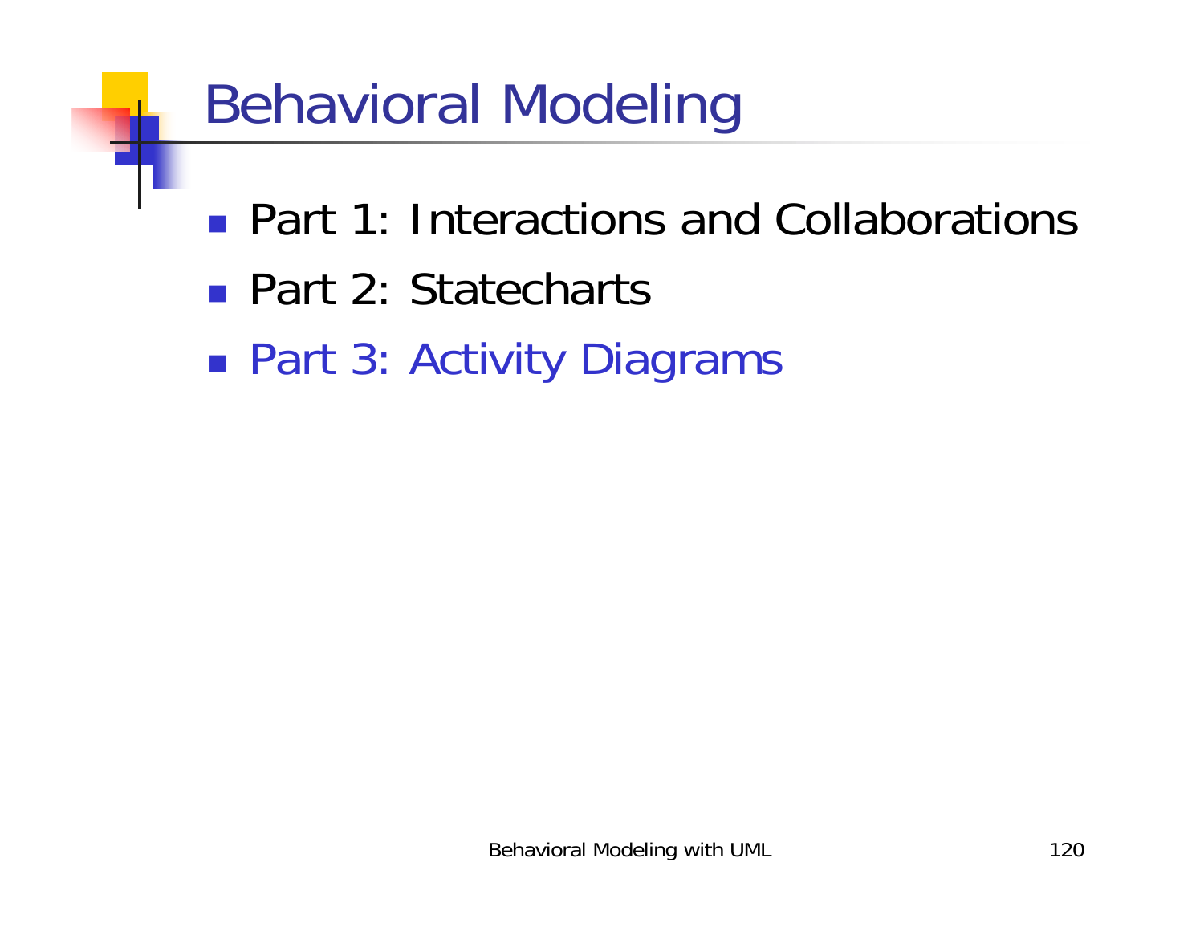# Behavioral Modeling

- Part 1: Interactions and Collaborations
- Part 2: Statecharts
- Part 3: Activity Diagrams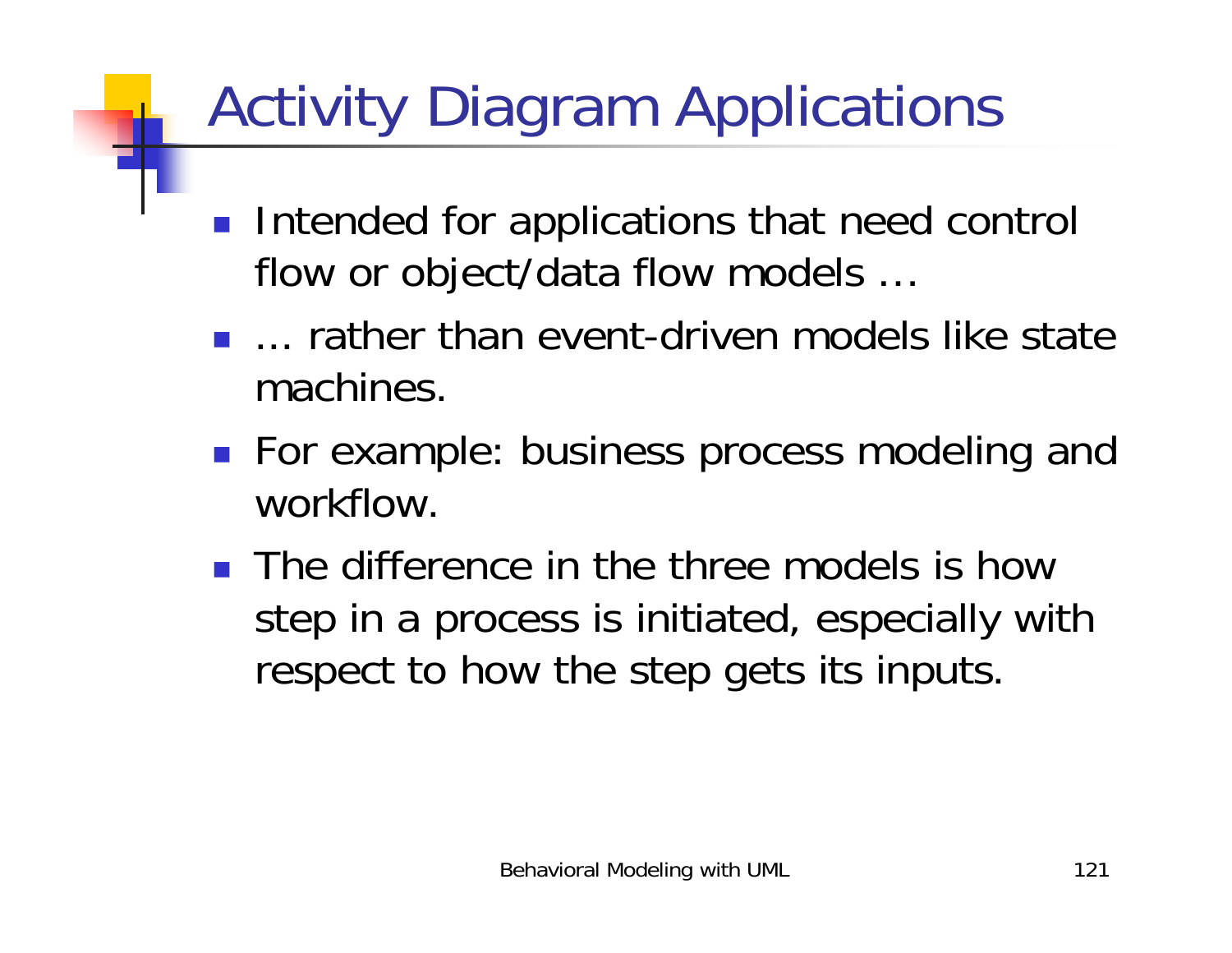# Activity Diagram Applications

- Intended for applications that need control flow or object/data flow models …
- … rather than event-driven models like state machines.
- For example: business process modeling and workflow.
- The difference in the three models is how step in a process is initiated, especially with respect to how the step gets its inputs.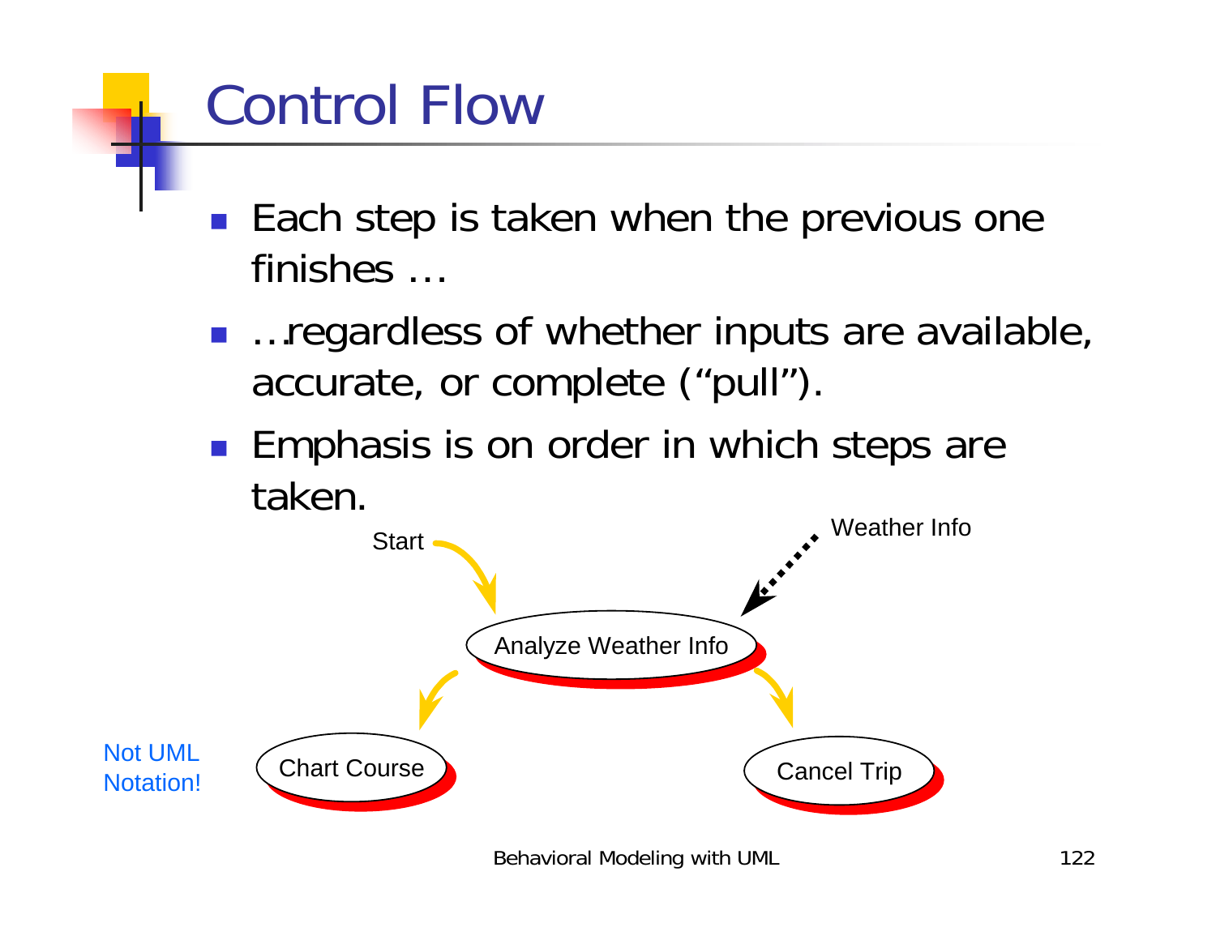# Control Flow

- Each step is taken when the previous one finishes …
- …regardless of whether inputs are available, accurate, or complete ("pull").
- Emphasis is on order in which steps are taken.

Start

Weather Info

Analyze Weather Info

Chart Course

Cancel Trip

Not UML Notation!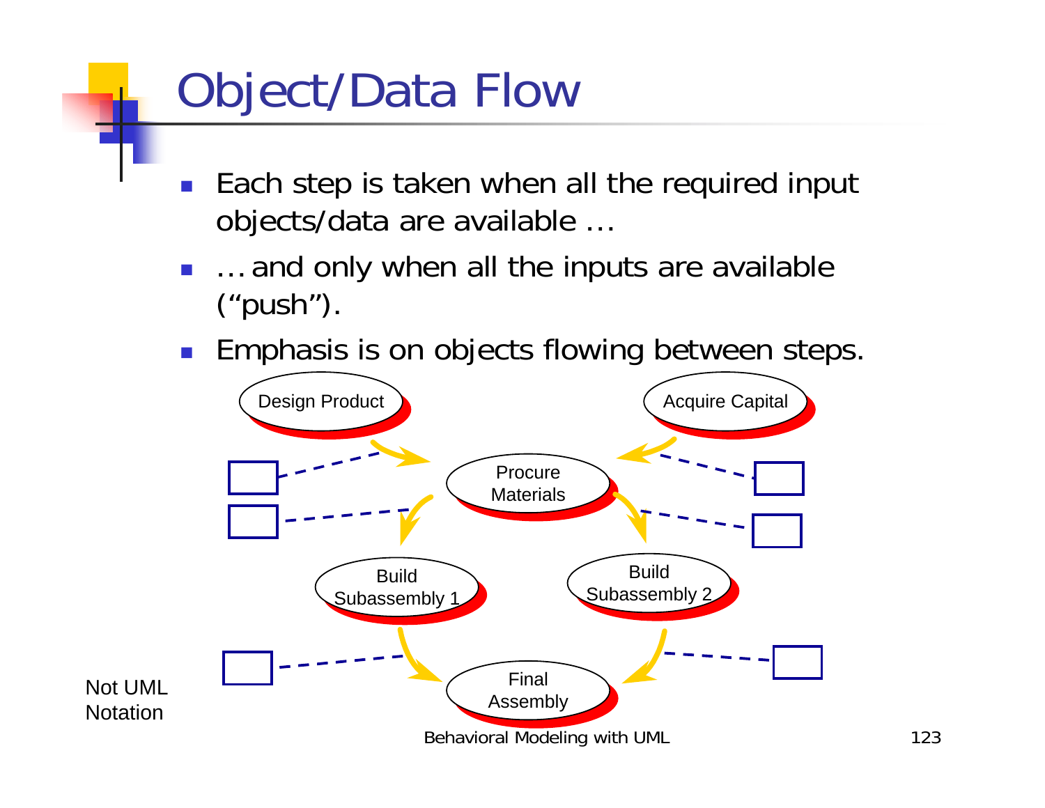# Object/Data Flow

- Each step is taken when all the required input objects/data are available …
- … and only when all the inputs are available ("push").
- Emphasis is on objects flowing between steps.

Design Product

Acquire Capital

Procure Materials

Build Subassembly 1

Build Subassembly 2

Final Assembly

Not UML Notation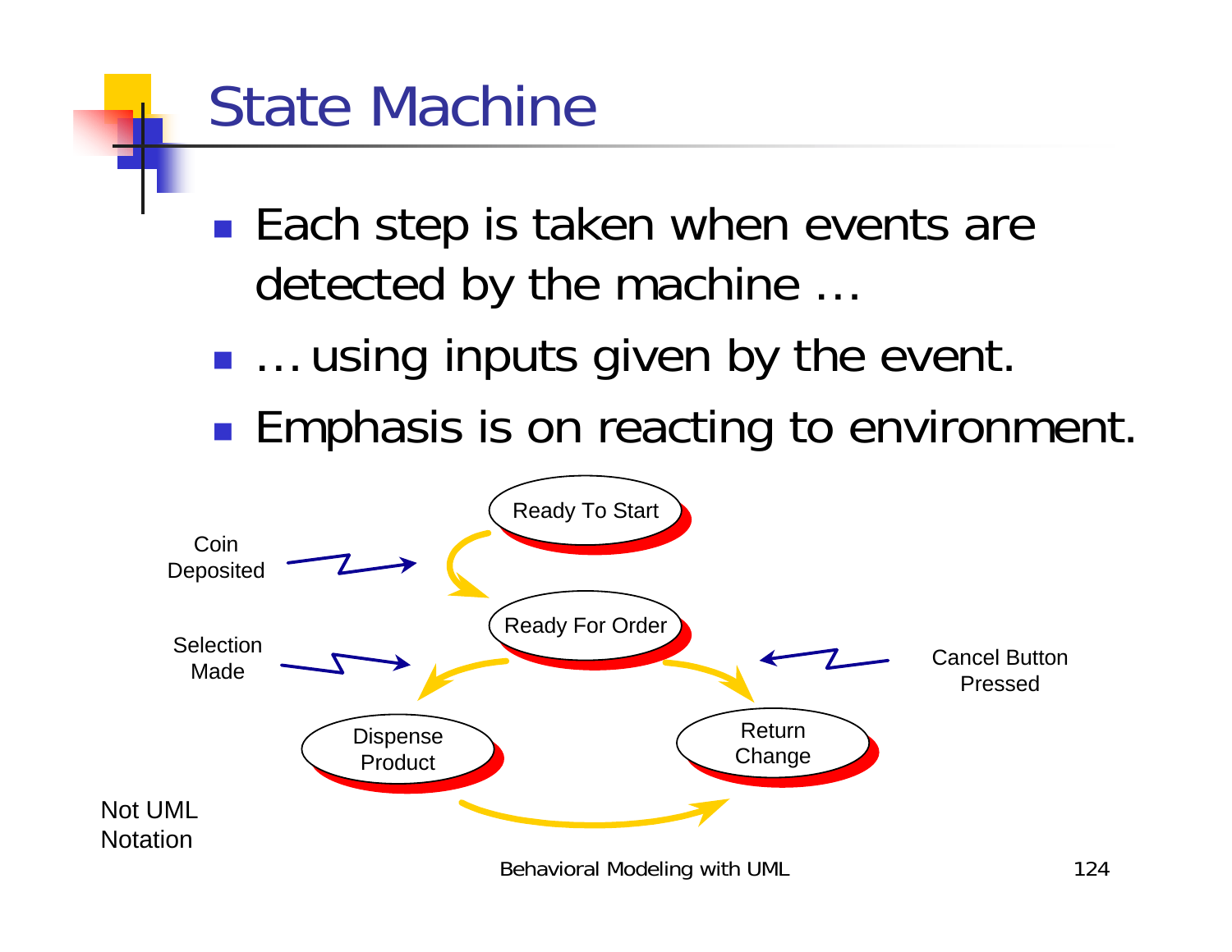# State Machine

- Each step is taken when events are detected by the machine …
- … using inputs given by the event.
- Emphasis is on reacting to environment.

Ready To Start

Coin Deposited

Ready For Order

Selection Made

Cancel Button Pressed

Dispense Product

Return Change

Not UML Notation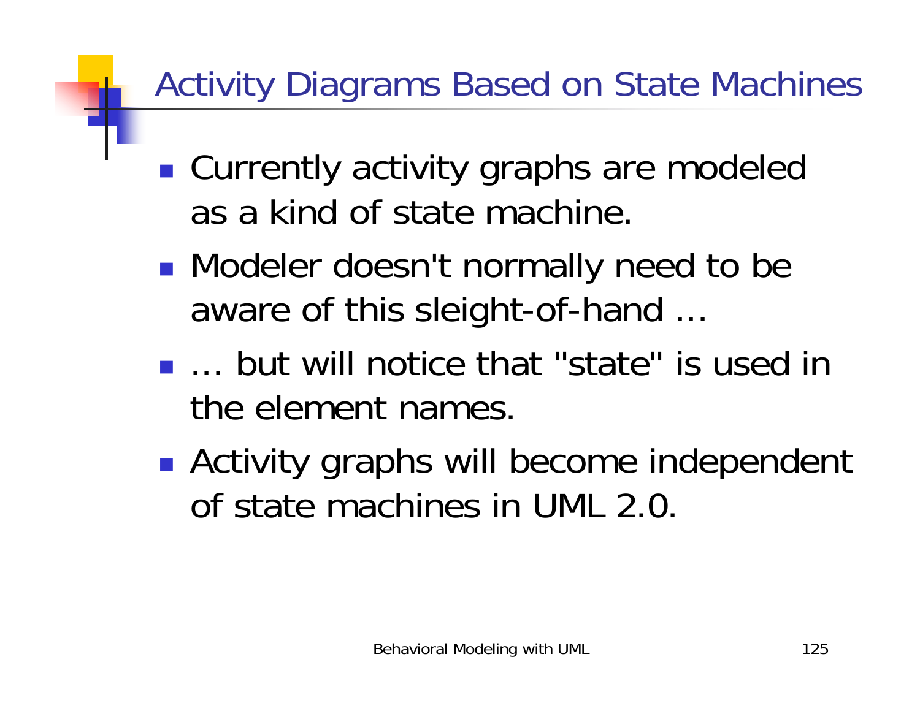# Activity Diagrams Based on State Machines

- Currently activity graphs are modeled as a kind of state machine.
- Modeler doesn't normally need to be aware of this sleight-of-hand ...
- ... but will notice that "state" is used in the element names.
- Activity graphs will become independent of state machines in UML 2.0.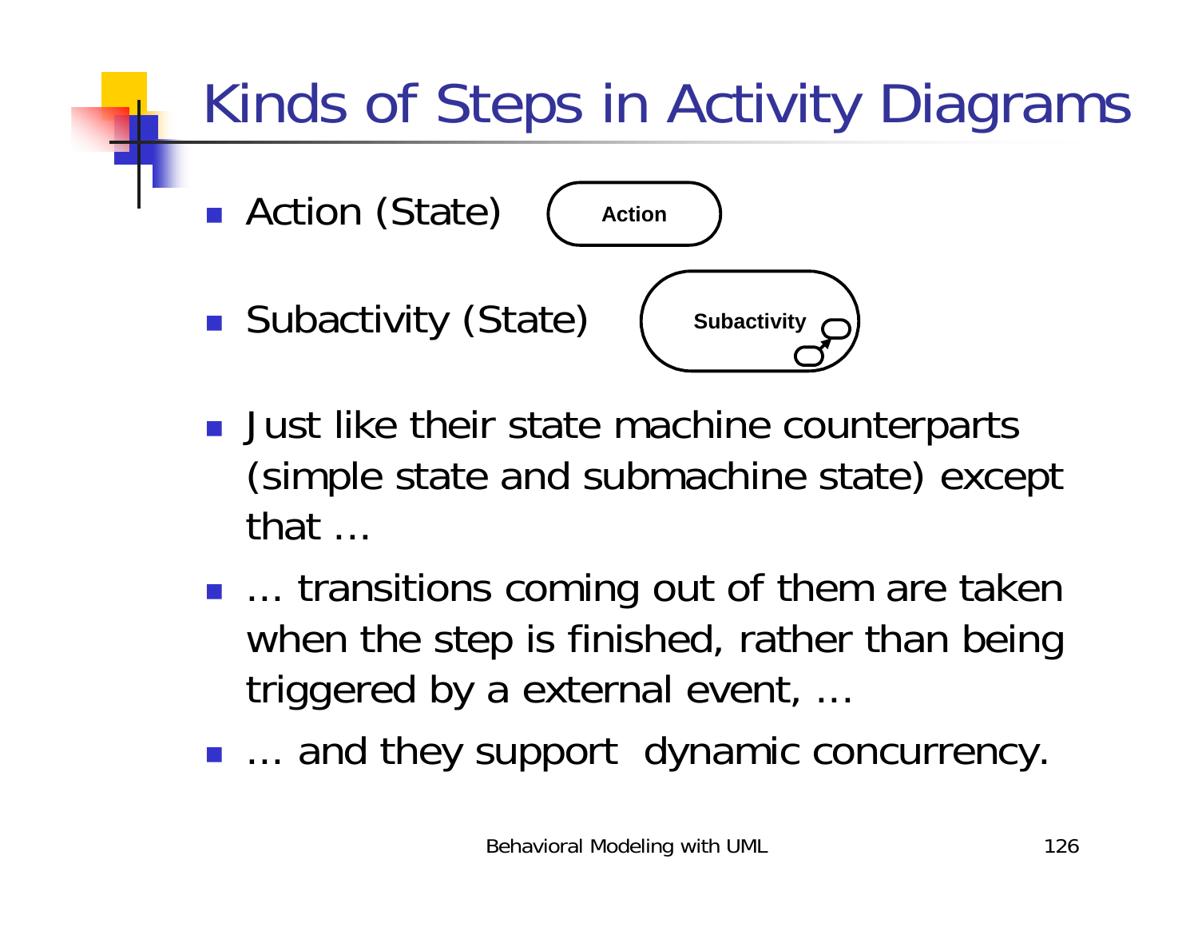# Kinds of Steps in Activity Diagrams

- Action (State)
- Subactivity (State)
- Just like their state machine counterparts (simple state and submachine state) except that …
- … transitions coming out of them are taken when the step is finished, rather than being triggered by a external event, …
- … and they support dynamic concurrency.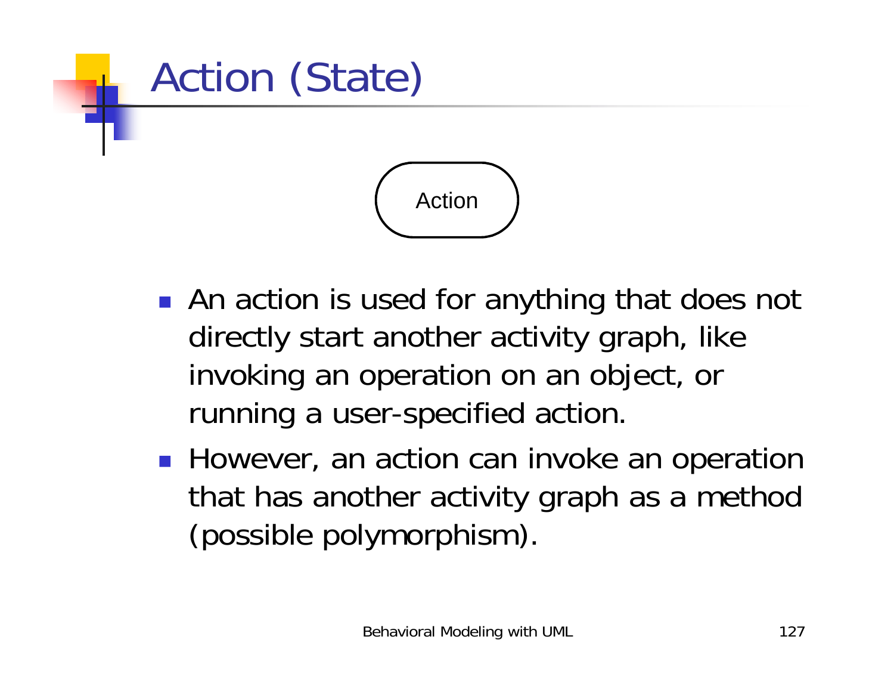# Action (State)

Action

- An action is used for anything that does not directly start another activity graph, like invoking an operation on an object, or running a user-specified action.
- However, an action can invoke an operation that has another activity graph as a method (possible polymorphism).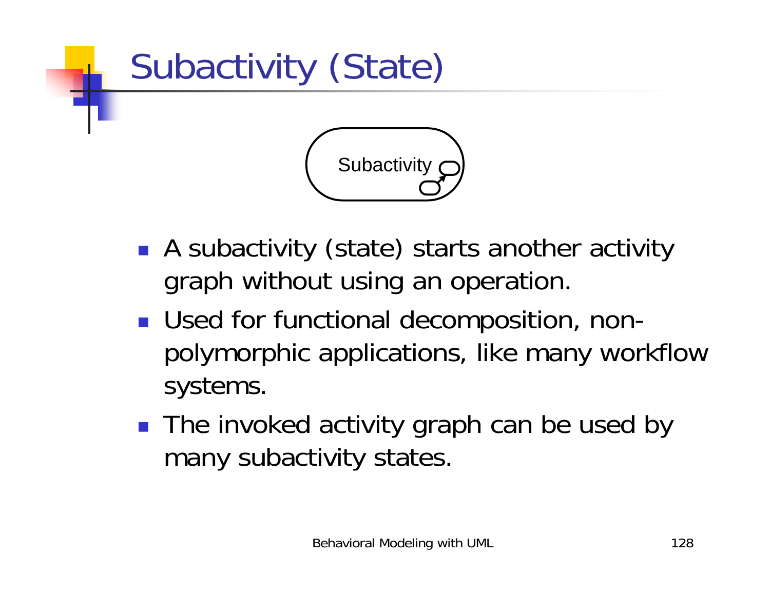# Subactivity (State)

Subactivity

- A subactivity (state) starts another activity graph without using an operation.
- Used for functional decomposition, non-polymorphic applications, like many workflow systems.
- The invoked activity graph can be used by many subactivity states.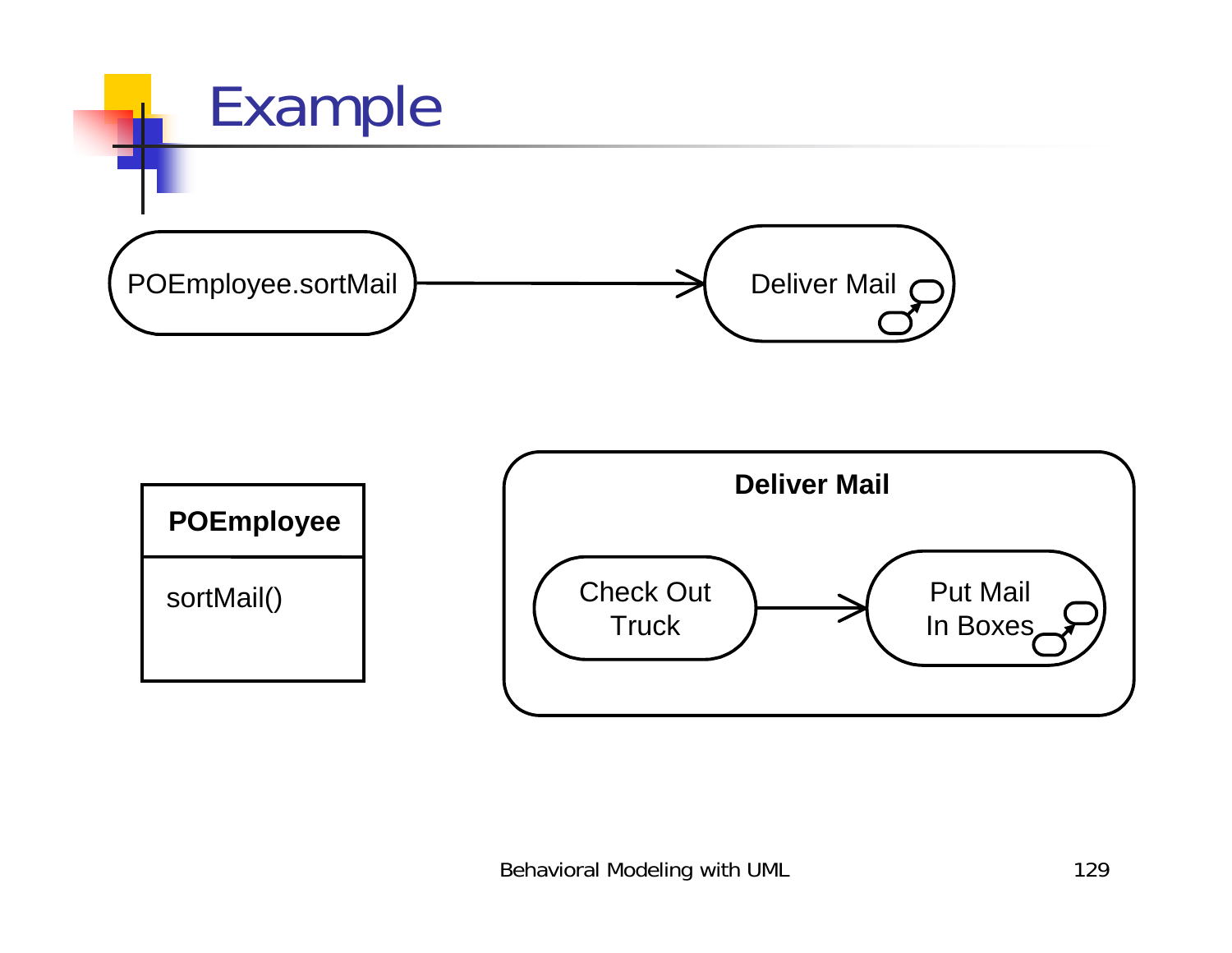# Example

POEmployee.sortMail → Deliver Mail

**POEmployee**

sortMail()

**Deliver Mail**

Check Out Truck → Put Mail In Boxes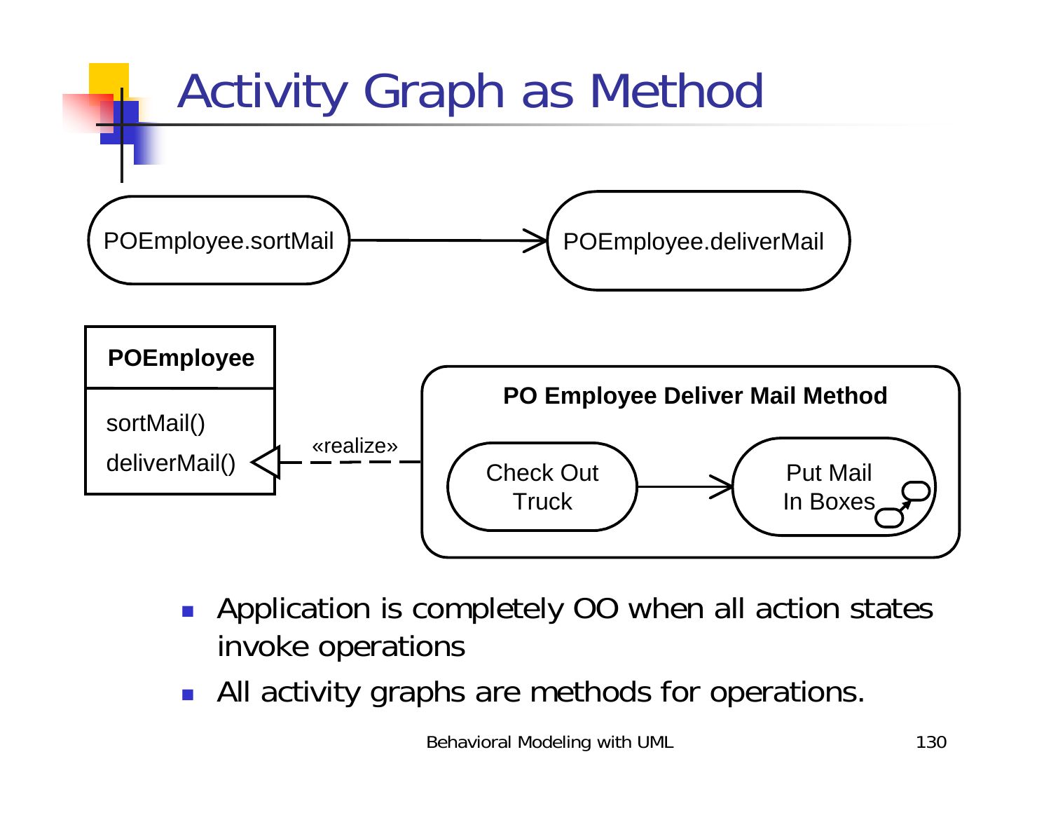# Activity Graph as Method

POEmployee.sortMail → POEmployee.deliverMail

**POEmployee**

sortMail()
deliverMail()

«realize»

**PO Employee Deliver Mail Method**

Check Out Truck → Put Mail In Boxes

- Application is completely OO when all action states invoke operations
- All activity graphs are methods for operations.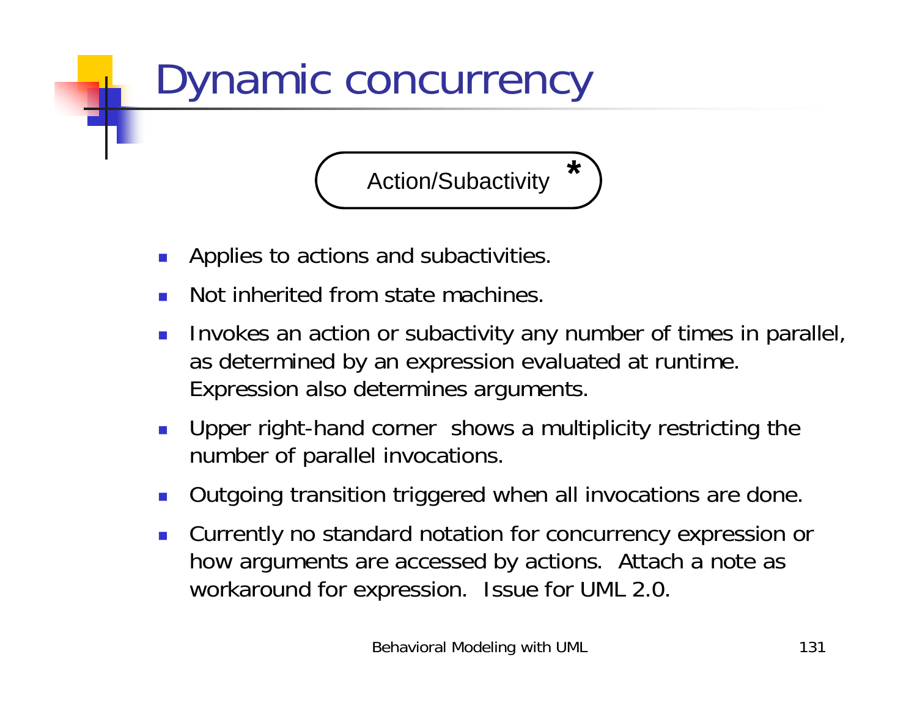# Dynamic concurrency

Action/Subactivity *

- Applies to actions and subactivities.
- Not inherited from state machines.
- Invokes an action or subactivity any number of times in parallel, as determined by an expression evaluated at runtime. Expression also determines arguments.
- Upper right-hand corner shows a multiplicity restricting the number of parallel invocations.
- Outgoing transition triggered when all invocations are done.
- Currently no standard notation for concurrency expression or how arguments are accessed by actions. Attach a note as workaround for expression. Issue for UML 2.0.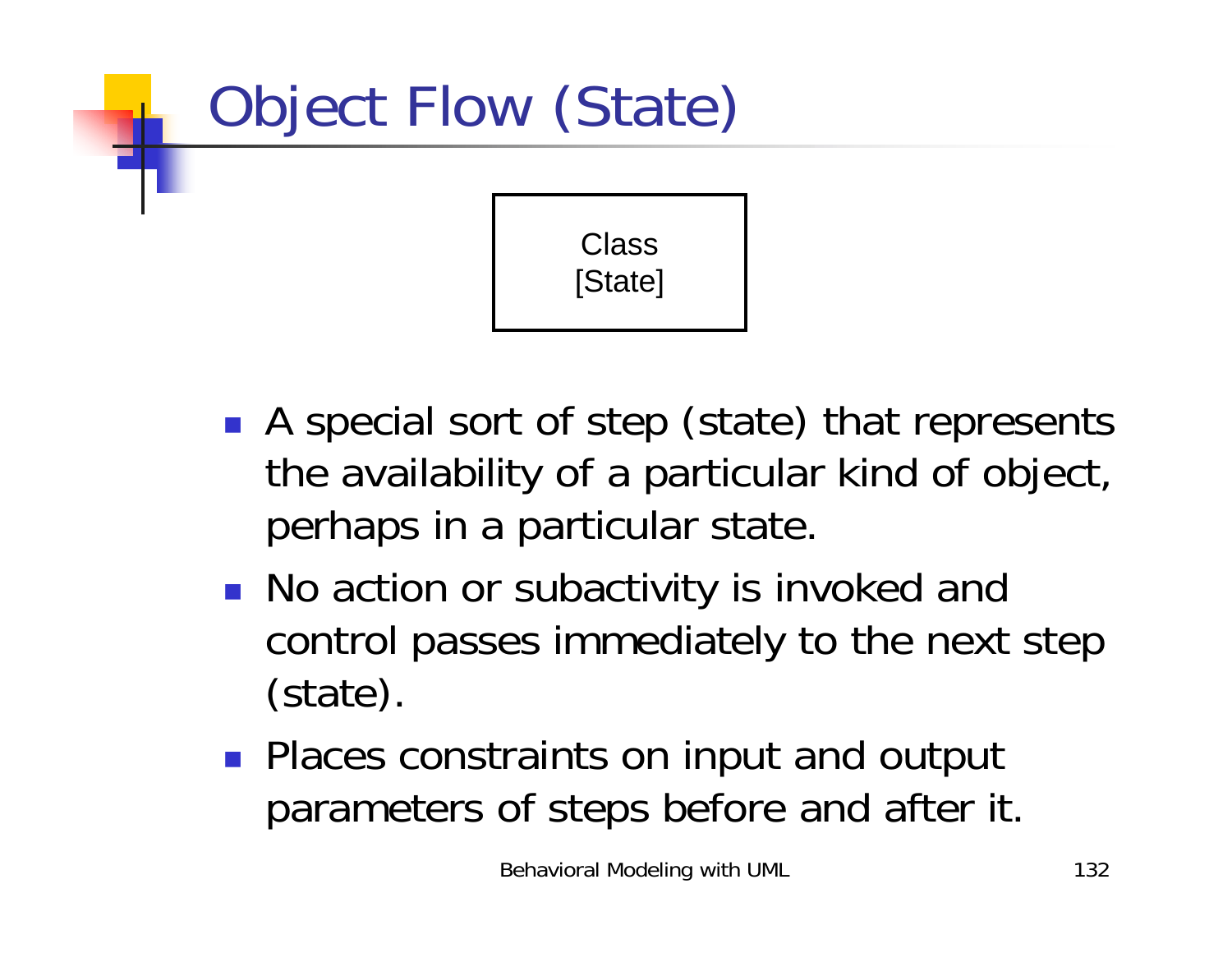# Object Flow (State)

Class
[State]

- A special sort of step (state) that represents the availability of a particular kind of object, perhaps in a particular state.
- No action or subactivity is invoked and control passes immediately to the next step (state).
- Places constraints on input and output parameters of steps before and after it.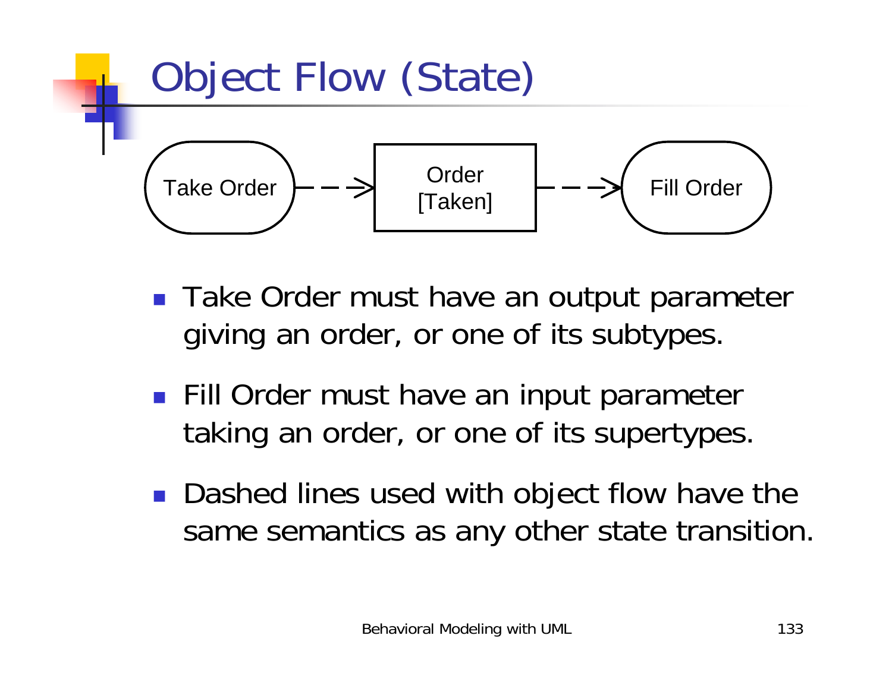# Object Flow (State)

Take Order - - -> Order [Taken] - - -> Fill Order

- Take Order must have an output parameter giving an order, or one of its subtypes.
- Fill Order must have an input parameter taking an order, or one of its supertypes.
- Dashed lines used with object flow have the same semantics as any other state transition.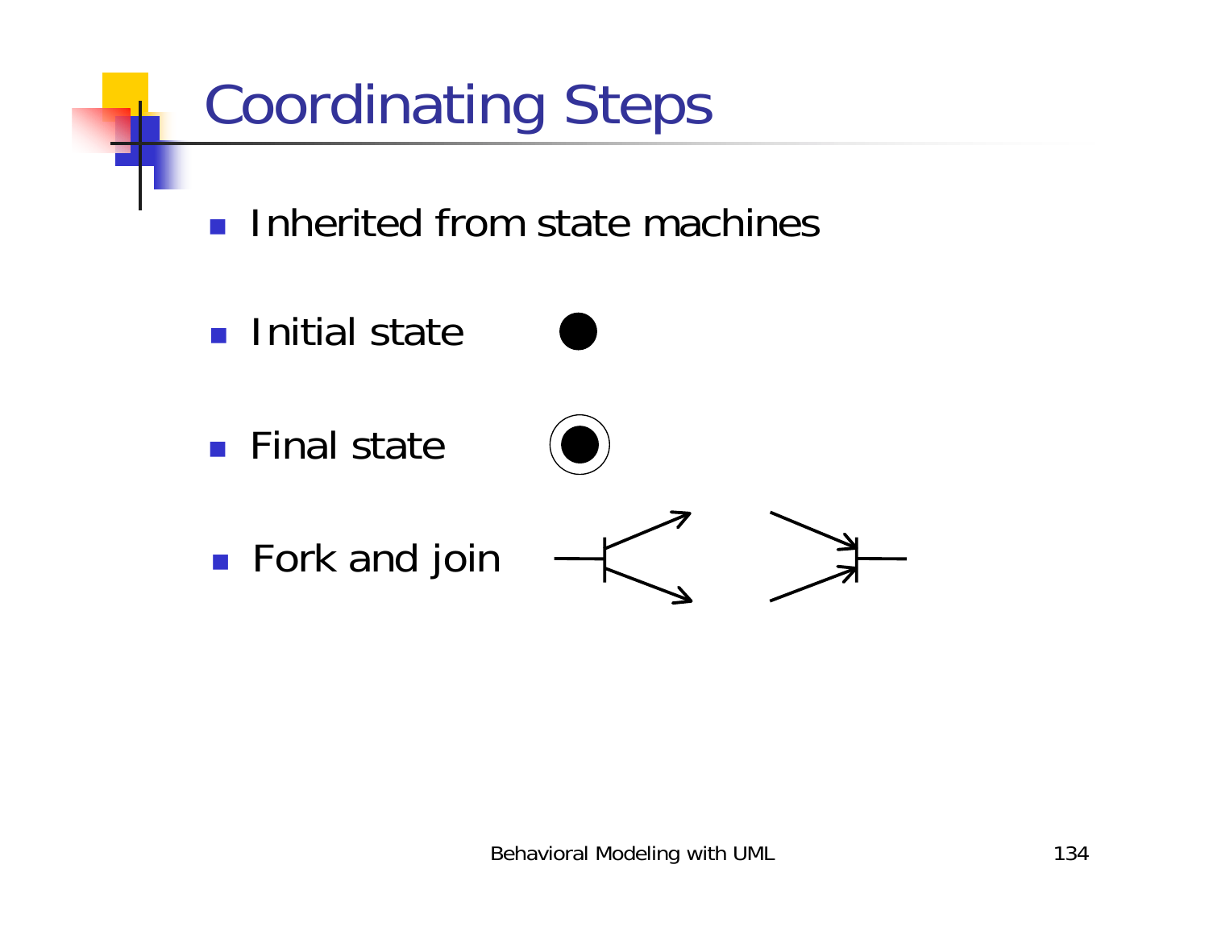# Coordinating Steps

- Inherited from state machines
- Initial state
- Final state
- Fork and join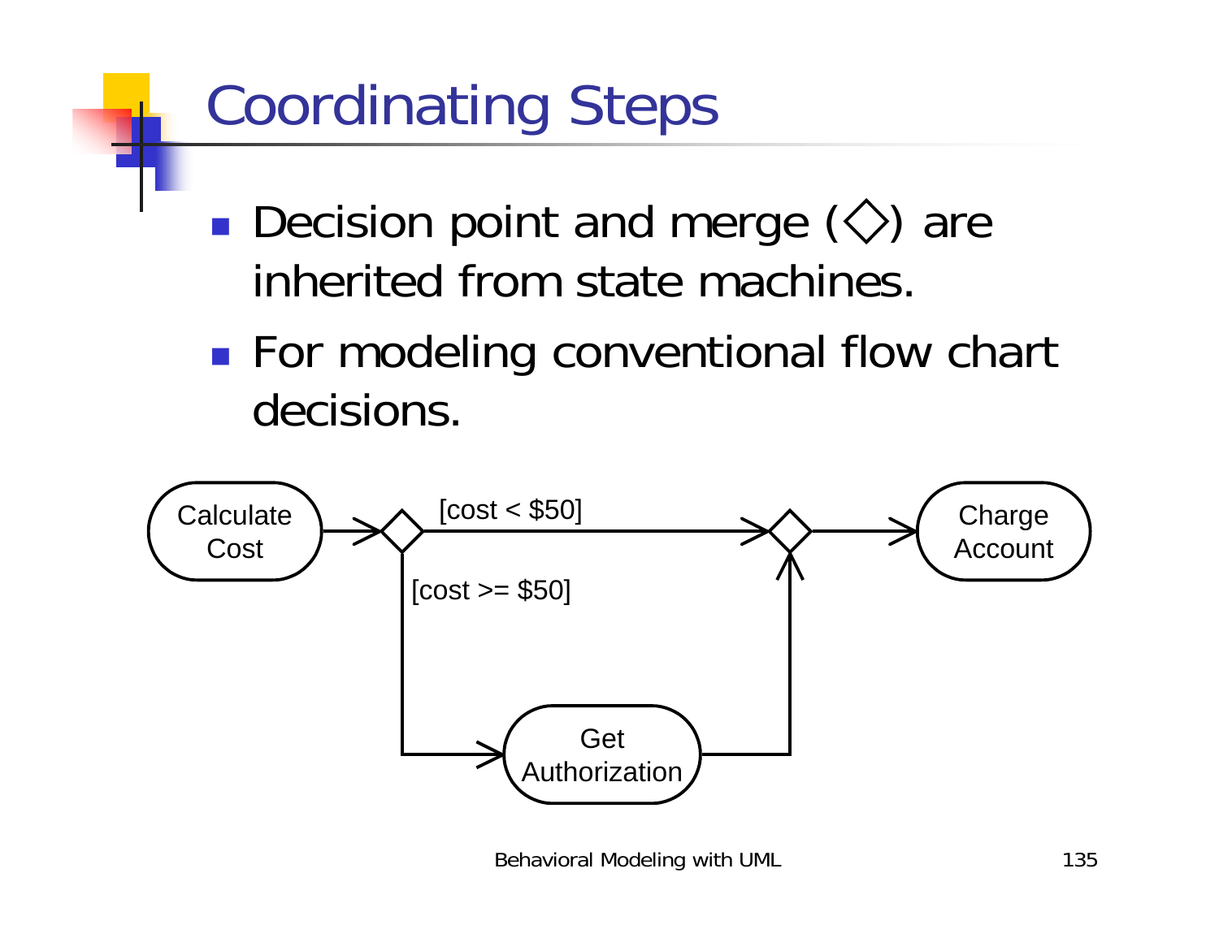# Coordinating Steps

- Decision point and merge (◇) are inherited from state machines.
- For modeling conventional flow chart decisions.

Calculate Cost

[cost < $50]

[cost >= $50]

Charge Account

Get Authorization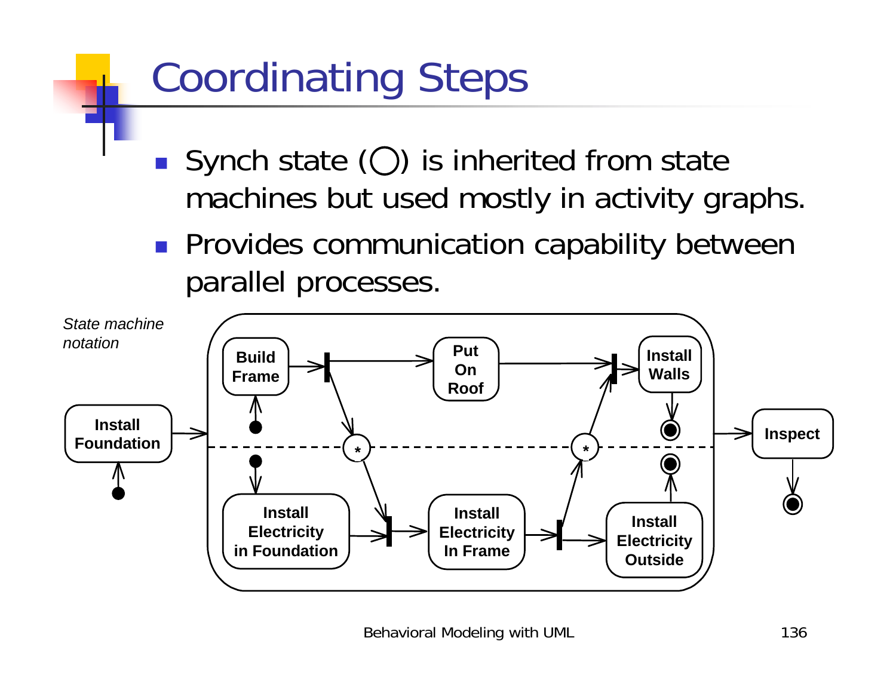# Coordinating Steps

- Synch state (◯) is inherited from state machines but used mostly in activity graphs.
- Provides communication capability between parallel processes.

*State machine notation*

Install Foundation

Build Frame

Put On Roof

Install Walls

Install Electricity in Foundation

Install Electricity In Frame

Install Electricity Outside

Inspect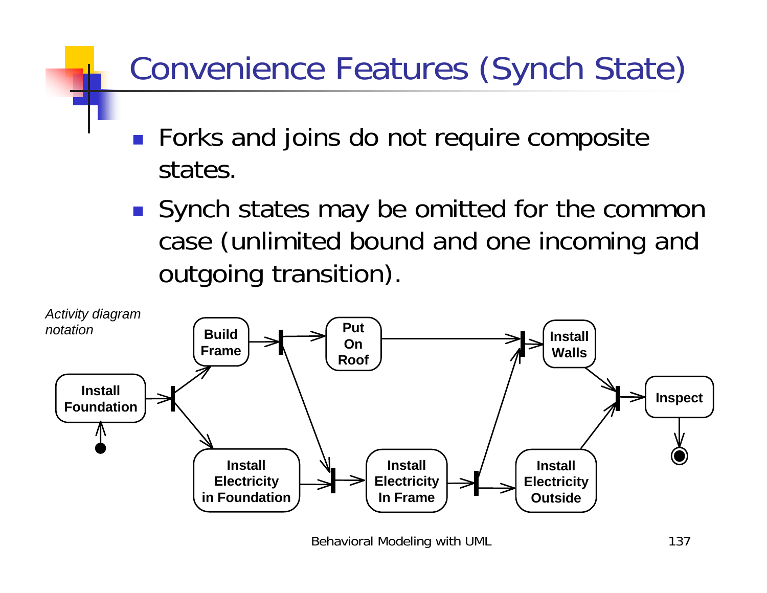# Convenience Features (Synch State)

- Forks and joins do not require composite states.
- Synch states may be omitted for the common case (unlimited bound and one incoming and outgoing transition).

*Activity diagram notation*

Install Foundation

Build Frame

Install Electricity in Foundation

Put On Roof

Install Electricity In Frame

Install Walls

Install Electricity Outside

Inspect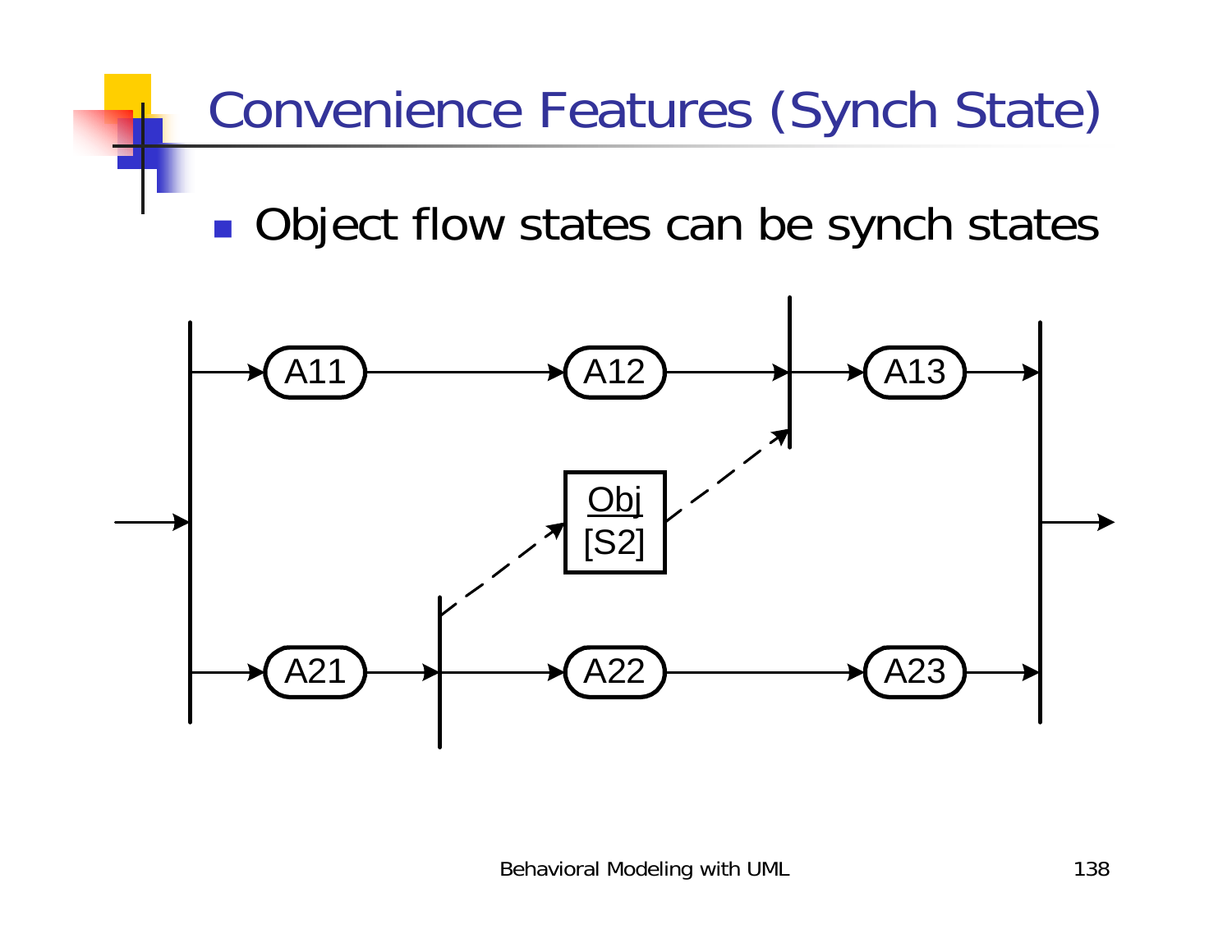# Convenience Features (Synch State)

- Object flow states can be synch states

A11 A12 A13

Obj
[S2]

A21 A22 A23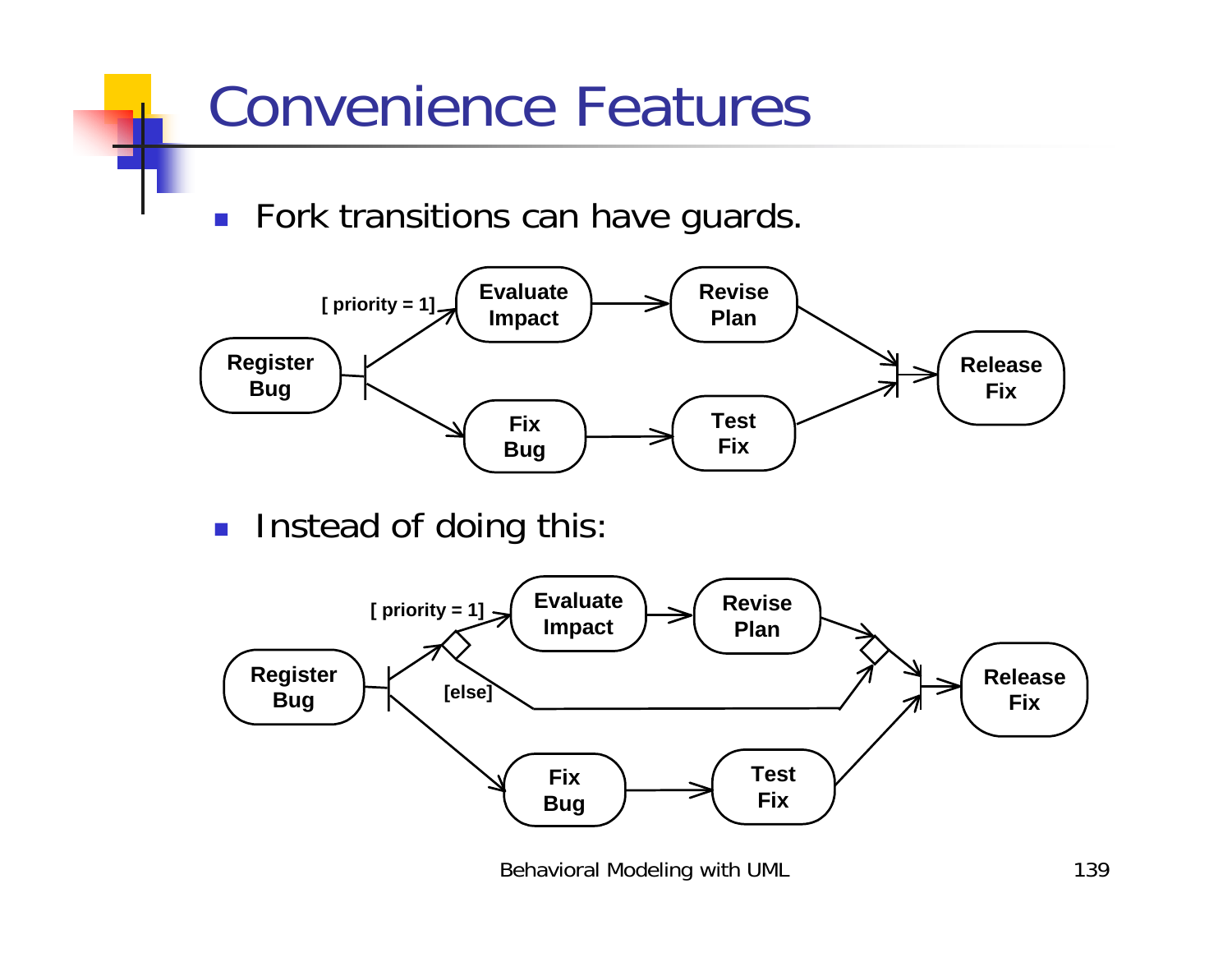# Convenience Features

- Fork transitions can have guards.

- Instead of doing this: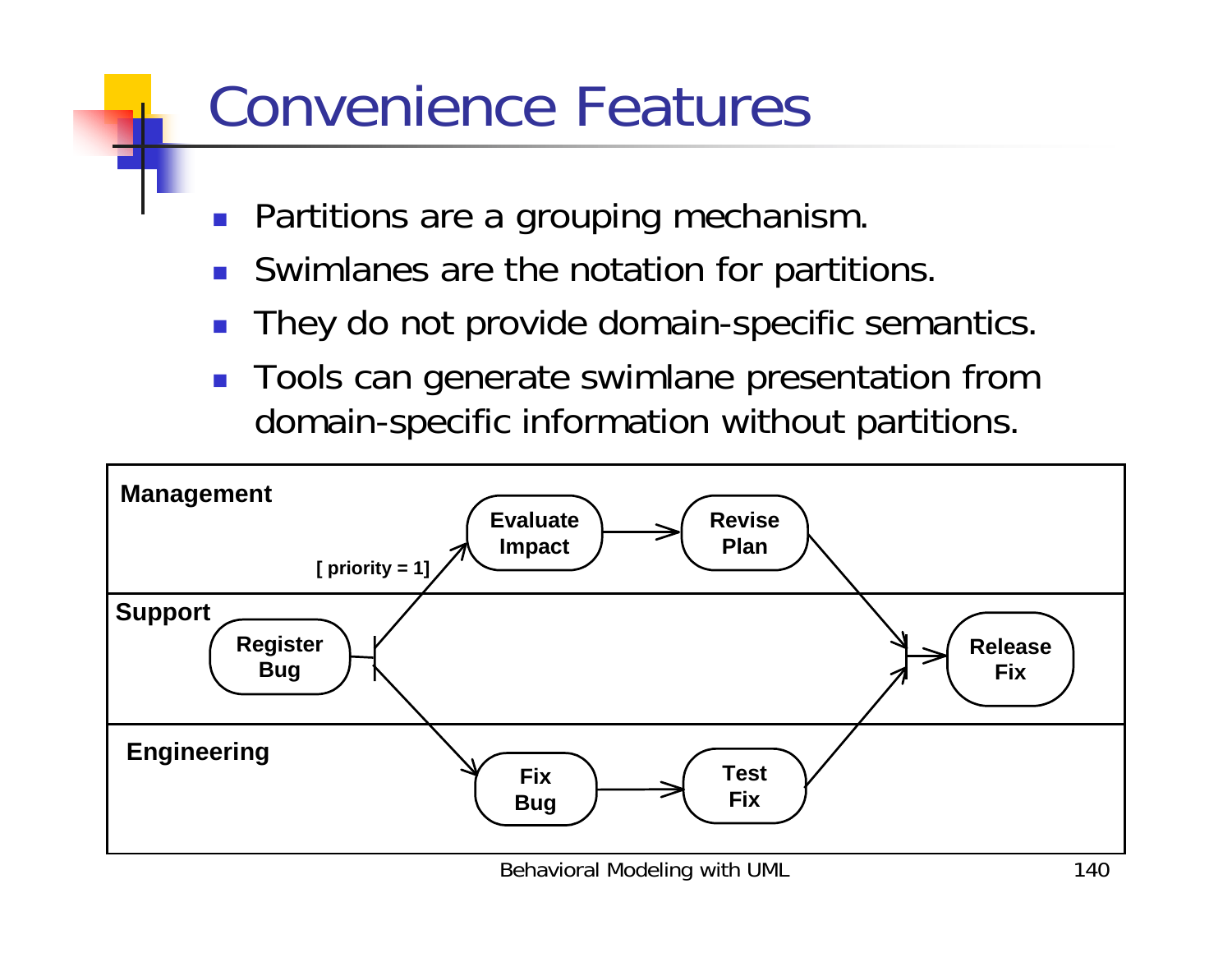# Convenience Features

- Partitions are a grouping mechanism.
- Swimlanes are the notation for partitions.
- They do not provide domain-specific semantics.
- Tools can generate swimlane presentation from domain-specific information without partitions.

Management

Support

Engineering

Register Bug

[ priority = 1]

Evaluate Impact

Revise Plan

Fix Bug

Test Fix

Release Fix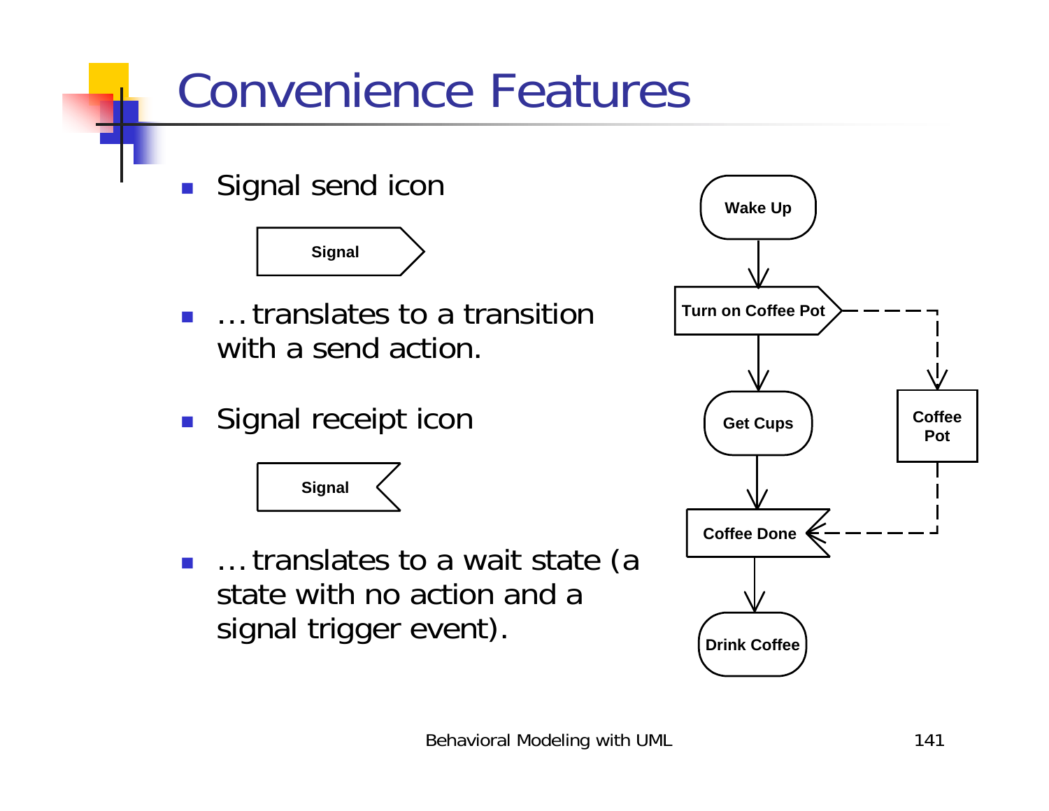# Convenience Features

- Signal send icon

Signal

- … translates to a transition with a send action.

- Signal receipt icon

Signal

- … translates to a wait state (a state with no action and a signal trigger event).

Wake Up

Turn on Coffee Pot

Get Cups

Coffee Pot

Coffee Done

Drink Coffee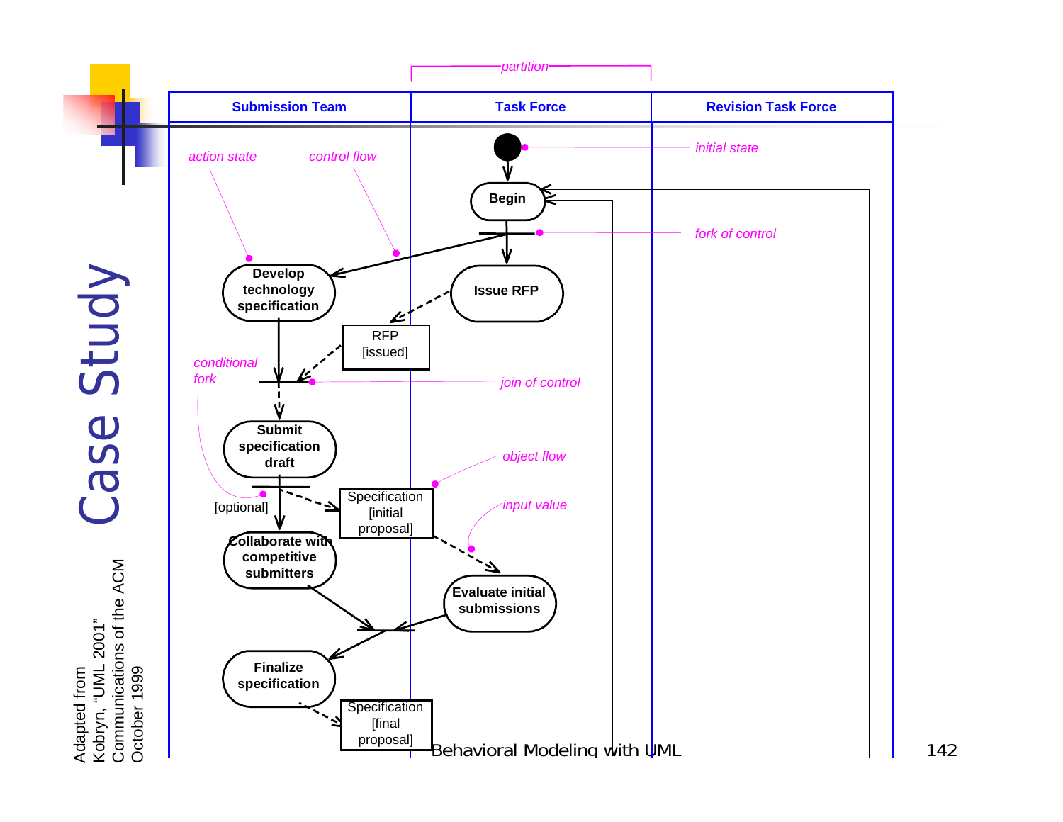# Case Study

Adapted from
Kobryn, "UML 2001"
Communications of the ACM
October 1999

| Submission Team | Task Force | Revision Task Force |
| --- | --- | --- |

*partition*

*initial state*

*action state* · *control flow*

Begin

*fork of control*

Develop technology specification

Issue RFP

RFP [issued]

*conditional fork*

*join of control*

Submit specification draft

*object flow*

[optional]

Specification [initial proposal]

*input value*

Collaborate with competitive submitters

Evaluate initial submissions

Finalize specification

Specification [final proposal]

Behavioral Modeling with UML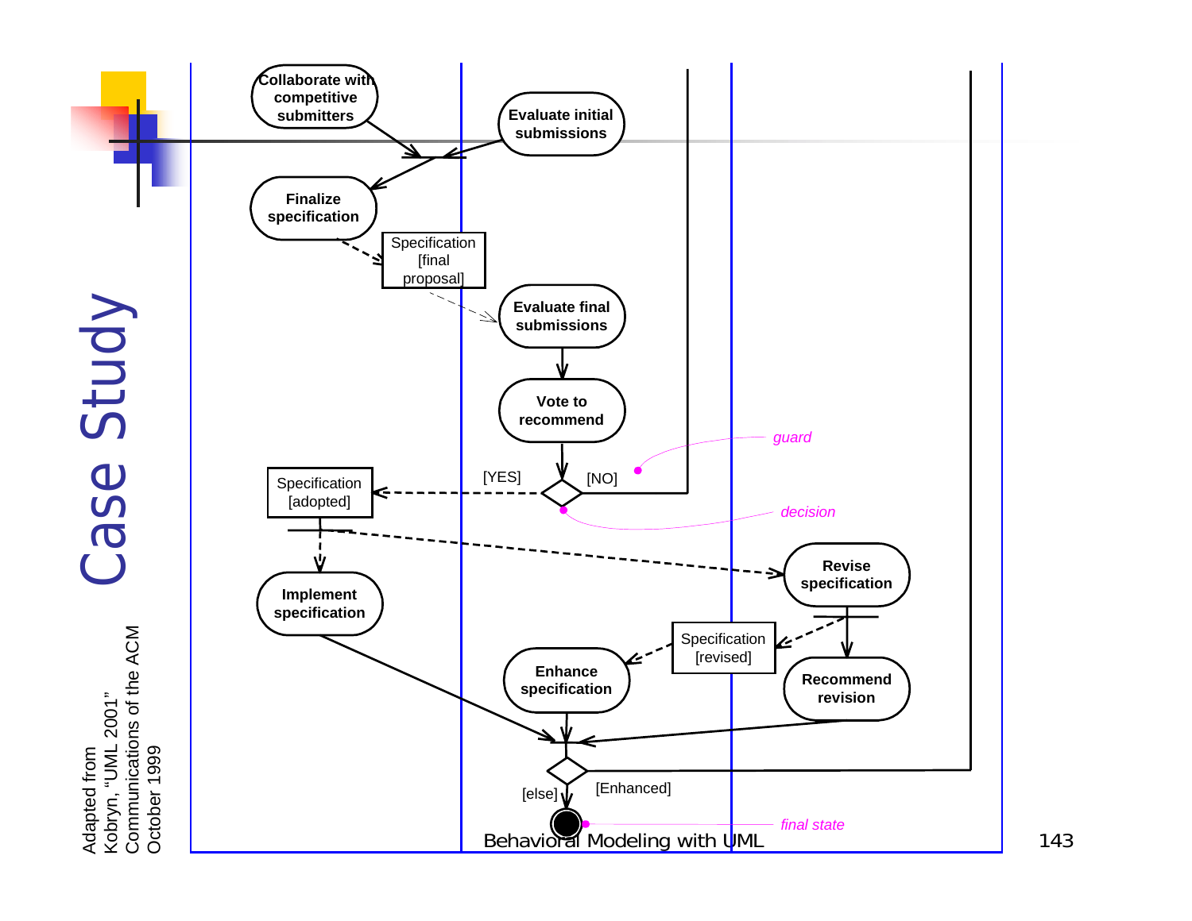# Case Study

Adapted from
Kobryn, "UML 2001"
Communications of the ACM
October 1999

Collaborate with competitive submitters

Evaluate initial submissions

Finalize specification

Specification [final proposal]

Evaluate final submissions

Vote to recommend

[YES]

[NO]

*guard*

Specification [adopted]

*decision*

Implement specification

Revise specification

Specification [revised]

Enhance specification

Recommend revision

[else]

[Enhanced]

*final state*

Behavioral Modeling with UML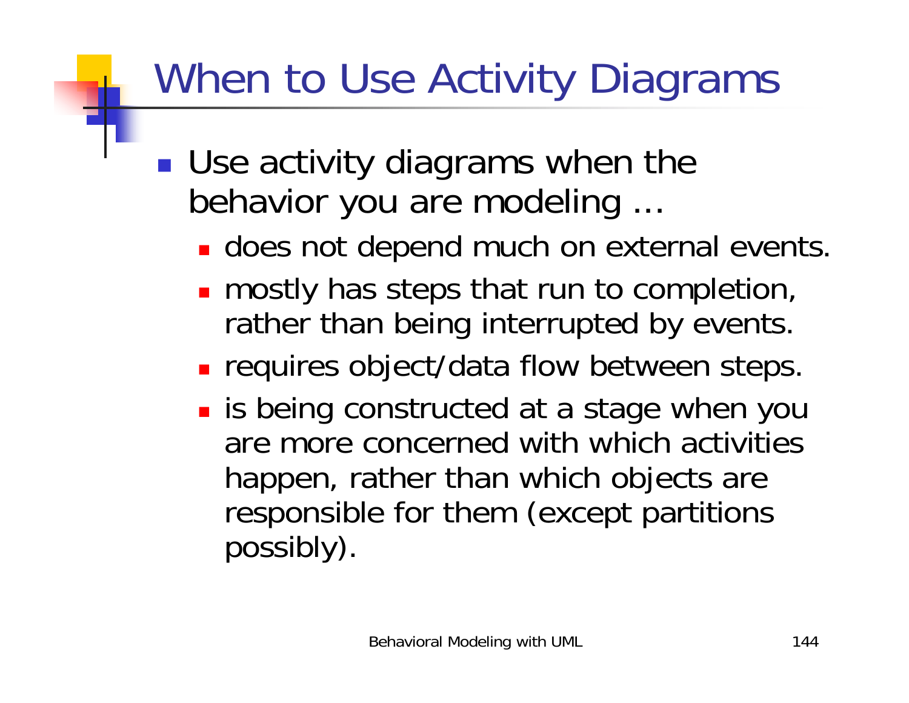# When to Use Activity Diagrams

- Use activity diagrams when the behavior you are modeling …
  - does not depend much on external events.
  - mostly has steps that run to completion, rather than being interrupted by events.
  - requires object/data flow between steps.
  - is being constructed at a stage when you are more concerned with which activities happen, rather than which objects are responsible for them (except partitions possibly).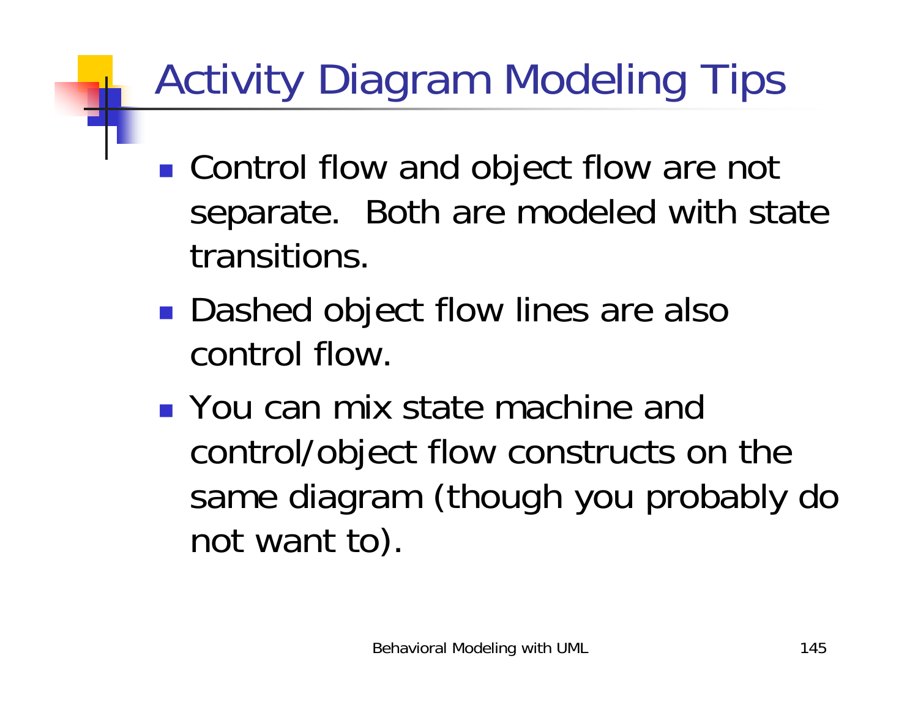# Activity Diagram Modeling Tips

- Control flow and object flow are not separate. Both are modeled with state transitions.
- Dashed object flow lines are also control flow.
- You can mix state machine and control/object flow constructs on the same diagram (though you probably do not want to).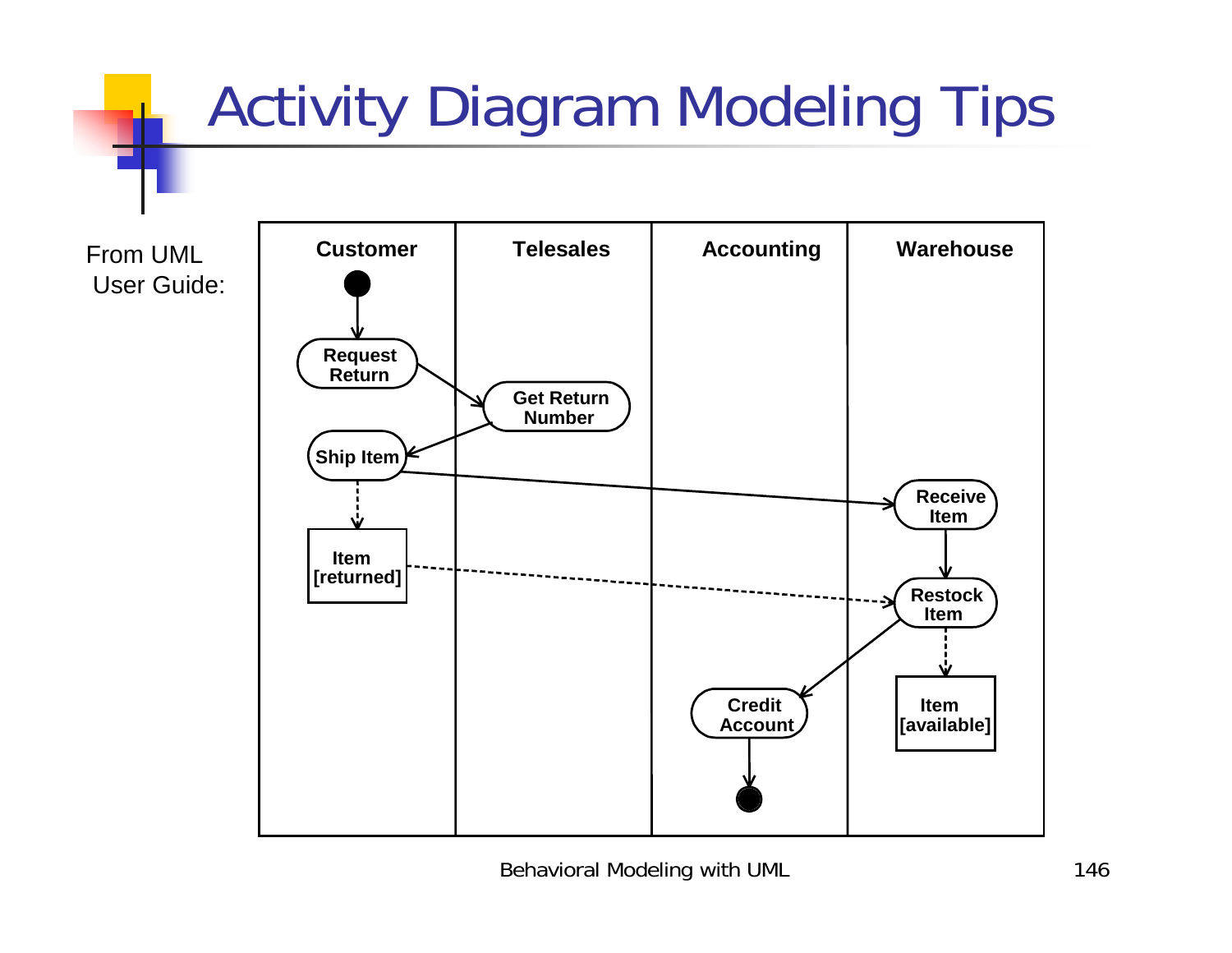# Activity Diagram Modeling Tips

From UML User Guide:

Customer

Telesales

Accounting

Warehouse

Request Return

Get Return Number

Ship Item

Receive Item

Item [returned]

Restock Item

Credit Account

Item [available]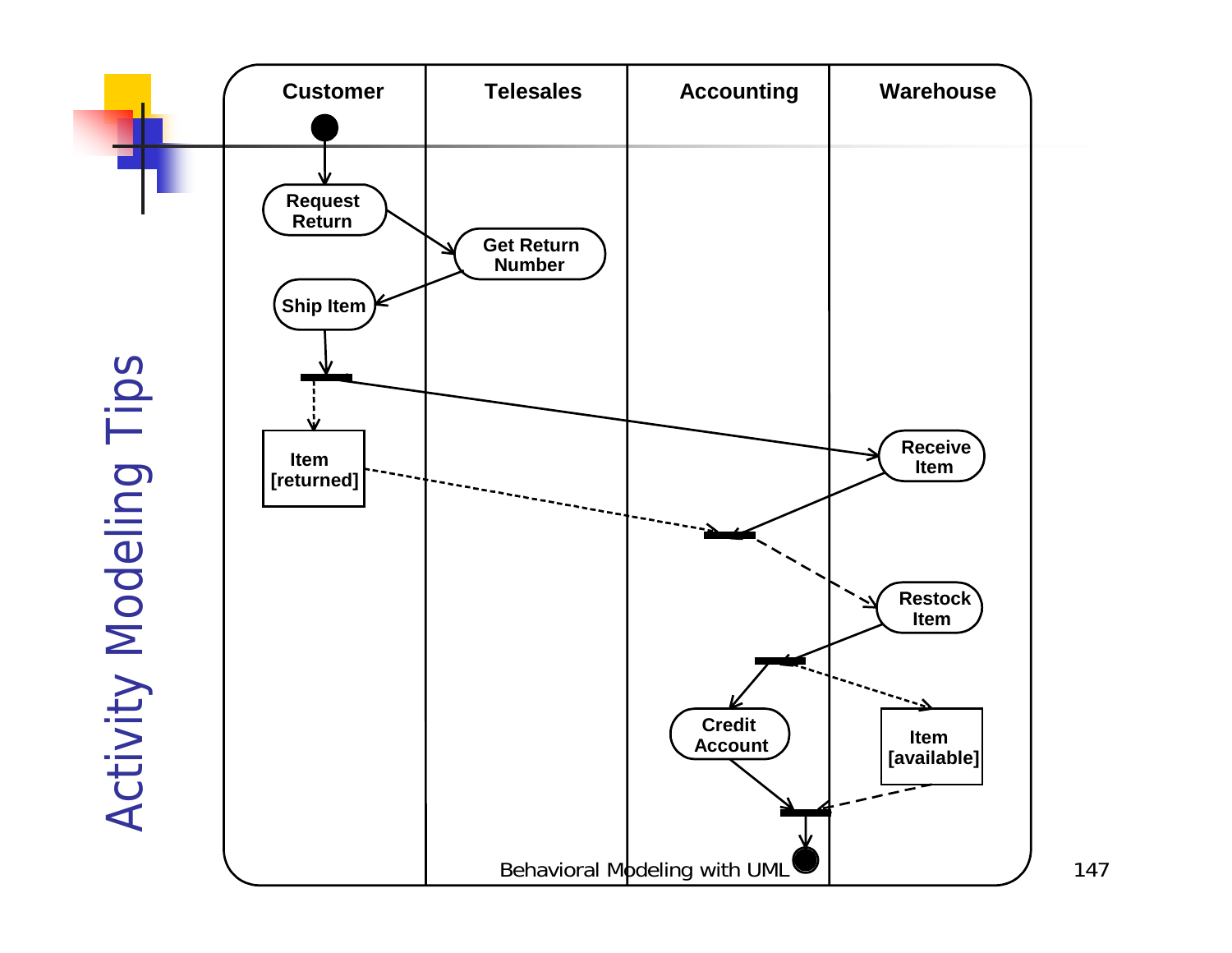# Activity Modeling Tips

| Customer | Telesales | Accounting | Warehouse |
| --- | --- | --- | --- |
| Request Return | Get Return Number | | |
| Ship Item | | | |
| Item [returned] | | | Receive Item |
| | | | Restock Item |
| | | Credit Account | Item [available] |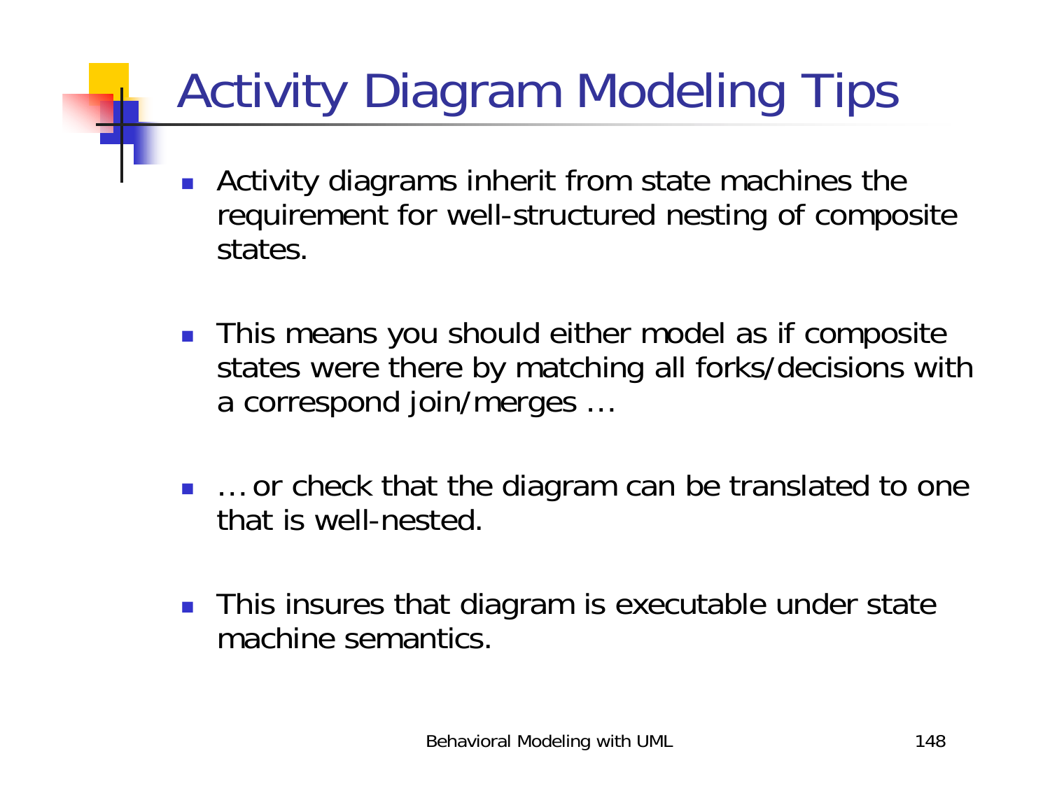# Activity Diagram Modeling Tips

- Activity diagrams inherit from state machines the requirement for well-structured nesting of composite states.
- This means you should either model as if composite states were there by matching all forks/decisions with a correspond join/merges …
- … or check that the diagram can be translated to one that is well-nested.
- This insures that diagram is executable under state machine semantics.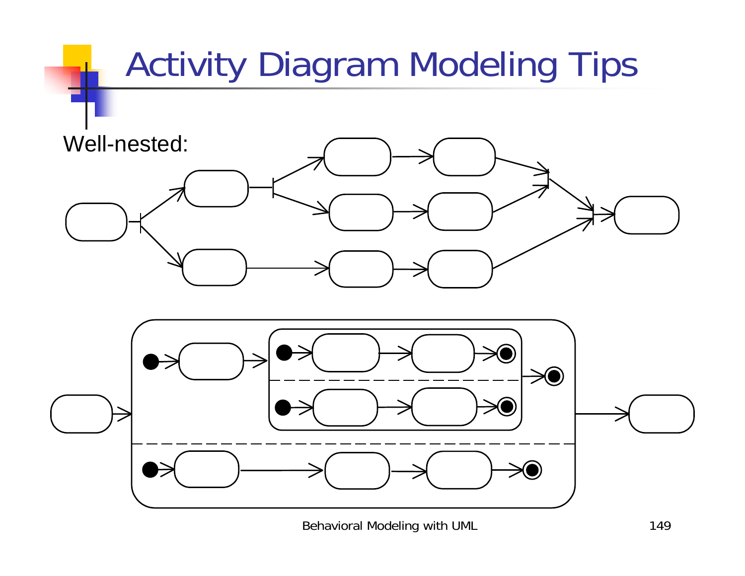# Activity Diagram Modeling Tips

Well-nested: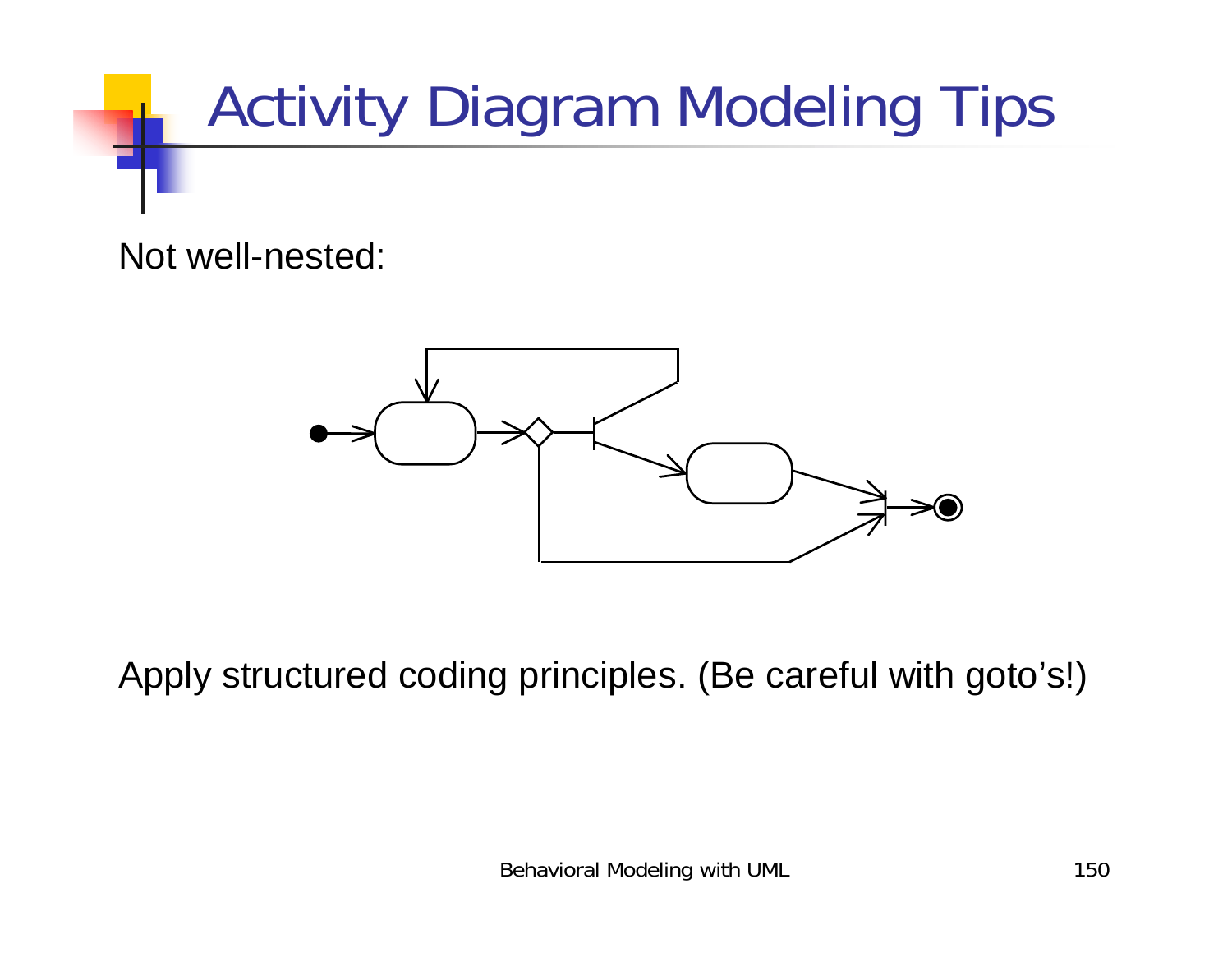# Activity Diagram Modeling Tips

Not well-nested:

Apply structured coding principles. (Be careful with goto's!)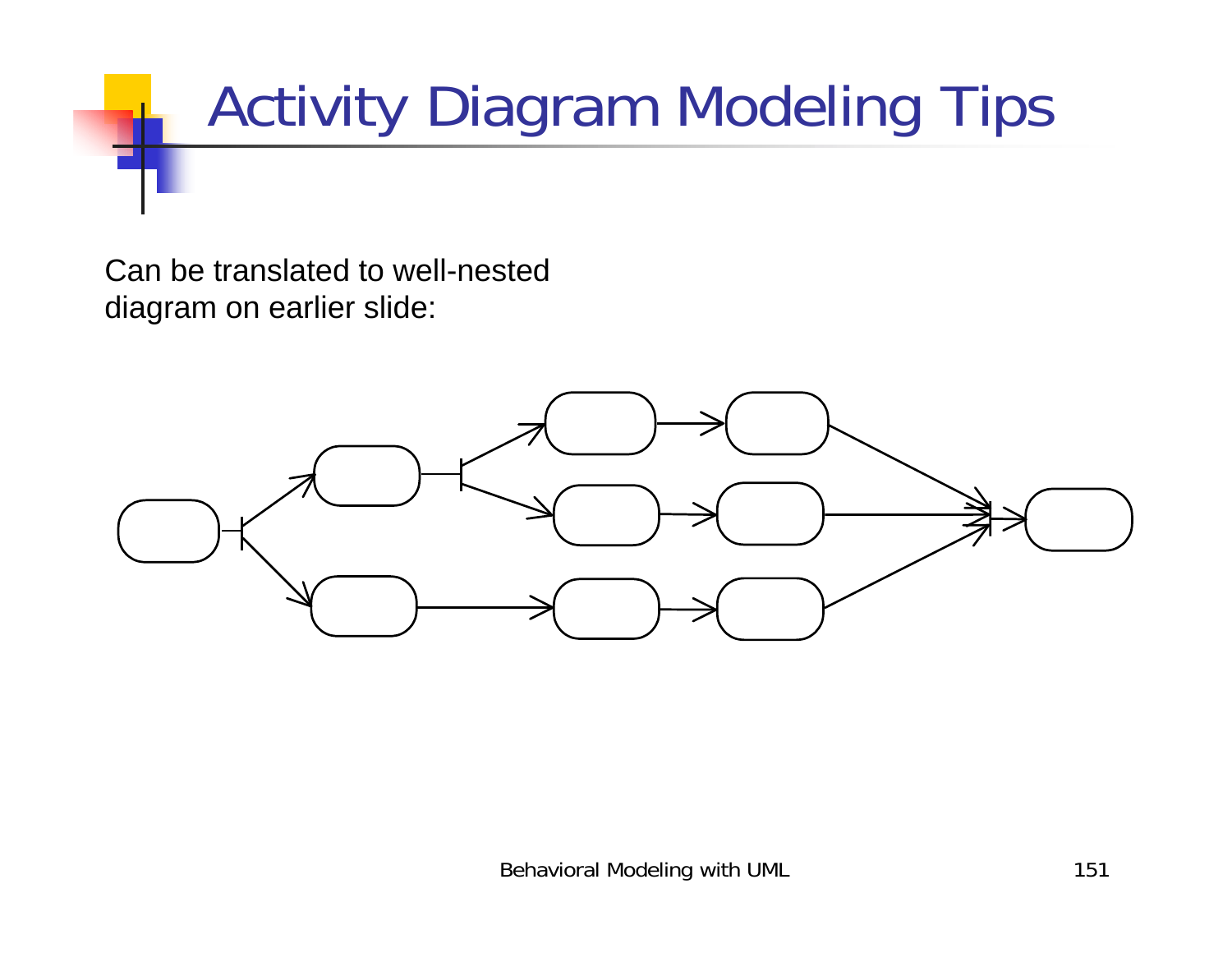# Activity Diagram Modeling Tips

Can be translated to well-nested diagram on earlier slide: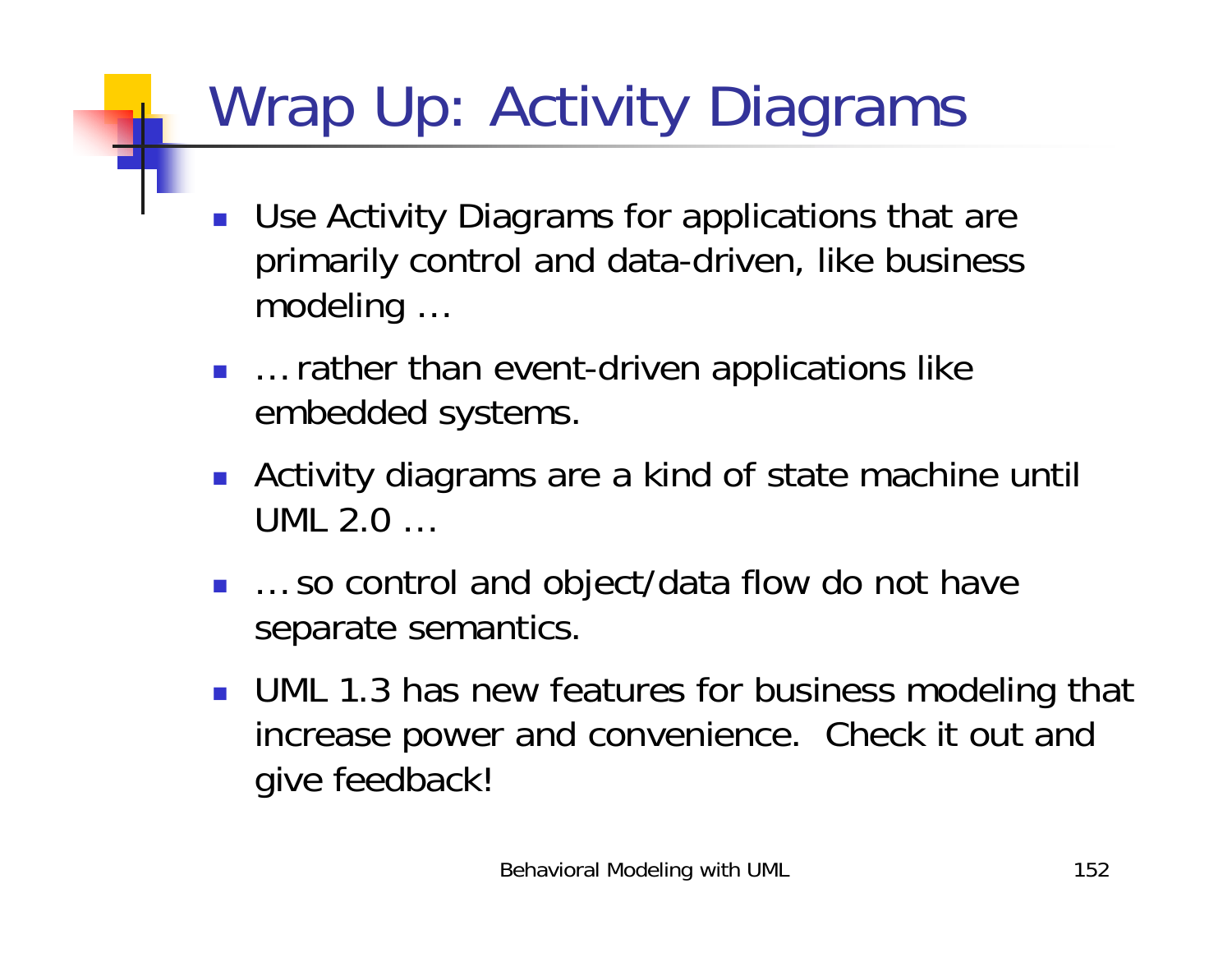# Wrap Up: Activity Diagrams

- Use Activity Diagrams for applications that are primarily control and data-driven, like business modeling …
- … rather than event-driven applications like embedded systems.
- Activity diagrams are a kind of state machine until UML 2.0 …
- … so control and object/data flow do not have separate semantics.
- UML 1.3 has new features for business modeling that increase power and convenience. Check it out and give feedback!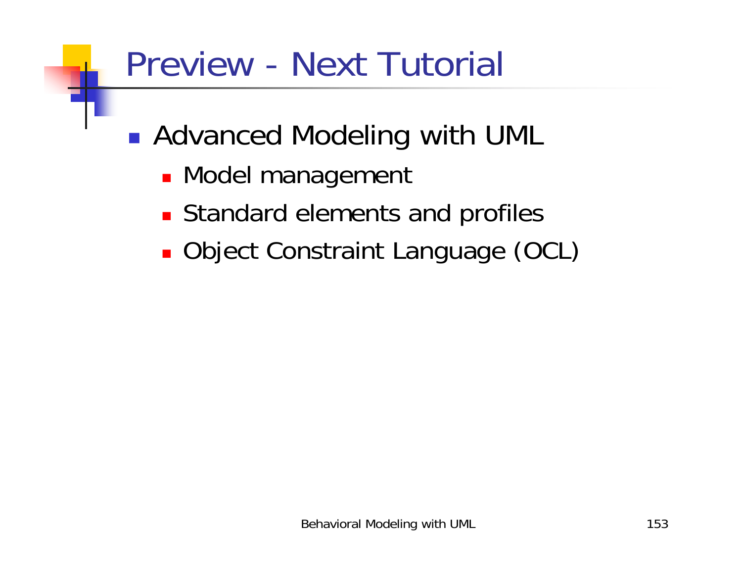# Preview - Next Tutorial

- Advanced Modeling with UML
  - Model management
  - Standard elements and profiles
  - Object Constraint Language (OCL)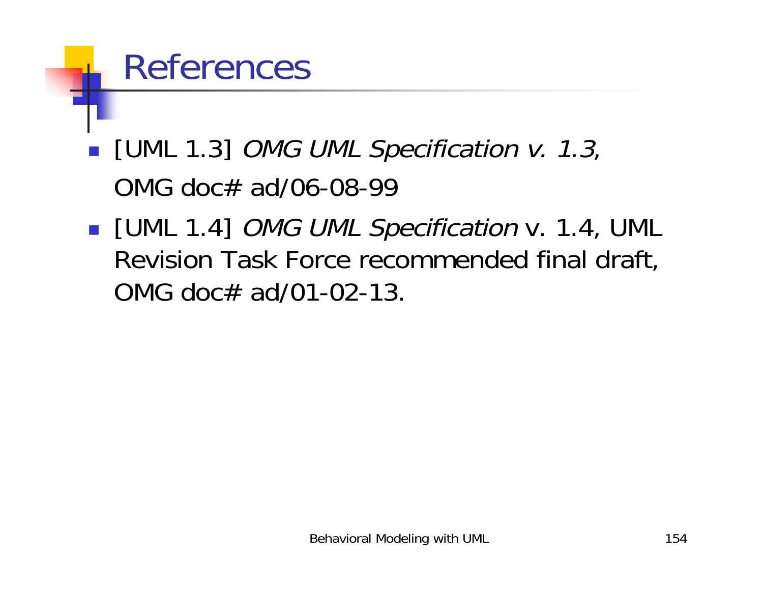# References

- [UML 1.3] *OMG UML Specification v. 1.3*, OMG doc# ad/06-08-99
- [UML 1.4] *OMG UML Specification* v. 1.4, UML Revision Task Force recommended final draft, OMG doc# ad/01-02-13.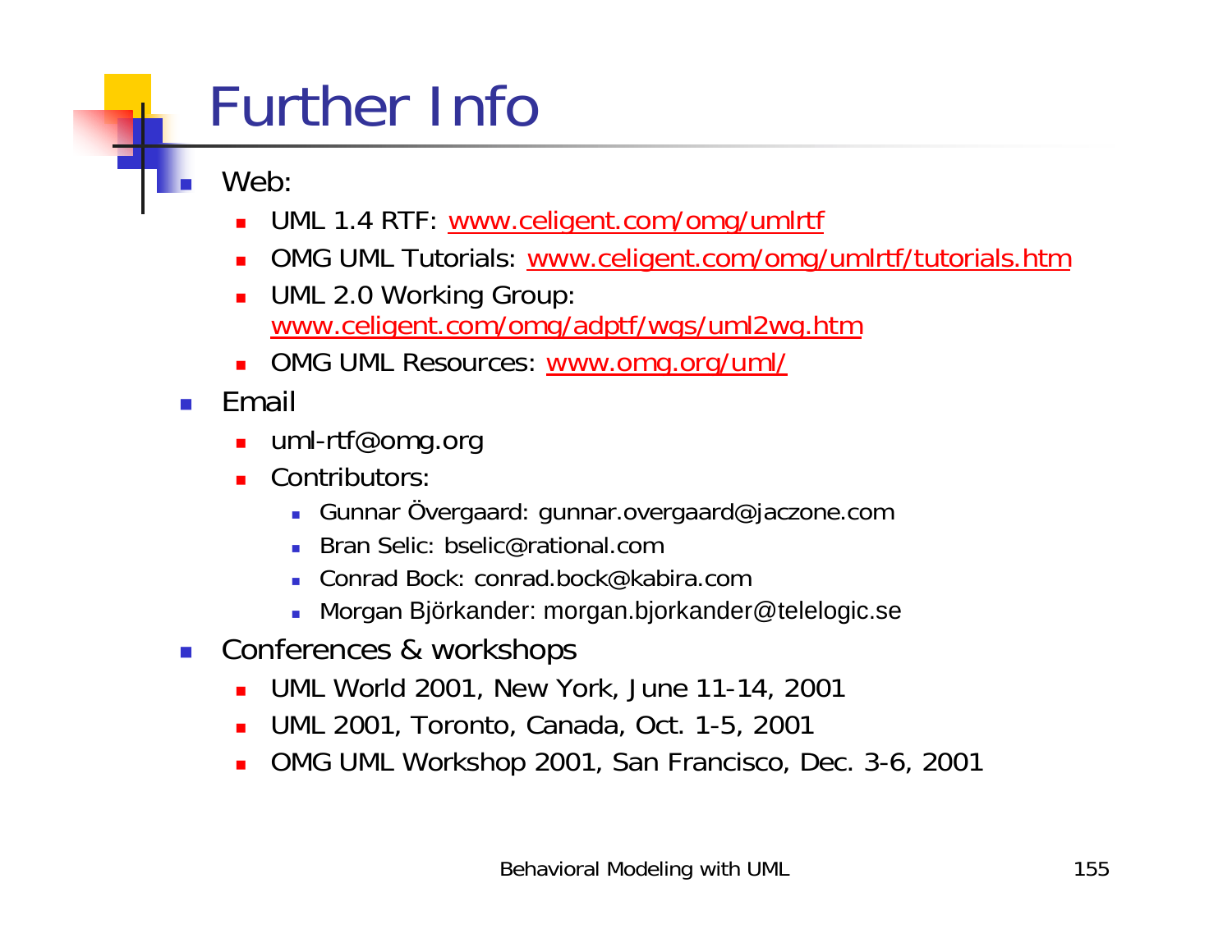# Further Info

- Web:
  - UML 1.4 RTF: www.celigent.com/omg/umlrtf
  - OMG UML Tutorials: www.celigent.com/omg/umlrtf/tutorials.htm
  - UML 2.0 Working Group: www.celigent.com/omg/adptf/wgs/uml2wg.htm
  - OMG UML Resources: www.omg.org/uml/
- Email
  - uml-rtf@omg.org
  - Contributors:
    - Gunnar Övergaard: gunnar.overgaard@jaczone.com
    - Bran Selic: bselic@rational.com
    - Conrad Bock: conrad.bock@kabira.com
    - Morgan Björkander: morgan.bjorkander@telelogic.se
- Conferences & workshops
  - UML World 2001, New York, June 11-14, 2001
  - UML 2001, Toronto, Canada, Oct. 1-5, 2001
  - OMG UML Workshop 2001, San Francisco, Dec. 3-6, 2001